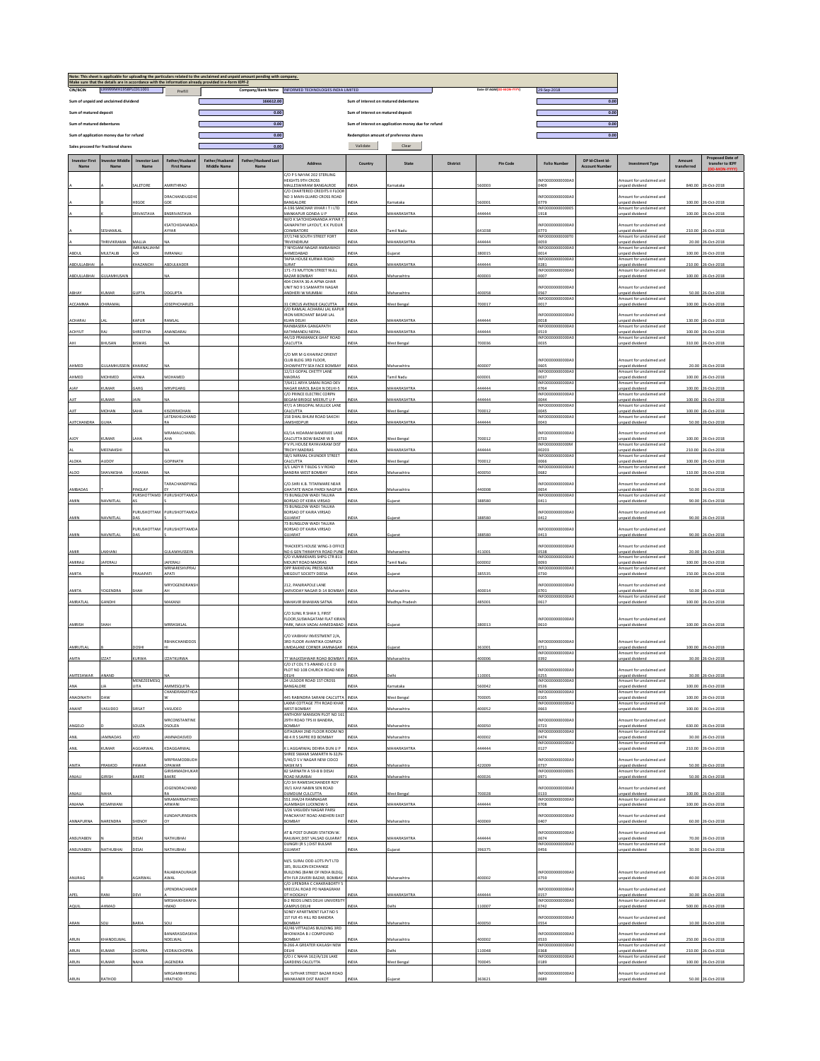Note: This sheet is applicable for uploading the particulars related to the unclaimed and unpaid amount pending with company.
Make sure that the details are in accordance with the information already provided in e-form IEPF-2

| CIN/BCIN | L99999MH1958PLC011001 | Prefill | Company/Bank Name | INFORMED TECHNOLOGIES INDIA LIMITED | Date Of AGM(DD-MON-YYYY) | 29-Sep-2018 |
|---|---|---|---|---|---|---|

| | | | |
|---|---|---|---|
| Sum of unpaid and unclaimed dividend | 166612.00 | Sum of interest on matured debentures | 0.00 |
| Sum of matured deposit | 0.00 | Sum of interest on matured deposit | 0.00 |
| Sum of matured debentures | 0.00 | Sum of interest on application money due for refund | 0.00 |
| Sum of application money due for refund | 0.00 | Redemption amount of preference shares | 0.00 |
| Sales proceed for fractional shares | 0.00 | Validate | Clear |

| Investor First Name | Investor Middle Name | Investor Last Name | Father/Husband First Name | Father/Husband Middle Name | Father/Husband Last Name | Address | Country | State | District | Pin Code | Folio Number | DP Id-Client Id-Account Number | Investment Type | Amount transferred | Proposed Date of transfer to IEPF (DD-MON-YYYY) |
|---|---|---|---|---|---|---|---|---|---|---|---|---|---|---|---|
| A | A | SALETORE | AMRITHRAO | | | C/O P S NAYAK 202 STERLING HEIGHTS 9TH CROSS MALLESWARAM BANGALROE | INDIA | Karnataka | | 560003 | INFO0000000000A00409 | | Amount for unclaimed and unpaid dividend | 840.00 | 26-Oct-2018 |
| A | B | HEGDE | DRACHANDUGEHEGDE | | | C/O CHARTERED CREDITS II FLOOR NO 3 MAIN GUARD CROSS ROAD BANGALORE | INDIA | Karnataka | | 560001 | INFO0000000000A00779 | | Amount for unclaimed and unpaid dividend | 100.00 | 26-Oct-2018 |
| A | K | SRIVASTAVA | BNSRIVASTAVA | | | A-156 SANCHAR VIHAR I T I LTD MANKAPUR GONDA U P | INDIA | MAHARASHTRA | | 444444 | INFO0000000000051918 | | Amount for unclaimed and unpaid dividend | 100.00 | 26-Oct-2018 |
| A | SESHAMLAL | | KSATCHIDANANDAAYYAR | | | W/O K SATCHIDANANDA AYYAR 7, GANAPATHY LAYOUT, K K PUDUR COIMBATORE | INDIA | Tamil Nadu | | 641038 | INFO0000000000A00773 | | Amount for unclaimed and unpaid dividend | 210.00 | 26-Oct-2018 |
| A | THRIVIKRAMA | MALLIA | NA | | | 37/1748 SOUTH STREET FORT TRIVENDRUM | INDIA | MAHARASHTRA | | 444444 | INFO0000000000T00059 | | Amount for unclaimed and unpaid dividend | 20.00 | 26-Oct-2018 |
| ABDUL | MULTALIB | IMRANALIAHMADI | IMRANALI | | | 7 NIYOJAM NAGAR AMBAWADI AHMEDABAD | INDIA | Gujarat | | 380015 | INFO0000000000A00014 | | Amount for unclaimed and unpaid dividend | 100.00 | 26-Oct-2018 |
| ABDULLABHAI | A | KHAZANCHI | ABDULKADER | | | TAPIA HOUSE KURWA ROAD SURAT | INDIA | MAHARASHTRA | | 444444 | INFO0000000000A00281 | | Amount for unclaimed and unpaid dividend | 210.00 | 26-Oct-2018 |
| ABDULLABHAI | GULAMHUSAIN | | NA | | | 171-73 MUTTON STREET NULL BAZAR BOMBAY | INDIA | Maharashtra | | 400003 | INFO0000000000A00007 | | Amount for unclaimed and unpaid dividend | 100.00 | 26-Oct-2018 |
| ABHAY | KUMAR | GUPTA | DDGUPTA | | | 404 CHAYA 36-A APNA GHAR UNIT NO 9 S SAMARTH NAGAR ANDHERI W MUMBAI | INDIA | Maharashtra | | 400058 | INFO0000000000A00567 | | Amount for unclaimed and unpaid dividend | 50.00 | 26-Oct-2018 |
| ACCAMMA | CHIRAMAL | | JOSEPHCHARLES | | | 31 CIRCUS AVENUE CALCUTTA | INDIA | West Bengal | | 700017 | INFO0000000000A00017 | | Amount for unclaimed and unpaid dividend | 100.00 | 26-Oct-2018 |
| ACHARAJ | LAL | KAPUR | RAMLAL | | | C/O RAMLAL ACHARAJ LAL KAPUR IRON MERCHANT BASAR LAL KUAN DELHI | INDIA | MAHARASHTRA | | 444444 | INFO0000000000A00018 | | Amount for unclaimed and unpaid dividend | 130.00 | 26-Oct-2018 |
| ACHYUT | RAJ | SHRESTHA | ANANDARAJ | | | RAINBASERA GANGAPATH KATHMANDU NEPAL | INDIA | MAHARASHTRA | | 444444 | INFO0000000000A00519 | | Amount for unclaimed and unpaid dividend | 100.00 | 26-Oct-2018 |
| AHI | BHUSAN | BISWAS | NA | | | 44/1D PRAMANICK GHAT ROAD CALCUTTA | INDIA | West Bengal | | 700036 | INFO0000000000A00035 | | Amount for unclaimed and unpaid dividend | 310.00 | 26-Oct-2018 |
| AHMED | GULAMHUSSEIN | KHAIRAZ | NA | | | C/O MR M G KHAIRAZ ORIENT CLUB BLDG 3RD FLOOR, CHOWPATTY SEA FACE BOMBAY | INDIA | Maharashtra | | 400007 | INFO0000000000A00605 | | Amount for unclaimed and unpaid dividend | 20.00 | 26-Oct-2018 |
| AHMED | MOHMED | AFINIA | MOHAMED | | | 12/13 GOPAL CHETTY LANE MADRAS | INDIA | Tamil Nadu | | 600001 | INFO0000000000A00037 | | Amount for unclaimed and unpaid dividend | 100.00 | 26-Oct-2018 |
| AJAY | KUMAR | GARG | MRVPGARG | | | 7/6411 ARYA SAMAJ ROAD DEV NAGAR KAROL BAGH N DELHI-5 | INDIA | MAHARASHTRA | | 444444 | INFO0000000000A00764 | | Amount for unclaimed and unpaid dividend | 100.00 | 26-Oct-2018 |
| AJIT | KUMAR | JAIN | NA | | | C/O PRINCE ELECTRIC CORPN BEGAM BRIDGE MEERUT U P | INDIA | MAHARASHTRA | | 444444 | INFO0000000000A00044 | | Amount for unclaimed and unpaid dividend | 100.00 | 26-Oct-2018 |
| AJIT | MOHAN | SAHA | KISORIMOHAN | | | 47/1 A SRIGOPAL MULLICK LANE CALCUTTA | INDIA | West Bengal | | 700012 | INFO0000000000A00045 | | Amount for unclaimed and unpaid dividend | 100.00 | 26-Oct-2018 |
| AJITCHANDRA | GUHA | | LATEAKHILCHANDRA | | | 158 DHAL BHUM ROAD SAKCHI JAMSHEDPUR | INDIA | MAHARASHTRA | | 444444 | INFO0000000000A00043 | | Amount for unclaimed and unpaid dividend | 50.00 | 26-Oct-2018 |
| AJOY | KUMAR | LAHA | MRAMALCHANDLAHA | | | 63/1A HIDARAM BANERJEE LANE CALCUTTA BOW BAZAR W B | INDIA | West Bengal | | 700012 | INFO0000000000A00733 | | Amount for unclaimed and unpaid dividend | 100.00 | 26-Oct-2018 |
| AL | MEENAKSHI | | NA | | | P V PL HOUSE RAYAVARAM DIST TRICHY MADRAS | INDIA | MAHARASHTRA | | 444444 | INFO0000000000M00203 | | Amount for unclaimed and unpaid dividend | 210.00 | 26-Oct-2018 |
| ALOKA | AUDDY | | GOPINATH | | | 58/1 NIRMAL CHUNDER STREET CALCUTTA | INDIA | West Bengal | | 700012 | INFO0000000000A00066 | | Amount for unclaimed and unpaid dividend | 100.00 | 26-Oct-2018 |
| ALOO | SHAVAKSHA | VASANIA | NA | | | 3/1 LADY R T BLDG S V ROAD BANDRA WEST BOMBAY | INDIA | Maharashtra | | 400050 | INFO0000000000A00682 | | Amount for unclaimed and unpaid dividend | 110.00 | 26-Oct-2018 |
| AMBADAS | T | PINGLAY | TARACHANDPINGLEY | | | C/O.SHRI K.B. TITARMARE NEAR GHATATE WADA PARDI NAGPUR | INDIA | Maharashtra | | 440008 | INFO0000000000A00654 | | Amount for unclaimed and unpaid dividend | 50.00 | 26-Oct-2018 |
| AMIN | NAVNITLAL | PURSHOTTAMDAS | PURUSHOTTAMDAS | | | 73 BUNGLOW WADI TALUKA BORSAD DT KEIRA VIRSAD | INDIA | Gujarat | | 388580 | INFO0000000000A00411 | | Amount for unclaimed and unpaid dividend | 90.00 | 26-Oct-2018 |
| AMIN | NAVNITLAL | PURUSHOTTAMDAS | PURUSHOTTAMDAS | | | 73 BUNGLOW WADI TALUKA BORSAD DT KAIRA VIRSAD GUJARAT | INDIA | Gujarat | | 388580 | INFO0000000000A00412 | | Amount for unclaimed and unpaid dividend | 90.00 | 26-Oct-2018 |
| AMIN | NAVNITLAL | PURUSHOTTAMDAS | PURUSHOTTAMDAS | | | 73 BUNGLOW WADI TALUKA BORSAD DT KAIRA VIRSAD GUJARAT | INDIA | Gujarat | | 388580 | INFO0000000000A00413 | | Amount for unclaimed and unpaid dividend | 90.00 | 26-Oct-2018 |
| AMIR | LAKHANI | | GULAMHUSSEIN | | | THACKER'S HOUSE WING-3 OFFICE NO 6 GEN THIMAYYA ROAD PUNE | INDIA | Maharashtra | | 411001 | INFO0000000000A00538 | | Amount for unclaimed and unpaid dividend | 20.00 | 26-Oct-2018 |
| AMIRALI | JAFERALI | | JAFERALI | | | C/O VUMMIDIARS SHPG CTR 811 MOUNT ROAD MADRAS | INDIA | Tamil Nadu | | 600002 | INFO0000000000A00093 | | Amount for unclaimed and unpaid dividend | 100.00 | 26-Oct-2018 |
| AMITA | N | PRAJAPATI | MRNARESHVPRAJAPATI | | | OPP RAKHEVAL PRESS NEAR MEGDUT SOCIETY DEESA | INDIA | Gujarat | | 385535 | INFO0000000000A00730 | | Amount for unclaimed and unpaid dividend | 150.00 | 26-Oct-2018 |
| AMITA | YOGENDRA | SHAH | MRYOGENDRASHAH | | | 212, PANJRAPOLE LANE SARVODAY NAGAR D-14 BOMBAY | INDIA | Maharashtra | | 400014 | INFO0000000000A00701 | | Amount for unclaimed and unpaid dividend | 50.00 | 26-Oct-2018 |
| AMRATLAL | GANDHI | | MAKANJI | | | MAHAVIR BHAWAN SATNA | INDIA | Madhya Pradesh | | 485001 | INFO0000000000A00617 | | Amount for unclaimed and unpaid dividend | 100.00 | 26-Oct-2018 |
| AMRISH | SHAH | | MRRASIKLAL | | | C/O SUNIL R SHAH 3, FIRST FLOOR,SUSWAGATAM FLAT KIRAN PARK, NAVA VADAJ AHMEDABAD | INDIA | Gujarat | | 380013 | INFO0000000000A00610 | | Amount for unclaimed and unpaid dividend | 100.00 | 26-Oct-2018 |
| AMRUTLAL | B | DOSHI | RBHAICHANDDOSHI | | | C/O VAIBHAV INVESTMENT 2/A, 3RD FLOOR AVANTIKA COMPLEX LIMDALANE CORNER JAMNAGAR | INDIA | Gujarat | | 361001 | INFO0000000000A00711 | | Amount for unclaimed and unpaid dividend | 100.00 | 26-Oct-2018 |
| AMTA | IZZAT | KURWA | IZZATKURWA | | | 77 WALKESHWAR ROAD BOMBAY | INDIA | Maharashtra | | 400006 | INFO0000000000A00392 | | Amount for unclaimed and unpaid dividend | 30.00 | 26-Oct-2018 |
| AMTESHWAR | ANAND | | NA | | | C/O LT COL T S ANAND J C E O PLOT NO 108 CHURCH ROAD NEW DELHI | INDIA | Delhi | | 110001 | INFO0000000000A00255 | | Amount for unclaimed and unpaid dividend | 30.00 | 26-Oct-2018 |
| ANA | LIA | MENEZEEMESQUITA | AMMESQUITA | | | 24 ULSOOR ROAD 1ST CROSS BANGALORE | INDIA | Karnataka | | 560042 | INFO0000000000A00536 | | Amount for unclaimed and unpaid dividend | 100.00 | 26-Oct-2018 |
| ANADINATH | DAW | | CHANDRANATHDAW | | | 445 RABINDRA SARANI CALCUTTA | INDIA | West Bengal | | 700005 | INFO0000000000A00105 | | Amount for unclaimed and unpaid dividend | 100.00 | 26-Oct-2018 |
| ANANT | VASUDEO | SIRSAT | VASUDEO | | | LAXMI COTTAGE 7TH ROAD KHAR WEST BOMBAY | INDIA | Maharashtra | | 400052 | INFO0000000000A00663 | | Amount for unclaimed and unpaid dividend | 100.00 | 26-Oct-2018 |
| ANGELO | D | SOUZA | MRCONSTANTINEDSOUZA | | | ANTHONY MANSION PLOT NO 161 29TH ROAD TPS III BANDRA, BOMBAY | INDIA | Maharashtra | | 400050 | INFO0000000000A00723 | | Amount for unclaimed and unpaid dividend | 630.00 | 26-Oct-2018 |
| ANIL | JAMNADAS | VED | JAMNADASVED | | | GITAGRAH 2ND FLOOR ROOM NO 48 4 R S SAPRE RD BOMBAY | INDIA | Maharashtra | | 400002 | INFO0000000000A00474 | | Amount for unclaimed and unpaid dividend | 30.00 | 26-Oct-2018 |
| ANIL | KUMAR | AGGARWAL | KDAGGARWAL | | | K L AGGARWAL DEHRA DUN U P | INDIA | MAHARASHTRA | | 444444 | INFO0000000000A00127 | | Amount for unclaimed and unpaid dividend | 210.00 | 26-Oct-2018 |
| ANITA | PRAMOD | PAWAR | MRPRAMODBUDHOPAWAR | | | SHREE SWAMI SAMARTH N-32/N-5/40/2 S V NAGAR NEW CIDCO NASIK M S | INDIA | Maharashtra | | 422009 | INFO0000000000A00737 | | Amount for unclaimed and unpaid dividend | 50.00 | 26-Oct-2018 |
| ANJALI | GIRISH | BAKRE | GIRISHMADHUKARBAKRE | | | 82 SARNATH A 59-B B DESAI ROAD MUMBAI | INDIA | Maharashtra | | 400026 | INFO0000000000050971 | | Amount for unclaimed and unpaid dividend | 50.00 | 26-Oct-2018 |
| ANJALI | NAHA | | JOGENDRACHANDRA | | | C/O SH RAMESHCHANDER ROY 59/1 KAVI NABIN SEN ROAD DUMDUM CULCUTTA | INDIA | West Bengal | | 700028 | INFO0000000000A00133 | | Amount for unclaimed and unpaid dividend | 100.00 | 26-Oct-2018 |
| ANJANA | KESARWANI | | MRAMARNATHKESARWANI | | | 551 JHA/24 RAMNAGAR ALAMBAGH LUCKNOW-5 | INDIA | MAHARASHTRA | | 444444 | INFO0000000000A00708 | | Amount for unclaimed and unpaid dividend | 100.00 | 26-Oct-2018 |
| ANNAPURNA | NARENDRA | SHENOY | KUNDAPURNSHENOY | | | 1/26 VASUDEV NAGAR PARSI PANCHAYAT ROAD ANDHERI EAST BOMBAY | INDIA | Maharashtra | | 400069 | INFO0000000000A00407 | | Amount for unclaimed and unpaid dividend | 60.00 | 26-Oct-2018 |
| ANSUYABEN | N | DESAI | NATHUBHAI | | | AT & POST DUNGRI STATION W. RAILWAY, DIST VALSAD GUJARAT | INDIA | MAHARASHTRA | | 444444 | INFO0000000000A00674 | | Amount for unclaimed and unpaid dividend | 70.00 | 26-Oct-2018 |
| ANSUYABEN | NATHUBHAI | DESAI | NATHUBHAI | | | DUNGRI (R S ) DIST BULSAR GUJARAT | INDIA | Gujarat | | 396375 | INFO0000000000A00456 | | Amount for unclaimed and unpaid dividend | 30.00 | 26-Oct-2018 |
| ANURAG | | AGARWAL | RAJABHADURAGRAWAL | | | M/S. SURAJ ODD-LOTS PVT LTD 185, BULLION EXCHANGE BUILDING (BANK OF INDIA BLDG), 4TH FLR ZAVERI BAZAR, BOMBAY | INDIA | Maharashtra | | 400002 | INFO0000000000A00759 | | Amount for unclaimed and unpaid dividend | 40.00 | 26-Oct-2018 |
| APEL | RANI | DEVI | UPENDRACHANDRA | | | C/O UPENDRA C CHAKRABORTY 5 MECCAL ROAD PO NABAGRAM DT HOOGHLY | INDIA | MAHARASHTRA | | 444444 | INFO0000000000A00157 | | Amount for unclaimed and unpaid dividend | 30.00 | 26-Oct-2018 |
| AQUIL | AHMAD | | MRSHAIKHSHAFIAHMAD | | | B-2 REIDS LINES DELHI UNIVERSITY CAMPUS DELHI | INDIA | Delhi | | 110007 | INFO0000000000A00742 | | Amount for unclaimed and unpaid dividend | 500.00 | 26-Oct-2018 |
| ARAN | SOLI | BARIA | SOLI | | | SONEY APARTMENT FLAT NO 5 1ST FLR 45 HILL RD BANDRA BOMBAY | INDIA | Maharashtra | | 400050 | INFO0000000000A00554 | | Amount for unclaimed and unpaid dividend | 10.00 | 26-Oct-2018 |
| ARUN | KHANDELWAL | | BANARASIDASKHANDELWAL | | | 42/46 VITTALDAS BUILDING 3RD BHOIWADA B J COMPOUND BOMBAY | INDIA | Maharashtra | | 400002 | INFO0000000000A00533 | | Amount for unclaimed and unpaid dividend | 250.00 | 26-Oct-2018 |
| ARUN | KUMAR | CHOPRA | VEDRAJCHOPRA | | | B-266-A GREATER KAILASH NEW DELHI | INDIA | Delhi | | 110048 | INFO0000000000A00368 | | Amount for unclaimed and unpaid dividend | 210.00 | 26-Oct-2018 |
| ARUN | KUMAR | NAHA | JAGENDRA | | | C/O J C NAHA 162/A/126 LAKE GARDENS CALCUTTA | INDIA | West Bengal | | 700045 | INFO0000000000A00189 | | Amount for unclaimed and unpaid dividend | 100.00 | 26-Oct-2018 |
| ARUN | RATHOD | | MRGAMBHIRSINGHRATHOD | | | SAI SUTHAR STREET BAZAR ROAD WANKANER DIST RAJKOT | INDIA | Gujarat | | 363621 | INFO0000000000A00689 | | Amount for unclaimed and unpaid dividend | 50.00 | 26-Oct-2018 |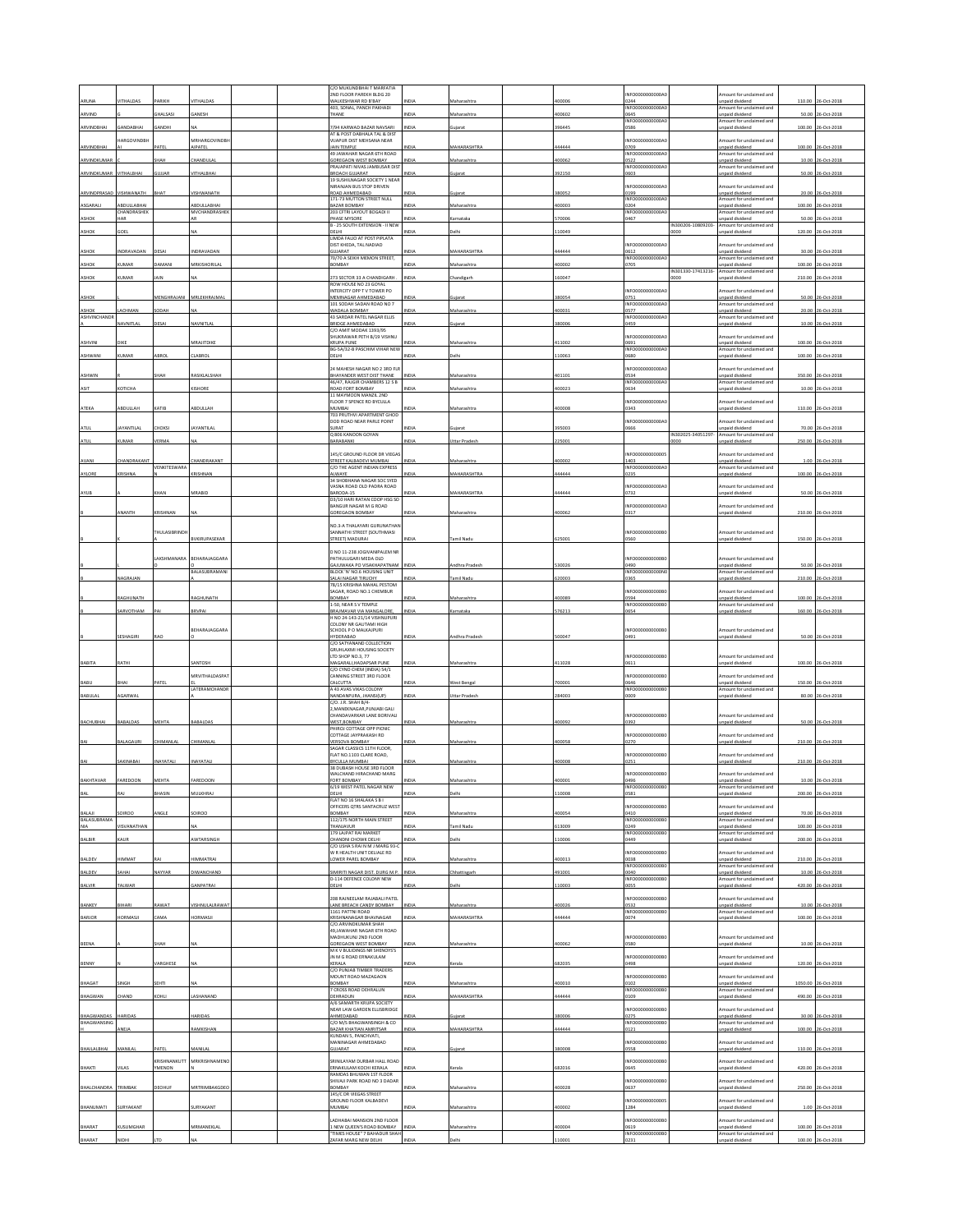| | | | | | | | | | | | | | | | |
|---|---|---|---|---|---|---|---|---|---|---|---|---|---|---|---|
| ARUNA | VITHALDAS | PARIKH | VITHALDAS | | | C/O MUKUNDBHAI T MARFATIA 2ND FLOOR PAREKH BLDG 20 WALKESHWAR RD B'BAY | INDIA | Maharashtra | | 400006 | INFO000000000A00244 | | Amount for unclaimed and unpaid dividend | 110.00 | 26-Oct-2018 |
| ARVIND | G | GHALSASI | GANESH | | | 403, SONAL, PANCH PAKHADI THANE | INDIA | Maharashtra | | 400602 | INFO000000000A00645 | | Amount for unclaimed and unpaid dividend | 50.00 | 26-Oct-2018 |
| ARVINDBHAI | GANDABHAI | GANDHI | NA | | | 7/94 KARWAD BAZAR NAVSARI | INDIA | Gujarat | | 396445 | INFO000000000A00586 | | Amount for unclaimed and unpaid dividend | 100.00 | 26-Oct-2018 |
| ARVINDBHAI | HARGOVINDBHAI | PATEL | MRHARGOVINDBHAIPATEL | | | AT & POST DABHALA TAL & DIST VIJAPUR DIST MEHSANA NEAR JAIN TEMPLE | INDIA | MAHARASHTRA | | 444444 | INFO000000000A00709 | | Amount for unclaimed and unpaid dividend | 100.00 | 26-Oct-2018 |
| ARVINDKUMAR | | SHAH | CHANDULAL | | | 49 JAWAHAR NAGAR 6TH ROAD GOREGAON WEST BOMBAY | INDIA | Maharashtra | | 400062 | INFO000000000A00522 | | Amount for unclaimed and unpaid dividend | 10.00 | 26-Oct-2018 |
| ARVINDKUMAR | VITHALBHAI | GUJJAR | VITHALBHAI | | | PRAJAPATI NIVAS JAMBUSAR DIST BROACH GUJARAT | INDIA | Gujarat | | 392150 | INFO000000000A00603 | | Amount for unclaimed and unpaid dividend | 50.00 | 26-Oct-2018 |
| ARVINDPRASAD | VISHWANATH | BHAT | VISHWANATH | | | 10 SUSHILNAGAR SOCIETY 1 NEAR NIRANJAN BUS STOP DRIVEN ROAD AHMEDABAD | INDIA | Gujarat | | 380052 | INFO000000000A00199 | | Amount for unclaimed and unpaid dividend | 20.00 | 26-Oct-2018 |
| ASGARALI | ABDULLABHAI | | ABDULLABHAI | | | 171-73 MUTTON STREET NULL BAZAR BOMBAY | INDIA | Maharashtra | | 400003 | INFO000000000A00204 | | Amount for unclaimed and unpaid dividend | 100.00 | 26-Oct-2018 |
| ASHOK | CHANDRASHEKHAR | | MVCHANDRASHEKAR | | | 203 CFTRI LAYOUT BOGADI II PHASE MYSORE | INDIA | Karnataka | | 570006 | INFO000000000A00467 | | Amount for unclaimed and unpaid dividend | 50.00 | 26-Oct-2018 |
| ASHOK | | GOEL | NA | | | B - 25 SOUTH EXTENSION - II NEW DELHI | INDIA | Delhi | | 110049 | | IN300206-10809203-0000 | Amount for unclaimed and unpaid dividend | 120.00 | 26-Oct-2018 |
| ASHOK | INDRAVADAN | DESAI | INDRAVADAN | | | LIMDA FALIO AT POST PIPLATA DIST KHEDA, TAL NADIAD GUJARAT | INDIA | MAHARASHTRA | | 444444 | INFO000000000A00612 | | Amount for unclaimed and unpaid dividend | 30.00 | 26-Oct-2018 |
| ASHOK | KUMAR | DAMANI | MRKISHORILAL | | | 70/70 A SEIKH MEMON STREET, BOMBAY | INDIA | Maharashtra | | 400002 | INFO000000000A00705 | | Amount for unclaimed and unpaid dividend | 100.00 | 26-Oct-2018 |
| ASHOK | KUMAR | JAIN | NA | | | 273 SECTOR 33 A CHANDIGARH | INDIA | Chandigarh | | 160047 | | IN301330-17413216-0000 | Amount for unclaimed and unpaid dividend | 210.00 | 26-Oct-2018 |
| ASHOK | L | MENGHRAJANI | MRLEKHRAJMAL | | | ROW HOUSE NO 23 GOYAL INTERCITY OPP T V TOWER PO MEMNAGAR AHMEDABAD | INDIA | Gujarat | | 380054 | INFO000000000A00751 | | Amount for unclaimed and unpaid dividend | 50.00 | 26-Oct-2018 |
| ASHOK | LACHMAN | SODAH | NA | | | 101 SODAH SADAN ROAD NO 7 WADALA BOMBAY | INDIA | Maharashtra | | 400031 | INFO000000000A00577 | | Amount for unclaimed and unpaid dividend | 20.00 | 26-Oct-2018 |
| ASHVINCHANDRA | NAVNITLAL | DESAI | NAVNITLAL | | | 43 SARDAR PATEL NAGAR ELLIS BRIDGE AHMEDABAD | INDIA | Gujarat | | 380006 | INFO000000000A00459 | | Amount for unclaimed and unpaid dividend | 10.00 | 26-Oct-2018 |
| ASHVINI | | DIKE | MRAJITDIKE | | | C/O AMIT MODAK 1393/95 SHUKRAWAR PETH B/19 VISHNU KRUPA PUNE | INDIA | Maharashtra | | 411002 | INFO000000000A00691 | | Amount for unclaimed and unpaid dividend | 100.00 | 26-Oct-2018 |
| ASHWANI | KUMAR | ABROL | CLABROL | | | BG-5A/32-B PASCHIM VIHAR NEW DELHI | INDIA | Delhi | | 110063 | INFO000000000A00680 | | Amount for unclaimed and unpaid dividend | 100.00 | 26-Oct-2018 |
| ASHWIN | R | SHAH | RASIKLALSHAH | | | 24 MAHESH NAGAR NO 2 3RD FLR BHAYANDER WEST DIST THANE | INDIA | Maharashtra | | 401101 | INFO000000000A00534 | | Amount for unclaimed and unpaid dividend | 350.00 | 26-Oct-2018 |
| ASIT | KOTICHA | | KISHORE | | | 46/47, RAJGIR CHAMBERS 12 S B ROAD FORT BOMBAY | INDIA | Maharashtra | | 400023 | INFO000000000A00634 | | Amount for unclaimed and unpaid dividend | 10.00 | 26-Oct-2018 |
| ATEKA | ABDULLAH | RATIB | ABDULLAH | | | 11 MAYMOON MANZIL 2ND FLOOR 7 SPENCE RD BYCULLA MUMBAI | INDIA | Maharashtra | | 400008 | INFO000000000A00343 | | Amount for unclaimed and unpaid dividend | 110.00 | 26-Oct-2018 |
| ATUL | JAYANTILAL | CHOKSI | JAYANTILAL | | | 703 PRUTHVI APARTMENT GHOD DOD ROAD NEAR PARLE POINT SURAT | INDIA | Gujarat | | 395003 | INFO000000000A00666 | | Amount for unclaimed and unpaid dividend | 70.00 | 26-Oct-2018 |
| ATUL | KUMAR | VERMA | NA | | | Q 808 KANOON GOYAN BARABANKI | INDIA | Uttar Pradesh | | 225001 | | IN302025-34051297-0000 | Amount for unclaimed and unpaid dividend | 250.00 | 26-Oct-2018 |
| AVANI | CHANDRAKANT | | CHANDRAKANT | | | 145/C GROUND FLOOR DR VIEGAS STREET KALBADEVI MUMBAI | INDIA | Maharashtra | | 400002 | INFO0000000000051403 | | Amount for unclaimed and unpaid dividend | 1.00 | 26-Oct-2018 |
| AYLORE | KRISHNA | VENKTESWARAN | KRISHNAN | | | C/O THE AGENT INDIAN EXPRESS ALWAYE | INDIA | MAHARASHTRA | | 444444 | INFO000000000A00235 | | Amount for unclaimed and unpaid dividend | 100.00 | 26-Oct-2018 |
| AYUB | A | KHAN | MRABID | | | 34 SHOBHANA NAGAR SOC SYED VASNA ROAD OLD PADRA ROAD BARODA-15 | INDIA | MAHARASHTRA | | 444444 | INFO000000000A00732 | | Amount for unclaimed and unpaid dividend | 50.00 | 26-Oct-2018 |
| B | ANANTH | KRISHNAN | NA | | | D3/10 HARI RATAN COOP HSG SO BANGUR NAGAR M G ROAD GOREGAON BOMBAY | INDIA | Maharashtra | | 400062 | INFO000000000A00317 | | Amount for unclaimed and unpaid dividend | 210.00 | 26-Oct-2018 |
| B | K | THULASIBRINDHA | BVKIRUPASEKAR | | | NO.3-A THALAYARI GURUNATHAN SANNATHI STREET (SOUTHMASI STREET) MADURAI | INDIA | Tamil Nadu | | 625001 | INFO000000000B00560 | | Amount for unclaimed and unpaid dividend | 150.00 | 26-Oct-2018 |
| B | L | LAKSHMANARAO | BEHARAJAGGARAO | | | D NO 11-238 JOGIVANIPALEM NR PATHULUGARI MEDA OLD GAJUWAKA PO VISAKHAPATNAM | INDIA | Andhra Pradesh | | 530026 | INFO000000000B00490 | | Amount for unclaimed and unpaid dividend | 50.00 | 26-Oct-2018 |
| B | NAGRAJAN | | BALASUBRAMANI | | | BLOCK 'N' NO.6 HOUSING UNIT SALAI NAGAR TIRUCHY | INDIA | Tamil Nadu | | 620003 | INFO000000000N00365 | | Amount for unclaimed and unpaid dividend | 210.00 | 26-Oct-2018 |
| B | RAGHUNATH | | RAGHUNATH | | | 7B/15 KRISHNA MAHAL PESTOM SAGAR, ROAD NO.1 CHEMBUR BOMBAY | INDIA | Maharashtra | | 400089 | INFO000000000B00594 | | Amount for unclaimed and unpaid dividend | 100.00 | 26-Oct-2018 |
| B | SARVOTHAM | PAI | BRVPAI | | | 1-50, NEAR S V TEMPLE BRAJMAVAR VIA MANGALORE, | INDIA | Karnataka | | 576213 | INFO000000000B00654 | | Amount for unclaimed and unpaid dividend | 160.00 | 26-Oct-2018 |
| B | SESHAGIRI | RAO | BEHARAJAGGARAO | | | H NO 24-143-21/14 VISHNUPURI COLONY NR GAUTAMI HIGH SCHOOL P O MALKAJPURI HYDERABAD | INDIA | Andhra Pradesh | | 500047 | INFO000000000B00491 | | Amount for unclaimed and unpaid dividend | 50.00 | 26-Oct-2018 |
| BABITA | RATHI | | SANTOSH | | | C/O SATYANAND COLLECTION GRUHLAXMI HOUSING SOCIETY LTD SHOP NO.3, 77 MAGARALI,HADAPSAR PUNE | INDIA | Maharashtra | | 411028 | INFO000000000B00611 | | Amount for unclaimed and unpaid dividend | 100.00 | 26-Oct-2018 |
| BABU | BHAI | PATEL | MRVITHALDASPATEL | | | C/O CYNO CHEM (INDIA) 54/1 CANNING STREET 3RD FLOOR CALCUTTA | INDIA | West Bengal | | 700001 | INFO000000000B00646 | | Amount for unclaimed and unpaid dividend | 150.00 | 26-Oct-2018 |
| BABULAL | AGARWAL | | LATERAMCHANDRA | | | A 43 AVAS VIKAS COLONY NANDANPURA, JHANSI(UP) | INDIA | Uttar Pradesh | | 284003 | INFO000000000B00009 | | Amount for unclaimed and unpaid dividend | 80.00 | 26-Oct-2018 |
| BACHUBHAI | BABALDAS | MEHTA | BABALDAS | | | C/O. J.R. SHAH B/4-2,MANEKNAGAR,PUNJABI GALI CHANDAVARKAR LANE BORIVALI WEST,BOMBAY | INDIA | Maharashtra | | 400092 | INFO000000000B00392 | | Amount for unclaimed and unpaid dividend | 50.00 | 26-Oct-2018 |
| BAI | BALAGAURI | CHIMANLAL | CHIMANLAL | | | PHIROJ COTTAGE OPP PICNIC COTTAGE JAYPRAKASH RD VERSOVA BOMBAY | INDIA | Maharashtra | | 400058 | INFO000000000B00270 | | Amount for unclaimed and unpaid dividend | 210.00 | 26-Oct-2018 |
| BAI | SAKINABAI | INAYATALI | INAYATALI | | | SAGAR CLASSICS 11TH FLOOR, FLAT NO.1103 CLARE ROAD, BYCULLA MUMBAI | INDIA | Maharashtra | | 400008 | INFO000000000B00251 | | Amount for unclaimed and unpaid dividend | 210.00 | 26-Oct-2018 |
| BAKHTAVAR | FAREDOON | MEHTA | FAREDOON | | | 38 DUBASH HOUSE 3RD FLOOR WALCHAND HIRACHAND MARG FORT BOMBAY | INDIA | Maharashtra | | 400001 | INFO000000000B00496 | | Amount for unclaimed and unpaid dividend | 10.00 | 26-Oct-2018 |
| BAL | RAJ | BHASIN | MULKHRAJ | | | 6/19 WEST PATEL NAGAR NEW DELHI | INDIA | Delhi | | 110008 | INFO000000000B00581 | | Amount for unclaimed and unpaid dividend | 200.00 | 26-Oct-2018 |
| BALAJI | SOIROO | ANGLE | SOIROO | | | FLAT NO 16 SHALAKA S B I OFFICERS QTRS SANTACRUZ WEST BOMBAY | INDIA | Maharashtra | | 400054 | INFO000000000B00410 | | Amount for unclaimed and unpaid dividend | 70.00 | 26-Oct-2018 |
| BALASUBRAMANIA | VISVANATHAN | | NA | | | 112/175 NORTH MAIN STREET THANJAVUR | INDIA | Tamil Nadu | | 613009 | INFO000000000B00249 | | Amount for unclaimed and unpaid dividend | 100.00 | 26-Oct-2018 |
| BALBIR | KAUR | | AWTARSINGH | | | 179 LAJPAT RAI MARKET CHANDNI CHOWK DELHI | INDIA | Delhi | | 110006 | INFO000000000B00449 | | Amount for unclaimed and unpaid dividend | 200.00 | 26-Oct-2018 |
| BALDEV | HIMMAT | RAI | HIMMATRAI | | | C/O USHA S RAI N M J MARG 93-C W R HEALTH UNIT DELIALE RD LOWER PAREL BOMBAY | INDIA | Maharashtra | | 400013 | INFO000000000B00038 | | Amount for unclaimed and unpaid dividend | 210.00 | 26-Oct-2018 |
| BALDEV | SAHAI | NAYYAR | DIWANCHAND | | | SIMRITI NAGAR DIST. DURG M.P. | INDIA | Chhattisgarh | | 491001 | INFO000000000B00040 | | Amount for unclaimed and unpaid dividend | 10.00 | 26-Oct-2018 |
| BALVIR | TALWAR | | GANPATRAI | | | D-114 DEFENCE COLONY NEW DELHI | INDIA | Delhi | | 110003 | INFO000000000B00055 | | Amount for unclaimed and unpaid dividend | 420.00 | 26-Oct-2018 |
| BANKEY | BIHARI | RAWAT | VISHNULALRAWAT | | | 208 RAINEELAM RAJABALI PATEL LANE BREACH CANDY BOMBAY | INDIA | Maharashtra | | 400026 | INFO000000000B00532 | | Amount for unclaimed and unpaid dividend | 10.00 | 26-Oct-2018 |
| BARJOR | HORMASJI | CAMA | HORMASJI | | | 1161 PATTNI ROAD KRISHNANAGAR BHAVNAGAR | INDIA | MAHARASHTRA | | 444444 | INFO000000000B00074 | | Amount for unclaimed and unpaid dividend | 100.00 | 26-Oct-2018 |
| BEENA | A | SHAH | NA | | | C/O ARVINDKUMAR SHAH 49,JAWAHAR NAGAR 6TH ROAD MADHUKUNJ 2ND FLOOR GOREGAON WEST BOMBAY | INDIA | Maharashtra | | 400062 | INFO000000000B00580 | | Amount for unclaimed and unpaid dividend | 10.00 | 26-Oct-2018 |
| BENNY | N | VARGHESE | NA | | | M K V BUILDINGS NR SHENOYS'S JN M G ROAD ERNAKULAM KERALA | INDIA | Kerala | | 682035 | INFO000000000B00498 | | Amount for unclaimed and unpaid dividend | 120.00 | 26-Oct-2018 |
| BHAGAT | SINGH | SEHTI | NA | | | C/O PUNJAB TIMBER TRADERS MOUNT ROAD MAZAGAON BOMBAY | INDIA | Maharashtra | | 400010 | INFO000000000B00102 | | Amount for unclaimed and unpaid dividend | 1050.00 | 26-Oct-2018 |
| BHAGWAN | CHAND | KOHLI | LASHANAND | | | 7 CROSS ROAD DEHRADUN DEHRADUN | INDIA | MAHARASHTRA | | 444444 | INFO000000000B00109 | | Amount for unclaimed and unpaid dividend | 490.00 | 26-Oct-2018 |
| BHAGWANDAS | HARIDAS | | HARIDAS | | | A/6 SAMARTH KRUPA SOCIETY NEAR LAW GARDEN ELLISBRIDGE AHMEDABAD | INDIA | Gujarat | | 380006 | INFO000000000B00275 | | Amount for unclaimed and unpaid dividend | 30.00 | 26-Oct-2018 |
| BHAGWANSINGH | ANEJA | | RAMKISHAN | | | C/O M/S BHAGWANSINGH & CO BAZAR KHATIAN AMRITSAR | INDIA | MAHARASHTRA | | 444444 | INFO000000000B00121 | | Amount for unclaimed and unpaid dividend | 100.00 | 26-Oct-2018 |
| BHAILALBHAI | MANILAL | PATEL | MANILAL | | | KUNDAN 5, PANCHVATI, MANINAGAR AHMEDABAD GUJARAT | INDIA | Gujarat | | 380008 | INFO000000000B00558 | | Amount for unclaimed and unpaid dividend | 110.00 | 26-Oct-2018 |
| BHAKTI | VILAS | KRISHNANKUTTYMENON | MRKRISHNAMENON | | | SRINILAYAM DURBAR HALL ROAD ERNAKULAM KOCHI KERALA | INDIA | Kerala | | 682016 | INFO000000000B00645 | | Amount for unclaimed and unpaid dividend | 420.00 | 26-Oct-2018 |
| BHALCHANDRA | TRIMBAK | DEOHUF | MRTRIMBAKGDEO | | | RAMDAS BHUWAN 1ST FLOOR SHIVAJI PARK ROAD NO 3 DADAR BOMBAY | INDIA | Maharashtra | | 400028 | INFO000000000B00637 | | Amount for unclaimed and unpaid dividend | 250.00 | 26-Oct-2018 |
| BHANUMATI | SURYAKANT | | SURYAKANT | | | 145/C DR VIEGAS STREET GROUND FLOOR KALBADEVI MUMBAI | INDIA | Maharashtra | | 400002 | INFO0000000000051284 | | Amount for unclaimed and unpaid dividend | 1.00 | 26-Oct-2018 |
| BHARAT | KUSUMGHAR | | MRMANEKLAL | | | LADHABAI MANSION 2ND FLOOR 1 NEW QUEEN'S ROAD BOMBAY | INDIA | Maharashtra | | 400004 | INFO000000000B00619 | | Amount for unclaimed and unpaid dividend | 100.00 | 26-Oct-2018 |
| BHARAT | NIDHI | LTD | NA | | | "TIMES HOUSE" 7 BAHADUR SHAH ZAFAR MARG NEW DELHI | INDIA | Delhi | | 110001 | INFO000000000B00231 | | Amount for unclaimed and unpaid dividend | 100.00 | 26-Oct-2018 |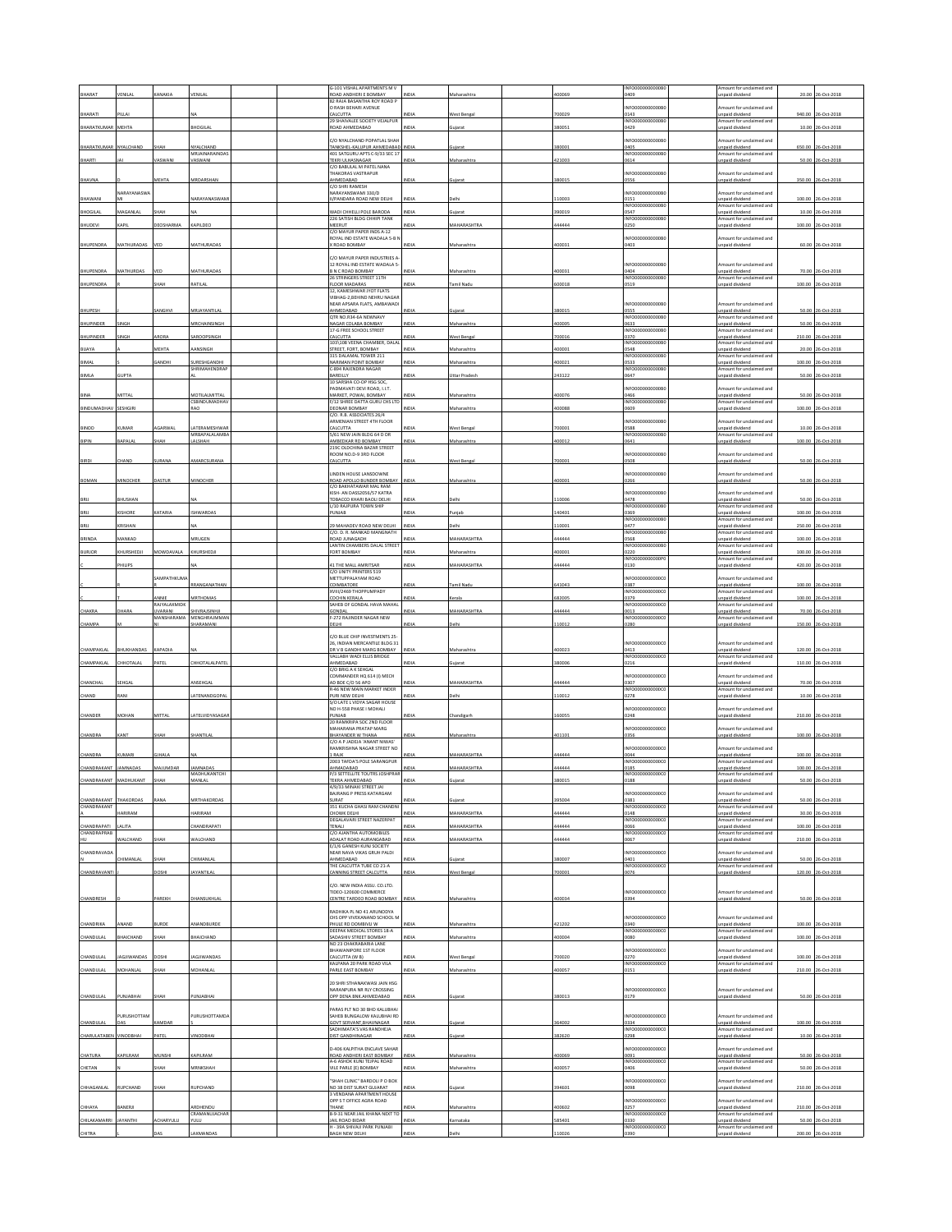| BHARAT | VENILAL | KANAKIA | VENILAL | | | G-101 VISHAL APARTMENTS M V ROAD ANDHERI E BOMBAY | INDIA | Maharashtra | 400069 | INFO000000000B00409 | | Amount for unclaimed and unpaid dividend | 20.00 | 26-Oct-2018 |
|---|---|---|---|---|---|---|---|---|---|---|---|---|---|---|
| BHARATI | PILLAI | | NA | | | 82 RAJA BASANTHA ROY ROAD P O RASH BEHARI AVENUE CALCUTTA | INDIA | West Bengal | 700029 | INFO000000000B00143 | | Amount for unclaimed and unpaid dividend | 940.00 | 26-Oct-2018 |
| BHARATKUMAR | MEHTA | | BHOGILAL | | | 29 SHAIVALEE SOCIETY VEJALPUR ROAD AHMEDABAD | INDIA | Gujarat | 380051 | INFO000000000B00429 | | Amount for unclaimed and unpaid dividend | 10.00 | 26-Oct-2018 |
| BHARATKUMAR | NYALCHAND | SHAH | NYALCHAND | | | C/O NYALCHAND POPATLAL SHAH TANKSHEL-KALUPUR AHMEDABAD | INDIA | Gujarat | 380001 | INFO000000000B00405 | | Amount for unclaimed and unpaid dividend | 650.00 | 26-Oct-2018 |
| BHARTI | JAI | VASWANI | MRJAINARAINDASVASWANI | | | 401 SATGURU APTS C-9/33 SEC 17 TEKRI ULHASNAGAR | INDIA | Maharashtra | 421003 | INFO000000000B00614 | | Amount for unclaimed and unpaid dividend | 50.00 | 26-Oct-2018 |
| BHAVNA | D | MEHTA | MRDARSHAN | | | C/O BABULAL M PATEL NANA THAKORAS VASTRAPUR AHMEDABAD | INDIA | Gujarat | 380015 | INFO000000000B00556 | | Amount for unclaimed and unpaid dividend | 350.00 | 26-Oct-2018 |
| BHAWANI | NARAYANASWAMI | | NARAYANASWAMI | | | C/O SHRI RAMESH NARAYANSWAMI 330/D II/PANDARA ROAD NEW DELHI | INDIA | Delhi | 110003 | INFO000000000B00251 | | Amount for unclaimed and unpaid dividend | 100.00 | 26-Oct-2018 |
| BHOGILAL | MAGANLAL | SHAH | NA | | | WADI CHHELLI POLE BARODA | INDIA | Gujarat | 390019 | INFO000000000B00547 | | Amount for unclaimed and unpaid dividend | 10.00 | 26-Oct-2018 |
| BHUDEVI | KAPIL | DEOSHARMA | KAPILDEO | | | 226 SATISH BLDG CHHIPI TANK MEERUT | INDIA | MAHARASHTRA | 444444 | INFO000000000B00250 | | Amount for unclaimed and unpaid dividend | 100.00 | 26-Oct-2018 |
| BHUPENDRA | MATHURADAS | VED | MATHURADAS | | | C/O MAYUR PAPER INDS A-12 ROYAL IND ESTATE WADALA 5-B N X ROAD BOMBAY | INDIA | Maharashtra | 400031 | INFO000000000B00403 | | Amount for unclaimed and unpaid dividend | 60.00 | 26-Oct-2018 |
| BHUPENDRA | MATHURDAS | VED | MATHURADAS | | | C/O MAYUR PAPER INDUSTRIES A-12 ROYAL IND ESTATE WADALA 5-B N C ROAD BOMBAY | INDIA | Maharashtra | 400031 | INFO000000000B00404 | | Amount for unclaimed and unpaid dividend | 70.00 | 26-Oct-2018 |
| BHUPENDRA | R | SHAH | RATILAL | | | 26 STRINGERS STREET 11TH FLOOR MADARAS | INDIA | Tamil Nadu | 600018 | INFO000000000B00519 | | Amount for unclaimed and unpaid dividend | 100.00 | 26-Oct-2018 |
| BHUPESH | | SANGHVI | MRJAYANTILAL | | | 12, KAMESHWAR JYOT FLATS VIBHAG-2,BEHIND NEHRU NAGAR NEAR APSARA FLATS, AMBAWADI AHMEDABAD | INDIA | Gujarat | 380015 | INFO000000000B00555 | | Amount for unclaimed and unpaid dividend | 50.00 | 26-Oct-2018 |
| BHUPINDER | SINGH | | MRCHAINSINGH | | | QTR NO.R34-4A NEWNAVY NAGAR COLABA BOMBAY | INDIA | Maharashtra | 400005 | INFO000000000B00633 | | Amount for unclaimed and unpaid dividend | 50.00 | 26-Oct-2018 |
| BHUPINDER | SINGH | ARORA | SAROOPSINGH | | | 17-G FREE SCHOOL STREET CALCUTTA | INDIA | West Bengal | 700016 | INFO000000000B00370 | | Amount for unclaimed and unpaid dividend | 210.00 | 26-Oct-2018 |
| BIJAYA | A | MEHTA | AANSINGH | | | 103\108 VEENA CHAMBER, DALAL STREET, FORT, BOMBAY | INDIA | Maharashtra | 400001 | INFO000000000B00548 | | Amount for unclaimed and unpaid dividend | 20.00 | 26-Oct-2018 |
| BIMAL | | GANDHI | SURESHGANDHI | | | 315 DALAMAL TOWER 211 NARIMAN POINT BOMBAY | INDIA | Maharashtra | 400021 | INFO000000000B00533 | | Amount for unclaimed and unpaid dividend | 100.00 | 26-Oct-2018 |
| BIMLA | GUPTA | | SHRIMAHENDRAPAL | | | C-894 RAJENDRA NAGAR BAREILLY | INDIA | Uttar Pradesh | 243122 | INFO000000000B00647 | | Amount for unclaimed and unpaid dividend | 50.00 | 26-Oct-2018 |
| BINA | MITTAL | | MOTILALMITTAL | | | 10 SARSHA CO-OP HSG SOC, PADMAVATI DEVI ROAD, I.I.T. MARKET, POWAI, BOMBAY | INDIA | Maharashtra | 400076 | INFO000000000B00466 | | Amount for unclaimed and unpaid dividend | 50.00 | 26-Oct-2018 |
| BINDUMADHAV | SESHGIRI | | CSBINDUMADHAVRAO | | | E/12 SHREE DATTA GURU CHS LTD DEONAR BOMBAY | INDIA | Maharashtra | 400088 | INFO000000000B00609 | | Amount for unclaimed and unpaid dividend | 100.00 | 26-Oct-2018 |
| BINOD | KUMAR | AGARWAL | LATERAMESHWAR | | | C/O. R.B. ASSOCIATES 26/4 ARMENIAN STREET 4TH FLOOR CALCUTTA | INDIA | West Bengal | 700001 | INFO000000000B00588 | | Amount for unclaimed and unpaid dividend | 10.00 | 26-Oct-2018 |
| BIPIN | BAPALAL | SHAH | MRBAPALALAMBALALSHAH | | | 5/61 NEW JAIN BLDG 64 D DR AMBEDKAR RD BOMBAY | INDIA | Maharashtra | 400012 | INFO000000000B00641 | | Amount for unclaimed and unpaid dividend | 100.00 | 26-Oct-2018 |
| BIRDI | CHAND | SURANA | AMARCSURANA | | | 219C OLDCHINA BAZAR STREET ROOM NO.D-9 3RD FLOOR CALCUTTA | INDIA | West Bengal | 700001 | INFO000000000B00508 | | Amount for unclaimed and unpaid dividend | 50.00 | 26-Oct-2018 |
| BOMAN | MINOCHER | DASTUR | MINOCHER | | | LINDEN HOUSE LANSDOWNE ROAD APOLLO BUNDER BOMBAY | INDIA | Maharashtra | 400001 | INFO000000000B00266 | | Amount for unclaimed and unpaid dividend | 50.00 | 26-Oct-2018 |
| BRIJ | BHUSHAN | | NA | | | C/O BAKHATAWAR MAL RAM KISH- AN DASS2056/57 KATRA TOBACCO KHARI BAOLI DELHI | INDIA | Delhi | 110006 | INFO000000000B00478 | | Amount for unclaimed and unpaid dividend | 50.00 | 26-Oct-2018 |
| BRIJ | KISHORE | KATARIA | ISHWARDAS | | | C/10 RAJPURA TOWN SHIP PUNJAB | INDIA | Punjab | 140401 | INFO000000000B00369 | | Amount for unclaimed and unpaid dividend | 100.00 | 26-Oct-2018 |
| BRIJ | KRISHAN | | NA | | | 29 MAHADEV ROAD NEW DELHI | INDIA | Delhi | 110001 | INFO000000000B00477 | | Amount for unclaimed and unpaid dividend | 250.00 | 26-Oct-2018 |
| BRINDA | MANKAD | | MRUGEN | | | C/O. D. R. MANKAD MANGNATH ROAD JUNAGADH | INDIA | MAHARASHTRA | 444444 | INFO000000000B00568 | | Amount for unclaimed and unpaid dividend | 100.00 | 26-Oct-2018 |
| BURJOR | KHURSHEDJI | MOWDAVALA | KHURSHEDJI | | | LANTIN CHAMBERS DALAL STREET FORT BOMBAY | INDIA | Maharashtra | 400001 | INFO000000000B00220 | | Amount for unclaimed and unpaid dividend | 100.00 | 26-Oct-2018 |
| C | PHILIPS | | NA | | | 41 THE MALL AMRITSAR | INDIA | MAHARASHTRA | 444444 | INFO000000000P00130 | | Amount for unclaimed and unpaid dividend | 420.00 | 26-Oct-2018 |
| C | R | SAMPATHKUMAR | RRANGANATHAN | | | C/O UNITY PRINTERS 519 METTUPPALAYAM ROAD COIMBATORE | INDIA | Tamil Nadu | 641043 | INFO000000000C00387 | | Amount for unclaimed and unpaid dividend | 100.00 | 26-Oct-2018 |
| C | T | ANNIE | MRTHOMAS | | | XVIII/2469 THOPPUMPADY COCHIN KERALA | INDIA | Kerala | 682005 | INFO000000000C00379 | | Amount for unclaimed and unpaid dividend | 100.00 | 26-Oct-2018 |
| CHAKRA | DHARA | RAIYALAXMIDEVIRANI | SHIVRAJSINHJI | | | SAHEB OF GONDAL HAVA MAHAL GONDAL | INDIA | MAHARASHTRA | 444444 | INFO000000000C00013 | | Amount for unclaimed and unpaid dividend | 70.00 | 26-Oct-2018 |
| CHAMPA | M | MANSHARAMANI | MENGHRAJMMANSHARAMANI | | | F-272 RAJINDER NAGAR NEW DELHI | INDIA | Delhi | 110012 | INFO000000000C00280 | | Amount for unclaimed and unpaid dividend | 150.00 | 26-Oct-2018 |
| CHAMPAKLAL | BHUKHANDAS | KAPADIA | NA | | | C/O BLUE CHIP INVESTMENTS 25-26, INDIAN MERCANTILE BLDG 31 DR V B GANDHI MARG BOMBAY | INDIA | Maharashtra | 400023 | INFO000000000C00413 | | Amount for unclaimed and unpaid dividend | 120.00 | 26-Oct-2018 |
| CHAMPAKLAL | CHHOTALAL | PATEL | CHHOTALALPATEL | | | VALLABH WADI ELLIS BRIDGE AHMEDABAD | INDIA | Gujarat | 380006 | INFO000000000C00216 | | Amount for unclaimed and unpaid dividend | 110.00 | 26-Oct-2018 |
| CHANCHAL | SEHGAL | | ANSEHGAL | | | C/O BRIG A K SEHGAL COMMANDER HQ 614 (I) MECH AD BDE C/O 56 APO | INDIA | MAHARASHTRA | 444444 | INFO000000000C00307 | | Amount for unclaimed and unpaid dividend | 70.00 | 26-Oct-2018 |
| CHAND | RANI | | LATENANDGOPAL | | | B-46 NEW MAIN MARKET INDER PURI NEW DELHI | INDIA | Delhi | 110012 | INFO000000000C00278 | | Amount for unclaimed and unpaid dividend | 10.00 | 26-Oct-2018 |
| CHANDER | MOHAN | MITTAL | LATELVIDYASAGAR | | | S/O LATE L VIDYA SAGAR HOUSE NO H-558 PHASE I MOHALI PUNJAB | INDIA | Chandigarh | 160055 | INFO000000000C00248 | | Amount for unclaimed and unpaid dividend | 210.00 | 26-Oct-2018 |
| CHANDRA | KANT | SHAH | SHANTILAL | | | 20 RAMKRIPA SOC 2ND FLOOR MAHARANA PRATAP MARG BHAYANDER W THANA | INDIA | Maharashtra | 401101 | INFO000000000C00356 | | Amount for unclaimed and unpaid dividend | 100.00 | 26-Oct-2018 |
| CHANDRA | KUMARI | GJHALA | NA | | | C/O A P JADEJA 'ANANT NIWAS' RAMKRISHNA NAGAR STREET NO 1 RAJK | INDIA | MAHARASHTRA | 444444 | INFO000000000C00044 | | Amount for unclaimed and unpaid dividend | 100.00 | 26-Oct-2018 |
| CHANDRAKANT N | JAMNADAS | MAJUMDAR | JAMNADAS | | | 2003 TARDA'S POLE SARANGPUR AHMADABAD | INDIA | MAHARASHTRA | 444444 | INFO000000000C00185 | | Amount for unclaimed and unpaid dividend | 100.00 | 26-Oct-2018 |
| CHANDRAKANT | MADHUKANT | SHAH | MADHUKANTCHIMANLAL | | | P/3 SETTELLITE TOUTRS JOSHPRAR TEKRA AHMEDABAD | INDIA | Gujarat | 380015 | INFO000000000C00188 | | Amount for unclaimed and unpaid dividend | 50.00 | 26-Oct-2018 |
| CHANDRAKANT | THAKORDAS | RANA | MRTHAKORDAS | | | 4/9/33 MINAXI STREET JAI BAJRANG P PRESS KATARGAM SURAT | INDIA | Gujarat | 395004 | INFO000000000C00381 | | Amount for unclaimed and unpaid dividend | 50.00 | 26-Oct-2018 |
| CHANDRAKANTA | HARIRAM | | HARIRAM | | | 351 KUCHA GHASI RAM CHANDNI CHOWK DELHI | INDIA | MAHARASHTRA | 444444 | INFO000000000C00148 | | Amount for unclaimed and unpaid dividend | 30.00 | 26-Oct-2018 |
| CHANDRAPATI | LALITA | | CHANDRAPATI | | | DEGALAVARI STREET NAZERPAT TENALI | INDIA | MAHARASHTRA | 444444 | INFO000000000C00066 | | Amount for unclaimed and unpaid dividend | 100.00 | 26-Oct-2018 |
| CHANDRAPRABHU | WALCHAND | SHAH | WALCHAND | | | C/O AJANTHA AUTOMOBILES ADALAT ROAD AURANGABAD | INDIA | MAHARASHTRA | 444444 | INFO000000000C00067 | | Amount for unclaimed and unpaid dividend | 210.00 | 26-Oct-2018 |
| CHANDRAVADAN | CHIMANLAL | SHAH | CHIMANLAL | | | E/1/6 GANESH KUNJ SOCIETY NEAR NAVA VIKAS GRUH PALDI AHMEDABAD | INDIA | Gujarat | 380007 | INFO000000000C00401 | | Amount for unclaimed and unpaid dividend | 50.00 | 26-Oct-2018 |
| CHANDRAVANTI | J | DOSHI | JAYANTILAL | | | THE CALCUTTA TUBE CO 21-A CANNING STREET CALCUTTA | INDIA | West Bengal | 700001 | INFO000000000C00076 | | Amount for unclaimed and unpaid dividend | 120.00 | 26-Oct-2018 |
| CHANDRESH | D | PAREKH | DHANSUKHLAL | | | C/O. NEW INDIA ASSU. CO.LTD. TIDEO-120600 COMMERCE CENTRE TARDEO ROAD BOMBAY | INDIA | Maharashtra | 400034 | INFO000000000C00394 | | Amount for unclaimed and unpaid dividend | 50.00 | 26-Oct-2018 |
| CHANDRIKA | ANAND | BURDE | ANANDBURDE | | | RADHIKA PL NO 41 ARUNODYA CHS OPP VIVEKANAND SCHOOL M PHULE RD DOMBIVLI W | INDIA | Maharashtra | 421202 | INFO000000000C00340 | | Amount for unclaimed and unpaid dividend | 100.00 | 26-Oct-2018 |
| CHANDULAL | BHAICHAND | SHAH | BHAICHAND | | | DEEPAK MEDICAL STORES 18-A SADASHIV STREET BOMBAY | INDIA | Maharashtra | 400004 | INFO000000000C00080 | | Amount for unclaimed and unpaid dividend | 100.00 | 26-Oct-2018 |
| CHANDULAL | JAGJIWANDAS | DOSHI | JAGJIWANDAS | | | NO 23 CHAKRABARIA LANE BHAWANIPORE 1ST FLOOR CALCUTTA (W B) | INDIA | West Bengal | 700020 | INFO000000000C00270 | | Amount for unclaimed and unpaid dividend | 100.00 | 26-Oct-2018 |
| CHANDULAL | MOHANLAL | SHAH | MOHANLAL | | | KALPANA 20 PARK ROAD VILA PARLE EAST BOMBAY | INDIA | Maharashtra | 400057 | INFO000000000C00151 | | Amount for unclaimed and unpaid dividend | 210.00 | 26-Oct-2018 |
| CHANDULAL | PUNJABHAI | SHAH | PUNJABHAI | | | 20 SHRI STHANAKWASI JAIN HSG NARANPURA NR RLY CROSSING OPP DENA BNK,AHMEDABAD | INDIA | Gujarat | 380013 | INFO000000000C00179 | | Amount for unclaimed and unpaid dividend | 50.00 | 26-Oct-2018 |
| CHANDULAL | PURUSHOTTAMDAS | KAMDAR | PURUSHOTTAMDAS | | | PARAS PLT NO 30 BHD KALUBHAI SAHEB BUNGALOW KALUBHAI RD GOVT SERVANT,BHAVNAGAR | INDIA | Gujarat | 364002 | INFO000000000C00334 | | Amount for unclaimed and unpaid dividend | 100.00 | 26-Oct-2018 |
| CHARULATABEN | VINODBHAI | PATEL | VINODBHAI | | | SADHIMATA'S VAS RANDHEJA DIST GANDHINAGAR | INDIA | Gujarat | 382620 | INFO000000000C00298 | | Amount for unclaimed and unpaid dividend | 10.00 | 26-Oct-2018 |
| CHATURA | KAPILRAM | MUNSHI | KAPILRAM | | | D-406 KALPITHA ENCLAVE SAHAR ROAD ANDHERI EAST BOMBAY | INDIA | Maharashtra | 400069 | INFO000000000C00091 | | Amount for unclaimed and unpaid dividend | 50.00 | 26-Oct-2018 |
| CHETAN | N | SHAH | MRNKSHAH | | | A-6 ASHOK KUNJ TEJPAL ROAD VILE PARLE (E) BOMBAY | INDIA | Maharashtra | 400057 | INFO000000000C00406 | | Amount for unclaimed and unpaid dividend | 50.00 | 26-Oct-2018 |
| CHHAGANLAL | RUPCHAND | SHAH | RUPCHAND | | | "SHAH CLINIC" BARDOLI P O BOX NO 38 DIST SURAT GUJARAT | INDIA | Gujarat | 394601 | INFO000000000C00098 | | Amount for unclaimed and unpaid dividend | 210.00 | 26-Oct-2018 |
| CHHAYA | BANERJI | | ARDHENDU | | | 3 VENDANA APARTMENT HOUSE OPP S T OFFICE AGRA ROAD THANE | INDIA | Maharashtra | 400602 | INFO000000000C00257 | | Amount for unclaimed and unpaid dividend | 210.00 | 26-Oct-2018 |
| CHILAKAMARRI | JAYANTHI | ACHARYULU | CRAMANUJACHARYULU | | | 8-9-31 NEAR JAIL KHANA NEXT TO JAIL ROAD BIDAR | INDIA | Karnataka | 585401 | INFO000000000C00330 | | Amount for unclaimed and unpaid dividend | 50.00 | 26-Oct-2018 |
| CHITRA | L | DAS | LAXMANDAS | | | H - 39A SHIVAJI PARK PUNJABI BAGH NEW DELHI | INDIA | Delhi | 110026 | INFO000000000C00390 | | Amount for unclaimed and unpaid dividend | 200.00 | 26-Oct-2018 |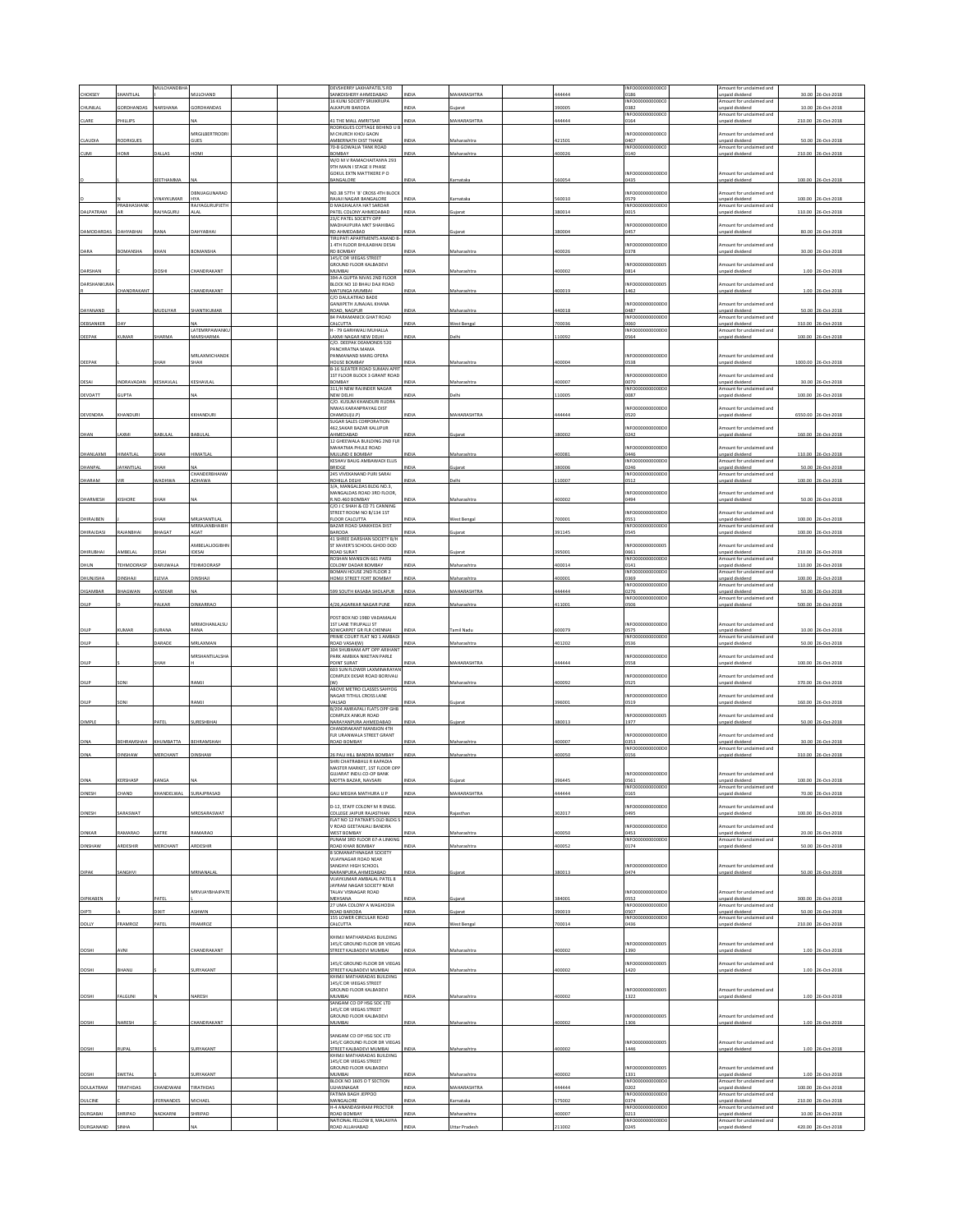| | | | | | | | | | | | | |
|---|---|---|---|---|---|---|---|---|---|---|---|---|
| CHOKSEY | SHANTILAL | MULCHANDBHA | MULCHAND | | | DEVSHERRY LAKHAPATEL'S RD SANKDISHERY AHMEDABAD | INDIA | MAHARASHTRA | 444444 | INFO000000000C00186 | Amount for unclaimed and unpaid dividend | 30.00 | 26-Oct-2018 |
| CHUNILAL | GORDHANDAS | NARSHANA | GORDHANDAS | | | 16 KUNJ SOCIETY SRIJIKRUPA ALKAPURI BARODA | INDIA | Gujarat | 390005 | INFO000000000C00382 | Amount for unclaimed and unpaid dividend | 10.00 | 26-Oct-2018 |
| CLARE | PHILLIPS | | NA | | | 41 THE MALL AMRITSAR | INDIA | MAHARASHTRA | 444444 | INFO000000000C00164 | Amount for unclaimed and unpaid dividend | 210.00 | 26-Oct-2018 |
| CLAUDIA | RODRIGUES | | MRGILBERTRODRIGUES | | | RODRIGUES COTTAGE BEHIND U B M CHURCH KHOJ GAON AMBERNATH DIST THANE | INDIA | Maharashtra | 421501 | INFO000000000C00407 | Amount for unclaimed and unpaid dividend | 50.00 | 26-Oct-2018 |
| CUMI | HOMI | DALLAS | HOMI | | | 70-B GOWALIA TANK ROAD BOMBAY | INDIA | Maharashtra | 400026 | INFO000000000C00140 | Amount for unclaimed and unpaid dividend | 210.00 | 26-Oct-2018 |
| D | | SEETHAMMA | NA | | | W/O M V RAMACHAITANYA 293 9TH MAIN I STAGE II PHASE GOKUL EXTN MATTIKERE P O BANGALORE | INDIA | Karnataka | 560054 | INFO000000000D00435 | Amount for unclaimed and unpaid dividend | 100.00 | 26-Oct-2018 |
| D | N | VINAYKUMAR | DBNUAGUNARADHYA | | | NO.38 5TTH 'B' CROSS 4TH BLOCK RAJAJI NAGAR BANGALORE | INDIA | Karnataka | 560010 | INFO000000000D00579 | Amount for unclaimed and unpaid dividend | 100.00 | 26-Oct-2018 |
| DALPATRAM | PRABHASHANKAR | RAJYAGURU | RAJYAGURUPJETHALAL | | | D MAGHALAYA HAT SARDAR PATEL COLONY AHMEDABAD | INDIA | Gujarat | 380014 | INFO000000000D00015 | Amount for unclaimed and unpaid dividend | 110.00 | 26-Oct-2018 |
| DAMODARDAS | DAHYABHAI | RANA | DAHYABHAI | | | 23/C PATEL SOCIETY OPP MADHAVPURA MKT SHAHIBAG RD AHMEDABAD | INDIA | Gujarat | 380004 | INFO000000000D00457 | Amount for unclaimed and unpaid dividend | 80.00 | 26-Oct-2018 |
| DARA | BOMANSHA | KHAN | BOMANSHA | | | TIRUPATI APARTMENTS ANAND B-1 4TH FLOOR BHULABHAI DESAI RD BOMBAY | INDIA | Maharashtra | 400026 | INFO000000000D00378 | Amount for unclaimed and unpaid dividend | 30.00 | 26-Oct-2018 |
| DARSHAN | C | DOSHI | CHANDRAKANT | | | 145/C DR VIEGAS STREET GROUND FLOOR KALBADEVI MUMBAI | INDIA | Maharashtra | 400002 | INFO0000000000050814 | Amount for unclaimed and unpaid dividend | 1.00 | 26-Oct-2018 |
| DARSHANKUMAR | CHANDRAKANT | | CHANDRAKANT | | | 394-A GUPTA NIVAS 2ND FLOOR BLOCK NO 10 BHAU DAJI ROAD MATUNGA MUMBAI | INDIA | Maharashtra | 400019 | INFO0000000000051462 | Amount for unclaimed and unpaid dividend | 1.00 | 26-Oct-2018 |
| DAYANAND | S | MUDLIYAR | SHANTIKUMAR | | | C/O DAULATRAO BADE GANJIPETH JUNAIAIL KHANA ROAD, NAGPUR | INDIA | Maharashtra | 440018 | INFO000000000D00487 | Amount for unclaimed and unpaid dividend | 50.00 | 26-Oct-2018 |
| DEBSANKER | DAY | | NA | | | 84 PARAMANICK GHAT ROAD CALCUTTA | INDIA | West Bengal | 700036 | INFO000000000D00060 | Amount for unclaimed and unpaid dividend | 310.00 | 26-Oct-2018 |
| DEEPAK | KUMAR | SHARMA | LATEMRPAWANKUMARSHARMA | | | H - 79 GARHWALI MUHALLA LAXMI NAGAR NEW DELHI | INDIA | Delhi | 110092 | INFO000000000D00564 | Amount for unclaimed and unpaid dividend | 100.00 | 26-Oct-2018 |
| DEEPAK | | SHAH | MRLAXMICHANDSHAH | | | C/O. DEEPAK DIAMONDS 520 PANCHRATNA MAMA PARMANAND MARG OPERA HOUSE BOMBAY | INDIA | Maharashtra | 400004 | INFO000000000D00538 | Amount for unclaimed and unpaid dividend | 1000.00 | 26-Oct-2018 |
| DESAI | INDRAVADAN | KESHAVLAL | KESHAVLAL | | | B-16 SLEATER ROAD SUMAN APRT 1ST FLOOR BLOCK 3 GRANT ROAD BOMBAY | INDIA | Maharashtra | 400007 | INFO000000000D00070 | Amount for unclaimed and unpaid dividend | 30.00 | 26-Oct-2018 |
| DEVDATT | GUPTA | | NA | | | 311/H NEW RAJINDER NAGAR NEW DELHI | INDIA | Delhi | 110005 | INFO000000000D00087 | Amount for unclaimed and unpaid dividend | 100.00 | 26-Oct-2018 |
| DEVENDRA | KHANDURI | | KKHANDURI | | | C/O. KUSUM KHANDURI RUDRA NIWAS KARANPRAYAG DIST CHAMOLI(U.P) | INDIA | MAHARASHTRA | 444444 | INFO000000000D00520 | Amount for unclaimed and unpaid dividend | 6550.00 | 26-Oct-2018 |
| DHAN | LAXMI | BABULAL | BABULAL | | | SUGAR SALES CORPORATION 462,SAKAR BAZAR KALUPUR AHMEDABAD | INDIA | Gujarat | 380002 | INFO000000000D00242 | Amount for unclaimed and unpaid dividend | 160.00 | 26-Oct-2018 |
| DHANLAXMI | HIMATLAL | SHAH | HIMATLAL | | | 12 GHEEWALA BUILDING 2ND FLR MAHATMA PHULE ROAD MULUND E BOMBAY | INDIA | Maharashtra | 400081 | INFO000000000D00446 | Amount for unclaimed and unpaid dividend | 110.00 | 26-Oct-2018 |
| DHANPAL | JAYANTILAL | SHAH | NA | | | KESHAV BAUG AMBAWADI ELLIS BRIDGE | INDIA | Gujarat | 380006 | INFO000000000D00246 | Amount for unclaimed and unpaid dividend | 50.00 | 26-Oct-2018 |
| DHARAM | VIR | WADHWA | CHANDERBHANWADHAWA | | | 245 VIVEKANAND PURI SARAI ROHILLA DELHI | INDIA | Delhi | 110007 | INFO000000000D00512 | Amount for unclaimed and unpaid dividend | 100.00 | 26-Oct-2018 |
| DHARMESH | KISHORE | SHAH | NA | | | 3/A, MANGALDAS BLDG NO.3, MANGALDAS ROAD 3RD FLOOR, R.NO.460 BOMBAY | INDIA | Maharashtra | 400002 | INFO000000000D00494 | Amount for unclaimed and unpaid dividend | 50.00 | 26-Oct-2018 |
| DHIRAJBEN | J | SHAH | MRJAYANTILAL | | | C/O J C SHAH & CO 71 CANNING STREET ROOM NO B/134 1ST FLOOR CALCUTTA | INDIA | West Bengal | 700001 | INFO000000000D00551 | Amount for unclaimed and unpaid dividend | 100.00 | 26-Oct-2018 |
| DHIRAJDASI | RAJANBHAI | BHAGAT | MRRAJANBHAIBHAGAT | | | BAZAR ROAD SAKHHEDA DIST BARODA | INDIA | Gujarat | 391145 | INFO000000000D00545 | Amount for unclaimed and unpaid dividend | 100.00 | 26-Oct-2018 |
| DHIRUBHAI | AMBELAL | DESAI | AMBELALJOGIBHIDESAI | | | 41 SHREE DARSHAN SOCIETY B/H ST XAVIER'S SCHOOL GHOD DOD ROAD SURAT | INDIA | Gujarat | 395001 | INFO0000000000050661 | Amount for unclaimed and unpaid dividend | 210.00 | 26-Oct-2018 |
| DHUN | TEHMOORASP | DARUWALA | TEHMOORASP | | | ROSHAN MANSION 661 PARSI COLONY DADAR BOMBAY | INDIA | Maharashtra | 400014 | INFO000000000D00141 | Amount for unclaimed and unpaid dividend | 110.00 | 26-Oct-2018 |
| DHUNJISHA | DINSHAJI | ELEVIA | DINSHAJI | | | BOMAN HOUSE 2ND FLOOR 2 HOMJI STREET FORT BOMBAY | INDIA | Maharashtra | 400001 | INFO000000000D00369 | Amount for unclaimed and unpaid dividend | 100.00 | 26-Oct-2018 |
| DIGAMBAR | BHAGWAN | AVSEKAR | NA | | | 599 SOUTH KASABA SHOLAPUR | INDIA | MAHARASHTRA | 444444 | INFO000000000D00276 | Amount for unclaimed and unpaid dividend | 50.00 | 26-Oct-2018 |
| DILIP | D | PALKAR | DINKARRAO | | | 4/26 AGARKAR NAGAR PUNE | INDIA | Maharashtra | 411001 | INFO000000000D00506 | Amount for unclaimed and unpaid dividend | 500.00 | 26-Oct-2018 |
| DILIP | KUMAR | SURANA | MRMOHANLALSURANA | | | POST BOX NO 1980 VADAMALAI 1ST LANE TIRUPALLI ST SOWCARPET GR FLR CHENNAI | INDIA | Tamil Nadu | 600079 | INFO000000000D00575 | Amount for unclaimed and unpaid dividend | 10.00 | 26-Oct-2018 |
| DILIP | L | DARADE | MRLAXMAN | | | PRIME COURT FLAT NO 1 AMBADI ROAD VASAI(W) | INDIA | Maharashtra | 401202 | INFO000000000D00536 | Amount for unclaimed and unpaid dividend | 50.00 | 26-Oct-2018 |
| DILIP | S | SHAH | MRSHANTILALSHAH | | | 304 SHUBHAM APT OPP ARIHANT PARK AMBIKA NIKETAN PARLE POINT SURAT | INDIA | MAHARASHTRA | 444444 | INFO000000000D00558 | Amount for unclaimed and unpaid dividend | 100.00 | 26-Oct-2018 |
| DILIP | SONI | | RAMJI | | | 603 SUN FLOWER LAXMINARAYAN COMPLEX EKSAR ROAD BORIVALI (W) | INDIA | Maharashtra | 400092 | INFO000000000D00525 | Amount for unclaimed and unpaid dividend | 370.00 | 26-Oct-2018 |
| DILIP | SONI | | RAMJI | | | ABOVE METRO CLASSES SAHYOG NAGAR TITHUL CROSS LANE VALSAD | INDIA | Gujarat | 396001 | INFO000000000D00519 | Amount for unclaimed and unpaid dividend | 160.00 | 26-Oct-2018 |
| DIMPLE | | PATEL | SURESHBHAI | | | B/204 AMRAPALI FLATS OPP GHB COMPLEX ANKUR ROAD NARAYANPURA AHMEDABAD | INDIA | Gujarat | 380013 | INFO0000000000051977 | Amount for unclaimed and unpaid dividend | 50.00 | 26-Oct-2018 |
| DINA | BEHRAMSHAH | KHUMBATTA | BEHRAMSHAH | | | CHANDRAKANT MANSION 4TH FLR URANWALA STREET GRANT ROAD BOMBAY | INDIA | Maharashtra | 400007 | INFO000000000D00353 | Amount for unclaimed and unpaid dividend | 30.00 | 26-Oct-2018 |
| DINA | DINSHAW | MERCHANT | DINSHAW | | | 26 PALI HILL BANDRA BOMBAY | INDIA | Maharashtra | 400050 | INFO000000000D00156 | Amount for unclaimed and unpaid dividend | 310.00 | 26-Oct-2018 |
| DINA | KERSHASP | KANGA | NA | | | SHRI CHATRABHUJ R KAPADIA MASTER MARKET, 1ST FLOOR OPP GUJARAT INDU.CO-OP BANK MOTTA BAZAR, NAVSARI | INDIA | Gujarat | 396445 | INFO000000000D00561 | Amount for unclaimed and unpaid dividend | 100.00 | 26-Oct-2018 |
| DINESH | CHAND | KHANDELWAL | SURAJPRASAD | | | GALI MEGHA MATHURA U P | INDIA | MAHARASHTRA | 444444 | INFO000000000D00165 | Amount for unclaimed and unpaid dividend | 70.00 | 26-Oct-2018 |
| DINESH | SARASWAT | | MRDSARASWAT | | | D-12, STAFF COLONY M R ENGG. COLLEGE JAIPUR RAJASTHAN | INDIA | Rajasthan | 302017 | INFO000000000D00495 | Amount for unclaimed and unpaid dividend | 100.00 | 26-Oct-2018 |
| DINKAR | RAMARAO | KATRE | RAMARAO | | | FLAT NO 12 PATKAR'S OLD BLDG 5 V ROAD GEETANJALI BANDRA WEST BOMBAY | INDIA | Maharashtra | 400050 | INFO000000000D00453 | Amount for unclaimed and unpaid dividend | 20.00 | 26-Oct-2018 |
| DINSHAW | ARDESHIR | MERCHANT | ARDESHIR | | | PUNAM 3RD FLOOR 67-A LINKING ROAD KHAR BOMBAY | INDIA | Maharashtra | 400052 | INFO000000000D00174 | Amount for unclaimed and unpaid dividend | 50.00 | 26-Oct-2018 |
| DIPAK | SANGHVI | | MRNANALAL | | | 8 SOMANATHNAGAR SOCIETY VIJAYNAGAR ROAD NEAR SANGHVI HIGH SCHOOL NARANPURA,AHMEDABAD | INDIA | Gujarat | 380013 | INFO000000000D00474 | Amount for unclaimed and unpaid dividend | 50.00 | 26-Oct-2018 |
| DIPIKABEN | V | PATEL | MRVIJAYBHAIPATEL | | | VIJAYKUMAR AMBALAL PATEL 8 JAYRAM NAGAR SOCIETY NEAR TALAV VISNAGAR ROAD MEHSANA | INDIA | Gujarat | 384001 | INFO000000000D00552 | Amount for unclaimed and unpaid dividend | 300.00 | 26-Oct-2018 |
| DIPTI | A | DIXIT | ASHWIN | | | 27 UMA COLONY A WAGHODIA ROAD BARODA | INDIA | Gujarat | 390019 | INFO000000000D00507 | Amount for unclaimed and unpaid dividend | 50.00 | 26-Oct-2018 |
| DOLLY | FRAMROZ | PATEL | FRAMROZ | | | 155 LOWER CIRCULAR ROAD CALCUTTA | INDIA | West Bengal | 700014 | INFO000000000D00436 | Amount for unclaimed and unpaid dividend | 210.00 | 26-Oct-2018 |
| DOSHI | AVNI | | CHANDRAKANT | | | KHIMJI MATHARADAS BUILDING 145/C GROUND FLOOR DR VIEGAS STREET KALBADEVI MUMBAI | INDIA | Maharashtra | 400002 | INFO0000000000051390 | Amount for unclaimed and unpaid dividend | 1.00 | 26-Oct-2018 |
| DOSHI | BHANU | S | SURYAKANT | | | 145/C GROUND FLOOR DR VIEGAS STREET KALBADEVI MUMBAI | INDIA | Maharashtra | 400002 | INFO0000000000051420 | Amount for unclaimed and unpaid dividend | 1.00 | 26-Oct-2018 |
| DOSHI | FALGUNI | N | NARESH | | | KHIMJI MATHARADAS BUILDING 145/C DR VIEGAS STREET GROUND FLOOR KALBADEVI MUMBAI | INDIA | Maharashtra | 400002 | INFO0000000000051322 | Amount for unclaimed and unpaid dividend | 1.00 | 26-Oct-2018 |
| DOSHI | NARESH | C | CHANDRAKANT | | | SANGAM CO OP HSG SOC LTD 145/C DR VIEGAS STREET GROUND FLOOR KALBADEVI MUMBAI | INDIA | Maharashtra | 400002 | INFO0000000000051306 | Amount for unclaimed and unpaid dividend | 1.00 | 26-Oct-2018 |
| DOSHI | RUPAL | S | SURYAKANT | | | SANGAM CO OP HSG SOC LTD 145/C GROUND FLOOR DR VIEGAS STREET KALBADEVI MUMBAI | INDIA | Maharashtra | 400002 | INFO0000000000051446 | Amount for unclaimed and unpaid dividend | 1.00 | 26-Oct-2018 |
| DOSHI | SWETAL | S | SURYAKANT | | | KHIMJI MATHARADAS BUILDING 145/C DR VIEGAS STREET GROUND FLOOR KALBADEVI MUMBAI | INDIA | Maharashtra | 400002 | INFO0000000000051331 | Amount for unclaimed and unpaid dividend | 1.00 | 26-Oct-2018 |
| DOULATRAM | TIRATHDAS | CHANDWANI | TIRATHDAS | | | BLOCK NO 1605 O T SECTION ULHASNAGAR | INDIA | MAHARASHTRA | 444444 | INFO000000000D00202 | Amount for unclaimed and unpaid dividend | 100.00 | 26-Oct-2018 |
| DULCINE | C | FERNANDES | MICHAEL | | | FATIMA BAGH JEPPOO MANGALORE | INDIA | Karnataka | 575002 | INFO000000000D00374 | Amount for unclaimed and unpaid dividend | 210.00 | 26-Oct-2018 |
| DURGABAI | SHRIPAD | NADKARNI | SHRIPAD | | | H-4 ANANDASHRAM PROCTOR ROAD BOMBAY | INDIA | Maharashtra | 400007 | INFO000000000D00213 | Amount for unclaimed and unpaid dividend | 10.00 | 26-Oct-2018 |
| DURGANAND | SINHA | | NA | | | NATIONAL FELLOW 8, MALAVIYA ROAD ALLAHABAD | INDIA | Uttar Pradesh | 211002 | INFO000000000D00245 | Amount for unclaimed and unpaid dividend | 420.00 | 26-Oct-2018 |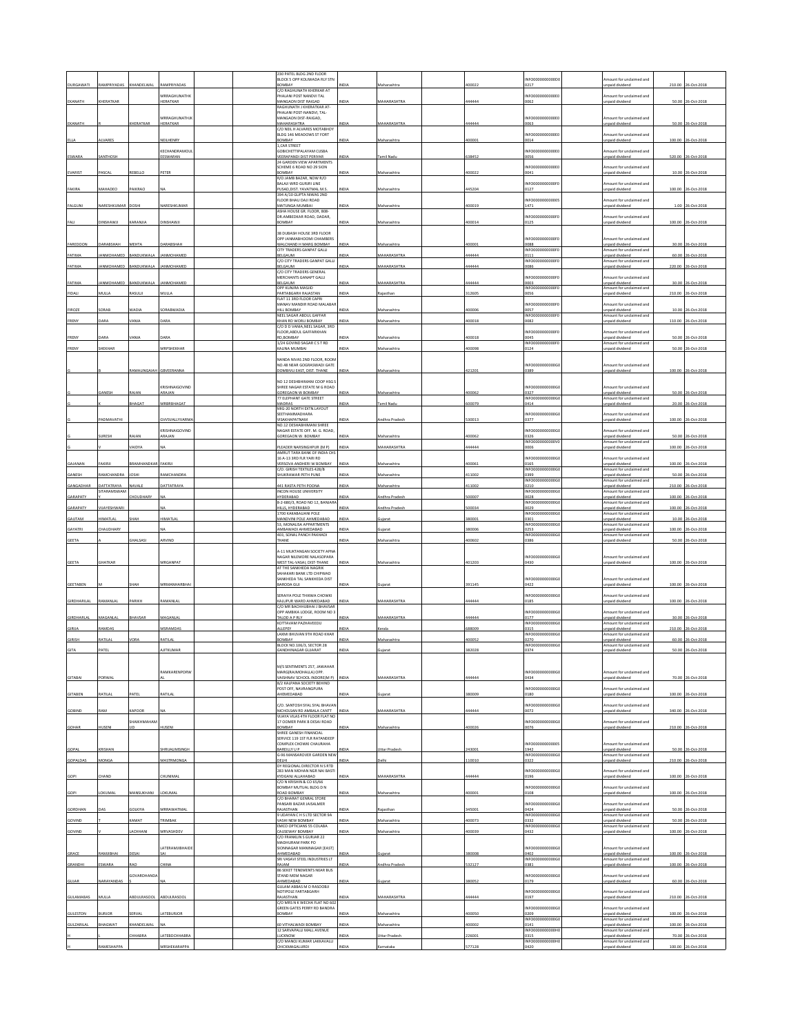| DURGAWATI | RAMPRIYADAS | KHANDELWAL | RAMPRIYADAS | | 230 PATEL BLDG 2ND FLOOR BLOCK 5 OPP KOLIWADA RLY STN BOMBAY | INDIA | Maharashtra | | 400022 | INFO000000000D00217 | | Amount for unclaimed and unpaid dividend | 210.00 | 26-Oct-2018 |
|---|---|---|---|---|---|---|---|---|---|---|---|---|---|---|
| EKANATH | KHERATKAR | | MRRAGHUNATHK HERATKAR | | C/O RAGHUNATH KHERIKAR AT PHALANI POST NANDVI TAL MANGAON DIST RAIGAD | INDIA | MAHARASHTRA | | 444444 | INFO000000000E00062 | | Amount for unclaimed and unpaid dividend | 50.00 | 26-Oct-2018 |
| EKANATH | R | KHERATKAR | MRRAGHUNATHK HERATKAR | | RAGHUNATH J KHERATKAR AT-PHALANI POST-NANDVI, TAL-MANGAON DIST-RAIGAD, MAHARASHTRA | INDIA | MAHARASHTRA | | 444444 | INFO000000000E00063 | | Amount for unclaimed and unpaid dividend | 50.00 | 26-Oct-2018 |
| ELLA | ALVARES | | NEILHENRY | | C/O NEIL H ALVARES MOTABHOY BLDG 146 MEADOWS ST FORT BOMBAY | INDIA | Maharashtra | | 400001 | INFO000000000E00014 | | Amount for unclaimed and unpaid dividend | 100.00 | 26-Oct-2018 |
| ESWARA | SANTHOSH | | KECHANDRAMOUL EESWARAN | | 1,CAR STREET GOBICHETTIPALAYAM CUSBIA VEERAPANDI DIST PERIYAR | INDIA | Tamil Nadu | | 638452 | INFO000000000E00056 | | Amount for unclaimed and unpaid dividend | 520.00 | 26-Oct-2018 |
| EVARIST | PASCAL | REBELLO | PETER | | 24 GARDEN VIEW APARTMENTS SCHEME 6 ROAD NO 29 SION BOMBAY | INDIA | Maharashtra | | 400022 | INFO000000000E00041 | | Amount for unclaimed and unpaid dividend | 10.00 | 26-Oct-2018 |
| FAKIRA | MAHADEO | PAIKRAO | NA | | R/O JAMB BAZAR, NOW R/O BALAJI WRD GURIRI LINE PUSAD,DIST. YAVATMAL M.S. | INDIA | Maharashtra | | 445204 | INFO000000000F00127 | | Amount for unclaimed and unpaid dividend | 100.00 | 26-Oct-2018 |
| FALGUNI | NARESHKUMAR | DOSHI | NARESHKUMAR | | 394 A/10 GUPTA NIWAS 2ND FLOOR BHAU DAJI ROAD MATUNGA MUMBAI | INDIA | Maharashtra | | 400019 | INFO0000000000051471 | | Amount for unclaimed and unpaid dividend | 1.00 | 26-Oct-2018 |
| FALI | DINSHAWJI | KARANJIA | DINSHAWJI | | ASHA HOUSE GR. FLOOR, 808-DR.AMBEDKAR ROAD, DADAR, BOMBAY | INDIA | Maharashtra | | 400014 | INFO000000000F00125 | | Amount for unclaimed and unpaid dividend | 100.00 | 26-Oct-2018 |
| FAREDOON | DARABSHAH | MEHTA | DARABSHAH | | 38 DUBASH HOUSE 3RD FLOOR OPP JANMABHOOMI CHAMBERS WALCHAND H MARG BOMBAY | INDIA | Maharashtra | | 400001 | INFO000000000F00088 | | Amount for unclaimed and unpaid dividend | 30.00 | 26-Oct-2018 |
| FATIMA | JANMOHAMED | BANDUKWALA | JANMOHAMED | | CITY TRADERS GANPAT GALLI BELGAUM | INDIA | MAHARASHTRA | | 444444 | INFO000000000F00111 | | Amount for unclaimed and unpaid dividend | 60.00 | 26-Oct-2018 |
| FATIMA | JANMOHAMED | BANDUKWALA | JANMOHAMED | | C/O CITY TRADERS GANPAT GALLI BELGAUM | INDIA | MAHARASHTRA | | 444444 | INFO000000000F00086 | | Amount for unclaimed and unpaid dividend | 220.00 | 26-Oct-2018 |
| FATIMA | JANMOHAMED | BANDUKWALA | JANMOHAMED | | C/O CITY TRADERS GENERAL MERCHANTS GANAPT GALLI BELGAUM | INDIA | MAHARASHTRA | | 444444 | INFO000000000F00003 | | Amount for unclaimed and unpaid dividend | 30.00 | 26-Oct-2018 |
| FIDALI | MULLA | RASULJI | MULLA | | OPP KUNJRA MASJID PARTABGARH RAJASTAN | INDIA | Rajasthan | | 312605 | INFO000000000F00056 | | Amount for unclaimed and unpaid dividend | 210.00 | 26-Oct-2018 |
| FIROZE | SORAB | WADIA | SORABWADIA | | FLAT 11 3RD FLOOR CAPRI MANAV MANDIR ROAD MALABAR HILL BOMBAY | INDIA | Maharashtra | | 400006 | INFO000000000F00057 | | Amount for unclaimed and unpaid dividend | 10.00 | 26-Oct-2018 |
| FRENY | DARA | VANIA | DARA | | NEEL SAGAR ABDUL GAFFAR KHAN RD WORLI BOMBAY | INDIA | Maharashtra | | 400018 | INFO000000000F00082 | | Amount for unclaimed and unpaid dividend | 110.00 | 26-Oct-2018 |
| FRENY | DARA | VANIA | DARA | | C/O D D VANIA,NEEL SAGAR, 3RD FLOOR,ABDUL GAFFARKHAN RD,BOMBAY | INDIA | Maharashtra | | 400018 | INFO000000000F00045 | | Amount for unclaimed and unpaid dividend | 50.00 | 26-Oct-2018 |
| FRENY | SHEKHAR | | MRPSHEKHAR | | 1/24 GOVIND SAGAR C S T RD KALINA MUMBAI | INDIA | Maharashtra | | 400098 | INFO000000000F00124 | | Amount for unclaimed and unpaid dividend | 50.00 | 26-Oct-2018 |
| G | B | RAMALINGAIAH | GBVEERANNA | | NANDA NIVAS 2ND FLOOR, ROOM NO.48 NEAR GOGRASWADI GATE DOMBIVLI EAST, DIST. THANE | INDIA | Maharashtra | | 421201 | INFO000000000G00389 | | Amount for unclaimed and unpaid dividend | 100.00 | 26-Oct-2018 |
| G | GANESH | RAJAN | KRISHNAIGOVIND ARAJAN | | NO 12 DESHBHIMANI COOP HSG S SHREE NAGAR ESTATE M G ROAD GOREGAON W BOMBAY | INDIA | Maharashtra | | 400062 | INFO000000000G00327 | | Amount for unclaimed and unpaid dividend | 50.00 | 26-Oct-2018 |
| G | K | BHAGAT | MRBRBHAGAT | | 77 ELEPHANT GATE STREET MADRAS | INDIA | Tamil Nadu | | 600079 | INFO000000000G00414 | | Amount for unclaimed and unpaid dividend | 20.00 | 26-Oct-2018 |
| G | PADMAVATHI | | GVVSVALLYVARMA | | MIG-20 NORTH EXTN LAYOUT SEETHAMMADHARA VISAKHAPATNAM | INDIA | Andhra Pradesh | | 530013 | INFO000000000G00377 | | Amount for unclaimed and unpaid dividend | 100.00 | 26-Oct-2018 |
| G | SURESH | RAJAN | KRISHNAIGOVIND ARAJAN | | NO.12 DESHABHIMANI SHREE NAGAR ESTATE OFF. M. G. ROAD, GOREGAON W. BOMBAY | INDIA | Maharashtra | | 400062 | INFO000000000G00326 | | Amount for unclaimed and unpaid dividend | 50.00 | 26-Oct-2018 |
| G | V | VAIDYA | NA | | PLEADER NARSINGHPUR (M P) | INDIA | MAHARASHTRA | | 444444 | INFO000000000V00006 | | Amount for unclaimed and unpaid dividend | 100.00 | 26-Oct-2018 |
| GAJANAN | FAKIRJI | BRAMHANDKAR | FAKIRJI | | AMRUT TARA BANK OF INDIA CHS 16 A-13 3RD FLR YARI RD VERSOVA ANDHERI W BOMBAY | INDIA | Maharashtra | | 400061 | INFO000000000G00165 | | Amount for unclaimed and unpaid dividend | 100.00 | 26-Oct-2018 |
| GANESH | RAMCHANDRA | JOSHI | RAMCHANDRA | | C/O. GIRISH TEXTILES 428/B SHUKRAWAR PETH PUNE | INDIA | Maharashtra | | 411002 | INFO000000000G00399 | | Amount for unclaimed and unpaid dividend | 50.00 | 26-Oct-2018 |
| GANGADHAR | DATTATRAYA | NAVALE | DATTATRAYA | | 441 RASTA PETH POONA | INDIA | Maharashtra | | 411002 | INFO000000000G00210 | | Amount for unclaimed and unpaid dividend | 210.00 | 26-Oct-2018 |
| GARAPATY | SITARAMSWAMY | CHOUDHARY | NA | | INCON HOUSE UNIVERSITY HYDERABAD | INDIA | Andhra Pradesh | | 500007 | INFO000000000G00028 | | Amount for unclaimed and unpaid dividend | 100.00 | 26-Oct-2018 |
| GARAPATY | VIJAYESHWARI | | NA | | 8-2-680/3, ROAD NO 12, BANJARA HILLS, HYDERABAD | INDIA | Andhra Pradesh | | 500034 | INFO000000000G00029 | | Amount for unclaimed and unpaid dividend | 100.00 | 26-Oct-2018 |
| GAUTAM | HIMATLAL | SHAH | HIMATLAL | | 1700 KAKABALIANI POLE MANDVINI POLE AHMEDABAD | INDIA | Gujarat | | 380001 | INFO000000000G00301 | | Amount for unclaimed and unpaid dividend | 10.00 | 26-Oct-2018 |
| GAYATRI | CHAUDHARY | | NA | | 53, MONALISA APPARTMENTS AMBAWADI AHMEDABAD | INDIA | Gujarat | | 380006 | INFO000000000G00253 | | Amount for unclaimed and unpaid dividend | 100.00 | 26-Oct-2018 |
| GEETA | A | GHALSASI | ARVIND | | 403, SONAL PANCH PAKHADI THANE | INDIA | Maharashtra | | 400602 | INFO000000000G00386 | | Amount for unclaimed and unpaid dividend | 50.00 | 26-Oct-2018 |
| GEETA | GHATKAR | | MRGANPAT | | A-11 MUKTANGAN SOCIETY APNA NAGAR NILEMORE NALASOPARA WEST TAL-VASAI, DIST-THANE | INDIA | Maharashtra | | 401203 | INFO000000000G00430 | | Amount for unclaimed and unpaid dividend | 100.00 | 26-Oct-2018 |
| GEETABEN | M | SHAH | MRMANHARBHAI | | AT THE SANKHEDA NAGRIK SAHAKARI BANK LTD CHIPWAD SANKHEDA TAL SANKHEDA DIST BARODA GUJ | INDIA | Gujarat | | 391145 | INFO000000000G00422 | | Amount for unclaimed and unpaid dividend | 100.00 | 26-Oct-2018 |
| GIRDHARILAL | RAMANLAL | PARIKH | RAMANLAL | | SERAIYA POLE THIKWA CHOWKI KALUPUR WARD AHMEDABAD | INDIA | MAHARASHTRA | | 444444 | INFO000000000G00185 | | Amount for unclaimed and unpaid dividend | 100.00 | 26-Oct-2018 |
| GIRDHARILAL | MAGANLAL | BHAVSAR | MAGANLAL | | C/O MR BACHHUBHAI J BHAVSAR OPP AMBIKA LODGE, ROOM NO 3 TALOD A P RLY | INDIA | MAHARASHTRA | | 444444 | INFO000000000G00177 | | Amount for unclaimed and unpaid dividend | 30.00 | 26-Oct-2018 |
| GIRIJA | RAMDAS | | MSRAMDAS | | KOTTAVAM PAZHAVEEDU ALLEPEY | INDIA | Kerala | | 688009 | INFO000000000G00315 | | Amount for unclaimed and unpaid dividend | 210.00 | 26-Oct-2018 |
| GIRISH | RATILAL | VORA | RATILAL | | LAXMI BHUVAN 9TH ROAD KHAR BOMBAY | INDIA | Maharashtra | | 400052 | INFO000000000G00270 | | Amount for unclaimed and unpaid dividend | 60.00 | 26-Oct-2018 |
| GITA | PATEL | | AJITKUMAR | | BLOCK NO.106/3, SECTOR 28 GANDHINAGAR GUJARAT | INDIA | Gujarat | | 382028 | INFO000000000G00374 | | Amount for unclaimed and unpaid dividend | 50.00 | 26-Oct-2018 |
| GITABAI | PORWAL | | RAMNARENPORW AL | | M/S SENTIMENTS 257, JAWAHAR MARG(RAJMOHALLA) OPP. VAISHNAV SCHOOL INDORE(M P) | INDIA | MAHARASHTRA | | 444444 | INFO000000000G00434 | | Amount for unclaimed and unpaid dividend | 70.00 | 26-Oct-2018 |
| GITABEN | RATILAL | PATEL | RATILAL | | 8/2 KALPANA SOCIETY BEHIND POST OFF, NAVRANGPURA AHMEDABAD | INDIA | Gujarat | | 380009 | INFO000000000G00180 | | Amount for unclaimed and unpaid dividend | 100.00 | 26-Oct-2018 |
| GOBIND | RAM | KAPOOR | NA | | C/O. SANTOSH SYAL SYAL BHAVAN NICHOLSAN RD AMBALA CANTT | INDIA | MAHARASHTRA | | 444444 | INFO000000000G00072 | | Amount for unclaimed and unpaid dividend | 340.00 | 26-Oct-2018 |
| GOHAR | HUSENI | SHAIKHMAHAM UD | HUSENI | | VIJAYA VILAS 4TH FLOOR FLAT NO 17 OOMER PARK B DESAI ROAD BOMBAY | INDIA | Maharashtra | | 400026 | INFO000000000G00076 | | Amount for unclaimed and unpaid dividend | 210.00 | 26-Oct-2018 |
| GOPAL | KRISHAN | | SHRIJALIMSINGH | | SHREE GANESH FINANCIAL SERVICE 119 1ST FLR RATANDEEP COMPLEX CHOWKI CHAURAHA BAREILLY U P | INDIA | Uttar Pradesh | | 243001 | INFO0000000000051942 | | Amount for unclaimed and unpaid dividend | 50.00 | 26-Oct-2018 |
| GOPALDAS | MONGA | | MASTRMONGA | | G-96 MANSAROVER GARDEN NEW DELHI | INDIA | Delhi | | 110010 | INFO000000000G00322 | | Amount for unclaimed and unpaid dividend | 210.00 | 26-Oct-2018 |
| GOPI | CHAND | | CHUNIMAL | | DY REGIONAL DIRECTOR N S RTD 283 MAN MOHAN NGR NAI BASTI KYDGANJ ALLAHABAD | INDIA | MAHARASHTRA | | 444444 | INFO000000000G00196 | | Amount for unclaimed and unpaid dividend | 100.00 | 26-Oct-2018 |
| GOPI | LOKUMAL | MANSUKHANI | LOKUMAL | | C/O N KRISHIN & CO 65/66 BOMBAY MUTUAL BLDG D N ROAD BOMBAY | INDIA | Maharashtra | | 400001 | INFO000000000G00108 | | Amount for unclaimed and unpaid dividend | 100.00 | 26-Oct-2018 |
| GORDHAN | DAS | GOLKIYA | MRRAWATMAL | | C/O BHARAT GENRAL STORE PANSARI BAZAR JAISALMER RAJASTHAN | INDIA | Rajasthan | | 345001 | INFO000000000G00424 | | Amount for unclaimed and unpaid dividend | 50.00 | 26-Oct-2018 |
| GOVIND | T | KAMAT | TRIMBAK | | 9 UDAYAN C H S LTD SECTOR 9A VASHI NEW BOMBAY | INDIA | Maharashtra | | 400073 | INFO000000000G00332 | | Amount for unclaimed and unpaid dividend | 50.00 | 26-Oct-2018 |
| GOVIND | V | LACHHANI | MRVASHDEV | | EMCO OPTICIANS 55 COLABA CAUSEWAY BOMBAY | INDIA | Maharashtra | | 400039 | INFO000000000G00432 | | Amount for unclaimed and unpaid dividend | 100.00 | 26-Oct-2018 |
| GRACE | RAMJIBHAI | DESAI | LATERAMJIBHAIDE SAI | | C/O FRANKLIN S GURJAR 22 MADHURAM PARK PO SIONNAGAR MANINAGAR (EAST) AHMEDABAD | INDIA | Gujarat | | 380008 | INFO000000000G00402 | | Amount for unclaimed and unpaid dividend | 100.00 | 26-Oct-2018 |
| GRANDHI | ESWARA | RAO | CHINA | | SRI VASAVI STEEL INDUSTRIES LT RAJAM | INDIA | Andhra Pradesh | | 532127 | INFO000000000G00381 | | Amount for unclaimed and unpaid dividend | 100.00 | 26-Oct-2018 |
| GUJAR | NARAYANDAS | GOVARDHANDA S | NA | | 86 SEKET TENEMENTS NEAR BUS STAND MEM NAGAR AHMEDABAD | INDIA | Gujarat | | 380052 | INFO000000000G00179 | | Amount for unclaimed and unpaid dividend | 60.00 | 26-Oct-2018 |
| GULAMABAS | MULLA | ABDULRASOOL | ABDULRASOOL | | GULAM ABBAS M D RASOOBJI NOTIPOLE FARTABGARH RAJASTHAN | INDIA | MAHARASHTRA | | 444444 | INFO000000000G00197 | | Amount for unclaimed and unpaid dividend | 210.00 | 26-Oct-2018 |
| GULESTON | BURJOR | SERVAL | LATEBURJOR | | C/O MRS N K WECHA FLAT NO 602 GREEN GATES PERRY RD BANDRA BOMBAY | INDIA | Maharashtra | | 400050 | INFO000000000G00209 | | Amount for unclaimed and unpaid dividend | 100.00 | 26-Oct-2018 |
| GULZARILAL | BHAGWAT | KHANDELWAL | NA | | 60 VITHALWADI BOMBAY | INDIA | Maharashtra | | 400002 | INFO000000000G00141 | | Amount for unclaimed and unpaid dividend | 100.00 | 26-Oct-2018 |
| H | L | CHHABRA | LATEBDCHHABRA | | 12 SARVAPALLI MALL AVENUE LUCKNOW | INDIA | Uttar Pradesh | | 226001 | INFO000000000H00315 | | Amount for unclaimed and unpaid dividend | 70.00 | 26-Oct-2018 |
| H | RAMESHAPPA | | MRSHEKARAPPA | | C/O MANOJ KUMAR LAKKAVALLI CHICKMAGALURDI | INDIA | Karnataka | | 577128 | INFO000000000H00420 | | Amount for unclaimed and unpaid dividend | 100.00 | 26-Oct-2018 |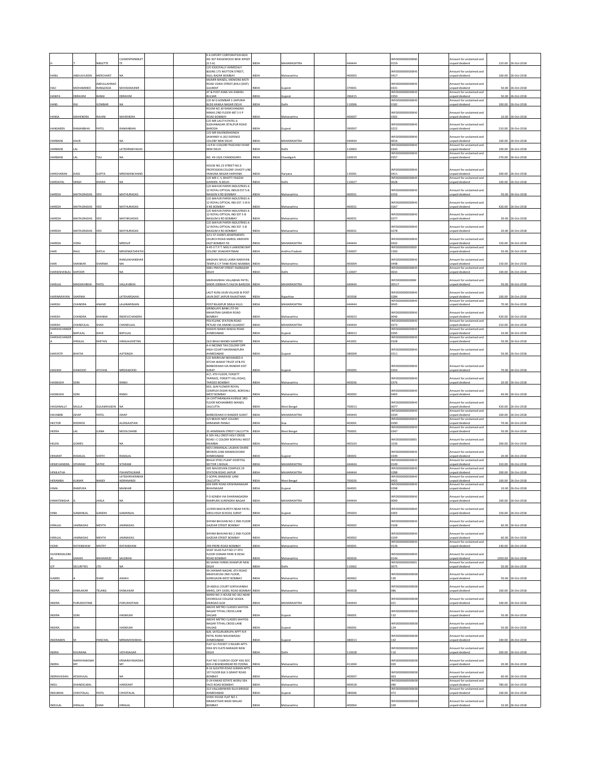| | | | | | | | | | | | | | |
|---|---|---|---|---|---|---|---|---|---|---|---|---|---|
| H | T | NIBLETTE | CLEMENTMNIBLETTE | | | K A EXPORT CORPORATION BOX NO 307 RIDGEWOOD NEW JERSEY (U S A) | INDIA | MAHARASHTRA | 444444 | INFO000000000N00159 | | Amount for unclaimed and unpaid dividend | 210.00 | 26-Oct-2018 |
| HABIL | ABDULHUSEIN | MERCHANT | NA | | | C/O ESOOFALLY AHMEDALY &SONS 175 MUTTON STREET, NULL BAZAR BOMBAY | INDIA | Maharashtra | 400003 | INFO000000000H00417 | | Amount for unclaimed and unpaid dividend | 100.00 | 26-Oct-2018 |
| HAJI | MOHAMMED | ABDULLAHNOORANGZADA | MOHDAMUNIR | | | MUNIR MANZIL, MEMONS MOTI ROAD VOKLA STREET,BHUJ (DIST) GUJARAT | INDIA | Gujarat | 370001 | INFO000000000H00331 | | Amount for unclaimed and unpaid dividend | 50.00 | 26-Oct-2018 |
| HANIFA | EBRAHIM | BANGI | EBRAHIM | | | AT & POST ASNA VIA DABHEL BULSAR | INDIA | Gujarat | 396415 | INFO000000000H00350 | | Amount for unclaimed and unpaid dividend | 50.00 | 26-Oct-2018 |
| HANS | RAJ | GOMBAR | NA | | | C/O M G GOMBAR 3 JAIPURIA BLDG KAMLA NAGAR DELHI | INDIA | Delhi | 110006 | INFO000000000H00182 | | Amount for unclaimed and unpaid dividend | 100.00 | 26-Oct-2018 |
| HANSA | MAHENDRA | RAJANI | MAHENDRA | | | ROOM NO 30 RAMCHANDRA NIWAS 2ND FLOOR 487 S V P ROAD BOMBAY | INDIA | Maharashtra | 400007 | INFO000000000H00302 | | Amount for unclaimed and unpaid dividend | 10.00 | 26-Oct-2018 |
| HANSABEN | RAMANBHAI | PATEL | RAMANBHAI | | | C/O MR LALIT N PATEL 6 SUDHANAGAR JETALPUR ROAD BARODA | INDIA | Gujarat | 390007 | INFO000000000H00222 | | Amount for unclaimed and unpaid dividend | 210.00 | 26-Oct-2018 |
| HARBANS | KAUR | | NA | | | C/O MR RAJENDRASINGH SAWHNEY A-202 DEFENCE COLONY NEW DELHI | INDIA | MAHARASHTRA | 444444 | INFO000000000H00016 | | Amount for unclaimed and unpaid dividend | 100.00 | 26-Oct-2018 |
| HARBANS | LAL | | LATEDRMAYADAS | | | J-6 R B I COLONY PASCHIM VIHAR NEW DELHI | INDIA | Delhi | 110063 | INFO000000000H00343 | | Amount for unclaimed and unpaid dividend | 100.00 | 26-Oct-2018 |
| HARBANS | LAL | TULI | NA | | | NO. 49-19/A CHANDIGARH | INDIA | Chandigarh | 160019 | INFO000000000H00357 | | Amount for unclaimed and unpaid dividend | 270.00 | 26-Oct-2018 |
| HARCHARAN | DASS | GUPTA | MRDIWANCHAND | | | HOUSE NO.23 STREET NO.6 PROFESSION COLONY CHHOTI LINE YAMUNA NAGAR HARYANA | INDIA | Haryana | 135001 | INFO000000000H00411 | | Amount for unclaimed and unpaid dividend | 200.00 | 26-Oct-2018 |
| HARDAYAL | SINGH | KHARA | NA | | | C/O MR C. S. BHATTI TAGOAr GARDEN. N.DELHI | INDIA | Delhi | 110027 | INFO000000000H00028 | | Amount for unclaimed and unpaid dividend | 100.00 | 26-Oct-2018 |
| HARESH | MATHURADAS | VED | MATHURADAS | | | C/O MAYUR PAPER INDUSTRIES A-12 ROYAL OPTICAL INDUS EST 5-B NAIGON X RD BOMBAY | INDIA | Maharashtra | 400031 | INFO000000000H00256 | | Amount for unclaimed and unpaid dividend | 50.00 | 26-Oct-2018 |
| HARESH | MATHURADAS | VED | MATHURADAS | | | C/O MAYUR PAPER INDUSTRIES A-12 ROYAL OPTICAL IND.EST. 5-B N X RD BOMBAY | INDIA | Maharashtra | 400031 | INFO000000000H00267 | | Amount for unclaimed and unpaid dividend | 420.00 | 26-Oct-2018 |
| HARESH | MATHURADAS | VED | MATHURADAS | | | C/O MAYUR PAPER INDUSTRIES A-12 ROYAL OPTICAL IND EST 5-B NAIGUM X RD BOMBAY | INDIA | Maharashtra | 400031 | INFO000000000H00277 | | Amount for unclaimed and unpaid dividend | 30.00 | 26-Oct-2018 |
| HARESH | MATHURADAS | VED | MATHURADAS | | | C/O MAYUR PAPER INDUSTRIES A-12 ROYAL OPTICAL IND EST. 5-B NAIGUM X RD BOMBAY | INDIA | Maharashtra | 400031 | INFO000000000H00278 | | Amount for unclaimed and unpaid dividend | 20.00 | 26-Oct-2018 |
| HARESH | VORA | | MRDILIP | | | 3/11 ST JHON'S APARTMENTS CHURCH ROAD MAROL ANDHERI EAST BOMBAY-59 | INDIA | MAHARASHTRA | 444444 | INFO000000000H00432 | | Amount for unclaimed and unpaid dividend | 150.00 | 26-Oct-2018 |
| HARI | RAJU | DATLA | MRVENKATAPATHI | | | 4-45-3 T.P.T. MIG II LAWSONS BAY COLONY VISAKAPATNAM | INDIA | Andhra Pradesh | 530007 | INFO000000000D501500 | | Amount for unclaimed and unpaid dividend | 50.00 | 26-Oct-2018 |
| HARI | SHANKAR | SHARMA | RAMLAKHANSHARMA | | | MADHAV BAUG LAXMI NARAYAN TEMPLE C P TANK ROAD MUMBAI | INDIA | Maharashtra | 400004 | INFO000000000H00448 | | Amount for unclaimed and unpaid dividend | 150.00 | 26-Oct-2018 |
| HARIKISHANLAL | KAPOOR | | NA | | | 3081 PRATAP STREET FAIZBAZAR DELHI | INDIA | Delhi | 110007 | INFO000000000H00033 | | Amount for unclaimed and unpaid dividend | 100.00 | 26-Oct-2018 |
| HARILAL | MADHAVBHAI | PATEL | VALLAVBHAI | | | MADHAVBHAI VALLABHAI PATEL SINOR JORBHAI'S FALIYA BARODA | INDIA | MAHARASHTRA | 444444 | INFO000000000M00517 | | Amount for unclaimed and unpaid dividend | 50.00 | 26-Oct-2018 |
| HARINARAYAN | SHARMA | | LATEHARSAHAI | | | LALIT KUNJ JAUN VILLAGE & POST JAUN DIST JAIPUR RAJASTHAN | INDIA | Rajasthan | 303506 | INFO000000000H00284 | | Amount for unclaimed and unpaid dividend | 100.00 | 26-Oct-2018 |
| HARISH | CHANDRA | ANAND | LALANARINJAN | | | POST BILASPUR SIMLA HILLS | INDIA | MAHARASHTRA | 444444 | INFO000000000H00045 | | Amount for unclaimed and unpaid dividend | 70.00 | 26-Oct-2018 |
| HARISH | CHANDRA | KHANNA | RBDEVICHANDRA | | | GRINDLAYS BANK LTD 90 MAHATMA GANDHI ROAD BOMBAY | INDIA | Maharashtra | 400023 | INFO000000000H00046 | | Amount for unclaimed and unpaid dividend | 420.00 | 26-Oct-2018 |
| HARISH | CHANDULAL | SHAH | CHANDULAL | | | POLYCLINIC STATION ROAD PETLAD VIA ANAND GUJARAT | INDIA | MAHARASHTRA | 444444 | INFO000000000H00273 | | Amount for unclaimed and unpaid dividend | 210.00 | 26-Oct-2018 |
| HARISHCHANDRA | BAPULAL | DAVE | BAPULAL | | | H00345 NAWA WADAJ ROAD AHMEDABAD | INDIA | Gujarat | 380013 | INFO000000000H00295 | | Amount for unclaimed and unpaid dividend | 10.00 | 26-Oct-2018 |
| HARISHCHANDRA | HIRALAL | KHETAN | HIRALALKHETAN | | | OLD BHAJI MANDI KAMPTEE | INDIA | Maharashtra | 441001 | INFO000000000H00328 | | Amount for unclaimed and unpaid dividend | 50.00 | 26-Oct-2018 |
| HARJYOTI | BHATIA | | AJITSINGH | | | A-4 INCOME TAX COLONY OPP. HIGH COURT NAVRANGPURA AHMEDABAD | INDIA | Gujarat | 380009 | INFO000000000H00311 | | Amount for unclaimed and unpaid dividend | 50.00 | 26-Oct-2018 |
| HASHIM | DAWOOD | ATCHHA | MRDAWOOD | | | C/O MARHUM MOHAMED A ATCHA WAKAF TRUST AT& PO BARBODHAN VIA RANDER DIST SURAT | INDIA | Gujarat | 395005 | INFO000000000H00354 | | Amount for unclaimed and unpaid dividend | 70.00 | 26-Oct-2018 |
| HASMUKH | SONI | | RAMJI | | | 417, 4TH FLOOR, FORJETT TARRACE, FORJETT HILL ROAD, TARDEO BOMBAY | INDIA | Maharashtra | 400036 | INFO000000000H00376 | | Amount for unclaimed and unpaid dividend | 20.00 | 26-Oct-2018 |
| HASMUKH | SONI | | RAMJI | | | 603, SUN FLOWER ROYAL COMPLEX EKSAR ROAD, BORIVALI WEST BOMBAY | INDIA | Maharashtra | 400092 | INFO000000000H00405 | | Amount for unclaimed and unpaid dividend | 40.00 | 26-Oct-2018 |
| HASSANALLY | MULLA | GULAMHUSEIN | NA | | | 14 CHITTARANJAN AVENUE 3RD FLOOR MOHAMMED MANZIL CALCUTTA | INDIA | West Bengal | 700013 | INFO000000000H00077 | | Amount for unclaimed and unpaid dividend | 420.00 | 26-Oct-2018 |
| HAVABIBI | ISHAP | PATEL | ISHAP | | | BARBODHAN VI RANDER SURAT | INDIA | MAHARASHTRA | 444444 | INFO000000000H00334 | | Amount for unclaimed and unpaid dividend | 100.00 | 26-Oct-2018 |
| HECTOR | RODRICK | | ALEXGAJETAN | | | 5/3 BEACH NEST COLONY MIRAMAR PANAJI | INDIA | Goa | 403001 | INFO000000000H00290 | | Amount for unclaimed and unpaid dividend | 70.00 | 26-Oct-2018 |
| HEERA | LAL | LUNIA | MOOLCHAND | | | 35 ARMENIAN STREET CALCUTTA | INDIA | West Bengal | 700001 | INFO000000000H00347 | | Amount for unclaimed and unpaid dividend | 50.00 | 26-Oct-2018 |
| HELEN | GOMES | | NA | | | A 505 HILL CREST HOLY CROSS ROAD I C COLONY BORIVALI WEST MUMBAI | INDIA | Maharashtra | 400103 | INFO000000000000053236 | | Amount for unclaimed and unpaid dividend | 200.00 | 26-Oct-2018 |
| HEMANT | RASIKLAL | SHETH | RASIKLAL | | | M/S CHIMANLAL LALBHAI SHARE BROKER,2286 MANEKCHOWK AHMEDABAD | INDIA | Gujarat | 380001 | INFO000000000H00349 | | Amount for unclaimed and unpaid dividend | 20.00 | 26-Oct-2018 |
| HEMCHANDRA | SITARAM | SATHE | SITARAM | | | BHILAI STEEL PLANT HOSPITAL SECTOR 1 BHILAI | INDIA | MAHARASHTRA | 444444 | INFO000000000H00149 | | Amount for unclaimed and unpaid dividend | 310.00 | 26-Oct-2018 |
| HEMLATHA | | | FSHANTIKUMAR | | | 305 NAVJEEVAN COMPLEX 29 STATION ROAD JAIPUR | INDIA | MAHARASHTRA | 444444 | INFO000000000H00288 | | Amount for unclaimed and unpaid dividend | 200.00 | 26-Oct-2018 |
| HERAMBA | KUMAR | NANDI | LATESHRIHEMBHANDRANANDI | | | 2 GOPAL BANERJEE LANE CALCUTTA | INDIA | West Bengal | 700026 | INFO000000000H00425 | | Amount for unclaimed and unpaid dividend | 100.00 | 26-Oct-2018 |
| HIMA | RANPURA | | MANHAR | | | 639 DERI ROAD KRISHNANAGAR BHAVNAGAR | INDIA | Gujarat | 364001 | INFO000000000H00298 | | Amount for unclaimed and unpaid dividend | 10.00 | 26-Oct-2018 |
| HIMATSINGHA | G | JHALA | NA | | | P O KONDH VIA DHARANGADRA RAMPURA SURENDRA NAGAR | INDIA | MAHARASHTRA | 444444 | INFO000000000H00099 | | Amount for unclaimed and unpaid dividend | 100.00 | 26-Oct-2018 |
| HINA | GAMANLAL | GANDHI | GAMANLAL | | | 12/999 MACHLIPETH NEAR PATEL GIRLS HIGH SCHOOL SURAT | INDIA | Gujarat | 395003 | INFO000000000H00305 | | Amount for unclaimed and unpaid dividend | 150.00 | 26-Oct-2018 |
| HIRALAL | JAMNADAS | MEHTA | JAMNADAS | | | SHYAM BHUVAN NO 2 2ND FLOOR GAZDAR STREET BOMBAY | INDIA | Maharashtra | 400002 | INFO000000000H00108 | | Amount for unclaimed and unpaid dividend | 60.00 | 26-Oct-2018 |
| HIRALAL | JAMNADAS | MEHTA | JAMNADAS | | | SHYAM BHAVAN NO 2 2ND FLOOR GAZDAR STREET BOMBAY | INDIA | Maharashtra | 400002 | INFO000000000H00109 | | Amount for unclaimed and unpaid dividend | 60.00 | 26-Oct-2018 |
| HOMI | RATANSHAW | MISTRY | RATANSHAW | | | 299 FRERE ROAD BOMBAY | INDIA | Maharashtra | 400001 | INFO000000000H00126 | | Amount for unclaimed and unpaid dividend | 140.00 | 26-Oct-2018 |
| HUSENISSALEBHAI | SHAIKH | MAHAMUD | SALEBHAI | | | VIJAY VILAS FLAT NO 17 4TH FLOOR DORAAR PARK B DESAI ROAD BOMBAY | INDIA | Maharashtra | 400026 | INFO000000000H00144 | | Amount for unclaimed and unpaid dividend | 1050.00 | 26-Oct-2018 |
| ICP | SECURITIES | LTD | NA | | | 80 SAINIK FARMS KHANPUR NEW DELHI | INDIA | Delhi | 110062 | INFO000000000000050075 | | Amount for unclaimed and unpaid dividend | 50.00 | 26-Oct-2018 |
| ILABEN | | SHAH | ASHAH | | | 49 JHAWAR NAGAR, 6TH ROAD MADHUKUNJ 2ND FLOOR, GOREGAON WEST BOMBAY | INDIA | Maharashtra | 400062 | INFO000000000I00130 | | Amount for unclaimed and unpaid dividend | 50.00 | 26-Oct-2018 |
| INDIRA | KAMLAKAR | TELANG | KAMLAKAR | | | 19 ABDUL COURT SURYAVANSHI MARG, OFF CADEL ROAD BOMBAY | INDIA | Maharashtra | 400028 | INFO000000000I00086 | | Amount for unclaimed and unpaid dividend | 100.00 | 26-Oct-2018 |
| INDIRA | PURUSHOTAM | | PURUSHOTAM | | | WARD NO 3 HOUSE NO 362 NEAR CHOWGULE COLLEGE GOGOL MARGAO GOA | INDIA | MAHARASHTRA | 444444 | INFO000000000I00021 | | Amount for unclaimed and unpaid dividend | 100.00 | 26-Oct-2018 |
| INDIRA | SONI | | HASMUKH | | | ABOVE METRO CLASSES SAHYOG NAGAR TITHAL CROSS LANE VALSAD | INDIA | Gujarat | 396001 | INFO000000000I00132 | | Amount for unclaimed and unpaid dividend | 50.00 | 26-Oct-2018 |
| INDIRA | SONI | | HASMUKH | | | ABOVE METRO CLASSES SAHYOG NAGAR TITHAL CROSS LANE VALSAD | INDIA | Gujarat | 396001 | INFO000000000I00134 | | Amount for unclaimed and unpaid dividend | 50.00 | 26-Oct-2018 |
| INDIRABEN | M | PANCHAL | MRMAHESHBHAI | | | B/8, SATGURUKRUPA APPT N R PATEL ROAD NAVAWADAJ AHMEDABAD | INDIA | Gujarat | 380013 | INFO000000000I00142 | | Amount for unclaimed and unpaid dividend | 100.00 | 26-Oct-2018 |
| INDRA | KHURANA | | VIDYASAGAR | | | FLAT G1 POCKET II NILGIRI APTS DDA SFS FLATS NARAGRI NEW DELHI | INDIA | Delhi | 110028 | INFO000000000I00110 | | Amount for unclaimed and unpaid dividend | 200.00 | 26-Oct-2018 |
| INDRA | NARAYANASWAMY | | KRNARAYANASWAMY | | | FLAT NO 3 SURCHI COOP HSG SOC 820-4 BHANDARKAR RD POONA | INDIA | Maharashtra | 411004 | INFO000000000I00020 | | Amount for unclaimed and unpaid dividend | 20.00 | 26-Oct-2018 |
| INDRAVADAN | KESHAVLAL | | NA | | | B-16 SLEATER ROAD SUMAN APTS 1ST FLOOR BLK 3 GRANT ROAD BOMBAY | INDIA | Maharashtra | 400007 | INFO000000000I00061 | | Amount for unclaimed and unpaid dividend | 60.00 | 26-Oct-2018 |
| INDU | KHANDELWAL | | HARIKANT | | | D-24 KAKAD ESTATE WORLI SEA FACE ROAD BOMBAY | INDIA | Maharashtra | 400018 | INFO000000000I00090 | | Amount for unclaimed and unpaid dividend | 780.00 | 26-Oct-2018 |
| INDUBHAI | CHHOTALAL | PATEL | CHHOTALAL | | | 313 VALLABHWADI ELLIS BRIDGE AHMEDABAD | INDIA | Gujarat | 380006 | INFO000000000I00072 | | Amount for unclaimed and unpaid dividend | 100.00 | 26-Oct-2018 |
| INDULAL | HIRALAL | SHAH | HIRALAL | | | VIVEK HOUSE FLAT NO 1 MAMLETDAR WADI MALAD BOMBAY | INDIA | Maharashtra | 400064 | INFO000000000I00100 | | Amount for unclaimed and unpaid dividend | 10.00 | 26-Oct-2018 |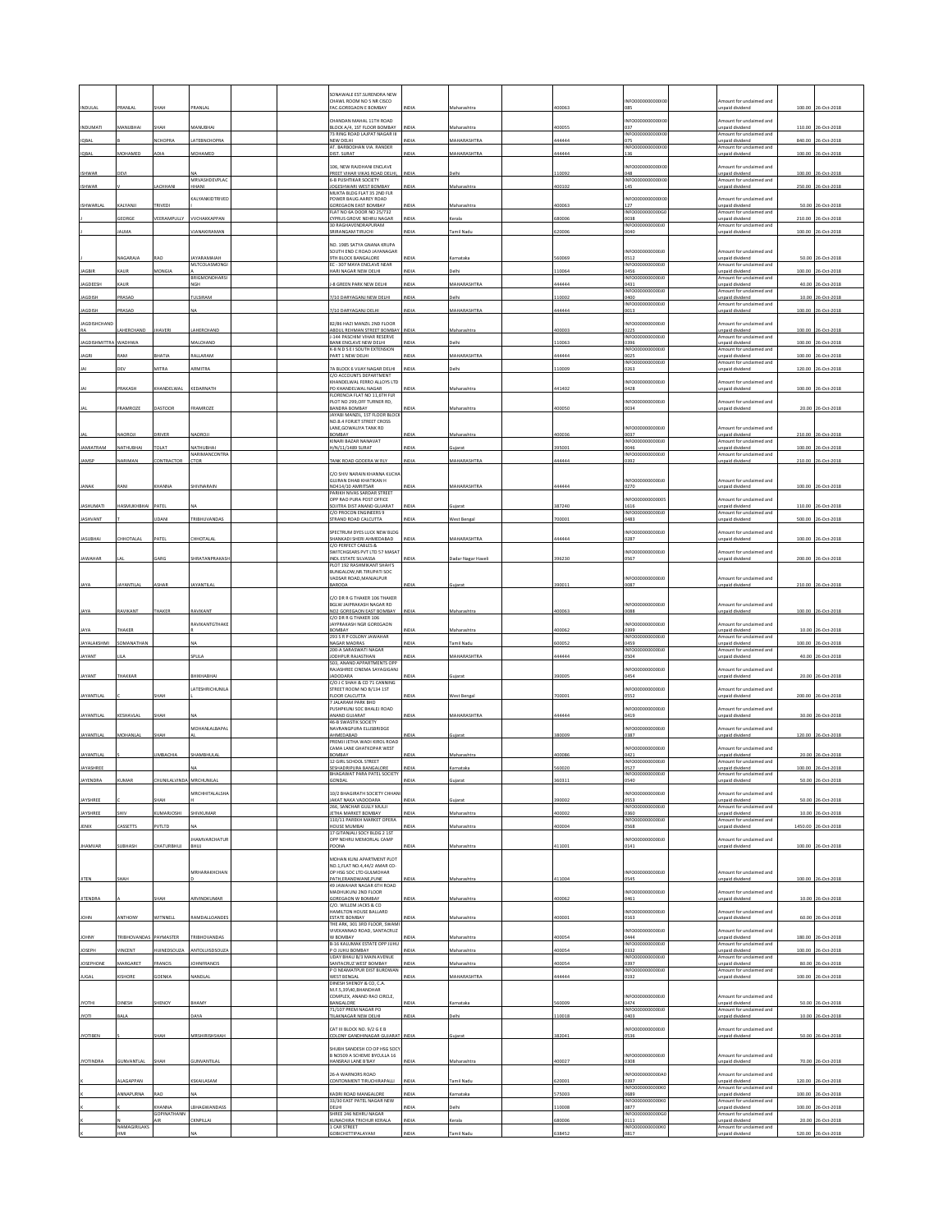| INDULAL | PRANLAL | SHAH | PRANLAL | | | SONAWALE EST.SURENDRA NEW CHAWL ROOM NO 5 NR CISCO FAC.GOREGAON E BOMBAY | INDIA | Maharashtra | | 400063 | | INFO000000000IN00085 | | Amount for unclaimed and unpaid dividend | 100.00 | 26-Oct-2018 |
|---|---|---|---|---|---|---|---|---|---|---|---|---|---|---|---|---|
| INDUMATI | MANUBHAI | SHAH | MANUBHAI | | | CHANDAN MAHAL 11TH ROAD BLOCK A/4, 1ST FLOOR BOMBAY | INDIA | Maharashtra | | 400055 | | INFO000000000IN00037 | | Amount for unclaimed and unpaid dividend | 110.00 | 26-Oct-2018 |
| IQBAL | | NCHOPRA | LATEBNCHOPRA | | | 73 RING ROAD LAJPAT NAGAR III NEW DELHI | INDIA | MAHARASHTRA | | 444444 | | INFO000000000IN00075 | | Amount for unclaimed and unpaid dividend | 840.00 | 26-Oct-2018 |
| IQBAL | MOHAMED | ADIA | MOHAMED | | | AT. BARBODHAN VIA. RANDER DIST. SURAT | INDIA | MAHARASHTRA | | 444444 | | INFO000000000IN00136 | | Amount for unclaimed and unpaid dividend | 100.00 | 26-Oct-2018 |
| ISHWAR | DEVI | | NA | | | 106, NEW RAJDHANI ENCLAVE PREET VIHAR VIKAS ROAD DELHI, | INDIA | Delhi | | 110092 | | INFO000000000IN00048 | | Amount for unclaimed and unpaid dividend | 100.00 | 26-Oct-2018 |
| ISHWAR | V | LACHHANI | MRVASHDEVPLACHHANI | | | 6-B PUSHTIKAR SOCIETY JOGESHWARI WEST BOMBAY | INDIA | Maharashtra | | 400102 | | INFO000000000IN00145 | | Amount for unclaimed and unpaid dividend | 250.00 | 26-Oct-2018 |
| ISHWARLAL | KALYANJI | TRIVEDI | KALYANKIDTRIVEDI | | | MUKTA BLDG FLAT 35 2ND FLR POWER BAUG AAREY ROAD GOREGAON EAST BOMBAY | INDIA | Maharashtra | | 400063 | | INFO000000000IN00127 | | Amount for unclaimed and unpaid dividend | 50.00 | 26-Oct-2018 |
| J | GEORGE | VEERAMPULLY | VVCHAKKAPPAN | | | FLAT NO 6A DOOR NO 25/732 CYPRUS GROVE NEHRU NAGAR | INDIA | Kerala | | 680006 | | INFO000000000OG00038 | | Amount for unclaimed and unpaid dividend | 210.00 | 26-Oct-2018 |
| J | JALMA | | VJANAKIRAMAN | | | 30 RAGHAVENDRAPURAM SRIRANGAM TIRUCHI | INDIA | Tamil Nadu | | 620006 | | INFO000000000J00040 | | Amount for unclaimed and unpaid dividend | 100.00 | 26-Oct-2018 |
| J | NAGARAJA | RAO | JAYARAMAIAH | | | NO. 1985 SATYA GNANA KRUPA SOUTH END C ROAD JAYANAGAR 9TH BLOCK BANGALORE | INDIA | Karnataka | | 560069 | | INFO000000000J00512 | | Amount for unclaimed and unpaid dividend | 50.00 | 26-Oct-2018 |
| JAGBIR | KAUR | MONGIA | MLTCOLASMONGIA | | | EC - 307 MAYA ENCLAVE NEAR HARI NAGAR NEW DELHI | INDIA | Delhi | | 110064 | | INFO000000000J00456 | | Amount for unclaimed and unpaid dividend | 100.00 | 26-Oct-2018 |
| JAGDEESH | KAUR | | BRIGMONDHARSINGH | | | J-8 GREEN PARK NEW DELHI | INDIA | MAHARASHTRA | | 444444 | | INFO000000000J00431 | | Amount for unclaimed and unpaid dividend | 40.00 | 26-Oct-2018 |
| JAGDISH | PRASAD | | TULSIRAM | | | 7/10 DARYAGANJ NEW DELHI | INDIA | Delhi | | 110002 | | INFO000000000J00400 | | Amount for unclaimed and unpaid dividend | 10.00 | 26-Oct-2018 |
| JAGDISH | PRASAD | | NA | | | 7/10 DARYAGANJ DELHI | INDIA | MAHARASHTRA | | 444444 | | INFO000000000J00013 | | Amount for unclaimed and unpaid dividend | 100.00 | 26-Oct-2018 |
| JAGDISHCHANDRA | LAHERCHAND | JHAVERI | LAHERCHAND | | | 82/86 HAZI MANZIL 2ND FLOOR ABDUL REHMAN STREET BOMBAY | INDIA | Maharashtra | | 400003 | | INFO000000000J00225 | | Amount for unclaimed and unpaid dividend | 100.00 | 26-Oct-2018 |
| JAGDISHMITTRA | WADHWA | | MALCHAND | | | J-144 PASCHIM VIHAR RESERVE BANK ENCLAVE NEW DELHI | INDIA | Delhi | | 110063 | | INFO000000000J00396 | | Amount for unclaimed and unpaid dividend | 100.00 | 26-Oct-2018 |
| JAGRI | RAM | BHATIA | RALLARAM | | | K-B N D S E I SOUTH EXTENSION PART 1 NEW DELHI | INDIA | MAHARASHTRA | | 444444 | | INFO000000000J00025 | | Amount for unclaimed and unpaid dividend | 100.00 | 26-Oct-2018 |
| JAI | DEV | MITRA | ARMITRA | | | 7A BLOCK 6 VIJAY NAGAR DELHI | INDIA | Delhi | | 110009 | | INFO000000000J00263 | | Amount for unclaimed and unpaid dividend | 120.00 | 26-Oct-2018 |
| JAI | PRAKASH | KHANDELWAL | KEDARNATH | | | C/O ACCOUNTS DEPARTMENT KHANDELWAL FERRO ALLOYS LTD PO KHANDELWAL NAGAR | INDIA | Maharashtra | | 441402 | | INFO000000000J00428 | | Amount for unclaimed and unpaid dividend | 100.00 | 26-Oct-2018 |
| JAL | FRAMROZE | DASTOOR | FRAMROZE | | | FLORENCIA FLAT NO 11,6TH FLR PLOT NO 299,OFF TURNER RD, BANDRA BOMBAY | INDIA | Maharashtra | | 400050 | | INFO000000000J00034 | | Amount for unclaimed and unpaid dividend | 20.00 | 26-Oct-2018 |
| JAL | NAOROJI | DRIVER | NAOROJI | | | JAYABI MANZIL, 1ST FLOOR BLOCK NO.8-4 FORJET STREET CROSS LANE,GOWALIYA TANK RD BOMBAY | INDIA | Maharashtra | | 400036 | | INFO000000000J00037 | | Amount for unclaimed and unpaid dividend | 210.00 | 26-Oct-2018 |
| JAMIATRAM | NATHUBHAI | TOLAT | NATHUBHAI | | | KINARI BAZAR NANAVAT H/N/11/1489 SURAT | INDIA | Gujarat | | 395001 | | INFO000000000J00046 | | Amount for unclaimed and unpaid dividend | 100.00 | 26-Oct-2018 |
| JAMSP | NARIMAN | CONTRACTOR | NARIMANCONTRACTOR | | | TANK ROAD GODERA W RLY | INDIA | MAHARASHTRA | | 444444 | | INFO000000000J00392 | | Amount for unclaimed and unpaid dividend | 210.00 | 26-Oct-2018 |
| JANAK | RANI | KHANNA | SHIVNARAIN | | | C/O SHIV NARAIN KHANNA KUCHA GUJRAN DHAB KHATIKAN H NO414/10 AMRITSAR | INDIA | MAHARASHTRA | | 444444 | | INFO000000000J00270 | | Amount for unclaimed and unpaid dividend | 100.00 | 26-Oct-2018 |
| JASHUMATI | HASMUKHBHAI | PATEL | NA | | | PARIKH NIVAS SARDAR STREET OPP RAO PURA POST OFFICE SOJITRA DIST ANAND GUJARAT | INDIA | Gujarat | | 387240 | | INFO000000000005 1616 | | Amount for unclaimed and unpaid dividend | 110.00 | 26-Oct-2018 |
| JASHVANT | | JIDANI | TRIBHUVANDAS | | | C/O PROCON ENGINEERS 9 STRAND ROAD CALCUTTA | INDIA | West Bengal | | 700001 | | INFO000000000J00483 | | Amount for unclaimed and unpaid dividend | 500.00 | 26-Oct-2018 |
| JASUBHAI | CHHOTALAL | PATEL | CHHOTALAL | | | SPECTRUM DYES LUCK NEW BLDG SHANKADI SHERI AHMEDABAD | INDIA | MAHARASHTRA | | 444444 | | INFO000000000J00287 | | Amount for unclaimed and unpaid dividend | 100.00 | 26-Oct-2018 |
| JAWAHAR | LAL | GARG | SHRATANPRAKASH | | | C/O PERFECT CABLES & SWITCHGEARS PVT LTD 57 MASAT INDL ESTATE SILVASSA | INDIA | Dadar Nagar Haveli | | 396230 | | INFO000000000J00567 | | Amount for unclaimed and unpaid dividend | 200.00 | 26-Oct-2018 |
| JAYA | JAYANTILAL | ASHAR | JAYANTILAL | | | PLOT 192 RASHMIKANT SHAH'S BUNGALOW,NR.TIRUPATI SOC VADSAR ROAD,MANJALPUR BARODA | INDIA | Gujarat | | 390011 | | INFO000000000J00087 | | Amount for unclaimed and unpaid dividend | 210.00 | 26-Oct-2018 |
| JAYA | RAVIKANT | THAKER | RAVIKANT | | | C/O DR R G THAKER 106 THAKER BGLW JAIPRAKASH NAGAR RD NO2 GOREGAON EAST BOMBAY | INDIA | Maharashtra | | 400063 | | INFO000000000J00088 | | Amount for unclaimed and unpaid dividend | 100.00 | 26-Oct-2018 |
| JAYA | THAKER | | RAVIKANTGTHAKER | | | C/O DR R G THAKER 106 JAYPRAKASH NGR GOREGAON BOMBAY | INDIA | Maharashtra | | 400062 | | INFO000000000J00399 | | Amount for unclaimed and unpaid dividend | 10.00 | 26-Oct-2018 |
| JAYALAKSHMI | SOMANATHAN | | NA | | | 293 S R P COLONY JAWAHAR NAGAR MADRAS | INDIA | Tamil Nadu | | 600052 | | INFO000000000J00459 | | Amount for unclaimed and unpaid dividend | 100.00 | 26-Oct-2018 |
| JAYANT | LILA | | SPLILA | | | 200-A SARASWATI NAGAR JODHPUR RAJASTHAN | INDIA | MAHARASHTRA | | 444444 | | INFO000000000J00504 | | Amount for unclaimed and unpaid dividend | 40.00 | 26-Oct-2018 |
| JAYANT | THAKKAR | | BHIKHABHAI | | | 503, ANAND APPARTMENTS OPP RAJASHREE CINEMA SAYAGIGANJ VADODARA | INDIA | Gujarat | | 390005 | | INFO000000000J00454 | | Amount for unclaimed and unpaid dividend | 20.00 | 26-Oct-2018 |
| JAYANTILAL | | SHAH | LATESHRIICHUNILAL | | | C/O I C SHAH & CO 71 CANNING STREET ROOM NO B/134 1ST FLOOR CALCUTTA | INDIA | West Bengal | | 700001 | | INFO000000000J00552 | | Amount for unclaimed and unpaid dividend | 200.00 | 26-Oct-2018 |
| JAYANTILAL | KESHAVLAL | SHAH | NA | | | 7 JALARAM PARK BHD PUSHPKUNJ SOC BHALEJ ROAD ANAND GUJARAT | INDIA | MAHARASHTRA | | 444444 | | INFO000000000J00419 | | Amount for unclaimed and unpaid dividend | 30.00 | 26-Oct-2018 |
| JAYANTILAL | MOHANLAL | SHAH | MOHANLALBAPALAL | | | 46-B SWASTIK SOCIETY NAVRANGPURA ELLISBRIDGE AHMEDABAD | INDIA | Gujarat | | 380009 | | INFO000000000J00387 | | Amount for unclaimed and unpaid dividend | 120.00 | 26-Oct-2018 |
| JAYANTILAL | S | LIMBACHIA | SHAMBHULAL | | | PREMJI JETHA WADI KIROL ROAD CAMA LANE GHATKOPAR WEST BOMBAY | INDIA | Maharashtra | | 400086 | | INFO000000000J00421 | | Amount for unclaimed and unpaid dividend | 20.00 | 26-Oct-2018 |
| JAYASHREE | | | NA | | | 12 GIRL SCHOOL STREET SESHADRIPURA BANGALORE | INDIA | Karnataka | | 560020 | | INFO000000000J00527 | | Amount for unclaimed and unpaid dividend | 100.00 | 26-Oct-2018 |
| JAYENDRA | KUMAR | CHUNILALVINDA | MRCHUNILAL | | | BHAGAWAT PARA PATEL SOCIETY GONDAL | INDIA | Gujarat | | 360311 | | INFO000000000J00540 | | Amount for unclaimed and unpaid dividend | 50.00 | 26-Oct-2018 |
| JAYSHREE | C | SHAH | MRCHHITALALSHAH | | | 10/2 BHAGIRATH SOCIETY CHHANI JAKAT NAKA VADODARA | INDIA | Gujarat | | 390002 | | INFO000000000J00553 | | Amount for unclaimed and unpaid dividend | 50.00 | 26-Oct-2018 |
| JAYSHREE | SHIV | KUMARJOSHI | SHIVKUMAR | | | 266, SANCHAR GULLY MULJI JETHA MARKET BOMBAY | INDIA | Maharashtra | | 400002 | | INFO000000000J00360 | | Amount for unclaimed and unpaid dividend | 10.00 | 26-Oct-2018 |
| JENIX | CASSETTS | PVTLTD | NA | | | 110/11 PAREKH MARKET OPERA HOUSE MUMBAI | INDIA | Maharashtra | | 400004 | | INFO000000000J00568 | | Amount for unclaimed and unpaid dividend | 1450.00 | 26-Oct-2018 |
| JHAMVAR | SUBHASH | CHATURBHUJ | JHAMVARCHATURBHUJ | | | 17 GITANJALI SOCY BLDG 2 1ST OPP NEHRU MEMORIAL CAMP POONA | INDIA | Maharashtra | | 411001 | | INFO000000000J00141 | | Amount for unclaimed and unpaid dividend | 100.00 | 26-Oct-2018 |
| JITEN | SHAH | | MRHARAKHCHAND | | | MOHAN KUNJ APARTMENT PLOT NO.1,FLAT NO.4,44/2 AMAR CO-OP HSG SOC LTD GULMOHAR PATH,ERANDWANE,PUNE | INDIA | Maharashtra | | 411004 | | INFO000000000J00545 | | Amount for unclaimed and unpaid dividend | 100.00 | 26-Oct-2018 |
| JITENDRA | A | SHAH | ARVINDKUMAR | | | 40 JAWAHAR NAGAR 6TH ROAD MADHUKUNJ 2ND FLOOR GOREGAON W BOMBAY | INDIA | Maharashtra | | 400062 | | INFO000000000J00461 | | Amount for unclaimed and unpaid dividend | 10.00 | 26-Oct-2018 |
| JOHN | ANTHONY | WITNNELL | RAMDALLOANDES | | | C/O. WILLEM JACKS & CO HAMILTON HOUSE BALLARD ESTATE BOMBAY | INDIA | Maharashtra | | 400001 | | INFO000000000J00163 | | Amount for unclaimed and unpaid dividend | 60.00 | 26-Oct-2018 |
| JOHNY | TRIBHOVANDAS | PAYMASTER | TRIBHOVANDAS | | | THE ARK, 301 3RD FLOOR, SWAMI VIVEKANNAD ROAD, SANTACRUZ W BOMBAY | INDIA | Maharashtra | | 400054 | | INFO000000000J00444 | | Amount for unclaimed and unpaid dividend | 180.00 | 26-Oct-2018 |
| JOSEPH | VINCENT | HJENEDSOUZA | ANTOLUISDSOUZA | | | B-16 KALUMAK ESTATE OPP JUHU P O JUHU BOMBAY | INDIA | Maharashtra | | 400054 | | INFO000000000J00332 | | Amount for unclaimed and unpaid dividend | 100.00 | 26-Oct-2018 |
| JOSEPHONE | MARGARET | FRANCIS | JOHNFRANCIS | | | UDAY BHAU B/3 MAIN AVENUE SANTACRUZ WEST BOMBAY | INDIA | Maharashtra | | 400054 | | INFO000000000J00397 | | Amount for unclaimed and unpaid dividend | 80.00 | 26-Oct-2018 |
| JUGAL | KISHORE | GOENKA | NANDLAL | | | P O NEAMATPUR DIST BURDWAN WEST BENGAL | INDIA | MAHARASHTRA | | 444444 | | INFO000000000J00192 | | Amount for unclaimed and unpaid dividend | 100.00 | 26-Oct-2018 |
| JYOTHI | DINESH | SHENOY | BHAMY | | | DINESH SHENOY & CO, C.A. M.F.S.39\40,BHANDHAR COMPLEX, ANAND RAO CIRCLE, BANGALORE | INDIA | Karnataka | | 560009 | | INFO000000000J00474 | | Amount for unclaimed and unpaid dividend | 50.00 | 26-Oct-2018 |
| JYOTI | BALA | | DAYA | | | 71/107 PREM NAGAR PO TILAKNAGAR NEW DELHI | INDIA | Delhi | | 110018 | | INFO000000000J00403 | | Amount for unclaimed and unpaid dividend | 10.00 | 26-Oct-2018 |
| JYOTIBEN | | SHAH | MRSHIRISHSHAH | | | CAT III BLOCK NO. 9/2 G E B COLONY GANDHINAGAR GUJARAT | INDIA | Gujarat | | 382041 | | INFO000000000J00536 | | Amount for unclaimed and unpaid dividend | 50.00 | 26-Oct-2018 |
| JYOTINDRA | GUNVANTLAL | SHAH | GUNVANTLAL | | | SHUBH SANDESH CO OP HSG SOCY B NO509 A SCHEME BYCULLA 16 HANSRAJI LANE B'BAY | INDIA | Maharashtra | | 400027 | | INFO000000000J00308 | | Amount for unclaimed and unpaid dividend | 70.00 | 26-Oct-2018 |
| K | ALAGAPPAN | | KSKAILASAM | | | 26-A WARNORS ROAD CONTONMENT TIRUCHIRAPALLI | INDIA | Tamil Nadu | | 620001 | | INFO000000000A00397 | | Amount for unclaimed and unpaid dividend | 120.00 | 26-Oct-2018 |
| K | ANNAPURNA | RAO | NA | | | KADRI ROAD MANGALORE | INDIA | Karnataka | | 575003 | | INFO000000000K00689 | | Amount for unclaimed and unpaid dividend | 100.00 | 26-Oct-2018 |
| K | K | KHANNA | LBHAGWANDASS | | | 33/30 EAST PATEL NAGAR NEW DELHI | INDIA | Delhi | | 110008 | | INFO000000000K00877 | | Amount for unclaimed and unpaid dividend | 100.00 | 26-Oct-2018 |
| K | N | GOPINATHANNAIR | CKNPILLAI | | | SHREE 246 NEHRU NAGAR KUNACHIRA TRICHUR KERALA | INDIA | Kerala | | 680006 | | INFO000000000OG00111 | | Amount for unclaimed and unpaid dividend | 20.00 | 26-Oct-2018 |
| K | NAMAGIRILAKSHMI | | NA | | | 1 CAR STREET GOBICHETTIPALAYAM | INDIA | Tamil Nadu | | 638452 | | INFO000000000K00817 | | Amount for unclaimed and unpaid dividend | 520.00 | 26-Oct-2018 |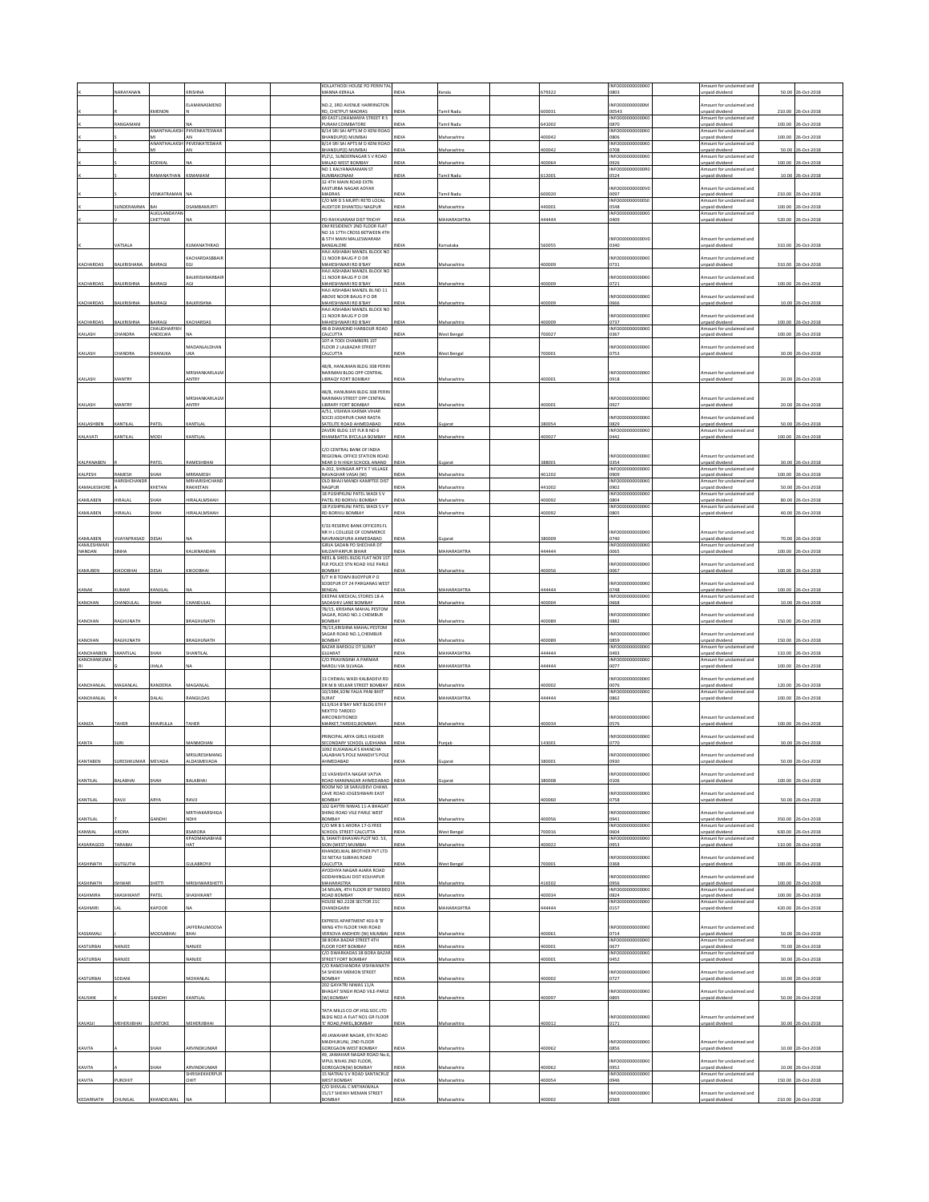| | NARAYANAN | | KRISHNA | | | KOLLATHODI HOUSE PO PERINTAL MANNA KERALA | INDIA | Kerala | | 679322 | | IN3000000000K0 0803 | | Amount for unclaimed and unpaid dividend | 50.00 | 26-Oct-2018 |
|---|---|---|---|---|---|---|---|---|---|---|---|---|---|---|---|---|
| K | R | KMENON | ELAMANASMENO N | | | NO.2, 3RD AVENUE HARRINGTON RD, CHETPUT MADRAS | INDIA | Tamil Nadu | | 600031 | | IN3000000000M 00543 | | Amount for unclaimed and unpaid dividend | 210.00 | 26-Oct-2018 |
| K | RANGAMANI | | NA | | | 89 EAST LOKAMANYA STREET R S PURAM COIMBATORE | INDIA | Tamil Nadu | | 641002 | | IN3000000000K0 0870 | | Amount for unclaimed and unpaid dividend | 100.00 | 26-Oct-2018 |
| K | S | ANANTHALAKSH MI | PRVENKATESWAR AN | | | B/14 SRI SAI APTS M D KENI ROAD BHANDUP(E) MUMBAI | INDIA | Maharashtra | | 400042 | | IN3000000000K0 0806 | | Amount for unclaimed and unpaid dividend | 100.00 | 26-Oct-2018 |
| K | S | ANANTHALAKSH MI | PRVENKATESWAR AN | | | B/14 SRI SAI APTS M D KENI ROAD BHANDUP(E) MUMBAI | INDIA | Maharashtra | | 400042 | | IN3000000000K0 0708 | | Amount for unclaimed and unpaid dividend | 50.00 | 26-Oct-2018 |
| K | S | KODIKAL | NA | | | R5/11, SUNDERNAGAR S V ROAD MALAD WEST BOMBAY | INDIA | Maharashtra | | 400064 | | IN3000000000K0 0926 | | Amount for unclaimed and unpaid dividend | 100.00 | 26-Oct-2018 |
| K | S | RAMANATHAN | KSMANIAM | | | NO 1 KALYANARAMAN ST KUMBAKONAM | INDIA | Tamil Nadu | | 612001 | | IN3000000000R0 0524 | | Amount for unclaimed and unpaid dividend | 10.00 | 26-Oct-2018 |
| K | S | VENKATRAMAN | NA | | | 32 4TH MAIN ROAD EXTN KASTURBA NAGAR ADYAR MADRAS | INDIA | Tamil Nadu | | 600020 | | IN3000000000V0 0097 | | Amount for unclaimed and unpaid dividend | 210.00 | 26-Oct-2018 |
| K | SUNDERAMMA | BAI | DSAMBAMURTI | | | C/O MR D S MURTI RETD LOCAL AUDITOR DHANTOLI NAGPUR | INDIA | Maharashtra | | 440001 | | IN3000000000S0 0548 | | Amount for unclaimed and unpaid dividend | 100.00 | 26-Oct-2018 |
| K | V | ALKULANDAYAN CHETTIAR | NA | | | PO RAYAVARAM DIST TRICHY | INDIA | MAHARASHTRA | | 444444 | | IN3000000000K0 0409 | | Amount for unclaimed and unpaid dividend | 520.00 | 26-Oct-2018 |
| K | VATSALA | | KUMANATHRAO | | | OM RESIDENCY 2ND FLOOR FLAT NO 16 17TH CROSS BETWEEN 4TH & 5TH MAIN MALLESWARAM BANGALORE | INDIA | Karnataka | | 560055 | | IN3000000000V0 0340 | | Amount for unclaimed and unpaid dividend | 310.00 | 26-Oct-2018 |
| KACHARDAS | BALKRISHANA | BAIRAGI | KACHARDASBBAIR EGI | | | HAJI AISHABAI MANZIL BLOCK NO 11 NOOR BAUG P O DR MAHESHWARI RD B'BAY | INDIA | Maharashtra | | 400009 | | IN3000000000K0 0731 | | Amount for unclaimed and unpaid dividend | 310.00 | 26-Oct-2018 |
| KACHARDAS | BALKRISHNA | BAIRAGI | BALKRISHNABAIR AGI | | | HAJI AISHABAI MANZIL BLOCK NO 11 NOOR BAUG P O DR MAHESHWARI RD B'BAY | INDIA | Maharashtra | | 400009 | | IN3000000000K0 0721 | | Amount for unclaimed and unpaid dividend | 100.00 | 26-Oct-2018 |
| KACHARDAS | BALKRISHNA | BAIRAGI | BALKRISHNA | | | HAJI AISHABAI MANZIL BL NO 11 ABOVE NOOR BAUG P O DR MAHESHWARI RD B'BAY | INDIA | Maharashtra | | 400009 | | IN3000000000K0 0666 | | Amount for unclaimed and unpaid dividend | 10.00 | 26-Oct-2018 |
| KACHARDAS | BALKRISHNA | BAIRAGI | KACHARDAS | | | HAJI AISHABAI MANZIL BLOCK NO 11 NOOR BAUG P O DR MAHESHWARI RD B'BAY | INDIA | Maharashtra | | 400009 | | IN3000000000K0 0737 | | Amount for unclaimed and unpaid dividend | 100.00 | 26-Oct-2018 |
| KAILASH | CHANDRA | CHAUDHARYKH ANDELWA | NA | | | 48-B DIAMOND HARBOUR ROAD CALCUTTA | INDIA | West Bengal | | 700027 | | IN3000000000K0 0367 | | Amount for unclaimed and unpaid dividend | 100.00 | 26-Oct-2018 |
| KAILASH | CHANDRA | DHANUKA | MADANLALDHAN UKA | | | 107-A TODI CHAMBERS 1ST FLOOR 2 LALBAZAR STREET CALCUTTA | INDIA | West Bengal | | 700001 | | IN3000000000K0 0753 | | Amount for unclaimed and unpaid dividend | 30.00 | 26-Oct-2018 |
| KAILASH | MANTRY | | MRSHANKARLALM ANTRY | | | 48/B, HANUMAN BLDG 308 PERIN NARIMAN BLDG OPP CENTRAL LIBRAQY FORT BOMBAY | INDIA | Maharashtra | | 400001 | | IN3000000000K0 0918 | | Amount for unclaimed and unpaid dividend | 20.00 | 26-Oct-2018 |
| KAILASH | MANTRY | | MRSHANKARLALM ANTRY | | | 48/B, HANUMAN BLDG 308 PERIN NARIMAN STREET OPP CENTRAL LIBRARY FORT BOMBAY | INDIA | Maharashtra | | 400001 | | IN3000000000K0 0927 | | Amount for unclaimed and unpaid dividend | 20.00 | 26-Oct-2018 |
| KAILASHBEN | KANTILAL | PATEL | KANTILAL | | | A/51, VISHWA KARMA VIHAR SOCEI JODHPUR CHAR RASTA SATELITE ROAD AHMEDABAD | INDIA | Gujarat | | 380054 | | IN3000000000K0 0829 | | Amount for unclaimed and unpaid dividend | 50.00 | 26-Oct-2018 |
| KALAVATI | KANTILAL | MODI | KANTILAL | | | ZAVERI BLDG 1ST FLR B NO 6 KHAMBATTA BYCULLA BOMBAY | INDIA | Maharashtra | | 400027 | | IN3000000000K0 0442 | | Amount for unclaimed and unpaid dividend | 100.00 | 26-Oct-2018 |
| KALPANABEN | R | PATEL | RAMESHBHAI | | | C/O CENTRAL BANK OF INDIA REGIONAL OFFICE STATION ROAD NEAR D N HIGH SCHOOL ANAND | INDIA | Gujarat | | 388001 | | IN3000000000K0 0354 | | Amount for unclaimed and unpaid dividend | 30.00 | 26-Oct-2018 |
| KALPESH | RAMESH | SHAH | MRRAMESH | | | A-202, SHINGAR APT K T VILLAGE NAVAGHAR VASAI (W) | INDIA | Maharashtra | | 401202 | | IN3000000000K0 0909 | | Amount for unclaimed and unpaid dividend | 100.00 | 26-Oct-2018 |
| KAMALKISHORE | HARISHCHANDR A | KHETAN | MRHARISHCHAND RAKHETAN | | | OLD BHAJI MANDI KAMPTEE DIST NAGPUR | INDIA | Maharashtra | | 441002 | | IN3000000000K0 0902 | | Amount for unclaimed and unpaid dividend | 50.00 | 26-Oct-2018 |
| KAMLABEN | HIRALAL | SHAH | HIRALALMSHAH | | | 18 PUSHPKUNJ PATEL WADI S V PATEL RD BORIVLI BOMBAY | INDIA | Maharashtra | | 400092 | | IN3000000000K0 0804 | | Amount for unclaimed and unpaid dividend | 80.00 | 26-Oct-2018 |
| KAMLABEN | HIRALAL | SHAH | HIRALALMSHAH | | | 18 PUSHPKUNJ PATEL WADI S V P RD BORIVLI BOMBAY | INDIA | Maharashtra | | 400092 | | IN3000000000K0 0805 | | Amount for unclaimed and unpaid dividend | 40.00 | 26-Oct-2018 |
| KAMLABEN | VIJAYAPRASAD | DESAI | NA | | | F/33 RESERVE BANK OFFICERS FL NR H L COLLEGE OF COMMERCE NAVRANGPURA AHMEDABAD | INDIA | Gujarat | | 380009 | | IN3000000000K0 0740 | | Amount for unclaimed and unpaid dividend | 70.00 | 26-Oct-2018 |
| KAMLESHWARI NANDAN | SINHA | | KALIKNANDAN | | | GIRIJA SADAN PO SHECHAR DT MUZAFFARPUR BIHAR | INDIA | MAHARASHTRA | | 444444 | | IN3000000000K0 0065 | | Amount for unclaimed and unpaid dividend | 100.00 | 26-Oct-2018 |
| KAMUBEN | KIKOOBHAI | DESAI | KIKOOBHAI | | | NEEL & SHEEL BLDG FLAT NO9 1ST FLR POLICE STN ROAD VILE PARLE BOMBAY | INDIA | Maharashtra | | 400056 | | IN3000000000K0 0067 | | Amount for unclaimed and unpaid dividend | 100.00 | 26-Oct-2018 |
| KANAK | KUMAR | RANJILAL | NA | | | E/7 H B TOWN BIJOYPUR P O SODEPUR DT 24 PARGANAS WEST BENGAL | INDIA | MAHARASHTRA | | 444444 | | IN3000000000K0 0748 | | Amount for unclaimed and unpaid dividend | 100.00 | 26-Oct-2018 |
| KANCHAN | CHANDULAL | SHAH | CHANDULAL | | | DEEPAK MEDICAL STORES 18-A SADASHIV LANE BOMBAY | INDIA | Maharashtra | | 400004 | | IN3000000000K0 0668 | | Amount for unclaimed and unpaid dividend | 10.00 | 26-Oct-2018 |
| KANCHAN | RAGHUNATH | | BRAGHUNATH | | | 78/15, KRISHNA MAHAL PESTOM SAGAR, ROAD NO.1 CHEMBUR BOMBAY | INDIA | Maharashtra | | 400089 | | IN3000000000K0 0882 | | Amount for unclaimed and unpaid dividend | 150.00 | 26-Oct-2018 |
| KANCHAN | RAGHUNATH | | BRAGHUNATH | | | 78/15,KRISHNA MAHAL PESTOM SAGAR ROAD NO.1,CHEMBUR BOMBAY | INDIA | Maharashtra | | 400089 | | IN3000000000K0 0859 | | Amount for unclaimed and unpaid dividend | 150.00 | 26-Oct-2018 |
| KANCHANBEN | SHANTILAL | SHAH | SHANTILAL | | | BAZAR BARDOLI DT SURAT GUJARAT | INDIA | MAHARASHTRA | | 444444 | | IN3000000000K0 0493 | | Amount for unclaimed and unpaid dividend | 110.00 | 26-Oct-2018 |
| KANCHANKUMA RI | G | JHALA | NA | | | C/O PRAVINSINH A PARMAR NAROLI VIA SILVAGA. | INDIA | MAHARASHTRA | | 444444 | | IN3000000000K0 0077 | | Amount for unclaimed and unpaid dividend | 100.00 | 26-Oct-2018 |
| KANCHANLAL | MAGANLAL | RANDERIA | MAGANLAL | | | 13 CHEWAL WADI KALBADEVI RD DR M B VELKAR STREET BOMBAY | INDIA | Maharashtra | | 400002 | | IN3000000000K0 0076 | | Amount for unclaimed and unpaid dividend | 120.00 | 26-Oct-2018 |
| KANCHANLAL | R | DALAL | RANGILDAS | | | 10/1984,SONI FALIA PANI BHIT SURAT | INDIA | MAHARASHTRA | | 444444 | | IN3000000000K0 0862 | | Amount for unclaimed and unpaid dividend | 100.00 | 26-Oct-2018 |
| KANIZA | TAHER | KHAIRULLA | TAHER | | | 613/614 B'BAY MKT BLDG 6TH F NEXTTO TARDEO AIRCONDITIONED MARKET,TARDEO,BOMBAY. | INDIA | Maharashtra | | 400034 | | IN3000000000K0 0576 | | Amount for unclaimed and unpaid dividend | 100.00 | 26-Oct-2018 |
| KANTA | SURI | | MANMOHAN | | | PRINCIPAL ARYA GIRLS HIGHER SECONDARY SCHOOL LUDHIANA | INDIA | Punjab | | 143001 | | IN3000000000K0 0770 | | Amount for unclaimed and unpaid dividend | 30.00 | 26-Oct-2018 |
| KANTABEN | SURESHKUMAR | MEVADA | MRSURESHMANG ALDASMEVADA | | | 1092 KUVAWALA'S KHANCHA LALABHAI'S POLE MANDVI'S POLE AHMEDABAD | INDIA | Gujarat | | 380001 | | IN3000000000K0 0930 | | Amount for unclaimed and unpaid dividend | 50.00 | 26-Oct-2018 |
| KANTILAL | BALABHAI | SHAH | BALABHAI | | | 13 VASHISHTA NAGAR VATVA ROAD MANINAGAR AHMEDABAD | INDIA | Gujarat | | 380008 | | IN3000000000K0 0106 | | Amount for unclaimed and unpaid dividend | 100.00 | 26-Oct-2018 |
| KANTILAL | RAVJI | ARYA | RAVJI | | | ROOM NO 18 SARJUDEVI CHAWL CAVE ROAD JOGESHWARI EAST BOMBAY | INDIA | Maharashtra | | 400060 | | IN3000000000K0 0758 | | Amount for unclaimed and unpaid dividend | 50.00 | 26-Oct-2018 |
| KANTILAL | T | GANDHI | MRTHAKARSHIGA NDHI | | | 102 GAYTRI NIWAS 11-A BHAGAT SHING ROAD VILE PARLE WEST BOMBAY | INDIA | Maharashtra | | 400056 | | IN3000000000K0 0941 | | Amount for unclaimed and unpaid dividend | 350.00 | 26-Oct-2018 |
| KANWAL | ARORA | | BSARORA | | | C/O MR B S ARORA 17-G FREE SCHOOL STREET CALCUTTA | INDIA | West Bengal | | 700016 | | IN3000000000K0 0604 | | Amount for unclaimed and unpaid dividend | 630.00 | 26-Oct-2018 |
| KASARAGOD | TARABAI | | KPADMANABHAB HAT | | | 8, SHAKTI BHAVAN PLOT NO. 53, SION (WEST) MUMBAI | INDIA | Maharashtra | | 400022 | | IN3000000000K0 0953 | | Amount for unclaimed and unpaid dividend | 110.00 | 26-Oct-2018 |
| KASHINATH | GUTGUTIA | | GULABROYJI | | | KHANDELWAL BROTHER PVT LTD 33 NETAJI SUBHAS ROAD CALCUTTA | INDIA | West Bengal | | 700001 | | IN3000000000K0 0368 | | Amount for unclaimed and unpaid dividend | 100.00 | 26-Oct-2018 |
| KASHINATH | ISHWAR | SHETTI | MRISHWARSHETTI | | | AYODHYA NAGAR AJARA ROAD GODAHINGLAJ DIST KOLHAPUR MAHARASTRA | INDIA | Maharashtra | | 416502 | | IN3000000000K0 0956 | | Amount for unclaimed and unpaid dividend | 100.00 | 26-Oct-2018 |
| KASHMIRA | SHASHIKANT | PATEL | SHASHIKANT | | | 14 MILAN, 4TH FLOOR 87 TARDEO ROAD BOMBAY | INDIA | Maharashtra | | 400034 | | IN3000000000K0 0824 | | Amount for unclaimed and unpaid dividend | 100.00 | 26-Oct-2018 |
| KASHMIRI | LAL | KAPOOR | NA | | | HOUSE NO.2228 SECTOR 21C CHANDIGARH | INDIA | MAHARASHTRA | | 444444 | | IN3000000000K0 0157 | | Amount for unclaimed and unpaid dividend | 420.00 | 26-Oct-2018 |
| KASSAMALI | J | MOOSABHAI | JAFFERALIMOOSA BHAI | | | EXPRESS APARTMENT 403-B 'B' WING 4TH FLOOR YARI ROAD VERSOVA ANDHERI (W) MUMBAI | INDIA | Maharashtra | | 400061 | | IN3000000000K0 0714 | | Amount for unclaimed and unpaid dividend | 50.00 | 26-Oct-2018 |
| KASTURBAI | NANJEE | | NANJEE | | | 38 BORA BAZAR STREET 4TH FLOOR FORT BOMBAY | INDIA | Maharashtra | | 400001 | | IN3000000000K0 0677 | | Amount for unclaimed and unpaid dividend | 70.00 | 26-Oct-2018 |
| KASTURBAI | NANJEE | | NANJEE | | | C/O DWARKADAS 38 BORA BAZAR STREET FORT BOMBAY | INDIA | Maharashtra | | 400001 | | IN3000000000K0 0452 | | Amount for unclaimed and unpaid dividend | 30.00 | 26-Oct-2018 |
| KASTURBAI | SODANI | | MOHANLAL | | | C/O RAMCHANDRA VISHWANATH 54 SHEIKH MEMON STREET BOMBAY | INDIA | Maharashtra | | 400002 | | IN3000000000K0 0727 | | Amount for unclaimed and unpaid dividend | 10.00 | 26-Oct-2018 |
| KAUSHIK | K | GANDHI | KANTILAL | | | 202 GAYATRI NIWAS 11/A BHAGAT SINGH ROAD VILE-PARLE (W)BOMBAY | INDIA | Maharashtra | | 400097 | | IN3000000000K0 0895 | | Amount for unclaimed and unpaid dividend | 50.00 | 26-Oct-2018 |
| KAVASJI | MEHERJIBHAI | SUNTOKE | MEHERJIBHAI | | | TATA MILLS CO OP.HSG.SOC.LTD BLDG NO2-A FLAT NO1 GR FLOOR 'E' ROAD,PAREL,BOMBAY | INDIA | Maharashtra | | 400012 | | IN3000000000K0 0171 | | Amount for unclaimed and unpaid dividend | 30.00 | 26-Oct-2018 |
| KAVITA | A | SHAH | ARVINDKUMAR | | | 49 JAWAHAR NAGAR, 6TH ROAD MADHUKUNJ, 2ND FLOOR GOREGAON WEST BOMBAY | INDIA | Maharashtra | | 400062 | | IN3000000000K0 0856 | | Amount for unclaimed and unpaid dividend | 10.00 | 26-Oct-2018 |
| KAVITA | A | SHAH | ARVINDKUMAR | | | 49, JAWAHAR NAGAR ROAD No.6, VIPUL NIVAS 2ND FLOOR, GOREGAON(W) BOMBAY | INDIA | Maharashtra | | 400062 | | IN3000000000K0 0952 | | Amount for unclaimed and unpaid dividend | 10.00 | 26-Oct-2018 |
| KAVITA | PUROHIT | | SHRISHEKHERPUR OHIT | | | 15 NATRAJ S V ROAD SANTACRUZ WEST BOMBAY | INDIA | Maharashtra | | 400054 | | IN3000000000K0 0946 | | Amount for unclaimed and unpaid dividend | 150.00 | 26-Oct-2018 |
| KEDARNATH | CHUNILAL | KHANDELWAL | NA | | | C/O SHIVLAL C METHAIWALA 15/17 SHEIKH MEMAN STREET BOMBAY | INDIA | Maharashtra | | 400002 | | IN3000000000K0 0569 | | Amount for unclaimed and unpaid dividend | 210.00 | 26-Oct-2018 |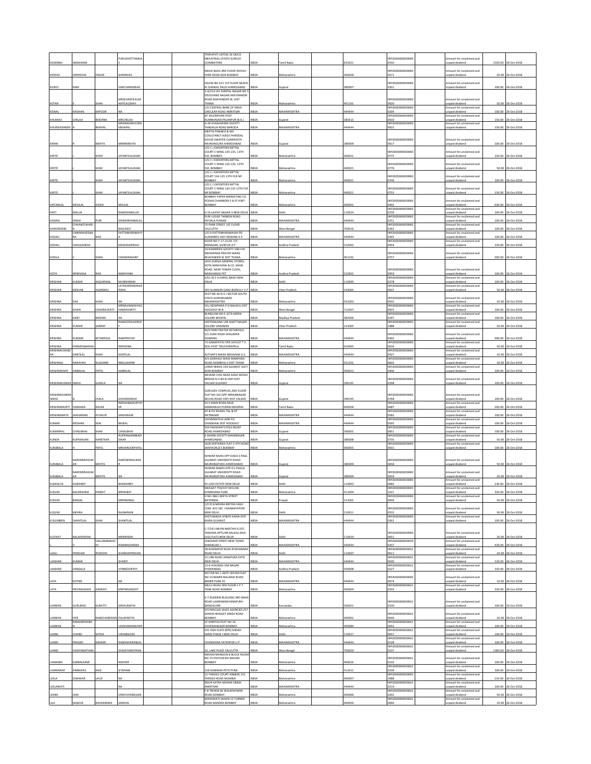| | | | | | | | | | | | | | | |
|---|---|---|---|---|---|---|---|---|---|---|---|---|---|---|
| KESARBAI | SINGHANIA | | PURUSHOTTAMDA S | | | THIRUPATI UDYOG 36 SIDCO INDUSTRIAL ESTATE KURICHI COIMBATORE | INDIA | Tamil Nadu | | 641021 | INFO000000000K00550 | | Amount for unclaimed and unpaid dividend | 2100.00 | 26-Oct-2018 |
| KESHAV | SHRINIVAS | HEGDE | SHRINIVAS | | | MALIK BLDG 3RD FLOOR SHIVAJI PARK ROAD NO4 BOMBAY | INDIA | Maharashtra | | 400028 | INFO000000000K00571 | | Amount for unclaimed and unpaid dividend | 20.00 | 26-Oct-2018 |
| KESHO | RAM | | HARCHARANDAS | | | HOUSE NO 415 1ST FLOOR MUKHI KI CHAWAL PALDI AHMEDABAD | INDIA | Gujarat | | 380007 | INFO000000000K00201 | | Amount for unclaimed and unpaid dividend | 100.00 | 26-Oct-2018 |
| KETAN | | SHAH | MRSEVANTILALSH ANTILALSHAH | | | 3-A/314 JAY SHRIPAL NAGAR NO 3 DEVCHAND NAGAR JAIN MANDIR ROAD BHAYANDER W, DIST THANA | INDIA | Maharashtra | | 401101 | INFO000000000K00920 | | Amount for unclaimed and unpaid dividend | 50.00 | 26-Oct-2018 |
| KEWAL | KRISHAN | KAPOOR | NA | | | C/O CENTRAL BANK OF INDIA CIRCULAR ROAD AMRITSAR | INDIA | MAHARASHTRA | | 444444 | INFO000000000K00204 | | Amount for unclaimed and unpaid dividend | 100.00 | 26-Oct-2018 |
| KHUMAJI | CHELAJI | BODANA | MRCHELAJI | | | AT SALEMPURA POST KUMBHASAN PALANPUR (B.K.) | INDIA | Gujarat | | 385515 | INFO000000000K00910 | | Amount for unclaimed and unpaid dividend | 150.00 | 26-Oct-2018 |
| KHURSHIDABEN | A | BHAPAL | MRANWARHUSEN KBHAPAL | | | A-39 AYASHAPARK SOCIETY TANDALJA ROAD BARODA | INDIA | MAHARASHTRA | | 444444 | INFO000000000K00922 | | Amount for unclaimed and unpaid dividend | 150.00 | 26-Oct-2018 |
| KIRAN | | MEHTA | MRRRMEHTA | | | MEHTA FINANCE & INV CONSULTANCY A/810 FAIRDEAL HOUSE SWASTIK CHARRASTA NAVRANGURA AHMEDABAD | INDIA | Gujarat | | 380009 | INFO000000000K00917 | | Amount for unclaimed and unpaid dividend | 100.00 | 26-Oct-2018 |
| KIRITE | J | SHAH | JAYANTILALSHAH | | | C/O C J EXPORTERS MITTAL COURT C WING 134-135, 13TH FLR, BOMBAY. | INDIA | Maharashtra | | 400021 | INFO000000000K00775 | | Amount for unclaimed and unpaid dividend | 150.00 | 26-Oct-2018 |
| KIRITE | J | SHAH | JAYANTILALSHAH | | | C/O C J EXPORTERS MITTAL COURT C WING 134-135, 13TH FLR, BOMBAY. | INDIA | Maharashtra | | 400021 | INFO000000000K00776 | | Amount for unclaimed and unpaid dividend | 50.00 | 26-Oct-2018 |
| KIRITE | J | SHAH | JAYANTILALSHAH | | | C/O C J EXPORTERS MITTAL COURT 134-135 13TH FLR NP BOMBAY | INDIA | Maharashtra | | 400021 | INFO000000000K00749 | | Amount for unclaimed and unpaid dividend | 100.00 | 26-Oct-2018 |
| KIRITE | J | SHAH | JAYANTILALSHAH | | | C/O C J EXPORTERS MITTAL COURT C WING 134-135 13TH FLR NP BOMBAY | INDIA | Maharashtra | | 400021 | INFO000000000K00755 | | Amount for unclaimed and unpaid dividend | 150.00 | 26-Oct-2018 |
| KIRTANLAL | MOJILAL | DOSHI | MOJILAL | | | BOMBAY PAPER MARKETING CO PODAR CHAMBERS P B ST FORT BOMBAY | INDIA | Maharashtra | | 400001 | INFO000000000K00402 | | Amount for unclaimed and unpaid dividend | 630.00 | 26-Oct-2018 |
| KIRTI | MALLIK | | RAMESHMALLIK | | | H 19 LAJPAT NAGAR 3 NEW DELHI | INDIA | Delhi | | 110024 | INFO000000000K00739 | | Amount for unclaimed and unpaid dividend | 100.00 | 26-Oct-2018 |
| KISHAN | SINGH | PURI | DEWANPANNALAL | | | PURI LODGE TARBENI ROAD PATIALA PUNJAB | INDIA | MAHARASHTRA | | 444444 | INFO000000000K00251 | | Amount for unclaimed and unpaid dividend | 100.00 | 26-Oct-2018 |
| KISHORIDEBI | CHHAWCHHHARI A | | BASUDEO | | | 75 PARK STREET 1ST FLOOR CALCUTTA | INDIA | West Bengal | | 700016 | INFO000000000K00262 | | Amount for unclaimed and unpaid dividend | 100.00 | 26-Oct-2018 |
| KODALI | UMAMAHESWA RA | RAO | PATTABHIRAMAYY A | | | C/O K PATTABHIRAMAIAH PO ELAMARRU DIST KRISHNA A P | INDIA | MAHARASHTRA | | 444444 | INFO000000000K00265 | | Amount for unclaimed and unpaid dividend | 100.00 | 26-Oct-2018 |
| KODALI | VASUGANESH | | KSESHAGIRIRAO | | | DOOR NO 7-17-21/91 7/5 SRINAGAR, GUNTUR A P | INDIA | Andhra Pradesh | | 522002 | INFO000000000K00954 | | Amount for unclaimed and unpaid dividend | 150.00 | 26-Oct-2018 |
| KOKILA | C | SHAH | CHANDRAKANT | | | 20 RAMKRIPA SOCIETY 2ND FLR MAHARANA PRATAP MARG BHAYANDER W DIST THANA | INDIA | Maharashtra | | 401101 | INFO000000000K00757 | | Amount for unclaimed and unpaid dividend | 200.00 | 26-Oct-2018 |
| KOTA | SRINIVASA | RAO | NARAYANA | | | JAYA DURGA GENERAL STORES, KOTA NARAYANA & CO. MAIN ROAD, NEAR TOWER CLOCK, NARASARAO PET | INDIA | Andhra Pradesh | | 522601 | INFO000000000K00959 | | Amount for unclaimed and unpaid dividend | 100.00 | 26-Oct-2018 |
| KRISHAN | KUMAR | AGGARWAL | MUNSHIRAM | | | 5/61 W E A KAROL BAGH NEW DELHI | INDIA | Delhi | | 110005 | INFO000000000K00278 | | Amount for unclaimed and unpaid dividend | 100.00 | 26-Oct-2018 |
| KRISHAN | MOHAN | AGARWAL | LATESHRIRAMAGA RWAL | | | 393 ALAMGRI GANJ BAREILLY U P | INDIA | Uttar Pradesh | | 243005 | INFO000000000K00937 | | Amount for unclaimed and unpaid dividend | 50.00 | 26-Oct-2018 |
| KRISHNA | DAS | SHAH | NA | | | PLOT NO 46 N-5 J SECTOR SOUTH CIDCO AURANGABAD MAHARASHTRA | INDIA | Maharashtra | | 431003 | INFO000000000K00932 | | Amount for unclaimed and unpaid dividend | 20.00 | 26-Oct-2018 |
| KRISHNA | DHAN | CHAKRAVARTY | MRNALINAKSHYAC HAKRAVARTY | | | VILL NOWPARA P.O NAUKUL DIST HOOGHLY W.B | INDIA | West Bengal | | 712407 | INFO000000000K00925 | | Amount for unclaimed and unpaid dividend | 100.00 | 26-Oct-2018 |
| KRISHNA | KANT | MISHRA | NA | | | BUNGLOW NO E-3/79 ARERA COLONY BHOPAL | INDIA | Madhya Pradesh | | 462006 | INFO000000000K00297 | | Amount for unclaimed and unpaid dividend | 100.00 | 26-Oct-2018 |
| KRISHNA | KUMAR | SARRAF | RAMGOPALSHROF F | | | GEETANGANA 14B SAKET NAGAR COLONY VARANASI | INDIA | Uttar Pradesh | | 221005 | INFO000000000051888 | | Amount for unclaimed and unpaid dividend | 50.00 | 26-Oct-2018 |
| KRISHNA | KUMARI | KETARPAUL | RAMPRATAP | | | W/O RAM PRATAP KETARPAUL 5/1 DUKE ROAD SHALIMAR HOWRAH | INDIA | MAHARASHTRA | | 444444 | INFO000000000K00302 | | Amount for unclaimed and unpaid dividend | 940.00 | 26-Oct-2018 |
| KRISHNA | PARMESWARAN | | RKRISHNA | | | 73 GANAPATHI IYER LAYOUT T V KOIL POST TIRUCHIRAPALLI | INDIA | Tamil Nadu | | 620005 | INFO000000000K00634 | | Amount for unclaimed and unpaid dividend | 50.00 | 26-Oct-2018 |
| KRISHNACHAND RA | KANTILAL | SHAH | KANTILAL | | | SUTHAR'S MADH MEHSANA G.S. | INDIA | MAHARASHTRA | | 444444 | INFO000000000K00427 | | Amount for unclaimed and unpaid dividend | 10.00 | 26-Oct-2018 |
| KRISHNAJI | NARAYAN | KULKARNI | NKKULKARNI | | | 4/3 GOKHALE WADI MANPADA ROAD DOMBIVLI E DIST THANE | INDIA | Maharashtra | | 421201 | INFO000000000K00602 | | Amount for unclaimed and unpaid dividend | 10.00 | 26-Oct-2018 |
| KRISHNAKANT | AMBALAL | PATEL | AMBALAL | | | LAXMI NIWAS 194 GUJARAT SOCY SION BOMBAY | INDIA | Maharashtra | | 400022 | INFO000000000K00306 | | Amount for unclaimed and unpaid dividend | 100.00 | 26-Oct-2018 |
| KRISHNAKUMAR | SINHJI | GIHALA | NA | | | NAVKAR CHSL NEAR AZAD WEIGH BRIDGE N H NO 8 VAPI DIST VALSAD GUJARAT | INDIA | Gujarat | | 396191 | INFO000000000K00298 | | Amount for unclaimed and unpaid dividend | 100.00 | 26-Oct-2018 |
| KRISHNAKUMAR SINHJI | G | JHALA | GOVINDSINHJI | | | GURUDEV COMPLEX,2ND FLOOR FLAT NO 10F,OPP IMRANNAGAR SELVAS ROAD VAPI DIST VALSAD | INDIA | Gujarat | | 396195 | INFO000000000K00768 | | Amount for unclaimed and unpaid dividend | 100.00 | 26-Oct-2018 |
| KRISHNAMURTI | SUNDARA | RAJAN | RKRISHNAMURTIY ER | | | 53 II MAIN ROAD RAJA ANNAMALAI PURAM MADRAS | INDIA | Tamil Nadu | | 600028 | INFO000000000K00687 | | Amount for unclaimed and unpaid dividend | 200.00 | 26-Oct-2018 |
| KRISHNANATH | SAKHARAM | ATHALYE | SAKHARAM | | | AT & PO KHANU TAL & DT RATNAGIRI | INDIA | MAHARASHTRA | | 444444 | INFO000000000K00582 | | Amount for unclaimed and unpaid dividend | 100.00 | 26-Oct-2018 |
| KUMAR | KRISHNA | SEAL | BKSEAL | | | CHOWMATHA LANE PO CHINSHAW DIST HOOGHLY | INDIA | MAHARASHTRA | | 444444 | INFO000000000K00595 | | Amount for unclaimed and unpaid dividend | 100.00 | 26-Oct-2018 |
| KUMARPAL | CHINUBHAI | SHAH | CHINUBHAI | | | 529 PADSHAH'S POLE RELIEF ROAD AHMEDABAD | INDIA | Gujarat | | 390001 | INFO000000000K00851 | | Amount for unclaimed and unpaid dividend | 100.00 | 26-Oct-2018 |
| KUNDA | RUPRANJAN | KANETKAR | RUPRANJANKAN EKAR | | | 6 DAXINI SOCIETY MANINAGAR AHMEDABAD | INDIA | Gujarat | | 380008 | INFO000000000K00735 | | Amount for unclaimed and unpaid dividend | 50.00 | 26-Oct-2018 |
| KUNJBALA | | PATEL | MRHAROORPATEL | | | 56/8 SAPTARSHI FLAT 5 4TH ROAD SANTACRUZ E BOMBAY | INDIA | Maharashtra | | 400055 | INFO000000000K00931 | | Amount for unclaimed and unpaid dividend | 100.00 | 26-Oct-2018 |
| KUNJBALA | NARENDRAKUM AR | MEHTA | NARENDRAKUMA R | | | ISHWAR NIVAS OPP DADA S PAGL GUJARAT UNIVERSITY ROAD NAVRANGPURA AHMEDABAD | INDIA | Gujarat | | 380009 | INFO000000000K00658 | | Amount for unclaimed and unpaid dividend | 50.00 | 26-Oct-2018 |
| KUNJBALA | NARENDRAKUM AR | MEHTA | NA | | | ISHWAR NIWAS OPP D S PAGLA GUJARAT UNIVERSITY ROAD NAVRANGPURA AHMEDABAD | INDIA | Gujarat | | 380009 | INFO000000000K00659 | | Amount for unclaimed and unpaid dividend | 20.00 | 26-Oct-2018 |
| KUSHALYA | SAWHNEY | | BSAWHNEY | | | 45 LODI ESTATE NEW DELHI | INDIA | Delhi | | 110003 | INFO000000000K00682 | | Amount for unclaimed and unpaid dividend | 230.00 | 26-Oct-2018 |
| KUSUM | BALKRISHNA | PANDIT | BRPANDIT | | | SWAGAT 759/107 DECCAN GYMKHANA PUNE | INDIA | Maharashtra | | 411004 | INFO000000000051021 | | Amount for unclaimed and unpaid dividend | 320.00 | 26-Oct-2018 |
| KUSUM | BANSAL | | MRPBANSAL | | | H NO-3861 NEETA STREET BATHINDA | INDIA | Punjab | | 151001 | INFO000000000K00944 | | Amount for unclaimed and unpaid dividend | 50.00 | 26-Oct-2018 |
| KUSUM | MEHRA | | RAJNARAIN | | | C/O R N MEHRA BRITISH HIGH COM. ACC.SEC. CHANAKYAPURI NEW DELHI | INDIA | Delhi | | 110011 | INFO000000000K00555 | | Amount for unclaimed and unpaid dividend | 30.00 | 26-Oct-2018 |
| KUSUMBEN | SHANTILAL | SHAH | SHANTILAL | | | SHETHWADA AT&PO KAIRA DIST KAIRA GUJARAT | INDIA | MAHARASHTRA | | 444444 | INFO000000000K00362 | | Amount for unclaimed and unpaid dividend | 100.00 | 26-Oct-2018 |
| KUTIKAT | BALAKRISHNA | | MKMENON | | | C-7/191 NAVIN NIKETAN H.207, YAMUNA APTS,NR.KALKAJI,DDA-(LIG) FLATS NEW DELHI | INDIA | Delhi | | 110019 | INFO000000000K00651 | | Amount for unclaimed and unpaid dividend | 20.00 | 26-Oct-2018 |
| L | L | VALLIAMMAIAC HI | RAMNADSINDIA | | | JAWAHAR STREET NEW TOWN KARAIKUDI 1 | INDIA | MAHARASHTRA | | 444444 | INFO000000000V00257 | | Amount for unclaimed and unpaid dividend | 420.00 | 26-Oct-2018 |
| LADLI | PERSHAD | ROZDON | SHARKAPERSHAD | | | 28 RAMSARUP BLDG ROSHANARA ROAD DELHI | INDIA | Delhi | | 110007 | INFO000000000L00011 | | Amount for unclaimed and unpaid dividend | 20.00 | 26-Oct-2018 |
| LAKSHMI | KUMAR | | SHANTI | | | 12 LINK ROAD JANGPURA EXTN NEW DELHI | INDIA | MAHARASHTRA | | 444444 | INFO000000000L00030 | | Amount for unclaimed and unpaid dividend | 120.00 | 26-Oct-2018 |
| LAKSHMI | VANGALA | | VVNMOORTHY | | | 13-6-434/B/83 OM NAGAR HYDERABAD | INDIA | Andhra Pradesh | | 500008 | INFO000000000L00227 | | Amount for unclaimed and unpaid dividend | 150.00 | 26-Oct-2018 |
| LATA | KOTNIS | | NA | | | SECTOR NO 1 ADITI JEEVAN FLAT NO 10 BANER MALANJE ROAD BANER PUNE 45 | INDIA | MAHARASHTRA | | 444444 | INFO000000000054674 | | Amount for unclaimed and unpaid dividend | 10.00 | 26-Oct-2018 |
| LATA | PRIYAWADAN | GANDHY | MRPMGANDHY | | | MULJI NIVAS 3RD FLOOR C P T TANK ROAD BOMBAY | INDIA | Maharashtra | | 400004 | INFO000000000L00243 | | Amount for unclaimed and unpaid dividend | 320.00 | 26-Oct-2018 |
| LAXMAN | GURURAO | KURATTI | GRKKUNATHI | | | K-7,RUKMINI BUILDING 3RD MAIN ROAD LAXMINARAYANAPURA BANGALORE | INDIA | Karnataka | | 560021 | INFO000000000L00230 | | Amount for unclaimed and unpaid dividend | 100.00 | 26-Oct-2018 |
| LAXMAN | IYER | RAMCHANDRAN | PALAPARTHI | | | S/O MACLEO SALES AGENCIES 257 SHAHID BHAGAT SINGH ROAD BOMBAY | INDIA | Maharashtra | | 400001 | INFO000000000L00049 | | Amount for unclaimed and unpaid dividend | 20.00 | 26-Oct-2018 |
| LAXMAN | RAMAKRISHNA N | | LAKSHAMANAIYER | | | 2F SHREYAS PLOT NO 16 CHHEDANAGAR BOMBAY | INDIA | Maharashtra | | 400089 | INFO000000000L00052 | | Amount for unclaimed and unpaid dividend | 100.00 | 26-Oct-2018 |
| LAXMI | CHAND | SATIJA | CHHABILDAS | | | 141 DDA FLATS (RPS) SHEIKH SARAI PHASE I NEW DELHI | INDIA | Delhi | | 110017 | INFO000000000L00057 | | Amount for unclaimed and unpaid dividend | 100.00 | 26-Oct-2018 |
| LAXMI | PRASAD | KAKKAR | RAMASHARANLAL | | | CHANDIANA FATEHPUR U P | INDIA | MAHARASHTRA | | 444444 | INFO000000000L00128 | | Amount for unclaimed and unpaid dividend | 100.00 | 26-Oct-2018 |
| LAXMI | VAIDYANATHAN | | GVAIDYANATHAN | | | 32, LAKE PLACE CALCUTTA | INDIA | West Bengal | | 700029 | INFO000000000L00237 | | Amount for unclaimed and unpaid dividend | 1360.00 | 26-Oct-2018 |
| LAXMIBAI | SUBBALAXMI | | NSAIYER | | | MAHIM MANSION B BLOCK ROOM NO 74 STATION RD MAHIM BOMBAY | INDIA | Maharashtra | | 400016 | INFO000000000L00133 | | Amount for unclaimed and unpaid dividend | 100.00 | 26-Oct-2018 |
| LAXMIKANT | AMBADAS | KALE | SITARAM | | | 158 SOMWAR PETH PUNE | INDIA | Maharashtra | | 411011 | INFO000000000L00239 | | Amount for unclaimed and unpaid dividend | 100.00 | 26-Oct-2018 |
| LEELA | DIWAKAR | LAUD | NA | | | 12 TARDEO COURT ANNEXE 251 TARDEO ROAD MUMBAI | INDIA | Maharashtra | | 400007 | INFO000000000053988 | | Amount for unclaimed and unpaid dividend | 210.00 | 26-Oct-2018 |
| LEELAWATI | | | NA | | | 903/4 KATRA MOHAR SINGH AMRITSAR | INDIA | MAHARASHTRA | | 444444 | INFO000000000L00219 | | Amount for unclaimed and unpaid dividend | 100.00 | 26-Oct-2018 |
| LEENA | JAIN | | VINAYCHANDJAIN | | | F-8 TRIVENI 66 WALKESHWAR ROAD BOMBAY | INDIA | Maharashtra | | 400006 | INFO000000000L00202 | | Amount for unclaimed and unpaid dividend | 50.00 | 26-Oct-2018 |
| LILA | SANJIVA | RAOKARNAD | SANJIVA | | | SARASWATI SADAN 13 TURNER ROAD BANDRA BOMBAY | INDIA | Maharashtra | | 400050 | INFO000000000L00066 | | Amount for unclaimed and unpaid dividend | 10.00 | 26-Oct-2018 |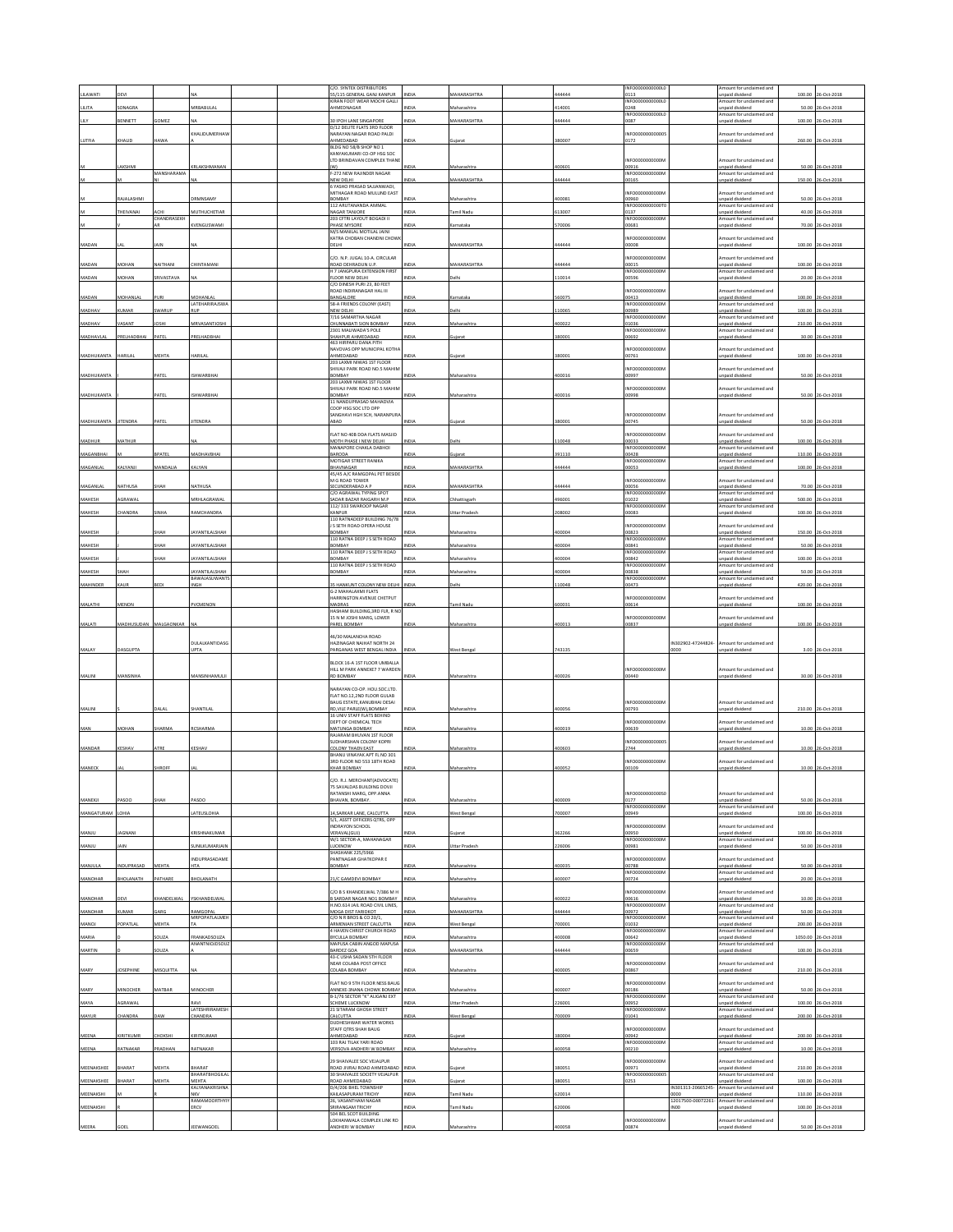| | | | | | | | | | | | | | | | |
|---|---|---|---|---|---|---|---|---|---|---|---|---|---|---|---|
| LILAWATI | DEVI | | NA | | | C/O. SYNTEX DISTRIBUTORS 55/115 GENERAL GANJ KANPUR | INDIA | MAHARASHTRA | | 444444 | INFO000000000000L00113 | | Amount for unclaimed and unpaid dividend | 100.00 | 26-Oct-2018 |
| LILITA | SONAGRA | | MRBABULAL | | | KIRAN FOOT WEAR MOCHI GALLI AHMEDNAGAR | INDIA | Maharashtra | | 414001 | INFO000000000000L00248 | | Amount for unclaimed and unpaid dividend | 50.00 | 26-Oct-2018 |
| LILY | BENNETT | GOMEZ | NA | | | 30 IPOH LANE SINGAPORE | INDIA | MAHARASHTRA | | 444444 | INFO000000000000L00087 | | Amount for unclaimed and unpaid dividend | 100.00 | 26-Oct-2018 |
| LUTFIA | KHALID | NAWA | KHALIDUMERHAWA | | | D/12 DELITE FLATS 3RD FLOOR NARAYAN NAGAR ROAD PALDI AHMEDABAD | INDIA | Gujarat | | 380007 | INFO000000000000S0172 | | Amount for unclaimed and unpaid dividend | 260.00 | 26-Oct-2018 |
| M | LAKSHMI | | KRLAKSHMANAN | | | BLDG NO 58/B SHOP NO 1 KANYAKUMARI CO-OP HSG SOC LTD BRINDAVAN COMPLEX THANE (W) | INDIA | Maharashtra | | 400601 | INFO000000000000M00916 | | Amount for unclaimed and unpaid dividend | 50.00 | 26-Oct-2018 |
| M | M | MANSHARAMANI | NA | | | F-272 NEW RAJINDER NAGAR NEW DELHI | INDIA | MAHARASHTRA | | 444444 | INFO000000000000M00165 | | Amount for unclaimed and unpaid dividend | 150.00 | 26-Oct-2018 |
| M | RAJALASHMI | | DRMNSAMY | | | 6 YASHO PRASAD SAJJANWADI, MITHAGAR ROAD MULUND EAST BOMBAY | INDIA | Maharashtra | | 400081 | INFO000000000000M00960 | | Amount for unclaimed and unpaid dividend | 50.00 | 26-Oct-2018 |
| M | THEIVANAI | ACHI | MUTHUCHETIAR | | | 112 ARUTANANDA AMMAL NAGAR TANJORE | INDIA | Tamil Nadu | | 613007 | INFO000000000000T0137 | | Amount for unclaimed and unpaid dividend | 40.00 | 26-Oct-2018 |
| M | V | CHANDRASEKHAR | KVENGUSWAMI | | | 203 CFTRI LAYOUT BOGADI II PHASE MYSORE | INDIA | Karnataka | | 570006 | INFO000000000000M00681 | | Amount for unclaimed and unpaid dividend | 70.00 | 26-Oct-2018 |
| MADAN | LAL | JAIN | NA | | | M/S MANILAL MOTILAL JAINI KATRA CHOBAN CHANDNI CHOWK DELHI | INDIA | MAHARASHTRA | | 444444 | INFO000000000000M00008 | | Amount for unclaimed and unpaid dividend | 100.00 | 26-Oct-2018 |
| MADAN | MOHAN | NAITHANI | CHINTAMANI | | | C/O. N.P. JUGAL 10-A. CIRCULAR ROAD DEHRADUN U.P. | INDIA | MAHARASHTRA | | 444444 | INFO000000000000M00015 | | Amount for unclaimed and unpaid dividend | 100.00 | 26-Oct-2018 |
| MADAN | MOHAN | SRIVASTAVA | NA | | | R 7 JANGPURA EXTENSION FIRST FLOOR NEW DELHI | INDIA | Delhi | | 110014 | INFO000000000000M00596 | | Amount for unclaimed and unpaid dividend | 20.00 | 26-Oct-2018 |
| MADAN | MOHANLAL | PURI | MOHANLAL | | | C/O DINESH PURI 23, 80 FEET ROAD INDIRANAGAR HAL III BANGALORE | INDIA | Karnataka | | 560075 | INFO000000000000M00413 | | Amount for unclaimed and unpaid dividend | 100.00 | 26-Oct-2018 |
| MADHAV | KUMAR | SWARUP | LATEHARIRAJSWARUP | | | 58-A FRIENDS COLONY (EAST) NEW DELHI | INDIA | Delhi | | 110065 | INFO000000000000M00389 | | Amount for unclaimed and unpaid dividend | 100.00 | 26-Oct-2018 |
| MADHAV | VASANT | JOSHI | MRVASANTJOSHI | | | 7/16 SAMARTHA NAGAR CHUNNABATI SION BOMBAY | INDIA | Maharashtra | | 400022 | INFO000000000000M01036 | | Amount for unclaimed and unpaid dividend | 210.00 | 26-Oct-2018 |
| MADHAVLAL | PRELHADBHAI | PATEL | PRELHADBHAI | | | 2301 MALIWADA'S POLE SHAHPUR AHMEDABAD | INDIA | Gujarat | | 380001 | INFO000000000000M00692 | | Amount for unclaimed and unpaid dividend | 30.00 | 26-Oct-2018 |
| MADHUKANTA | HARILAL | MEHTA | HARILAL | | | 463 NIRPARU DANA PITH NAVDVAS OPP MUNICIPAL KOTHA AHMEDABAD | INDIA | Gujarat | | 380001 | INFO000000000000M00761 | | Amount for unclaimed and unpaid dividend | 100.00 | 26-Oct-2018 |
| MADHUKANTA | I | PATEL | ISHWARBHAI | | | 203 LAXMI NIWAS 1ST FLOOR SHIVAJI PARK ROAD NO.5 MAHIM BOMBAY | INDIA | Maharashtra | | 400016 | INFO000000000000M00997 | | Amount for unclaimed and unpaid dividend | 50.00 | 26-Oct-2018 |
| MADHUKANTA | I | PATEL | ISHWARBHAI | | | 203 LAXMI NIWAS 1ST FLOOR SHIVAJI PARK ROAD NO.5 MAHIM BOMBAY | INDIA | Maharashtra | | 400016 | INFO000000000000M00998 | | Amount for unclaimed and unpaid dividend | 50.00 | 26-Oct-2018 |
| MADHUKANTA | JITENDRA | PATEL | JITENDRA | | | 11 NANDUPRASAD MAHADEVIA COOP HSG SOC LTD OPP SANGHAVI HIGH SCH, NARANPURA ABAD | INDIA | Gujarat | | 380001 | INFO000000000000M00745 | | Amount for unclaimed and unpaid dividend | 50.00 | 26-Oct-2018 |
| MADHUR | MATHUR | | N | | | FLAT NO 40B DDA FLATS MASJID MOTH PHASE I NEW DELHI | INDIA | Delhi | | 110048 | INFO000000000000M00033 | | Amount for unclaimed and unpaid dividend | 100.00 | 26-Oct-2018 |
| MAGANBHAI | M | BPATEL | MADHAVBHAI | | | MANAPORE CHAKLA DABHOI BARODA | INDIA | Gujarat | | 391110 | INFO000000000000M00428 | | Amount for unclaimed and unpaid dividend | 110.00 | 26-Oct-2018 |
| MAGANLAL | KALYANJI | MANDALIA | KALYAN | | | MOTIGAR STREET RANIKA BHAVNAGAR | INDIA | MAHARASHTRA | | 444444 | INFO000000000000M00053 | | Amount for unclaimed and unpaid dividend | 100.00 | 26-Oct-2018 |
| MAGANLAL | NATHUSA | SHAH | NATHUSA | | | 45/45 A/C RAMGOPAL PET BESIDE M G ROAD TOWER SECUNDERABAD A P | INDIA | MAHARASHTRA | | 444444 | INFO000000000000M00056 | | Amount for unclaimed and unpaid dividend | 70.00 | 26-Oct-2018 |
| MAHESH | AGRAWAL | | MRHLAGRAWAL | | | C/O AGRAWAL TYPING SPOT SADAR BAZAR RAIGARH M.P | INDIA | Chhattisgarh | | 496001 | INFO000000000000M01022 | | Amount for unclaimed and unpaid dividend | 500.00 | 26-Oct-2018 |
| MAHESH | CHANDRA | SINHA | RAMCHANDRA | | | 112/ 333 SWAROOP NAGAR KANPUR | INDIA | Uttar Pradesh | | 208002 | INFO000000000000M00083 | | Amount for unclaimed and unpaid dividend | 100.00 | 26-Oct-2018 |
| MAHESH | J | SHAH | JAYANTILALSHAH | | | 110 RATNADEEP BUILDING 76/78 J S SETH ROAD OPERA HOUSE BOMBAY | INDIA | Maharashtra | | 400004 | INFO000000000000M00823 | | Amount for unclaimed and unpaid dividend | 150.00 | 26-Oct-2018 |
| MAHESH | J | SHAH | JAYANTILALSHAH | | | 110 RATNA DEEP J S SETH ROAD BOMBAY | INDIA | Maharashtra | | 400004 | INFO000000000000M00841 | | Amount for unclaimed and unpaid dividend | 50.00 | 26-Oct-2018 |
| MAHESH | J | SHAH | JAYANTILALSHAH | | | 110 RATNA DEEP J S SETH ROAD BOMBAY | INDIA | Maharashtra | | 400004 | INFO000000000000M00842 | | Amount for unclaimed and unpaid dividend | 100.00 | 26-Oct-2018 |
| MAHESH | SHAH | | JAYANTILALSHAH | | | 110 RATNA DEEP J S SETH ROAD BOMBAY | INDIA | Maharashtra | | 400004 | INFO000000000000M00838 | | Amount for unclaimed and unpaid dividend | 50.00 | 26-Oct-2018 |
| MAHINDER | KAUR | BEDI | BAWAJASUWANTSINGH | | | 35 HANKUNT COLONY NEW DELHI | INDIA | Delhi | | 110048 | INFO000000000000M00473 | | Amount for unclaimed and unpaid dividend | 420.00 | 26-Oct-2018 |
| MALATHI | MENON | | PVOMENON | | | G-2 MAHALAXMI FLATS HARRINGTON AVENUE CHETPUT MADRAS | INDIA | Tamil Nadu | | 600031 | INFO000000000000M00614 | | Amount for unclaimed and unpaid dividend | 100.00 | 26-Oct-2018 |
| MALATI | MADHUSUDAN | MALGAONKAR | NA | | | HASHAM BUILDING,3RD FLR, R NO 15 N M JOSHI MARG, LOWER PAREL BOMBAY | INDIA | Maharashtra | | 400013 | INFO000000000000M00837 | | Amount for unclaimed and unpaid dividend | 100.00 | 26-Oct-2018 |
| MALAY | DASGUPTA | | DULALKANTIDASGUPTA | | | 46/30 MALANCHA ROAD HAZINAGAR NAIHAT NORTH 24 PARGANAS WEST BENGAL INDIA | INDIA | West Bengal | | 743135 | | IN302902-47244824-0000 | Amount for unclaimed and unpaid dividend | 3.00 | 26-Oct-2018 |
| MALINI | MANSINHA | | MANSINHAMULJI | | | BLOCK 16-A 1ST FLOOR UMBALLA HILL M PARK ANNEXE 7 WARDEN RD BOMBAY | INDIA | Maharashtra | | 400026 | INFO000000000000M00440 | | Amount for unclaimed and unpaid dividend | 30.00 | 26-Oct-2018 |
| MALINI | S | DALAL | SHANTILAL | | | NARAYAN CO-OP. HOU.SOC.LTD. FLAT NO.12,2ND FLOOR GULAB BAUG ESTATE,KANUBHAI DESAI RD,VILE PARLE(W),BOMBAY | INDIA | Maharashtra | | 400056 | INFO000000000000M00793 | | Amount for unclaimed and unpaid dividend | 210.00 | 26-Oct-2018 |
| MAN | MOHAN | SHARMA | RCSHARMA | | | 16 UNIV STAFF FLATS BEHIND DEPT OF CHEMICAL TECH MATUNGA BOMBAY | INDIA | Maharashtra | | 400019 | INFO000000000000M00639 | | Amount for unclaimed and unpaid dividend | 10.00 | 26-Oct-2018 |
| MANDAR | KESHAV | ATRE | KESHAV | | | RAJARAM BHUVAN 1ST FLOOR SUDHARSHAN COLONY KOPRI COLONY THAEN EAST | INDIA | Maharashtra | | 400603 | INFO000000000000S2744 | | Amount for unclaimed and unpaid dividend | 10.00 | 26-Oct-2018 |
| MANECK | JAL | SHROFF | JAL | | | BHANU VINAYAK APT FL NO 301 3RD FLOOR NO 553 18TH ROAD KHAR BOMBAY | INDIA | Maharashtra | | 400052 | INFO000000000000M00109 | | Amount for unclaimed and unpaid dividend | 10.00 | 26-Oct-2018 |
| MANEKJI | PASOO | SHAH | PASOO | | | C/O. R.J. MERCHANT(ADVOCATE) 75 SAVALDAS BUILDING DOVJI RATANSHI MARG, OPP ANNA BHAVAN, BOMBAY | INDIA | Maharashtra | | 400009 | INFO000000000000S00177 | | Amount for unclaimed and unpaid dividend | 50.00 | 26-Oct-2018 |
| MANGATURAM | LOHIA | | LATEUSLOHIA | | | 14,SARKAR LANE, CALCUTTA | INDIA | West Bengal | | 700007 | INFO000000000000M00949 | | Amount for unclaimed and unpaid dividend | 100.00 | 26-Oct-2018 |
| MANJU | JAGNANI | | KRISHNAKUMAR | | | 5/1, ASSTT OFFICERS QTRS, OPP INDRAYON SCHOOL VERAVAL(GUJ) | INDIA | Gujarat | | 362266 | INFO000000000000M00950 | | Amount for unclaimed and unpaid dividend | 100.00 | 26-Oct-2018 |
| MANJU | JAIN | | SUNILKUMARJAIN | | | W/1 SECTOR-A, MAHANAGAR LUCKNOW | INDIA | Uttar Pradesh | | 226006 | INFO000000000000M00981 | | Amount for unclaimed and unpaid dividend | 50.00 | 26-Oct-2018 |
| MANJULA | INDUPRASAD | MEHTA | INDUPRASADAMEHTA | | | SHASHANK 225/5966 PANTNAGAR GHATKOPAR E BOMBAY | INDIA | Maharashtra | | 400035 | INFO000000000000M00788 | | Amount for unclaimed and unpaid dividend | 50.00 | 26-Oct-2018 |
| MANOHAR | BHOLANATH | PATHARE | BHOLANATH | | | 21/C GAMDEVI BOMBAY | INDIA | Maharashtra | | 400007 | INFO000000000000M00724 | | Amount for unclaimed and unpaid dividend | 20.00 | 26-Oct-2018 |
| MANOHAR | DEVI | KHANDELWAL | YSKHANDELWAL | | | C/O B S KHANDELWAL 7/386 M H B SARDAR NAGAR NO1 BOMBAY | INDIA | Maharashtra | | 400022 | INFO000000000000M00616 | | Amount for unclaimed and unpaid dividend | 10.00 | 26-Oct-2018 |
| MANOHAR | KUMAR | GARG | RAMGOPAL | | | H.NO.614 JAIL ROAD CIVIL LINES, MOGA DIST FARIDKOT | INDIA | MAHARASHTRA | | 444444 | INFO000000000000M00972 | | Amount for unclaimed and unpaid dividend | 50.00 | 26-Oct-2018 |
| MANOJ | POPATLAL | MEHTA | MRPOPATLALMEHTA | | | C/O N R BROS & CO 20/1, ARMENIAN STREET CALCUTTA | INDIA | West Bengal | | 700001 | INFO000000000000M01032 | | Amount for unclaimed and unpaid dividend | 200.00 | 26-Oct-2018 |
| MARIA | | SOUZA | FRANKADSOUZA | | | 4 HAVEN CHRIST CHURCH ROAD BYCULLA BOMBAY | INDIA | Maharashtra | | 400008 | INFO000000000000M00642 | | Amount for unclaimed and unpaid dividend | 1050.00 | 26-Oct-2018 |
| MARTIN | D | SOUZA | ANANTNIDSOUZA | | | MAPUSA CABIN ANGOD MAPUSA BARDEZ GOA | INDIA | MAHARASHTRA | | 444444 | INFO000000000000M00659 | | Amount for unclaimed and unpaid dividend | 100.00 | 26-Oct-2018 |
| MARY | JOSEPHINE | MISQUITTA | NA | | | 43-C USHA SADAN 5TH FLOOR NEAR COLABA POST OFFICE COLABA BOMBAY | INDIA | Maharashtra | | 400005 | INFO000000000000M00867 | | Amount for unclaimed and unpaid dividend | 210.00 | 26-Oct-2018 |
| MARY | MINOCHER | MATBAR | MINOCHER | | | FLAT NO 9 5TH FLOOR NESS BAUG ANNEXE-3NANA CHOWK BOMBAY | INDIA | Maharashtra | | 400007 | INFO000000000000M00186 | | Amount for unclaimed and unpaid dividend | 50.00 | 26-Oct-2018 |
| MAYA | AGRAWAL | | RAVI | | | B-1/76 SECTOR "K" ALIGANJ EXT SCHEME LUCKNOW | INDIA | Uttar Pradesh | | 226001 | INFO000000000000M00952 | | Amount for unclaimed and unpaid dividend | 100.00 | 26-Oct-2018 |
| MAYUR | CHANDRA | DAW | LATESHRIRAMESHCHANDRA | | | 21 SITARAM GHOSH STREET CALCUTTA | INDIA | West Bengal | | 700009 | INFO000000000000M01041 | | Amount for unclaimed and unpaid dividend | 200.00 | 26-Oct-2018 |
| MEENA | KIRITKUMR | CHOKSHI | KIRITKUMAR | | | DUDHESHWAR WATER WORKS STAFF QTRS SHAHI BAUG AHMEDABAD | INDIA | Gujarat | | 380004 | INFO000000000000M00942 | | Amount for unclaimed and unpaid dividend | 200.00 | 26-Oct-2018 |
| MEENA | RATNAKAR | PRADHAN | RATNAKAR | | | 103 RAJ TILAK YARI ROAD VERSOVA ANDHERI W BOMBAY | INDIA | Maharashtra | | 400058 | INFO000000000000M00210 | | Amount for unclaimed and unpaid dividend | 10.00 | 26-Oct-2018 |
| MEENAKSHEE | BHARAT | MEHTA | BHARAT | | | 29 SHAIVALEE SOC VEJALPUR ROAD JIVRAJ ROAD AHMEDABAD | INDIA | Gujarat | | 380051 | INFO000000000000M00971 | | Amount for unclaimed and unpaid dividend | 210.00 | 26-Oct-2018 |
| MEENAKSHEE | BHARAT | MEHTA | BHARATBHOGILALMEHTA | | | 30 SHAIVALEE SOCIETY VEJALPUR ROAD AHMEDABAD | INDIA | Gujarat | | 380051 | INFO000000000000S0253 | | Amount for unclaimed and unpaid dividend | 100.00 | 26-Oct-2018 |
| MEENAKSHI | M | | KALYANAKRISHNANKV | | | D/4/206 BHEL TOWNSHIP KAILASAPURAM TRICHY | INDIA | Tamil Nadu | | 620014 | | IN301313-20665245-0000 | Amount for unclaimed and unpaid dividend | 110.00 | 26-Oct-2018 |
| MEENAKSHI | R | | RAMAMOORTHYIYERCV | | | 26, VASANTHAM NAGAR SRIRANGAM TRICHY | INDIA | Tamil Nadu | | 620006 | | 12017500-00072261-IN00 | Amount for unclaimed and unpaid dividend | 100.00 | 26-Oct-2018 |
| MEERA | GOEL | | JEEWANGOEL | | | 504 BEL SCOT BUILDING LOKHANWALA COMPLEX LINK RD ANDHERI W BOMBAY | INDIA | Maharashtra | | 400058 | INFO000000000000M00874 | | Amount for unclaimed and unpaid dividend | 50.00 | 26-Oct-2018 |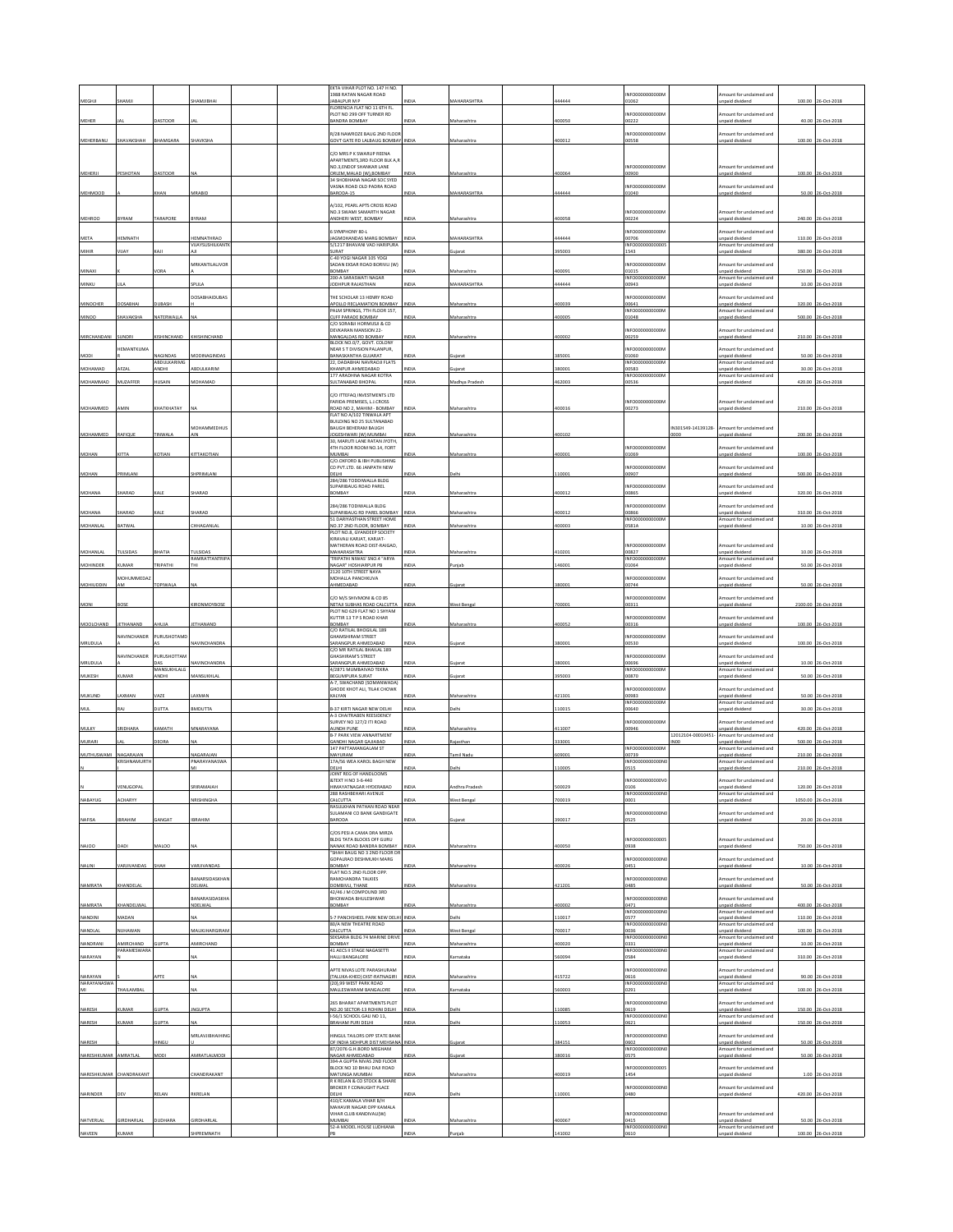| | | | | | | | | | | | | | |
|---|---|---|---|---|---|---|---|---|---|---|---|---|---|
| MEGHJI | SHAMJI | | SHAMJIBHAI | | | EKTA VIHAR PLOT NO. 147 H NO. 1988 RATAN NAGAR ROAD JABALPUR M P | INDIA | MAHARASHTRA | | 444444 | INFO000000000M 01062 | | Amount for unclaimed and unpaid dividend | 100.00 | 26-Oct-2018 |
| MEHER | JAL | DASTOOR | JAL | | | FLORENCIA FLAT NO 11 6TH FL PLOT NO 299 OFF TURNER RD BANDRA BOMBAY | INDIA | Maharashtra | | 400050 | INFO000000000M 00222 | | Amount for unclaimed and unpaid dividend | 40.00 | 26-Oct-2018 |
| MEHERBANU | SHAVAKSHAH | BHAMGARA | SHAVKSHA | | | R/28 NAWROZE BAUG 2ND FLOOR GOVT GATE RD LALBAUG BOMBAY | INDIA | Maharashtra | | 400012 | INFO000000000M 00558 | | Amount for unclaimed and unpaid dividend | 100.00 | 26-Oct-2018 |
| MEHERJI | PESHOTAN | DASTOOR | NA | | | C/O MRS P K SWARUP REENA APARTMENTS,3RD FLOOR BLK A,R NO.3,ENDOF SHANKAR LANE ORLEM,MALAD (W),BOMBAY | INDIA | Maharashtra | | 400064 | INFO000000000M 00900 | | Amount for unclaimed and unpaid dividend | 100.00 | 26-Oct-2018 |
| MEHMOOD | A | KHAN | MRABID | | | 34 SHOBHANA NAGAR SOC SYED VASNA ROAD OLD PADRA ROAD BARODA-15 | INDIA | MAHARASHTRA | | 444444 | INFO000000000M 01040 | | Amount for unclaimed and unpaid dividend | 50.00 | 26-Oct-2018 |
| MEHROO | BYRAM | TARAPORE | BYRAM | | | A/102, PEARL APTS CROSS ROAD NO.3 SWAMI SAMARTH NAGAR ANDHERI WEST, BOMBAY | INDIA | Maharashtra | | 400058 | INFO000000000M 00224 | | Amount for unclaimed and unpaid dividend | 240.00 | 26-Oct-2018 |
| META | HEMNATH | | HEMNATHRAO | | | 6 SYMPHONY 80-L JAGMOHANDAS MARG BOMBAY | INDIA | MAHARASHTRA | | 444444 | INFO000000000M 00706 | | Amount for unclaimed and unpaid dividend | 110.00 | 26-Oct-2018 |
| MIHIR | VIJAY | KAJI | VIJAYSUSHILKANTKAJI | | | 5/1217 BHAVANI VAD HARIPURA SURAT | INDIA | Gujarat | | 395003 | INFO00000000005 1543 | | Amount for unclaimed and unpaid dividend | 380.00 | 26-Oct-2018 |
| MINAXI | K | VORA | MRKANTILALVOR | | | C-40 YOGI NAGAR 105 YOGI SADAN EKSAR ROAD BORIVLI (W) BOMBAY | INDIA | Maharashtra | | 400091 | INFO000000000M 01035 | | Amount for unclaimed and unpaid dividend | 150.00 | 26-Oct-2018 |
| MINKU | LILA | | SPLILA | | | 200-A SARASWATI NAGAR JODHPUR RAJASTHAN | INDIA | MAHARASHTRA | | 444444 | INFO000000000M 00943 | | Amount for unclaimed and unpaid dividend | 10.00 | 26-Oct-2018 |
| MINOCHER | DOSABHAI | DUBASH | DOSABHAIDUBASH | | | THE SCHOLAR 13 HENRY ROAD APOLLO RECLAMATION BOMBAY | INDIA | Maharashtra | | 400039 | INFO000000000M 00641 | | Amount for unclaimed and unpaid dividend | 320.00 | 26-Oct-2018 |
| MINOO | SHAVAKSHA | NATERWALLA | NA | | | PALM SPRINGS, 7TH FLOOR 157, CUFF PARADE BOMBAY | INDIA | Maharashtra | | 400005 | INFO000000000M 01048 | | Amount for unclaimed and unpaid dividend | 500.00 | 26-Oct-2018 |
| MIRCHANDANI | SUNDRI | KISHINCHAND | KHISHINCHAND | | | C/O SORABJI HORMUSJI & CO DEVKARAN MANSION 22-MANGALDAS RD BOMBAY | INDIA | Maharashtra | | 400002 | INFO000000000M 00259 | | Amount for unclaimed and unpaid dividend | 210.00 | 26-Oct-2018 |
| MODI | HEMANTKUMAR | NAGINDAS | MODINAGINDAS | | | BLOCK NO II/7, GOVT. COLONY NEAR S T DIVISION PALANPUR, BANASKANTHA GUJARAT | INDIA | Gujarat | | 385001 | INFO000000000M 01060 | | Amount for unclaimed and unpaid dividend | 50.00 | 26-Oct-2018 |
| MOHAMAD | AFZAL | ABDULKARIMGANDHI | ABDULKARIM | | | 22, DADABHAI NAVROJI FLATS KHANPUR AHMEDABAD | INDIA | Gujarat | | 380001 | INFO000000000M 00583 | | Amount for unclaimed and unpaid dividend | 30.00 | 26-Oct-2018 |
| MOHAMMAD | MUZAFFER | HUSAIN | MOHAMAD | | | 177 AYAODHYA NAGAR KOTRA SULTANABAD BHOPAL | INDIA | Madhya Pradesh | | 462003 | INFO000000000M 00536 | | Amount for unclaimed and unpaid dividend | 420.00 | 26-Oct-2018 |
| MOHAMMED | AMIN | KHATKHATAY | NA | | | C/O ITTEFAQ INVESTMENTS LTD FARIDA PREMISES, L.J.CROSS ROAD NO 2, MAHIM - BOMBAY | INDIA | Maharashtra | | 400016 | INFO000000000M 00273 | | Amount for unclaimed and unpaid dividend | 210.00 | 26-Oct-2018 |
| MOHAMMED | RAFIQUE | TINWALA | MOHAMMEDHUSAIN | | | FLAT NO A/102 TINWALA APT BUILDING NO 25 SULTANABAD BAUGH BEHERAM BAUGH JOGESHWARI (W) MUMBAI | INDIA | Maharashtra | | 400102 | | IN301549-14139128-0000 | Amount for unclaimed and unpaid dividend | 200.00 | 26-Oct-2018 |
| MOHAN | KITTA | KOTIAN | KITTAKOTIAN | | | 30, MARUTI LANE RATAN JYOTH, 4TH FLOOR ROOM NO.14, FORT MUMBAI | INDIA | Maharashtra | | 400001 | INFO000000000M 01069 | | Amount for unclaimed and unpaid dividend | 100.00 | 26-Oct-2018 |
| MOHAN | PRIMLANI | | SHPRIMLANI | | | C/O OXFORD & IBH PUBLISHING CO PVT LTD. 66 JANPATH NEW DELHI | INDIA | Delhi | | 110001 | INFO000000000M 00907 | | Amount for unclaimed and unpaid dividend | 500.00 | 26-Oct-2018 |
| MOHANA | SHARAD | KALE | SHARAD | | | 284/286 TODDIWALLA BLDG SUPARIBAUG ROAD PAREL BOMBAY | INDIA | Maharashtra | | 400012 | INFO000000000M 00865 | | Amount for unclaimed and unpaid dividend | 320.00 | 26-Oct-2018 |
| MOHANA | SHARAD | KALE | SHARAD | | | 284/286 TODIWALLA BLDG SUPARIBAUG RD PAREL BOMBAY | INDIA | Maharashtra | | 400012 | INFO000000000M 00866 | | Amount for unclaimed and unpaid dividend | 310.00 | 26-Oct-2018 |
| MOHANLAL | BATWAL | | CHHAGANLAL | | | 51 DARIYASTHAN STREET HOME NO.37 2ND FLOOR, BOMBAY | INDIA | Maharashtra | | 400003 | INFO000000000M 0581A | | Amount for unclaimed and unpaid dividend | 10.00 | 26-Oct-2018 |
| MOHANLAL | TULSIDAS | BHATIA | TULSIDAS | | | PLOT NO.8, GYANDEEP SOCIETY KIRAVALI KARJAT, KARJAT-MATHERAN ROAD DIST-RAIGAD, MAHARASHTRA | INDIA | Maharashtra | | 410201 | INFO000000000M 00827 | | Amount for unclaimed and unpaid dividend | 10.00 | 26-Oct-2018 |
| MOHINDER | KUMAR | TRIPATHI | RAMRATTANTRIPATHI | | | "TRIPATHI NIWAS" SNO.4 "ARYA NAGAR" HOSHIARPUR PB | INDIA | Punjab | | 146001 | INFO000000000M 01064 | | Amount for unclaimed and unpaid dividend | 50.00 | 26-Oct-2018 |
| MOHIUDDIN | MOHIUMMEDAZAM | TOPIWALA | NA | | | 2120 10TH STREET NAYA MOHALLA PANCHKUVA AHMEDABAD | INDIA | Gujarat | | 380001 | INFO000000000M 00744 | | Amount for unclaimed and unpaid dividend | 50.00 | 26-Oct-2018 |
| MONI | BOSE | | KIRONMOYBOSE | | | C/O M/S SHIVMONI & CO 85 NETAJI SUBHAS ROAD CALCUTTA | INDIA | West Bengal | | 700001 | INFO000000000M 00311 | | Amount for unclaimed and unpaid dividend | 2100.00 | 26-Oct-2018 |
| MOOLCHAND | JETHANAND | AHUJA | JETHANAND | | | PLOT NO 629 FLAT NO 1 SHYAM KUTTIR 13 T P S ROAD KHAR BOMBAY | INDIA | Maharashtra | | 400052 | INFO000000000M 00316 | | Amount for unclaimed and unpaid dividend | 100.00 | 26-Oct-2018 |
| MRIDULA | NAVINCHANDRAS | PURUSHOTAMDAS | NAVINCHANDRA | | | C/O RATILAL BHOGILAL 189 GHAMSHIRAM STREET SARANGPUR AHMEDABAD | INDIA | Gujarat | | 380001 | INFO000000000M 00530 | | Amount for unclaimed and unpaid dividend | 100.00 | 26-Oct-2018 |
| MRIDULA | NAVINCHANDRA | PURUSHOTTAMDAS | NAVINCHANDRA | | | C/O MR RATILAL BHAILAL 189 GHASHIRAM'S STREET SARANGPUR AHMEDABAD | INDIA | Gujarat | | 380001 | INFO000000000M 00696 | | Amount for unclaimed and unpaid dividend | 10.00 | 26-Oct-2018 |
| MUKESH | KUMAR | MANSUKHLALGANDHI | MANSUKHLAL | | | 4/2871 MUMBAIVAD TEKRA BEGUMPURA SURAT | INDIA | Gujarat | | 395003 | INFO000000000M 00870 | | Amount for unclaimed and unpaid dividend | 50.00 | 26-Oct-2018 |
| MUKUND | LAXMAN | VAZE | LAXMAN | | | A-7, SWACHAND (SOMANWADA) GHODE KHOT ALI, TILAK CHOWK KALYAN | INDIA | Maharashtra | | 421301 | INFO000000000M 00983 | | Amount for unclaimed and unpaid dividend | 50.00 | 26-Oct-2018 |
| MUL | RAJ | DUTTA | BMDUTTA | | | B-37 KIRTI NAGAR NEW DELHI | INDIA | Delhi | | 110015 | INFO000000000M 00640 | | Amount for unclaimed and unpaid dividend | 30.00 | 26-Oct-2018 |
| MULKY | SRIDHARA | KAMATH | MNARAYANA | | | A-3 CHAITRABEN REESIDENCY SURVEY NO 127/2 ITI ROAD AUNDH PUNE | INDIA | Maharashtra | | 411007 | INFO000000000M 00946 | | Amount for unclaimed and unpaid dividend | 420.00 | 26-Oct-2018 |
| MURARI | LAL | DEORA | NA | | | B-7 PARK VIEW ANNAPTMENT GANDHI NAGAR GAJIABAD | INDIA | Rajasthan | | 333001 | | 12012104-00010451-IN00 | Amount for unclaimed and unpaid dividend | 500.00 | 26-Oct-2018 |
| MUTHUSWAMI | NAGARAJAN | | NAGARAJAN | | | 147 PATTAMANGALAM ST MAYURAM | INDIA | Tamil Nadu | | 609001 | INFO000000000M 00739 | | Amount for unclaimed and unpaid dividend | 210.00 | 26-Oct-2018 |
| N | KRISHNAMURTHI | | PNARAYANASWAMI | | | 17A/56 WEA KAROL BAGH NEW DELHI | INDIA | Delhi | | 110005 | INFO000000000N0 0515 | | Amount for unclaimed and unpaid dividend | 210.00 | 26-Oct-2018 |
| N | VENUGOPAL | | SRIRAMAIAH | | | JOINT REG OF HANDLOOMS &TEXT H NO 3-6-440 HIMAYATNAGAR HYDERABAD | INDIA | Andhra Pradesh | | 500029 | INFO000000000VO 0106 | | Amount for unclaimed and unpaid dividend | 120.00 | 26-Oct-2018 |
| NABAYUG | ACHARYY | | NRISHINGHA | | | 28B RASHBEHARI AVENUE CALCUTTA | INDIA | West Bengal | | 700019 | INFO000000000N0 0001 | | Amount for unclaimed and unpaid dividend | 1050.00 | 26-Oct-2018 |
| NAFISA | IBRAHIM | GANGAT | IBRAHIM | | | RASULKHAN PATHAN ROAD NEAR SULAMANI CO BANK GANDIGATE BARODA | INDIA | Gujarat | | 390017 | INFO000000000N0 0525 | | Amount for unclaimed and unpaid dividend | 20.00 | 26-Oct-2018 |
| NAJOO | DADI | MALOO | NA | | | C/OS PESI A CAMA DRA MIRZA BLDG TATA BLOCKS OFF GURU NANAK ROAD BANDRA BOMBAY | INDIA | Maharashtra | | 400050 | INFO00000000005 0938 | | Amount for unclaimed and unpaid dividend | 750.00 | 26-Oct-2018 |
| NALINI | VARJIVANDAS | SHAH | VARJIVANDAS | | | "SHAH BAUG NO 3 2ND FLOOR DR GOPALRAO DESHMUKH MARG BOMBAY | INDIA | Maharashtra | | 400026 | INFO000000000N0 0451 | | Amount for unclaimed and unpaid dividend | 10.00 | 26-Oct-2018 |
| NAMRATA | KHANDELAL | | BANARSIDASKHANDELWAL | | | FLAT NO.5 2ND FLOOR OPP. RAMCHANDRA TALKIES DOMBIVLI, THANE | INDIA | Maharashtra | | 421201 | INFO000000000N0 0485 | | Amount for unclaimed and unpaid dividend | 50.00 | 26-Oct-2018 |
| NAMRATA | KHANDELWAL | | BANARASIDASKHANDELWAL | | | 42/46 J M COMPOUND 3RD BHOIWADA BHULESHWAR BOMBAY | INDIA | Maharashtra | | 400002 | INFO000000000N0 0471 | | Amount for unclaimed and unpaid dividend | 400.00 | 26-Oct-2018 |
| NANDINI | MADAN | | NA | | | S-7 PANCHSHEEL PARK NEW DELHI | INDIA | Delhi | | 110017 | INFO000000000N0 0577 | | Amount for unclaimed and unpaid dividend | 110.00 | 26-Oct-2018 |
| NANDLAL | NIJHAWAN | | MALIKJHARGIRAM | | | 80/A NEW THEATRE ROAD CALCUTTA | INDIA | West Bengal | | 700017 | INFO000000000N0 0036 | | Amount for unclaimed and unpaid dividend | 100.00 | 26-Oct-2018 |
| NANDRANI | AMIRCHAND | GUPTA | AMIRCHAND | | | SEKSARIA BLDG 74 MARINE DRIVE BOMBAY | INDIA | Maharashtra | | 400020 | INFO000000000N0 0331 | | Amount for unclaimed and unpaid dividend | 10.00 | 26-Oct-2018 |
| NARAYAN | PARAMESWARA | | NA | | | 41 AECS II STAGE NAGASETTI HALLI BANGALORE | INDIA | Karnataka | | 560094 | INFO000000000N0 0584 | | Amount for unclaimed and unpaid dividend | 310.00 | 26-Oct-2018 |
| NARAYAN | | APTE | NA | | | APTE NIVAS LOTE PARASHURAM (TALUKA-KHED) DIST-RATNAGIRI | INDIA | Maharashtra | | 415722 | INFO000000000N0 0616 | | Amount for unclaimed and unpaid dividend | 90.00 | 26-Oct-2018 |
| NARAYANASWAMI | THAILAMBAL | | NA | | | (20),99 WEST PARK ROAD MALLESWARAM BANGALORE | INDIA | Karnataka | | 560003 | INFO000000000N0 0291 | | Amount for unclaimed and unpaid dividend | 100.00 | 26-Oct-2018 |
| NARESH | KUMAR | GUPTA | JNGUPTA | | | 265 BHARAT APARTMENTS PLOT NO.20 SECTOR-13 ROHINI DELHI | INDIA | Delhi | | 110085 | INFO000000000N0 0619 | | Amount for unclaimed and unpaid dividend | 150.00 | 26-Oct-2018 |
| NARESH | KUMAR | GUPTA | NA | | | I-56/1 SCHOOL GALI NO 11, BRAHAM PURI DELHI | INDIA | Delhi | | 110053 | INFO000000000N0 0621 | | Amount for unclaimed and unpaid dividend | 150.00 | 26-Oct-2018 |
| NARESH | | HINGU | MRLAVJIBHAIHINGU | | | HINGUL TAILORS OPP STATE BANK OF INDIA SIDHPUR DIST MEHSANA | INDIA | Gujarat | | 384151 | INFO000000000N0 0602 | | Amount for unclaimed and unpaid dividend | 50.00 | 26-Oct-2018 |
| NARESHKUMAR | AMRATLAL | MODI | AMRATLALMODI | | | 87/2076 G.H.BORD MEGHAM NAGAR AHMEDABAD | INDIA | Gujarat | | 380016 | INFO000000000N0 0575 | | Amount for unclaimed and unpaid dividend | 50.00 | 26-Oct-2018 |
| NARESHKUMAR | CHANDRAKANT | | CHANDRAKANT | | | 304-A GUPTA NIVAS 2ND FLOOR BLOCK NO 10 BHAU DAJI ROAD MATUNGA MUMBAI | INDIA | Maharashtra | | 400019 | INFO00000000005 1454 | | Amount for unclaimed and unpaid dividend | 1.00 | 26-Oct-2018 |
| NARINDER | DEV | RELAN | RKRELAN | | | R K RELAN & CO STOCK & SHARE BROKER F CONAUGHT PLACE DELHI | INDIA | Delhi | | 110001 | INFO000000000N0 0480 | | Amount for unclaimed and unpaid dividend | 420.00 | 26-Oct-2018 |
| NATVERLAL | GIRDHARLAL | DUDHARA | GIRDHARLAL | | | 410/C KAMALA VIHAR B/H MAHAVIR NAGAR OPP KAMALA VIHAR CLUB KANDIVALI(W) MUMBAI | INDIA | Maharashtra | | 400067 | INFO000000000N0 0415 | | Amount for unclaimed and unpaid dividend | 50.00 | 26-Oct-2018 |
| NAVEEN | KUMAR | | SHPREMNATH | | | 52-A MODEL HOUSE LUDHIANA PB | INDIA | Punjab | | 141002 | INFO000000000N0 0610 | | Amount for unclaimed and unpaid dividend | 100.00 | 26-Oct-2018 |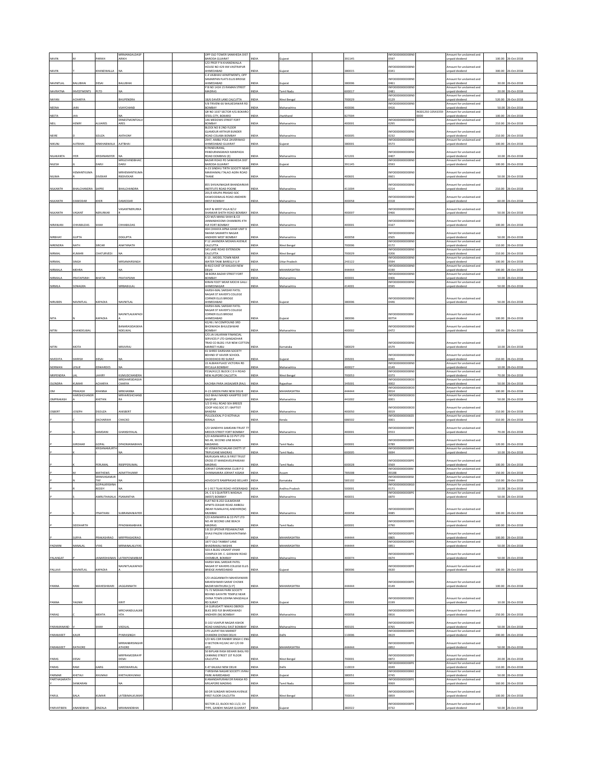| NAVIN | M | PARIKH | MRMANGALDASP ARIKH | | OPP OLD TOWER SANKHEDA DIST BARODA GUJARAT | INDIA | Gujarat | 391145 | INFO000000000N00597 | | Amount for unclaimed and unpaid dividend | 100.00 | 26-Oct-2018 |
|---|---|---|---|---|---|---|---|---|---|---|---|---|---|
| NAVIN | T | KHANDWALLA | NA | | C/O PROF P N KHANDWALLA HOUSE NO 429 IIM VASTRAPUR AHMEDABAD | INDIA | Gujarat | 380015 | INFO000000000N00341 | | Amount for unclaimed and unpaid dividend | 300.00 | 26-Oct-2018 |
| NAVINTLAL | BALUBHAI | DESAI | BALUBHAI | | C-4 VAIBHAV APARTMENTS, OPP SAMARPAN FLATS ELLIS BRIDGE AHMEDABAD | INDIA | Gujarat | 380006 | INFO000000000N00461 | | Amount for unclaimed and unpaid dividend | 30.00 | 26-Oct-2018 |
| NAVRATNA | INVESTMENTS | PLTD | NA | | P B NO 1424 15 RAMAN STREET MADRAS | INDIA | Tamil Nadu | 600017 | INFO000000000N00481 | | Amount for unclaimed and unpaid dividend | 20.00 | 26-Oct-2018 |
| NAYAN | ACHARYA | | BHUPENDRA | | 18/6 DAVER LANE CALCUTTA | INDIA | West Bengal | 700029 | INFO000000000N00129 | | Amount for unclaimed and unpaid dividend | 520.00 | 26-Oct-2018 |
| NEENA | JAIN | | VIJAYCHAND | | F/8 TRIVENI 66 WALKESHWAR RD BOMBAY | INDIA | Maharashtra | 400006 | INFO000000000N00416 | | Amount for unclaimed and unpaid dividend | 50.00 | 26-Oct-2018 |
| NEETA | JHA | | NA | | QR NO 1037 SECTOR 4/G BOKARO STEEL CITY, BOKARO | INDIA | Jharkhand | 827004 | | IN301250-10543359-0000 | Amount for unclaimed and unpaid dividend | 100.00 | 26-Oct-2018 |
| NEIL | HENRY | ALVARES | ERNESTMONTEALVARES | | 146 MEDOWS STREET FORT BOMBAY | INDIA | Maharashtra | 400001 | INFO000000000N00295 | | Amount for unclaimed and unpaid dividend | 210.00 | 26-Oct-2018 |
| NEIRE | D | SOUZA | ANTHONY | | BLOCK NO 8 2ND FLOOR GLAMOUR ARTHUR BUNDER ROAD COLABA BOMBAY | INDIA | Maharashtra | 400005 | INFO000000000N00232 | | Amount for unclaimed and unpaid dividend | 210.00 | 26-Oct-2018 |
| NIKUNJ | AJITBHAI | KINKHABWALA | AJITBHAI | | 2947, AMBLI POLE ZAVERIWAD AHMEDABAD GUJARAT | INDIA | Gujarat | 380001 | INFO000000000N00573 | | Amount for unclaimed and unpaid dividend | 100.00 | 26-Oct-2018 |
| NILAKANTA | IYER | KRISHNANIYER | NA | | 8 PANDURANG, PANDURANGWADI MANPADA ROAD DOMBIVLI (E) | INDIA | Maharashtra | 421201 | INFO000000000N00407 | | Amount for unclaimed and unpaid dividend | 10.00 | 26-Oct-2018 |
| NILESH | G | DARJI | MRGOVINDBHAIC DARJI | | BAZAR ROAD PO SANKHEDA DIST BARODA GUJARAT | INDIA | Gujarat | 391145 | INFO000000000N00593 | | Amount for unclaimed and unpaid dividend | 100.00 | 26-Oct-2018 |
| NILIMA | HEMANTKUMA R | DIVEKAR | MRHEMANTKUMA RDDIVEKAR | | A-23 SINDHU TIRTH SOCIETY NEAR MAKHAMALI TALAO AGRA ROAD THANE | INDIA | Maharashtra | 400601 | INFO000000000N00601 | | Amount for unclaimed and unpaid dividend | 50.00 | 26-Oct-2018 |
| NILKANTH | BHALCHANDRA | SAPRE | BHALCHANDRA | | 855 SHIVAJINAGAR BHANDARKAR INSTITUTE ROAD POONE | INDIA | Maharashtra | 411004 | INFO000000000N00214 | | Amount for unclaimed and unpaid dividend | 210.00 | 26-Oct-2018 |
| NILKANTH | DAMODAR | KHER | DAMODAR | | 201/E KRUPA PRASAD SOC DAWOODBAUG ROAD ANDHERI WEST BOMBAY | INDIA | Maharashtra | 400058 | INFO000000000N00318 | | Amount for unclaimed and unpaid dividend | 60.00 | 26-Oct-2018 |
| NILKANTH | VASANT | NERURKAR | VASANTNERURKAR | | EAST & WEST VILLA 8/12 SHANKAR SHETH ROAD BOMBAY | INDIA | Maharashtra | 400007 | INFO000000000N00466 | | Amount for unclaimed and unpaid dividend | 50.00 | 26-Oct-2018 |
| NIRANJAN | CHHABILDAS | SHAH | CHHABILDAS | | C/O M/S MANU SHAH & CO JANMABHOOMI CHAMBERS 4TH FLR FORT BOMBAY | INDIA | Maharashtra | 400001 | INFO000000000N00167 | | Amount for unclaimed and unpaid dividend | 100.00 | 26-Oct-2018 |
| NIRBHAY | GUPTA | | DDGUPTA | | 404 CHHAYA APNA GHAR UNIT 9 SWAMI SAMARTH NAGAR ANDHERI WEST BOMBAY | INDIA | Maharashtra | 400058 | INFO000000000N00505 | | Amount for unclaimed and unpaid dividend | 50.00 | 26-Oct-2018 |
| NIRENDRA | NATH | SIRCAR | AMATHNATH | | P 12 JAHNDRA MOHAN AVENUE CALCUTTA | INDIA | West Bengal | 700006 | INFO000000000N00172 | | Amount for unclaimed and unpaid dividend | 110.00 | 26-Oct-2018 |
| NIRMAL | KUMARI | CHATURVEDI | NA | | 545 LAKE ROAD EXTENSION CALCUTTA | INDIA | West Bengal | 700029 | INFO000000000N00206 | | Amount for unclaimed and unpaid dividend | 210.00 | 26-Oct-2018 |
| NIRMAL | SINGH | | MRSAMARSINGH | | E-13 , MODEL TOWN NEAR WATER TANK BAREILLY U.P | INDIA | Uttar Pradesh | 243122 | INFO000000000N00594 | | Amount for unclaimed and unpaid dividend | 100.00 | 26-Oct-2018 |
| NIRMALA | MEHRA | | NA | | B-40/2 EAST OF KAILASH NEW DELHI | INDIA | MAHARASHTRA | 444444 | INFO000000000N00190 | | Amount for unclaimed and unpaid dividend | 100.00 | 26-Oct-2018 |
| NIRMALA | PRATAPSINH | BHATIA | PRATAPSINH | | 38 BORA BAZAR STREET FORT BOMBAY | INDIA | Maharashtra | 400001 | INFO000000000N00406 | | Amount for unclaimed and unpaid dividend | 10.00 | 26-Oct-2018 |
| NIRMLA | SONAGRA | | MRBABULAL | | KIRAN FOOT WEAR MOCHI GALLI AHMEDNAGAR | INDIA | Maharashtra | 414001 | INFO000000000N00595 | | Amount for unclaimed and unpaid dividend | 50.00 | 26-Oct-2018 |
| NIRUBEN | NAVNITLAL | KAPADIA | NAVNITLAL | | HARSH-MAL SARDAR PATEL NAGAR ST XAVIER'S COLLEGE CORNER ELLIS BRIDGE AHMEDABAD | INDIA | Gujarat | 380006 | INFO000000000N00446 | | Amount for unclaimed and unpaid dividend | 50.00 | 26-Oct-2018 |
| NITA | N | KAPADIA | NAVNITLALKAPADIA | | HARSH-MAL SARDAR PATEL NAGAR ST XAVIER'S COLLEGE CORNER ELLIS BRIDGE AHMEDABAD | INDIA | Gujarat | 380006 | INFO000000000M00754 | | Amount for unclaimed and unpaid dividend | 100.00 | 26-Oct-2018 |
| NITIN | KHANDELWAL | | BANARASIDASKHANDELWAL | | 42/46 J M COMPOUND 3RD BHOIWADA BHULESHWAR BOMBAY | INDIA | Maharashtra | 400002 | INFO000000000N00472 | | Amount for unclaimed and unpaid dividend | 100.00 | 26-Oct-2018 |
| NITIN | MOTA | | MRJIVRAJ | | C/O.JAI JALARAM FINANCIAL SERVICES P LTD GANGADHAR TRAD CO BLDG I FLR NEW COTTON MARKET HUBLI | INDIA | Karnataka | 580029 | INFO000000000N00579 | | Amount for unclaimed and unpaid dividend | 10.00 | 26-Oct-2018 |
| NIVEDITA | SHIRISH | DESAI | NA | | 41 SHREE DARSHAN SOCIETY BEHIND ST XAVIER SCHOOL CHODDHOD RD SURAT | INDIA | Gujarat | 395001 | INFO000000000N00492 | | Amount for unclaimed and unpaid dividend | 210.00 | 26-Oct-2018 |
| NORMAN | LESLIE | EDWARDES | NA | | 22 ALBIAN PLACE VICTORIA RD BYCULLA BOMBAY | INDIA | Maharashtra | 400027 | INFO000000000N00149 | | Amount for unclaimed and unpaid dividend | 10.00 | 26-Oct-2018 |
| NRIPENDRA | LAL | LAHIRY | KUMUDCHANDRA | | P23A/A1C/1 BLOCK C D H ROAD NEW ALIPORE CALCUTTA | INDIA | West Bengal | 700053 | INFO000000000N00373 | | Amount for unclaimed and unpaid dividend | 70.00 | 26-Oct-2018 |
| OLENDRA | KUMAR | ACHARYA | MRDHARSIDASJIA CHARYA | | KACHBA PARA JAISALMER (RAJ) | INDIA | Rajasthan | 345001 | INFO000000000O00002 | | Amount for unclaimed and unpaid dividend | 50.00 | 26-Oct-2018 |
| OM | PRAKASH | KHANNA | MRKHANNA | | H-15 GREEN PARK NEW DELHI | INDIA | MAHARASHTRA | 444444 | INFO000000000O00014 | | Amount for unclaimed and unpaid dividend | 100.00 | 26-Oct-2018 |
| OMPRAKASH | HARISHCHANDR A | KHETAN | MRHARISHCHAND RA | | OLD BHAJI MANDI KAMPTEE DIST NAGPUR | INDIA | Maharashtra | 441002 | INFO000000000O00001 | | Amount for unclaimed and unpaid dividend | 50.00 | 26-Oct-2018 |
| OSBERT | JOSEPH | DSOUZA | ANISBERT | | 1/2 D HILL ROAD SEA BREEZE COOP HSG SOC ST J BAPTIST BANDRA | INDIA | Maharashtra | 400050 | INFO000000000O00019 | | Amount for unclaimed and unpaid dividend | 210.00 | 26-Oct-2018 |
| P | C | ZACHARIAH | CHACKO | | PULLOLICKAL P O KOTHALA KERALA | INDIA | Kerala | 686502 | INFO000000000Z00001 | | Amount for unclaimed and unpaid dividend | 310.00 | 26-Oct-2018 |
| P | G | SAMDANI | GHANSHYALAL | | C/O SANDHYA SAMDANI TRUST 77 MEDOS STREET FORT BOMBAY | INDIA | Maharashtra | 400001 | INFO000000000N00553 | | Amount for unclaimed and unpaid dividend | 70.00 | 26-Oct-2018 |
| P | GIRDHAR | GOPAL | DPADMANABHAN | | C/O AISHWARYA & CO PVT LTD NO.49, SECOND LINE BEACH MADARAS | INDIA | Tamil Nadu | 600001 | INFO000000000P00789 | | Amount for unclaimed and unpaid dividend | 120.00 | 26-Oct-2018 |
| P | K | KRISHNAMURTHY | NA | | 45 VENKATACHALAM CHETTI ST TRIPLICANE MADRAS | INDIA | Tamil Nadu | 600005 | INFO000000000P00694 | | Amount for unclaimed and unpaid dividend | 10.00 | 26-Oct-2018 |
| P | K | PERUMAL | RBSPPERUMAL | | MURUGAN ARUL 8 FIRST TRUST CROSS ST MANDAVELIPAKKAM MADRAS | INDIA | Tamil Nadu | 600028 | INFO000000000P00569 | | Amount for unclaimed and unpaid dividend | 100.00 | 26-Oct-2018 |
| P | M | MATHEWS | AEMITTHUNNY | | JORHAT GYMKHANA CLUB P O CHINNAMARA JORHAT ASSAM | INDIA | Assam | 785008 | INFO000000000M00188 | | Amount for unclaimed and unpaid dividend | 150.00 | 26-Oct-2018 |
| P | N | SRINIVASAMUR THY | NA | | ADVOCATE RAMPRASAD BELLARY | INDIA | Karnataka | 583102 | INFO000000000S00444 | | Amount for unclaimed and unpaid dividend | 110.00 | 26-Oct-2018 |
| P | R | GOPALKRISHNA REDDY | NA | | 4-1-917 TILAK ROAD HYDERABAD | INDIA | Andhra Pradesh | 500001 | INFO000000000G00171 | | Amount for unclaimed and unpaid dividend | 10.00 | 26-Oct-2018 |
| P | S | AMRUTHAKALA | PSANANTHA | | 24, C G S QUATER'S WADALA (WEST) BOMBAY | INDIA | Maharashtra | 400031 | INFO000000000P00870 | | Amount for unclaimed and unpaid dividend | 50.00 | 26-Oct-2018 |
| P | S | ITNATHAN | SUBRAMANIAIYER | | FLAT NO B-202 GULMOHAR APMTS CEASAR ROAD AMBOLI (NEAR FILMALAYA) ANDHERI(W) MUMBAI | INDIA | Maharashtra | 400058 | INFO000000000P00085 | | Amount for unclaimed and unpaid dividend | 100.00 | 26-Oct-2018 |
| P | SIDDHARTH | | PPADMANABHAN | | C/O AISHWARYA & CO PVT LTD NO.49 SECOND LINE BEACH MADRAS | INDIA | Tamil Nadu | 600001 | INFO000000000P00790 | | Amount for unclaimed and unpaid dividend | 100.00 | 26-Oct-2018 |
| P | SURYA | PRAKASHRAO | MRPPRASADRAO | | S B 20 UPSTAIR PEDAWALTAIR SIVAJI PALENI VISAKHAPATNAM-17 | INDIA | MAHARASHTRA | 444444 | INFO000000000P00805 | | Amount for unclaimed and unpaid dividend | 100.00 | 26-Oct-2018 |
| PADMINI | NANALAL | VYAS | MRNANALALVYAS | | 1877 OLD TAMBAT LANE BHADRAKALI NASHIK | INDIA | MAHARASHTRA | 444444 | INFO000000000P00851 | | Amount for unclaimed and unpaid dividend | 50.00 | 26-Oct-2018 |
| PALANGAT | P | JANARDHANAN | LATEKPCNAMBIAR | | 503 A BLDG VASANT VIHAR COMPLEX DR. C. GIDWANI ROAD CHEMBUR, BOMBAY | INDIA | Maharashtra | 400074 | INFO000000000P00674 | | Amount for unclaimed and unpaid dividend | 50.00 | 26-Oct-2018 |
| PALLAVI | NAVNITLAL | KAPADIA | NAVNITLALKAPADI | | HARSH MAL SARDAR PATEL NAGAR ST XAVIERS COLLEGE ELLIS BRIDGE AHMEDABAD | INDIA | Gujarat | 380006 | INFO000000000P00630 | | Amount for unclaimed and unpaid dividend | 100.00 | 26-Oct-2018 |
| PANNA | RANI | MAHESHWARI | JAGGANNATH | | C/O JAGGANNATH MAHESHWARI MAHESHWARI SARAF CHOWK BAZAR MATHURA (U P) | INDIA | MAHARASHTRA | 444444 | INFO000000000P00149 | | Amount for unclaimed and unpaid dividend | 100.00 | 26-Oct-2018 |
| PANNA | YAGNIK | | KIRIT | | 71-72 MOHAN PARK SOCIETY BEHIND GAYATRI TEMPLE NEAR CHINA TOWN UDHNA MAGDALLA RD SURAT | INDIA | Gujarat | 395001 | INFO000000000S00199 | | Amount for unclaimed and unpaid dividend | 10.00 | 26-Oct-2018 |
| PARAG | | MEHTA | MRCHANDULALME HTA | | 14 GURUDATT NIWAS OBEROI BLKS 3RD FLR BHARDAWADI ANDHERI (W) BOMBAY | INDIA | Maharashtra | 400058 | INFO000000000P00816 | | Amount for unclaimed and unpaid dividend | 250.00 | 26-Oct-2018 |
| PARAMANAND | V | SHAH | VADILAL | | D-102 VIJAPUR NAGAR ASHOK ROAD KANDIVALI EAST BOMBAY | INDIA | Maharashtra | 400101 | INFO000000000P00765 | | Amount for unclaimed and unpaid dividend | 50.00 | 26-Oct-2018 |
| PARAMJEET | KAUR | | PYARASINGH | | 179 LAJPAT RAI MARKET CHANDNI CHOWK DELHI | INDIA | Delhi | 110006 | INFO000000000P00619 | | Amount for unclaimed and unpaid dividend | 200.00 | 26-Oct-2018 |
| PARAMJEET | RATHORE | | MRRANBIRSINGHR ATHORE | | C/O WG CDR RANBIR SINGH C ENG O SECTION HQ EAC IAF C/O 99 APO | INDIA | MAHARASHTRA | 444444 | INFO000000000P00852 | | Amount for unclaimed and unpaid dividend | 50.00 | 26-Oct-2018 |
| PARAS | DESAI | | MRPRAMODRAYP DESAI | | 50 BIPLABI RASH BEHARI BASU RD CANNING STREET 1ST FLOOR CALCUTTA | INDIA | West Bengal | 700001 | INFO000000000P00872 | | Amount for unclaimed and unpaid dividend | 20.00 | 26-Oct-2018 |
| PARAS | RAM | GARG | HARDWARILAL | | E-47 KALKAJI NEW DELHI | INDIA | Delhi | 110019 | INFO000000000P00049 | | Amount for unclaimed and unpaid dividend | 110.00 | 26-Oct-2018 |
| PARMAR | KHETAJI | KHUMAJI | KHETAJIKHUMAJI | | 7 KRISHNA NAGAR SOCIETY JIVRAJ PARK AHMEDABAD | INDIA | Gujarat | 380051 | INFO000000000K00745 | | Amount for unclaimed and unpaid dividend | 50.00 | 26-Oct-2018 |
| PARTHASARATH Y | SANKARAN | | NA | | 8 ANANDAPURAM DR RANGA RD MYLAPORE MADRAS | INDIA | Tamil Nadu | 600004 | INFO000000000P00069 | | Amount for unclaimed and unpaid dividend | 160.00 | 26-Oct-2018 |
| PARUL | BALA | KUMAR | LATEBIMALKUMAR | | 60 DR SUNDARI MOHAN AVENUE FIRST FLOOR CALCUTTA | INDIA | West Bengal | 700014 | INFO000000000P00859 | | Amount for unclaimed and unpaid dividend | 100.00 | 26-Oct-2018 |
| PARVATIBEN | ANANDBHAI | ZINZALA | MRANANDBHAI | | SECTOR-22, BLOCK NO.11/2, CH TYPE, GANDHI NAGAR GUJARAT | INDIA | Gujarat | 382022 | INFO000000000P00732 | | Amount for unclaimed and unpaid dividend | 50.00 | 26-Oct-2018 |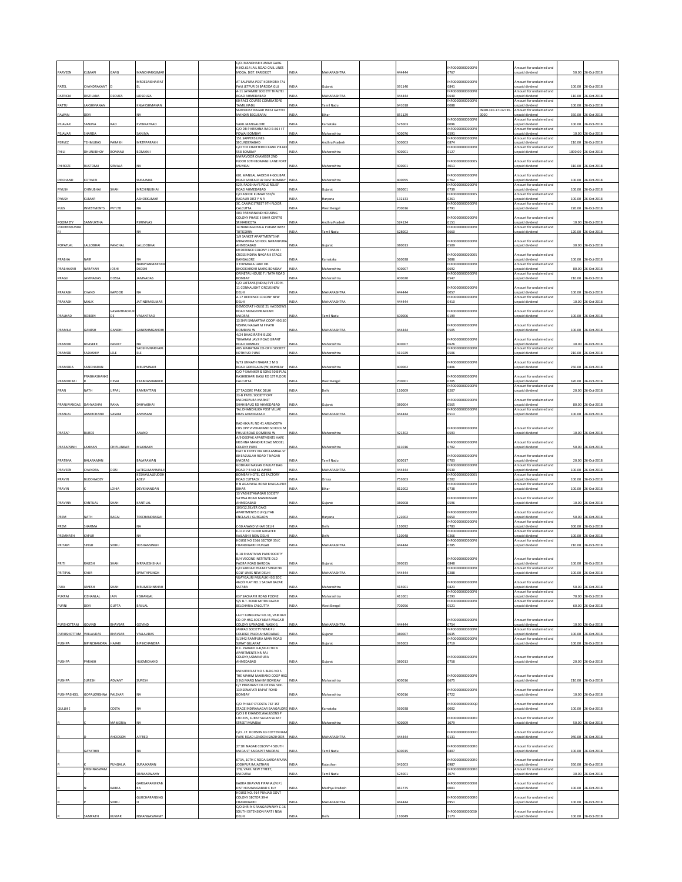| PARVEEN | KUMARI | GARG | MANOHARKUMAR | | | C/O. MANOHAR KUMAR GARG H.NO.614 JAIL ROAD CIVIL LINES MOGA. DIST. FARIDKOT | INDIA | MAHARASHTRA | | 444444 | INFO000000000P00767 | | Amount for unclaimed and unpaid dividend | 50.00 | 26-Oct-2018 |
|---|---|---|---|---|---|---|---|---|---|---|---|---|---|---|---|
| PATEL | CHANDRAKANT | D | MRDESAIBHAIPATEL | | | AT SALPURA POST KOSINDRA TAL PAVI JETPUR DI BARODA GUJ | INDIA | Gujarat | | 391140 | INFO000000000P00841 | | Amount for unclaimed and unpaid dividend | 100.00 | 26-Oct-2018 |
| PATRICIA | DISTILANA | DSOUZA | LJDSOUZA | | | A-11 JAYAMBE SOCIETY THALTEJ ROAD AHMEDABAD | INDIA | MAHARASHTRA | | 444444 | INFO000000000P00640 | | Amount for unclaimed and unpaid dividend | 110.00 | 26-Oct-2018 |
| PATTU | LAKSHMANAN | | KNLAKSHMANAN | | | 60 RACE COURSE COIMBATORE TAMIL NADU | INDIA | Tamil Nadu | | 641018 | INFO000000000P00088 | | Amount for unclaimed and unpaid dividend | 100.00 | 26-Oct-2018 |
| PAWAN | DEVI | | NA | | | SARVODAY NAGAR WEST GAYTRI MANDIR BEGUSARAI | INDIA | Bihar | | 851129 | | IN301330-17132745-0000 | Amount for unclaimed and unpaid dividend | 350.00 | 26-Oct-2018 |
| PEJAVAR | SANJIVA | RAO | PVENKATRAO | | | VAKIL MANGALORE | INDIA | Karnataka | | 575003 | INFO000000000P00096 | | Amount for unclaimed and unpaid dividend | 100.00 | 26-Oct-2018 |
| PEJAVAR | SHARDA | | SANJIVA | | | C/O DR P KRISHNA RAO B-86 I I T POWAI BOMBAY | INDIA | Maharashtra | | 400076 | INFO000000000P00591 | | Amount for unclaimed and unpaid dividend | 10.00 | 26-Oct-2018 |
| PERVEZ | TEHMURAS | PARAKH | MRTRPARAKH | | | 311 SAPPERS LINES SECUNDERABAD | INDIA | Andhra Pradesh | | 500003 | INFO000000000P00874 | | Amount for unclaimed and unpaid dividend | 210.00 | 26-Oct-2018 |
| PHILI | DHUNJIBHOY | BOMANJI | BOMANJI | | | C/O THE CHARTERED BANK P B NO 558 BOMBAY | INDIA | Maharashtra | | 400001 | INFO000000000P00127 | | Amount for unclaimed and unpaid dividend | 1890.00 | 26-Oct-2018 |
| PHIROZE | RUSTOMJI | SIRVALA | NA | | | MARAVOOR CHAMBER 2ND FLOOR 30TH BOMANJI LANE FORT MUMBAI | INDIA | Maharashtra | | 400001 | INFO000000000S04011 | | Amount for unclaimed and unpaid dividend | 310.00 | 26-Oct-2018 |
| PIRCHAND | KOTHARI | | SURAJMAL | | | 601 MANGAL AADESH 4 GOLIBAR ROAD SANTACRUZ EAST BOMBAY | INDIA | Maharashtra | | 400055 | INFO000000000P00762 | | Amount for unclaimed and unpaid dividend | 100.00 | 26-Oct-2018 |
| PIYUSH | CHINUBHAI | SHAH | MRCHINUBHAI | | | 529, PADSHAH'S POLE RELIEF ROAD AHMEDABAD | INDIA | Gujarat | | 380001 | INFO000000000P00739 | | Amount for unclaimed and unpaid dividend | 100.00 | 26-Oct-2018 |
| PIYUSH | KUMAR | | ASHOKKUMAR | | | C/O ASHOK KUMAR 550/4 RADAUR DIST Y N R | INDIA | Haryana | | 132133 | INFO000000000S00261 | | Amount for unclaimed and unpaid dividend | 100.00 | 26-Oct-2018 |
| PLUS | INVESTMENTS | PVTLTD | NA | | | 3C, CAMAC STREET 9TH FLOOR CALCUTTA | INDIA | West Bengal | | 700016 | INFO000000000P00791 | | Amount for unclaimed and unpaid dividend | 220.00 | 26-Oct-2018 |
| POORAETY | SAMYUKTHA | | PSRINIVAS | | | 403 PARMANAND HOUSING COLONY PHASE II SHAR CENTRE SRIHARIKOTA | INDIA | Andhra Pradesh | | 524124 | INFO000000000P00151 | | Amount for unclaimed and unpaid dividend | 10.00 | 26-Oct-2018 |
| POORNASUNDARI | | | NA | | | 14 NANDAGOPALA PURAM WEST TUTICORIN | INDIA | Tamil Nadu | | 628002 | INFO000000000P00660 | | Amount for unclaimed and unpaid dividend | 120.00 | 26-Oct-2018 |
| POPATLAL | LALLOOBHAI | PANCHAL | LALLOOBHAI | | | 1/9 SANKET APARTMENTS NR MIRAMBIKA SCHOOL NARANPURA AHMEDABAD | INDIA | Gujarat | | 380013 | INFO000000000P00509 | | Amount for unclaimed and unpaid dividend | 30.00 | 26-Oct-2018 |
| PRABHA | NAIR | | NA | | | 69 DEFENCE COLONY 3 MAIN I CROSS INDIRA NAGAR II STAGE BANGALORE | INDIA | Karnataka | | 560038 | INFO000000000S02086 | | Amount for unclaimed and unpaid dividend | 100.00 | 26-Oct-2018 |
| PRABHAKAR | NARAYAN | JOSHI | NARAYANMARTANDJOSHI | | | 3 TOPIWALA LANE DR. BHODKARKAR MARG BOMBAY | INDIA | Maharashtra | | 400007 | INFO000000000P00692 | | Amount for unclaimed and unpaid dividend | 80.00 | 26-Oct-2018 |
| PRAGJI | JAMNADAS | DOSSA | JAMNADAS | | | ORINETAL HOUSE 7 J TATA ROAD BOMBAY | INDIA | Maharashtra | | 400020 | INFO000000000P00547 | | Amount for unclaimed and unpaid dividend | 210.00 | 26-Oct-2018 |
| PRAKASH | CHAND | KAPOOR | NA | | | C/O LAFFANS (INDIA) PVT LTD N-11 CONNAUGHT CIRCUS NEW DELHI | INDIA | MAHARASHTRA | | 444444 | INFO000000000P00057 | | Amount for unclaimed and unpaid dividend | 100.00 | 26-Oct-2018 |
| PRAKASH | MALIK | | JATINDRAKUMAR | | | A-17 DEFFENCE COLONY NEW DELHI | INDIA | MAHARASHTRA | | 444444 | INFO000000000P00410 | | Amount for unclaimed and unpaid dividend | 10.00 | 26-Oct-2018 |
| PRALHAD | ROBBIN | VASANTRAOKUDE | VASANTRAO | | | DEMOCRAT HOUSE 21 HADDOWS ROAD MUNGEMBAKKAM MADRAS | INDIA | Tamil Nadu | | 600006 | INFO000000000P00199 | | Amount for unclaimed and unpaid dividend | 100.00 | 26-Oct-2018 |
| PRAMILA | GANESH | GANDHI | GANESHMGANDHI | | | 11 SHRI SAMARTHA COOP HSG SO VISHNU NAGAR M F PATH DOMBIVLI W | INDIA | MAHARASHTRA | | 444444 | INFO000000000P00505 | | Amount for unclaimed and unpaid dividend | 100.00 | 26-Oct-2018 |
| PRAMOD | BHASKER | PANDIT | NA | | | 4/24 BHAGIRATHI BLDG TUKARAM JAVJI ROAD GRANT ROAD BOMBAY | INDIA | Maharashtra | | 400007 | INFO000000000P00626 | | Amount for unclaimed and unpaid dividend | 30.00 | 26-Oct-2018 |
| PRAMOD | SADASHIV | LELE | SADSHIVNARHARLELE | | | 405 MAHATMA CO-OP H SOCIETY KOTHRUD PUNE | INDIA | Maharashtra | | 411029 | INFO000000000P00506 | | Amount for unclaimed and unpaid dividend | 210.00 | 26-Oct-2018 |
| PRAMODA | SASIDHARAN | | MRUPMNAIR | | | 9/73 UNNATHI NAGAR 2 M G ROAD GOREGAON (W) BOMBAY | INDIA | Maharashtra | | 400062 | INFO000000000P00806 | | Amount for unclaimed and unpaid dividend | 250.00 | 26-Oct-2018 |
| PRAMODRAI | PRABHASHANKER | DESAI | PRABHASHANKER | | | C/O P SHANKER & SONS 50 BIPLAL RASHBEHARI BASU RD 1ST FLOOR CALCUTTA | INDIA | West Bengal | | 700001 | INFO000000000P00205 | | Amount for unclaimed and unpaid dividend | 320.00 | 26-Oct-2018 |
| PRAN | NATH | UPPAL | RAMRATTAN | | | 27 TAGORE PARK DELHI | INDIA | Delhi | | 110009 | INFO000000000P00207 | | Amount for unclaimed and unpaid dividend | 20.00 | 26-Oct-2018 |
| PRANJIVANDAS | DAHYABHAI | RANA | DAHYABHAI | | | 23-B PATEL SOCIETY OPP MADHOPURA MARKET SHAHIBAUG RD AHMEDABAD | INDIA | Gujarat | | 380004 | INFO000000000P00565 | | Amount for unclaimed and unpaid dividend | 80.00 | 26-Oct-2018 |
| PRANLAL | AMARCHAND | VASANI | AWASANI | | | TAL DHANDHUKA POST VILLAE KHAS AHMEDABAD | INDIA | MAHARASHTRA | | 444444 | INFO000000000P00513 | | Amount for unclaimed and unpaid dividend | 100.00 | 26-Oct-2018 |
| PRATAP | BURDE | | ANAND | | | RADHIKA PL NO 41 ARUNODYA CHS OPP VIVEKANAND SCHOOL M PHULE ROAD DOMBIVLI W | INDIA | Maharashtra | | 421202 | INFO000000000P00593 | | Amount for unclaimed and unpaid dividend | 10.00 | 26-Oct-2018 |
| PRATAPSINH | LAXMAN | CHIPLUNKAR | MLAXMAN | | | A/9 DEEPAK APARTMENTS HARE KRISHNA MANDIR ROAD MODEL COLONY PUNE | INDIA | Maharashtra | | 411016 | INFO000000000P00702 | | Amount for unclaimed and unpaid dividend | 50.00 | 26-Oct-2018 |
| PRATIMA | BALARAMAN | | BALARAMAN | | | FLAT B ENTRY VIA ARULAMBAL ST 80 BAZULLAH ROAD T NAGAR MADRAS | INDIA | Tamil Nadu | | 600017 | INFO000000000P00703 | | Amount for unclaimed and unpaid dividend | 20.00 | 26-Oct-2018 |
| PRAVEEN | CHANDRA | DOSI | LATEGUMANMALJI | | | GODHAKI NASIAN DAULAT BAG ROAD P B NO 61 AJMER | INDIA | MAHARASHTRA | | 444444 | INFO000000000P00530 | | Amount for unclaimed and unpaid dividend | 100.00 | 26-Oct-2018 |
| PRAVIN | BUDDHADEV | | KESHAVLALBUDDHADEV | | | BOMBAY HOTEL ICE FACTORY ROAD CUTTACK | INDIA | Orissa | | 753003 | INFO000000000S00202 | | Amount for unclaimed and unpaid dividend | 100.00 | 26-Oct-2018 |
| PRAVIN | | LOHIA | DEVKINANDAN | | | R N AGARWAL ROAD BHAGALPUR BIHAR | INDIA | Bihar | | 812002 | INFO000000000P00738 | | Amount for unclaimed and unpaid dividend | 100.00 | 26-Oct-2018 |
| PRAVINA | KANTILAL | SHAH | KANTILAL | | | 13 VASHISTANAGAR SOCIETY VATWA ROAD MANINAGAR AHMEDABAD | INDIA | Gujarat | | 380008 | INFO000000000P00596 | | Amount for unclaimed and unpaid dividend | 10.00 | 26-Oct-2018 |
| PREM | NATH | BAGAI | TEKCHANDBAGAI | | | 103/12,SILVER OAKS APARTMENTS DLF QUTAB ENCLAVE-I GURGAON | INDIA | Haryana | | 122002 | INFO000000000P00650 | | Amount for unclaimed and unpaid dividend | 50.00 | 26-Oct-2018 |
| PREM | SHARMA | | NA | | | C-50 ANAND VIHAR DELHI | INDIA | Delhi | | 110092 | INFO000000000P00783 | | Amount for unclaimed and unpaid dividend | 300.00 | 26-Oct-2018 |
| PREMNATH | KAPUR | | NA | | | E-119 1ST FLOOR GREATER KAILASH II NEW DELHI | INDIA | Delhi | | 110048 | INFO000000000P00266 | | Amount for unclaimed and unpaid dividend | 100.00 | 26-Oct-2018 |
| PRITAM | SINGH | SIDHU | SKISHANSINGH | | | HOUSE NO 2566 SECTOR 35/C CHANDIGARH PUNJAB | INDIA | MAHARASHTRA | | 444444 | INFO000000000P00285 | | Amount for unclaimed and unpaid dividend | 210.00 | 26-Oct-2018 |
| PRITI | RAJESH | SHAH | MRRAJESHSHAH | | | B-18 SHANTIVAN PARK SOCIETY B/H VECCINE INSTITUTE OLD PADRA ROAD BARODA | INDIA | Gujarat | | 390015 | INFO000000000P00848 | | Amount for unclaimed and unpaid dividend | 100.00 | 26-Oct-2018 |
| PRITIPAL | KAUR | | SPRATAPSINGH | | | C/O SARDAR PRATAP SINGH 98 GOLF LINKS NEW DELHI | INDIA | MAHARASHTRA | | 444444 | INFO000000000P00288 | | Amount for unclaimed and unpaid dividend | 100.00 | 26-Oct-2018 |
| PUJA | UMESH | SHAH | MRUMESHNSHAH | | | VIJAYGAURI MULAUK HSG SOC 462/3 FLAT NO.1 SADAR BAZAR SATARA | INDIA | Maharashtra | | 415001 | INFO000000000P00823 | | Amount for unclaimed and unpaid dividend | 50.00 | 26-Oct-2018 |
| PUKRAJ | KISHANLAL | JAIN | KISHANLAL | | | 637 SACHAPIR ROAD POONE | INDIA | Maharashtra | | 411001 | INFO000000000P00293 | | Amount for unclaimed and unpaid dividend | 70.00 | 26-Oct-2018 |
| PURNI | DEVI | GUPTA | BRIJLAL | | | 5/5 B.T. ROAD MITRA BAZAR BELGHARIA CALCUTTA | INDIA | West Bengal | | 700056 | INFO000000000P00521 | | Amount for unclaimed and unpaid dividend | 60.00 | 26-Oct-2018 |
| PURSHOTTAM | GOVIND | BHAVSAR | GOVIND | | | LALIT BUNGLOW NO.18, VAIBHAV CO-OP.HSG.SOCY.NEAR PRAGATI COLONY UPNAGAR, NASIK-6. | INDIA | MAHARASHTRA | | 444444 | INFO000000000P00754 | | Amount for unclaimed and unpaid dividend | 10.00 | 26-Oct-2018 |
| PURUSHOTTAM | VALLAVDAS | BHAVSAR | VALLAVDAS | | | JANPAD SOCIETY NEAR P J COLLEGE PALDI AHMEDABAD | INDIA | Gujarat | | 380007 | INFO000000000P00635 | | Amount for unclaimed and unpaid dividend | 100.00 | 26-Oct-2018 |
| PUSHPA | BIPINCHANDRA | HAJARI | BIPINCHANDRA | | | 5/1942 RAMPURA MAIN ROAD SURAT GUJARAT | INDIA | Gujarat | | 395003 | INFO000000000P00719 | | Amount for unclaimed and unpaid dividend | 100.00 | 26-Oct-2018 |
| PUSHPA | PARAKH | | HUKMICHAND | | | H.C. PARAKH 4-B,SELECTION APARTMENTS NR.RAI COLONY,USMANPURA AHMEDABAD | INDIA | Gujarat | | 380013 | INFO000000000P00758 | | Amount for unclaimed and unpaid dividend | 20.00 | 26-Oct-2018 |
| PUSHPA | SURESH | ADVANT | SURESH | | | MANJIRI FLAT NO 5 BLDG NO 5 THE MAHIM MAKRAND COOP HSG S SVS MARG MAHIM BOMBAY | INDIA | Maharashtra | | 400016 | INFO000000000P00675 | | Amount for unclaimed and unpaid dividend | 210.00 | 26-Oct-2018 |
| PUSHPASHEEL | GOPALKRISHNA | PALEKAR | NA | | | C/7 PRASHANT CO.OP.HSG.SOC. 139 SENAPATI BAPAT ROAD BOMBAY | INDIA | Maharashtra | | 400016 | INFO000000000P00722 | | Amount for unclaimed and unpaid dividend | 10.00 | 26-Oct-2018 |
| QULLNIE | | COSTA | NA | | | C/O PHILLIP D'COSTA 767 1ST STAGE INDIRANAGAR BANGALORE | INDIA | Karnataka | | 560038 | INFO000000000Q00002 | | Amount for unclaimed and unpaid dividend | 100.00 | 26-Oct-2018 |
| R | | MAMORIA | NA | | | C/O S R KHANDELWAL&SONS P LTD 205, SURAT SADAN SURAT STREET MUMBAI | INDIA | Maharashtra | | 400009 | INFO000000000R01079 | | Amount for unclaimed and unpaid dividend | 50.00 | 26-Oct-2018 |
| R | D | AHODSON | AFFRED | | | C/O. J.T. HODSON 63 COTTENHAM PARK ROAD LONDON SW20 ODR | INDIA | MAHARASHTRA | | 444444 | INFO000000000H00131 | | Amount for unclaimed and unpaid dividend | 940.00 | 26-Oct-2018 |
| R | GAYATHRI | | NA | | | 27 SRI NAGAR COLONY 4 SOUTH MADA ST SAIDAPET MADRAS | INDIA | Tamil Nadu | | 600015 | INFO000000000R00807 | | Amount for unclaimed and unpaid dividend | 100.00 | 26-Oct-2018 |
| R | | PUNGALIA | SURAJKARAN | | | 673A, 10TH C ROAD SARDARPURA JODHPUR RAJASTHAN | INDIA | Rajasthan | | 342003 | INFO000000000R00987 | | Amount for unclaimed and unpaid dividend | 350.00 | 26-Oct-2018 |
| R | KRISHNASWAMY | | SRAMASWAMY | | | 17B, VAKIL NEW STREET, MADURAI | INDIA | Tamil Nadu | | 625001 | INFO000000000R01074 | | Amount for unclaimed and unpaid dividend | 30.00 | 26-Oct-2018 |
| R | N | KABRA | GARGARAMKABRA | | | KABRA BHAVAN PIPARIA (M.P.) DIST HOSHANGABAD C RLY | INDIA | Madhya Pradesh | | 461775 | INFO000000000K00001 | | Amount for unclaimed and unpaid dividend | 100.00 | 26-Oct-2018 |
| R | P | SIDHU | GURCHARANSINGH | | | HOUSE NO. 914 PUNJAB GOVT COLONY SECTOR 39-A CHANDIGARH | INDIA | MAHARASHTRA | | 444444 | INFO000000000R00951 | | Amount for unclaimed and unpaid dividend | 100.00 | 26-Oct-2018 |
| R | SAMPATH | KUMAR | NSRANGASWAMY | | | C/O SHRI N S RANGASWAMY C-16 SOUTH EXTENSION PART I NEW DELHI | INDIA | Delhi | | 110049 | INFO000000000S01173 | | Amount for unclaimed and unpaid dividend | 100.00 | 26-Oct-2018 |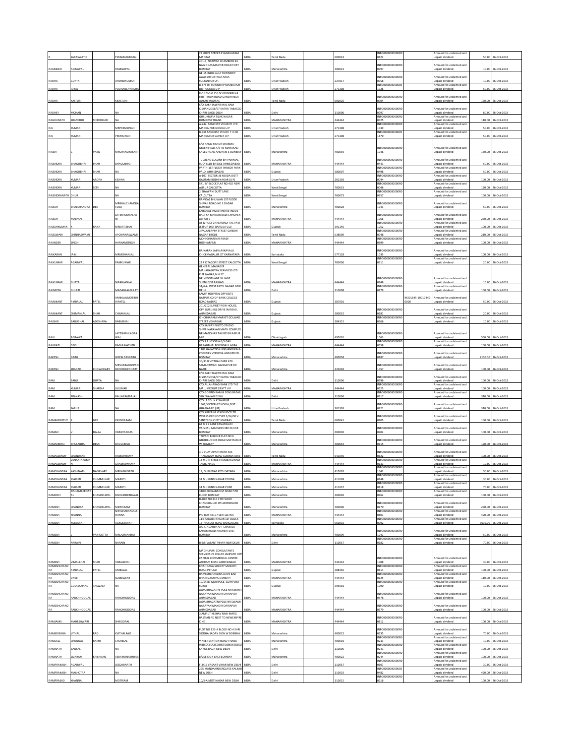| | | | | | | | | | | | | | | | |
|---|---|---|---|---|---|---|---|---|---|---|---|---|---|---|---|
| R | SARASWATHI | | TSRAMASUBBAN | | | 23 ULLINI STREET AYANAVARAM MADRAS | INDIA | Tamil Nadu | | 600023 | INFO000000000R00822 | | Amount for unclaimed and unpaid dividend | 50.00 | 26-Oct-2018 |
| RAAMDEO | AGRAWAL | | RAMGOPAL | | | 401-B, NATWAR CHAMBERS 94 NAGINDAS MASTER ROAD FORT BOMBAY | INDIA | Maharashtra | | 400023 | INFO000000000R00997 | | Amount for unclaimed and unpaid dividend | 10.00 | 26-Oct-2018 |
| RADHA | GUPTA | | ARVINDKUMAR | | | GE-15,INDO GULF TOWNSHIP JAGDISHPUR INDA AREA SULTANPUR UP. | INDIA | Uttar Pradesh | | 227817 | INFO000000000R00958 | | Amount for unclaimed and unpaid dividend | 10.00 | 26-Oct-2018 |
| RADHA | JUYAL | | POORANCHANDRA | | | B-375 ITI TOWNSHIP MANKAPUR DIST GONDA U P | INDIA | Uttar Pradesh | | 271308 | INFO000000000000051926 | | Amount for unclaimed and unpaid dividend | 50.00 | 26-Oct-2018 |
| RADHA | KASTURI | | KKASTURI | | | FLAT NO 14 P A APARTMENTS 8 FIRST MAIN ROAD GANDHI NGR ADYAR MADRAS | INDIA | Tamil Nadu | | 600020 | INFO000000000R00904 | | Amount for unclaimed and unpaid dividend | 150.00 | 26-Oct-2018 |
| RADHEY | MOHAN | | NA | | | C/O BAKHTAWAR MAL RAM KISHAN 2056/57 KATRA TABACCO KHARI BAOLI DELHI | INDIA | Delhi | | 110006 | INFO000000000R00797 | | Amount for unclaimed and unpaid dividend | 60.00 | 26-Oct-2018 |
| RAGHUNATH | SHAMBHU | SHIRODKAR | NA | | | GURUKRUPA TILAK NAGAR DOMBIVLI THANA | INDIA | MAHARASHTRA | | 444444 | INFO000000000R00025 | | Amount for unclaimed and unpaid dividend | 110.00 | 26-Oct-2018 |
| RAJ | KUMAR | | MRPREMSINGH | | | A-242, SANCHAR VIHAR ITI LTD MANKA PUR GONDA U.P | INDIA | Uttar Pradesh | | 271308 | INFO000000000R01039 | | Amount for unclaimed and unpaid dividend | 50.00 | 26-Oct-2018 |
| RAJ | KUMAR | | PREMSINGH | | | B-538 SANCHAR VIHAR I T I LTD MANKAPUR GONDA U P | INDIA | Uttar Pradesh | | 271308 | INFO000000000000051870 | | Amount for unclaimed and unpaid dividend | 50.00 | 26-Oct-2018 |
| RAJEN | C | VAKIL | MRCHANDRAKANT | | | C/O NAND KISHOR SHARMA GREEN FIELD A/3-45 MAHAKALI CAVES ROAD ANDHERI E BOMBAY | INDIA | Maharashtra | | 400093 | INFO000000000R01046 | | Amount for unclaimed and unpaid dividend | 150.00 | 26-Oct-2018 |
| RAJENDRA | BHAGUBHAI | SHAH | BHAGUBHAI | | | TULSIBAG COLONY BH PARIMAL SOCY ELLIS BRIDGE AHMEDABAD | INDIA | MAHARASHTRA | | 444444 | INFO000000000R00443 | | Amount for unclaimed and unpaid dividend | 50.00 | 26-Oct-2018 |
| RAJENDRA | BHAGUBHAI | SHAH | NA | | | PARTH-1ST FLOOR THAKOR PARK PALDI AHMEDABAD | INDIA | Gujarat | | 380007 | INFO000000000R00498 | | Amount for unclaimed and unpaid dividend | 50.00 | 26-Oct-2018 |
| RAJENDRA | KUMAR | ARORA | KISHAN | | | A-107, SECTOR 36 NOIDA DISTT GAUTAM BUDH NAGAR (U.P) | INDIA | Uttar Pradesh | | 201303 | INFO000000000R00044 | | Amount for unclaimed and unpaid dividend | 100.00 | 26-Oct-2018 |
| RAJENDRA | KUMAR | SETH | NA | | | 571 'N' BLOCK FLAT NO 402 NEW ALIPUR CALCUTTA | INDIA | West Bengal | | 700053 | INFO000000000R00046 | | Amount for unclaimed and unpaid dividend | 120.00 | 26-Oct-2018 |
| RAJENDRANATH | DHUR | | NA | | | 2,BHAWANI DUTT LANE CALCUTTA | INDIA | West Bengal | | 700073 | INFO000000000R00957 | | Amount for unclaimed and unpaid dividend | 100.00 | 26-Oct-2018 |
| RAJESH | BHALCHANDRA | DEO | MRBHALCHANDRA TDEO | | | RAMDAS BHUWAN 1ST FLOOR SHIVAJI ROAD NO 3 DADAR BOMBAY | INDIA | Maharashtra | | 400028 | INFO000000000R01043 | | Amount for unclaimed and unpaid dividend | 50.00 | 26-Oct-2018 |
| RAJESH | MALPANI | | LATEMRJKMALPANI | | | FAIRDEAL INVESTMENTS INSIDE BALJI KA MANDIR BADI CHHOPER JAIPUR-3 | INDIA | MAHARASHTRA | | 444444 | INFO000000000R01066 | | Amount for unclaimed and unpaid dividend | 250.00 | 26-Oct-2018 |
| RAJESHKUMAR | K | RANA | MRKIRITIBHAI | | | AT & POST CHALAMADI TAL PAVI JETPUR DIST BARODA GUJ | INDIA | Gujarat | | 391140 | INFO000000000R01052 | | Amount for unclaimed and unpaid dividend | 100.00 | 26-Oct-2018 |
| RAJESWARI | CHINNASWAMI | | APCHINNASWAMI | | | 3 PALANIAPPA STREET GANDHI NAGAR ERODE | INDIA | Tamil Nadu | | 638009 | INFO000000000R00048 | | Amount for unclaimed and unpaid dividend | 210.00 | 26-Oct-2018 |
| RAJINDER | SINGH | | HARNAMSINGH | | | MOH GHIAN NAI ABADI HOSHIARPUR | INDIA | MAHARASHTRA | | 444444 | INFO000000000R00699 | | Amount for unclaimed and unpaid dividend | 100.00 | 26-Oct-2018 |
| RAJKARAN | JAIN | | MRMOHANLAL | | | RAJKARAN JAIN LAKKAVALLI CHICKMAGALUR DT KARNATAKA | INDIA | Karnataka | | 577128 | INFO000000000R01035 | | Amount for unclaimed and unpaid dividend | 100.00 | 26-Oct-2018 |
| RAJKUMAR | AGARWAL | | RAMKUMAR | | | 23 P K TAGORE STREET CALCUTTA | INDIA | West Bengal | | 700006 | INFO000000000R00711 | | Amount for unclaimed and unpaid dividend | 20.00 | 26-Oct-2018 |
| RAJKUMAR | GUPTA | | NIRANJANLAL | | | GENERAL MANAGER MAHARASHTRA SCAMLESS LTD PIPE NAGAR,N.H.17 NR.NEGOTHANE VILLAGE SUKELI,DIST.RAIGAD | INDIA | MAHARASHTRA | | 444444 | INFO000000000R00748 | | Amount for unclaimed and unpaid dividend | 10.00 | 26-Oct-2018 |
| RAJNEESH | GULATI | | MADANLALGULATI | | | 34/6-A, WEST PATEL NAGAR NEW DELHI | INDIA | Delhi | | 110008 | INFO000000000R00979 | | Amount for unclaimed and unpaid dividend | 100.00 | 26-Oct-2018 |
| RAJNIKANT | AMBALAL | PATEL | AMBALALMOTIBHAIPATEL | | | SAMIR HOSPITAL OPPOSITE NATPUR CO OP BANK COLLEGE ROAD NADIAD | INDIA | Gujarat | | 387001 | | IN301645-10017349-0000 | Amount for unclaimed and unpaid dividend | 50.00 | 26-Oct-2018 |
| RAJNIKANT | CHIMANLAL | SHAH | CHIMANLAL | | | 201/202 SUNSET ROW HOUSE, OPP GURUKUL DRIVE IN ROAD, AHMEDABAD | INDIA | Gujarat | | 380052 | INFO000000000R00681 | | Amount for unclaimed and unpaid dividend | 20.00 | 26-Oct-2018 |
| RAJSHRI | BABUBHAI | ADESHARA | BABUBHAI | | | ICHCHHARAM MARKET GOLWAD STREET VISNAGAR | INDIA | Gujarat | | 384315 | INFO000000000R00766 | | Amount for unclaimed and unpaid dividend | 10.00 | 26-Oct-2018 |
| RAJU | AGRAWAL | | LATESHRIHLAGRAWAL | | | C/O SANJAY PHOTO STUDIO SHIVRINARAYAN MATH COMPLEX NR MANOHAR TALKIES BILASPUR M P | INDIA | Chhattisgarh | | 495001 | INFO000000000R01063 | | Amount for unclaimed and unpaid dividend | 550.00 | 26-Oct-2018 |
| RAJWATI | DEVI | | RAGHUNATHPD | | | C/O R.R JOSORIA 6/5 GALI BARAHBHAI BELENGAUJ AGRA | INDIA | MAHARASHTRA | | 444444 | INFO000000000R00558 | | Amount for unclaimed and unpaid dividend | 100.00 | 26-Oct-2018 |
| RAKESH | GARG | | GOPALDASGARG | | | 1203 GALACTICA LOKHANDWALA COMPLEX VERSOVA ANDHERI W BOMBAY | INDIA | Maharashtra | | 400058 | INFO000000000R00887 | | Amount for unclaimed and unpaid dividend | 2100.00 | 26-Oct-2018 |
| RAKESH | SHARAD | CHOWDHARY | MRSHARADSOPANDEOCHOWDHARY | | | 30/31 B VITTHAL PARK 476 SAMANTWADI GANGAPUR RD NASIK | INDIA | Maharashtra | | 422002 | INFO000000000R01057 | | Amount for unclaimed and unpaid dividend | 100.00 | 26-Oct-2018 |
| RAM | BABU | GUPTA | NA | | | C/O BAKHTAWAR MAL RAM KISHAN 2056/57 KATRA TABACCO KHARI BAOLI DELHI | INDIA | Delhi | | 110006 | INFO000000000R00796 | | Amount for unclaimed and unpaid dividend | 100.00 | 26-Oct-2018 |
| RAM | KUMAR | SHARMA | JIKUMAR | | | C/O ALLAHABAD BANK LTD THE MALL MEERUT CANTT U P | INDIA | MAHARASHTRA | | 444444 | INFO000000000R00525 | | Amount for unclaimed and unpaid dividend | 100.00 | 26-Oct-2018 |
| RAM | PRAKASH | | RALLARAMBAJAJ | | | C/O GOBIND RAM & SONS BAZAR SIRKIWALAN DELHI | INDIA | Delhi | | 110006 | INFO000000000R00217 | | Amount for unclaimed and unpaid dividend | 310.00 | 26-Oct-2018 |
| RAM | SARUP | | NA | | | C/O LT COL N K SWARUP 1561,SECTOR-37 NOIDA,DIST GHAZIABAD (UP) | INDIA | Uttar Pradesh | | 201303 | INFO000000000R00221 | | Amount for unclaimed and unpaid dividend | 310.00 | 26-Oct-2018 |
| RAMAMOOTHY | S | IYER | KSUNDARAM | | | C/O SUPERNA VISION PVT LTD WORKS OFF NO TYPE 2/24,DR V. S.INSTRONIC EST.MADRAS | INDIA | Tamil Nadu | | 600041 | INFO000000000R00105 | | Amount for unclaimed and unpaid dividend | 100.00 | 26-Oct-2018 |
| RAMAN | V | DALAL | VARJIVANDAS | | | 63 D 1 X LANE FANASWADI VAISHALI MANSION 3RD FLOOR BOMBAY | INDIA | Maharashtra | | 400002 | INFO000000000R00902 | | Amount for unclaimed and unpaid dividend | 100.00 | 26-Oct-2018 |
| RAMANBHAI | BHULABHAI | DESAI | BHULABHAI | | | TRIVANI B BLOCK FLAT NO 6 GHODBUNDER ROAD SANTACRUZ W BOMBAY | INDIA | Maharashtra | | 400054 | INFO000000000R00115 | | Amount for unclaimed and unpaid dividend | 120.00 | 26-Oct-2018 |
| RAMASWAMY | CHANDRAN | | RAMASWAMY | | | 3-C VIJAY APARTMENT 405 THADAGAM ROAD COIMBATORE | INDIA | Tamil Nadu | | 641040 | INFO000000000R00622 | | Amount for unclaimed and unpaid dividend | 100.00 | 26-Oct-2018 |
| RAMASWAMY | VENKATARAMAN | | GRAMASWAMY | | | 13 MUTT STREET KUMBAKONAM TAMIL NADU | INDIA | MAHARASHTRA | | 444444 | INFO000000000R00133 | | Amount for unclaimed and unpaid dividend | 10.00 | 26-Oct-2018 |
| RAMCHANDRA | KASHINATH | NANAVARE | MRKASHINATH | | | 18, GURUWAR PETH SATARA | INDIA | Maharashtra | | 415002 | INFO000000000R01042 | | Amount for unclaimed and unpaid dividend | 50.00 | 26-Oct-2018 |
| RAMCHANDRA | MARUTI | CHIMBALKAR | MARUTI | | | 31 MUKUND NAGAR POONA | INDIA | Maharashtra | | 411009 | INFO000000000R00148 | | Amount for unclaimed and unpaid dividend | 30.00 | 26-Oct-2018 |
| RAMCHANDRA | MARUTI | CHIMBALKAR | MARUTI | | | 31 MUKUND NAGAR PUNE | INDIA | Maharashtra | | 411037 | INFO000000000R00818 | | Amount for unclaimed and unpaid dividend | 70.00 | 26-Oct-2018 |
| RAMDEVI | BISHAMBERDAYAL | KHANDELWAL | BISHAMBERDAYAL | | | 348/350 KALBADEVI ROAD 5TH FLOOR BOMBAY | INDIA | Maharashtra | | 400002 | INFO000000000R00162 | | Amount for unclaimed and unpaid dividend | 100.00 | 26-Oct-2018 |
| RAMESH | CHANDRA | KHANDELWAL | MEWARAM | | | BLOCK NO 416 4TH FLOOR CHANDRA LOK WILDERNESS RD BOMBAY | INDIA | Maharashtra | | 400006 | INFO000000000R00170 | | Amount for unclaimed and unpaid dividend | 230.00 | 26-Oct-2018 |
| RAMESH | KHANNA | | SHIVCHARANLALKHANNA | | | P O BOX 48177 SEATLLE WA | INDIA | MAHARASHTRA | | 444444 | INFO000000000R00801 | | Amount for unclaimed and unpaid dividend | 420.00 | 26-Oct-2018 |
| RAMESH | KULKARNI | | AGKULKARNI | | | 114 RAJAJEE NAGAR 1ST BLOCK 16TH CROSS ROAD BANGALORE | INDIA | Karnataka | | 560010 | INFO000000000R00992 | | Amount for unclaimed and unpaid dividend | 3690.00 | 26-Oct-2018 |
| RAMESH | | VANIGOTTA | MRLAXMANRAJ | | | A/17, ADARSH APT CHAKALA SAHAR ROAD ANDHERI EAST BOMBAY | INDIA | Maharashtra | | 400099 | INFO000000000R01041 | | Amount for unclaimed and unpaid dividend | 50.00 | 26-Oct-2018 |
| RAMESH | NARAIN | | NARAIN | | | B 9/5 VASANT VIHAR NEW DELHI | INDIA | Delhi | | 110057 | INFO000000000R00182 | | Amount for unclaimed and unpaid dividend | 70.00 | 26-Oct-2018 |
| RAMESH | VIMALBHAI | SHAH | VIMALBHAI | | | MADHUPURI CONSULTANTS SERVICES 27 CELLAR JANPATH OPP CAPITAL COMMERCIAL CENTRE ASHRAM ROAD AHMEDABAD | INDIA | MAHARASHTRA | | 444444 | INFO000000000R01008 | | Amount for unclaimed and unpaid dividend | 30.00 | 26-Oct-2018 |
| RAMESHCHANDRA | AMBALAL | PATEL | AMBALAL | | | KRISHNAGA SOCIETY SAINATH ROAD PETLAD | INDIA | Gujarat | | 388450 | INFO000000000R00814 | | Amount for unclaimed and unpaid dividend | 100.00 | 26-Oct-2018 |
| RAMESHCHANDRA | DAVE | | SOMESWAR | | | RAMESHCHANDRA DAVE BALI BHATTS ZAMPA UMRETH | INDIA | MAHARASHTRA | | 444444 | INFO000000000R00125 | | Amount for unclaimed and unpaid dividend | 110.00 | 26-Oct-2018 |
| RAMESHCHANDRA | GULABCHAND | TASWALA | NA | | | 10/1468, MOTIPOLE, GOPIPURA SURAT | INDIA | Gujarat | | 395001 | INFO000000000R01090 | | Amount for unclaimed and unpaid dividend | 10.00 | 26-Oct-2018 |
| RAMESHCHANDRA | RANCHHODDAS | | RANCHHODDAS | | | JADA BHAGAT NI POLE NR SWAMI NARAYAN MANDIR DARIAPUR AHMEDABAD | INDIA | MAHARASHTRA | | 444444 | INFO000000000R00578 | | Amount for unclaimed and unpaid dividend | 100.00 | 26-Oct-2018 |
| RAMESHCHANDRA | RANCHHODDAS | | RANCHHODDAS | | | JADA BHAGATNI POLE NR SWAMI NARAYAN MANDIR DARIAPUR AHMEDABAD | INDIA | MAHARASHTRA | | 444444 | INFO000000000R00579 | | Amount for unclaimed and unpaid dividend | 100.00 | 26-Oct-2018 |
| RAMJANKI | MAHESHWARI | | SHRIGOPAL | | | 3 AMRUT KESHAV NAIK MARG BASTIAN RD NEXT TO NEWEMPIRE CINE | INDIA | MAHARASHTRA | | 444444 | INFO000000000R00812 | | Amount for unclaimed and unpaid dividend | 100.00 | 26-Oct-2018 |
| RAMKRISHNA | VITHAL | RAO | KVITHALRAO | | | PLOT NO 123-A BLOCK NO 4 SHRI SIDDHA SADAN SION W BOMBAY | INDIA | Maharashtra | | 400022 | INFO000000000R00735 | | Amount for unclaimed and unpaid dividend | 70.00 | 26-Oct-2018 |
| RAMLALL | CHUNILAL | RATHI | CHUNILAL | | | VINEET STATION ROAD THANA | INDIA | Maharashtra | | 400601 | INFO000000000R00233 | | Amount for unclaimed and unpaid dividend | 10.00 | 26-Oct-2018 |
| RAMNATH | BANSAL | | NA | | | 9 BIRLA FLATS ARYA SAMAK ROAD KAROL BAGH NEW DELHI | INDIA | Delhi | | 110005 | INFO000000000R00241 | | Amount for unclaimed and unpaid dividend | 100.00 | 26-Oct-2018 |
| RAMNATH | SIVARAM | KRISHNAN | VSRAMANATHIYER | | | 8/256 SION EAST BOMBAY | INDIA | Maharashtra | | 400022 | INFO000000000R00244 | | Amount for unclaimed and unpaid dividend | 100.00 | 26-Oct-2018 |
| RAMPRAKASH | AGARWAL | | LKEDARNATH | | | F-3/16 VASANT VIHAR NEW DELHI | INDIA | Delhi | | 110057 | INFO000000000R00607 | | Amount for unclaimed and unpaid dividend | 30.00 | 26-Oct-2018 |
| RAMPRAKASH | MALHOTRA | | NA | | | 295 MANDAKINI ENCLAVE KALKAJI NEW DELHI | INDIA | Delhi | | 110019 | INFO000000000000050482 | | Amount for unclaimed and unpaid dividend | 420.00 | 26-Oct-2018 |
| RAMPRASAD | KHANNA | | MOTIRAM | | | 10/5 A MOTINAGAR NEW DELHI | INDIA | Delhi | | 110015 | INFO000000000R00216 | | Amount for unclaimed and unpaid dividend | 100.00 | 26-Oct-2018 |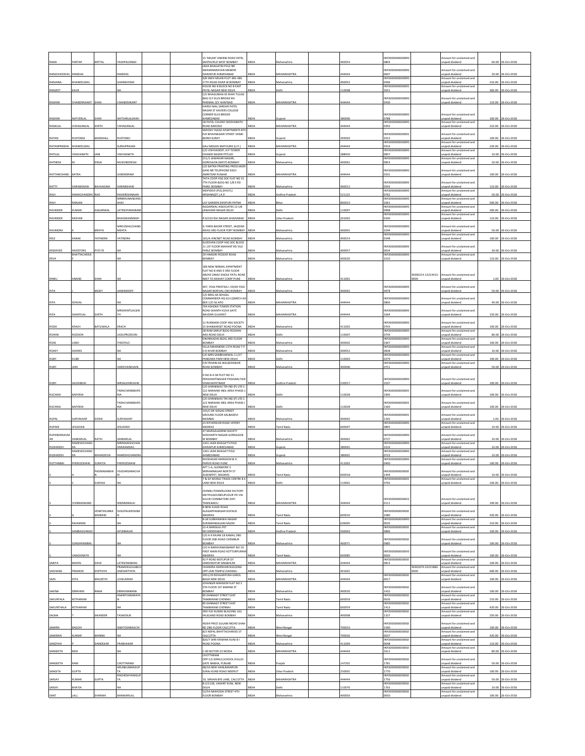| | | | | | | | | | | | | | | |
|---|---|---|---|---|---|---|---|---|---|---|---|---|---|---|
| RANA | PARTAP | MITTAL | YASHPALSINGH | | | 15 'MILAN' LINKING ROAD EXTN, SANTACRUZ WEST BOMBAY | INDIA | Maharashtra | | 400054 | INFO000000000R00804 | | Amount for unclaimed and unpaid dividend | 60.00 | 26-Oct-2018 |
| RANCHHODDAS | RAMDAS | | RAMDAS | | | JADA BHAGATNI POLE NR SWAMINARAYAN MANDIR DARIAPUR AHMEDABAD | INDIA | MAHARASHTRA | | 444444 | INFO000000000R00647 | | Amount for unclaimed and unpaid dividend | 20.00 | 26-Oct-2018 |
| RANJANA | KHANDELWAL | | GHANSHYAM | | | 9/B SNEH MILAN PLOT 485-486 17TH ROAD KHAR W BOMBAY | INDIA | Maharashtra | | 400052 | INFO000000000R00596 | | Amount for unclaimed and unpaid dividend | 210.00 | 26-Oct-2018 |
| RANJEET | KAUR | | NA | | | HOUSE NO 8 BLOCK NO 8 EAST PATEL NAGAR NEW DELHI | INDIA | Delhi | | 110008 | INFO000000000005051 | | Amount for unclaimed and unpaid dividend | 360.00 | 26-Oct-2018 |
| RASHMI | CHANDRAKANT | SHAH | CHANDRAKANT | | | C/O BHAGUBHAI M SHAH TULASI BAG CLY ELLIS BRIDGE BH PARIMAL SCY AHMDABAD | INDIA | MAHARASHTRA | | 444444 | INFO000000000R00430 | | Amount for unclaimed and unpaid dividend | 110.00 | 26-Oct-2018 |
| RASHMI | NATVERLAL | SHAH | NATVARLALSHAH | | | HARSH MAL SARDAR PATEL NAGAR ST XAVIERS COLLEGE CORNER ELLIS BRIDGE AHMEDABAD | INDIA | Gujarat | | 380006 | INFO000000000R00788 | | Amount for unclaimed and unpaid dividend | 100.00 | 26-Oct-2018 |
| RASIKLAL | CHHAGANLAL | SHETH | CHHAGANLAL | | | 18 PATEL COLONY SIDDHANATH ROAD BARODA | INDIA | MAHARASHTRA | | 444444 | INFO000000000R00293 | | Amount for unclaimed and unpaid dividend | 210.00 | 26-Oct-2018 |
| RATAN | RUSTOMJI | MARSHALL | RUSTOMJI | | | SAROSH YAZAD APARTMENTS 8TH FLR BHAVNAGARI STREET VANKI BORDI SURAT | INDIA | Gujarat | | 395003 | INFO0000000000051012 | | Amount for unclaimed and unpaid dividend | 100.00 | 26-Oct-2018 |
| RATANPRABHA | KHANDELWAL | | SURAJPRASAD | | | GALI MEGHA MATHURA (U.P.) | INDIA | MAHARASHTRA | | 444444 | INFO000000000R00316 | | Amount for unclaimed and unpaid dividend | 220.00 | 26-Oct-2018 |
| RATILAL | VISHVANATH | JANI | VISHVANATH | | | C/O VISHVADEEP, N.P TOWER CHAWDI BAZAR PETLAD | INDIA | Gujarat | | 388450 | INFO000000000R00857 | | Amount for unclaimed and unpaid dividend | 10.00 | 26-Oct-2018 |
| RATNESH | M | DESAI | MUKUNDDESAI | | | 211/1 JAWAHAR NAGAR, GOREGAON (WEST) BOMBAY | INDIA | Maharashtra | | 400062 | INFO000000000R00853 | | Amount for unclaimed and unpaid dividend | 20.00 | 26-Oct-2018 |
| RATTANCHAND | BATRA | | GOBINDRAM | | | C/O BATRA PRINTING PRESS MORI GANJ NR TELEPHONE EXCH AMRITSAR PUNJAB | INDIA | MAHARASHTRA | | 444444 | INFO000000000R00331 | | Amount for unclaimed and unpaid dividend | 100.00 | 26-Oct-2018 |
| RATTY | DARABSHAW | BAVAADAM | DARABSHAW | | | TATA COOP HSG SOC FLAT NO 31 7TH FLOOR BLDG NO 1/B E RD PAREL BOMBAY | INDIA | Maharashtra | | 400012 | INFO000000000R00593 | | Amount for unclaimed and unpaid dividend | 110.00 | 26-Oct-2018 |
| RAVI | RAMACHANDRA | RAO | RAVIKRISHNAIAH | | | MOPIDEVI (PO),DIV(TL) KRISHNA(DT.) A.P. | INDIA | Andhra Pradesh | | 521125 | INFO000000000R00762 | | Amount for unclaimed and unpaid dividend | 50.00 | 26-Oct-2018 |
| RAVI | RANJAN | | MRBRAJNANDANSAHAI | | | LILY GARDEN SHIVPURI PATNA | INDIA | Bihar | | 800023 | INFO000000000R01061 | | Amount for unclaimed and unpaid dividend | 500.00 | 26-Oct-2018 |
| RAVINDER | KUMAR | AGGARWAL | LATESHPARASRAM | | | AGGARWAL ASSOCIATES 12-UB JAWAHAR NAGAR DELHI | INDIA | Delhi | | 110007 | INFO000000000R00998 | | Amount for unclaimed and unpaid dividend | 200.00 | 26-Oct-2018 |
| RAVINDER | MOHAN | | BHAGWANSINGH | | | R-9/103 RAJ NAGAR GHAZIABAD | INDIA | Uttar Pradesh | | 201002 | INFO000000000R00340 | | Amount for unclaimed and unpaid dividend | 110.00 | 26-Oct-2018 |
| RAVINDRA | K | MEHTA | MRKUSHALCHAND MEHTA | | | 9, PARSI BAZAR STREET, JAGDISH NIVAS 3RD FLOOR FORT BOMBAY | INDIA | Maharashtra | | 400001 | INFO000000000R01044 | | Amount for unclaimed and unpaid dividend | 50.00 | 26-Oct-2018 |
| RELE | KANAK | YATINDRA | YATINDRA | | | 165/A VINCNET ROAD BOMBAY | INDIA | Maharashtra | | 400014 | INFO000000000R00348 | | Amount for unclaimed and unpaid dividend | 100.00 | 26-Oct-2018 |
| RESERVED | INVESTORS | PVTLTD | NA | | | SUJEEVAN COOP HSG SOC BLOCK 11 1ST FLOOR MAHANT RD VILE PARLE BOMBAY | INDIA | Maharashtra | | 400057 | INFO000000000R00634 | | Amount for unclaimed and unpaid dividend | 30.00 | 26-Oct-2018 |
| REVA | BHATTACHERJEE | | NA | | | 29 HIMGIRI PEDDER ROAD BOMBAY | INDIA | Maharashtra | | 400026 | INFO000000000R01010 | | Amount for unclaimed and unpaid dividend | 110.00 | 26-Oct-2018 |
| RINKU | ANAND | SHAH | NA | | | 189 NEW NIRMAL APARTMENT FLAT NO 8 AND 9 3RD FLOOR ABOVE ZAMU DHOLE PATIL ROAD NEXT TO AKSHAY COMP PUNE | INDIA | Maharashtra | | 411001 | | IN300214-12214415-0000 | Amount for unclaimed and unpaid dividend | 1.00 | 26-Oct-2018 |
| RITA | J | MODY | JANAKMODY | | | 407, YOGI PRESTIGE L 59/60 YOGI NAGAR BORIVALI (W) BOMBAY | INDIA | Maharashtra | | 400092 | INFO000000000R00978 | | Amount for unclaimed and unpaid dividend | 50.00 | 26-Oct-2018 |
| RITA | SEHGAL | | NA | | | C/O BRIG AK SEHGAL COMMANDER HQ 614 (I)MECH AD BDE C/O 56 APO | INDIA | MAHARASHTRA | | 444444 | INFO000000000R00806 | | Amount for unclaimed and unpaid dividend | 40.00 | 26-Oct-2018 |
| RITA | SHANTILAL | SHETH | MRSHANTILALSHETH | | | 704 ASHOKA TOWER STATION ROAD SHANTH KUVA GATE NAVSARI GUJARAT | INDIA | MAHARASHTRA | | 444444 | INFO000000000R01064 | | Amount for unclaimed and unpaid dividend | 150.00 | 26-Oct-2018 |
| RODA | ERACH | BATLIWALA | ERACH | | | 11 RUKMANI COOP HSG SOCIETY 15 SHANKARSET ROAD POONA | INDIA | Maharashtra | | 411002 | INFO000000000R00703 | | Amount for unclaimed and unpaid dividend | 100.00 | 26-Oct-2018 |
| ROHINI | ROZDON | | LADLIPROZDON | | | 28 RAM SARUP BLDG ROSHAN ARA ROAD DELHI | INDIA | Delhi | | 110007 | INFO000000000R00759 | | Amount for unclaimed and unpaid dividend | 80.00 | 26-Oct-2018 |
| ROSE | LOBO | | THEOFILO | | | DWARKADAS BLDG 3RD FLOOR BOMBAY | INDIA | Maharashtra | | 400002 | INFO000000000R00367 | | Amount for unclaimed and unpaid dividend | 100.00 | 26-Oct-2018 |
| ROXEY | SOARES | | NA | | | VILLA MAHINDRA 13TH ROAD T P S III KHAR BOMBAY | INDIA | Maharashtra | | 400052 | INFO000000000R00838 | | Amount for unclaimed and unpaid dividend | 10.00 | 26-Oct-2018 |
| RUBY | DUBE | | NA | | | C/O MRS SAMBHARWAL C-I/27 PANDARA PARK NEW DELHI | INDIA | Delhi | | 110003 | INFO000000000R00379 | | Amount for unclaimed and unpaid dividend | 100.00 | 26-Oct-2018 |
| RUBY | JAIN | | HARICHANDJAIN | | | F/8 TRIVENI 66 WALKESHWAR ROAD BOMBAY | INDIA | Maharashtra | | 400006 | INFO000000000R00751 | | Amount for unclaimed and unpaid dividend | 50.00 | 26-Oct-2018 |
| RUBY | SALEHBHAI | | MRSALEHBHAIHK | | | D NO 8-4-58 PLOT NO 31 PRASHANTINAGAR PEDAWALTAIR VISAKHAPATNAM | INDIA | Andhra Pradesh | | 530017 | INFO000000000R01037 | | Amount for unclaimed and unpaid dividend | 100.00 | 26-Oct-2018 |
| RUCHIKA | BAPORIA | | TARACHANDBAPORIA | | | C/O SHRINIWAS TIN IND (P) LTD C-122 NARAINA INDL AREA PHASE-1 NEW DELHI | INDIA | Delhi | | 110028 | INFO0000000000051900 | | Amount for unclaimed and unpaid dividend | 100.00 | 26-Oct-2018 |
| RUCHIKA | BAPORIA | | TARACHANDBAPORIA | | | C/O SHRINIWAS TIN IND (P) LTD C-122 NARAINA INDL AREA PHASE-I NEW DELHI | INDIA | Delhi | | 110028 | INFO0000000000051560 | | Amount for unclaimed and unpaid dividend | 100.00 | 26-Oct-2018 |
| RUPAL | SURYAKANT | DOSHI | SURYAKANT | | | 145/C DR VIEGAS STREET GROUND FLOOR KALBADEVI MUMBAI | INDIA | Maharashtra | | 400002 | INFO0000000000051292 | | Amount for unclaimed and unpaid dividend | 1.00 | 26-Oct-2018 |
| RUPANI | JESUDIAN | | JESUDIAN | | | 23 RITHERDON ROAD VEPERY MADRAS | INDIA | Tamil Nadu | | 600007 | INFO000000000R00895 | | Amount for unclaimed and unpaid dividend | 10.00 | 26-Oct-2018 |
| RUPENDRAKUMAR | SANKARLAL | RATHI | SANKARLAL | | | 47 MARGALIVARIM SOCIETY SIDDHARTH NAGAR GOREGAON W BOMBAY | INDIA | Maharashtra | | 400062 | INFO000000000R00727 | | Amount for unclaimed and unpaid dividend | 10.00 | 26-Oct-2018 |
| RUSHIKESH | RAMESHCHAND RA | | MRRAMESHCHAN DRARAMDAS | | | 1101 JADA BHAGAT'S POLE DARIAPUR AHMEDABAD | INDIA | Gujarat | | 380001 | INFO000000000R01016 | | Amount for unclaimed and unpaid dividend | 10.00 | 26-Oct-2018 |
| RUSHIKESH | RAMESHCHAND RA | MAHADEVIA | RAMESHCHANDRA | | | 1101 JADA BHAGAT POLE AHMEDABAD | INDIA | Gujarat | | 380001 | INFO000000000R00723 | | Amount for unclaimed and unpaid dividend | 10.00 | 26-Oct-2018 |
| RUTTANBAI | PHEROZSHAW | SURATIA | PHEROZSHAW | | | KHODADAD MANSION M A PARVIS ROAD PUNE | INDIA | Maharashtra | | 411002 | INFO000000000R00400 | | Amount for unclaimed and unpaid dividend | 100.00 | 26-Oct-2018 |
| S | A | PADMANABHA N | VSUDARSANACHARI | | | APT 1-A, GLENMORE 3 SRIRAMNAGAR NORTH ST ALWARPET, MADRAS | INDIA | Tamil Nadu | | 600018 | INFO0000000000S01444 | | Amount for unclaimed and unpaid dividend | 10.00 | 26-Oct-2018 |
| S | C | SUKHIJA | NA | | | 7 & GF WORLD TRADE CENTRE B K LANE NEW DELHI | INDIA | Delhi | | 110001 | INFO000000000005 0792 | | Amount for unclaimed and unpaid dividend | 100.00 | 26-Oct-2018 |
| S | CHINNASWAMI | | NSENNIMALAI | | | CHINNU POWERLOOM FACTORY MUTHUGOUNDUPUDUR PO VIA SULUR COIMBATORE DIST. TAMILNADU | INDIA | MAHARASHTRA | | 444444 | INFO000000000C00111 | | Amount for unclaimed and unpaid dividend | 100.00 | 26-Oct-2018 |
| S | G | VENKTASUBRA MANIAM | SVGOPALKRISHNAN | | | 8 NEW AVADI ROAD ALAGAPPANAGAR KILPAUK MADRAS | INDIA | Tamil Nadu | | 600010 | INFO0000000000S01080 | | Amount for unclaimed and unpaid dividend | 420.00 | 26-Oct-2018 |
| S | RAJAMANI | | NA | | | B-38 SUBRAMANIA NAGAR SURAMANGALAM SALEM | INDIA | Tamil Nadu | | 636005 | INFO000000000R00035 | | Amount for unclaimed and unpaid dividend | 210.00 | 26-Oct-2018 |
| S | SAMBASIVARAO | | APUNNAIAH | | | 22-A BANSILAL PET SECUNDERABAD | INDIA | Andhra Pradesh | | 500003 | INFO0000000000S00896 | | Amount for unclaimed and unpaid dividend | 100.00 | 26-Oct-2018 |
| S | SUNDARAMBAL | | NA | | | C/O A K RAJAN 18 KAMAL 2ND FLOOR 2ND ROAD CHEMBUR BOMBAY | INDIA | Maharashtra | | 400071 | INFO0000000000S00985 | | Amount for unclaimed and unpaid dividend | 100.00 | 26-Oct-2018 |
| S | VANCHINATH | | NA | | | C/O A NARAYANASWAMY NO 19 FIRST MAIN ROAD KOTTURPURAM MADRAS | INDIA | Tamil Nadu | | 600085 | INFO000000000V00026 | | Amount for unclaimed and unpaid dividend | 100.00 | 26-Oct-2018 |
| SABITA | BAHEN | DAVE | LATESOMABHAI | | | 42 P ROAD BISTUPUR DT JAMSHEDPUR SINGHBUM | INDIA | MAHARASHTRA | | 444444 | INFO0000000000S00813 | | Amount for unclaimed and unpaid dividend | 100.00 | 26-Oct-2018 |
| SADHANA | PRAMOD | SHETHIYA | PRAMODGULABCHANDSHETHIYA | | | CHANDRA DARSHAN BUILDING OPP JAIN TEMPLE DAHANU | INDIA | Maharashtra | | 401601 | | IN302679-33215883-0000 | Amount for unclaimed and unpaid dividend | 600.00 | 26-Oct-2018 |
| SAIN | DITA | MALSETHI | LCHELARAM | | | 3951/29 REHGARPURA KAROL BAGH NEW DELHI | INDIA | MAHARASHTRA | | 444444 | INFO0000000000S00017 | | Amount for unclaimed and unpaid dividend | 100.00 | 26-Oct-2018 |
| SAKINA | EBRAHIMI | NANA | EBRAHIMNANA | | | JEHANGIR MANSION FLAT NO 1 5TH FLOOR 1ST MARINE ST BOMBAY | INDIA | Maharashtra | | 400020 | INFO0000000000S01432 | | Amount for unclaimed and unpaid dividend | 100.00 | 26-Oct-2018 |
| SAKUNTALA | KETHARAM | | ANANTHANARAYAN | | | 85 KANNAGY STREET EAST TAMBARAM CHENNAI | INDIA | Tamil Nadu | | 600059 | INFO0000000000S00026 | | Amount for unclaimed and unpaid dividend | 210.00 | 26-Oct-2018 |
| SAKUNTHALA | KETHARAM | | NA | | | 85 KANNAGY STREET EAST TAMBARAM CHENNAI | INDIA | Tamil Nadu | | 600059 | INFO0000000000S01413 | | Amount for unclaimed and unpaid dividend | 420.00 | 26-Oct-2018 |
| SALMA | T | SIKANDER | TASADDUK | | | 3RD FLR HUSENI BUILDING 163 FALKLAND ROAD BOMBAY | INDIA | Maharashtra | | 400008 | INFO0000000000S01327 | | Amount for unclaimed and unpaid dividend | 250.00 | 26-Oct-2018 |
| SAMIRA | BAGCHI | | SIBATOSHBAGCHI | | | 49/64 PRICE GULAM MOHD SHAH RD 2ND FLOOR CALCUTTA | INDIA | West Bengal | | 700033 | INFO0000000000S01590 | | Amount for unclaimed and unpaid dividend | 100.00 | 26-Oct-2018 |
| SAMIRAN | KUMAR | MANNA | NA | | | 8/3 NEPAL BHATTACHARJEE ST CALCUTTA | INDIA | West Bengal | | 700026 | INFO0000000000S00037 | | Amount for unclaimed and unpaid dividend | 420.00 | 26-Oct-2018 |
| SANDYAH | P | DANDEKAR | PRABHAKAR | | | 820/7 SHRI KRISHNA KUNJ B I ROAD POONA | INDIA | Maharashtra | | 411004 | INFO0000000000S00048 | | Amount for unclaimed and unpaid dividend | 110.00 | 26-Oct-2018 |
| SANGEETA | BEDI | | NA | | | C-90 SECTOR-23 NOIDA | INDIA | MAHARASHTRA | | 444444 | INFO0000000000S01611 | | Amount for unclaimed and unpaid dividend | 80.00 | 26-Oct-2018 |
| SANGEETA | RANI | | CHOTTARAM | | | CHOTTARAM OPP.S.D.GIRALS.SCHOOL DULLDI GATE NABHA, PUNJAB | INDIA | Punjab | | 147201 | INFO0000000000S01781 | | Amount for unclaimed and unpaid dividend | 50.00 | 26-Oct-2018 |
| SANGITA | GUPTA | | ARUNKUMARGUPTA | | | 48/16 NEW HANUMANPURI SURAJ KUND ROAD MEERUT | INDIA | Uttar Pradesh | | 250001 | INFO0000000000S01770 | | Amount for unclaimed and unpaid dividend | 100.00 | 26-Oct-2018 |
| SANJAY | KUMAR | GUPTA | RADHESHYAMGUPTA | | | 19, SIRHAN BYE LANE, CALCUTTA | INDIA | MAHARASHTRA | | 444444 | INFO0000000000S01756 | | Amount for unclaimed and unpaid dividend | 50.00 | 26-Oct-2018 |
| SANJIV | BHATIA | | NA | | | B-2/122B, VASANT KUNJ, NEW DELHI | INDIA | Delhi | | 110070 | INFO0000000000S01763 | | Amount for unclaimed and unpaid dividend | 10.00 | 26-Oct-2018 |
| SANT | LALL | SHARMA | BANWARILAL | | | 52/54 NAKHODA STREET 4TH FLOOR BOMBAY | INDIA | Maharashtra | | 400003 | INFO0000000000S00250 | | Amount for unclaimed and unpaid dividend | 100.00 | 26-Oct-2018 |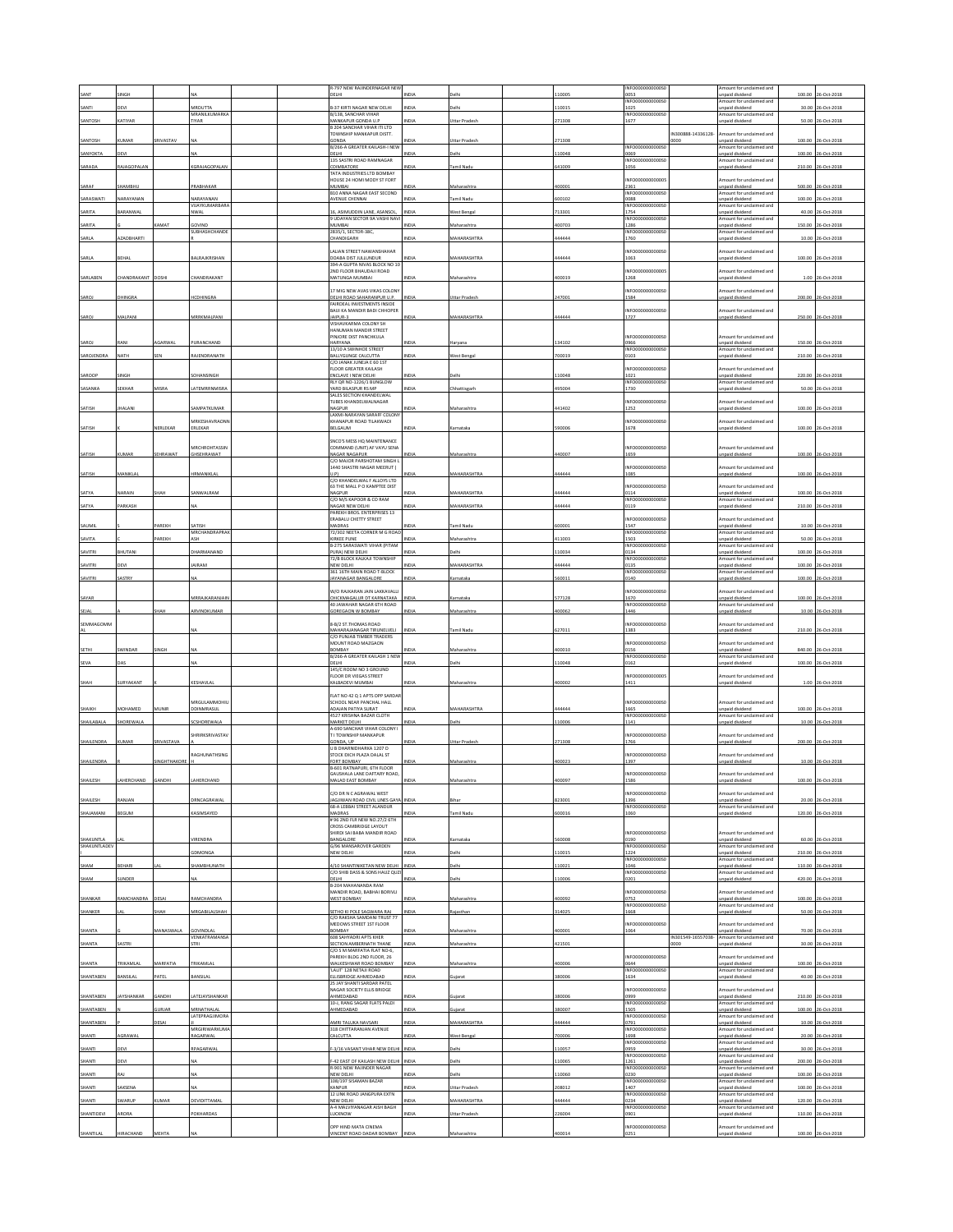| SANT | SINGH | | NA | | | R-797 NEW RAJINDERNAGAR NEW DELHI | INDIA | Delhi | | 110005 | INFO000000000050 0053 | | Amount for unclaimed and unpaid dividend | 100.00 | 26-Oct-2018 |
|---|---|---|---|---|---|---|---|---|---|---|---|---|---|---|---|
| SANTI | DEVI | | MRDUTTA | | | B-37 KIRTI NAGAR NEW DELHI | INDIA | Delhi | | 110015 | INFO000000000050 1025 | | Amount for unclaimed and unpaid dividend | 30.00 | 26-Oct-2018 |
| SANTOSH | KATIYAR | | MRANILKUMARKATIYAR | | | B/138, SANCHAR VIHAR MANKAPUR GONDA U.P | INDIA | Uttar Pradesh | | 271308 | INFO000000000050 1677 | | Amount for unclaimed and unpaid dividend | 50.00 | 26-Oct-2018 |
| SANTOSH | KUMAR | SRIVASTAV | NA | | | B 204 SANCHAR VIHAR ITI LTD TOWNSHIP MANKAPUR DISTT. GONDA | INDIA | Uttar Pradesh | | 271308 | | IN300888-14336128-0000 | Amount for unclaimed and unpaid dividend | 100.00 | 26-Oct-2018 |
| SANYOKTA | DEVI | | NA | | | B/266-A GREATER KAILASH-I NEW DELHI | INDIA | Delhi | | 110048 | INFO000000000050 0069 | | Amount for unclaimed and unpaid dividend | 100.00 | 26-Oct-2018 |
| SARADA | RAJAGOPALAN | | KGRAJAGOPALAN | | | 135 SASTRI ROAD RAMNAGAR COIMBATORE | INDIA | Tamil Nadu | | 641009 | INFO000000000050 1056 | | Amount for unclaimed and unpaid dividend | 210.00 | 26-Oct-2018 |
| SARAF | SHAMBHU | | PRABHAKAR | | | TATA INDUSTRIES LTD BOMBAY HOUSE 24 HOMI MODY ST FORT MUMBAI | INDIA | Maharashtra | | 400001 | INFO000000000005 2362 | | Amount for unclaimed and unpaid dividend | 500.00 | 26-Oct-2018 |
| SARASWATI | NARAYANAN | | NARAYANAN | | | B10 ANNA NAGAR EAST SECOND AVENUE CHENNAI | INDIA | Tamil Nadu | | 600102 | INFO000000000050 0088 | | Amount for unclaimed and unpaid dividend | 100.00 | 26-Oct-2018 |
| SARITA | BARANWAL | | VIJAYKUMARBARANWAL | | | 16, ASIMUDDIN LANE, ASANSOL, | INDIA | West Bengal | | 713301 | INFO000000000050 1754 | | Amount for unclaimed and unpaid dividend | 40.00 | 26-Oct-2018 |
| SARITA | G | KAMAT | GOVIND | | | 9 UDAYAN SECTOR 9A VASHI NAVI MUMBAI | INDIA | Maharashtra | | 400703 | INFO000000000050 1286 | | Amount for unclaimed and unpaid dividend | 150.00 | 26-Oct-2018 |
| SARLA | AZADBHARTI | | SUBHASHCHANDER | | | 2835/1, SECTOR-38C, CHANDIGARH | INDIA | MAHARASHTRA | | 444444 | INFO000000000050 1760 | | Amount for unclaimed and unpaid dividend | 10.00 | 26-Oct-2018 |
| SARLA | BEHAL | | BALRAJKRISHAN | | | LALIAN STREET NAWANSHAHAR DOABA DIST JULLUNDUR | INDIA | MAHARASHTRA | | 444444 | INFO000000000050 1063 | | Amount for unclaimed and unpaid dividend | 100.00 | 26-Oct-2018 |
| SARLABEN | CHANDRAKANT | DOSHI | CHANDRAKANT | | | 394-A GUPTA NIVAS BLOCK NO 10 2ND FLOOR BHAUDAJI ROAD MATUNGA MUMBAI | INDIA | Maharashtra | | 400019 | INFO000000000005 1268 | | Amount for unclaimed and unpaid dividend | 1.00 | 26-Oct-2018 |
| SAROJ | DHINGRA | | HCDHINGRA | | | 17 MIG NEW AVAS VIKAS COLONY DELHI ROAD SAHARANPUR U.P. | INDIA | Uttar Pradesh | | 247001 | INFO000000000050 1584 | | Amount for unclaimed and unpaid dividend | 200.00 | 26-Oct-2018 |
| SAROJ | MALPANI | | MRRKMALPANI | | | FAIRDEAL INVESTMENTS INSIDE BALJI KA MANDIR BADI CHHOPER JAIPUR-3 | INDIA | MAHARASHTRA | | 444444 | INFO000000000050 1727 | | Amount for unclaimed and unpaid dividend | 250.00 | 26-Oct-2018 |
| SAROJ | RANI | AGARWAL | PURANCHAND | | | VISHAVKARMA COLONY SH HANUMAN MANDIR STREET PINJORE DIST PANCHKULA HARYANA | INDIA | Haryana | | 134102 | INFO000000000050 0966 | | Amount for unclaimed and unpaid dividend | 150.00 | 26-Oct-2018 |
| SAROJENDRA | NATH | SEN | RAJENDRANATH | | | 13/10 A SWINHOE STREET BALLYGUNGE CALCUTTA | INDIA | West Bengal | | 700019 | INFO000000000050 0103 | | Amount for unclaimed and unpaid dividend | 210.00 | 26-Oct-2018 |
| SAROOP | SINGH | | SOHANSINGH | | | C/O JANAK JUNEJA E 60 1ST FLOOR GREATER KAILASH ENCLAVE I NEW DELHI | INDIA | Delhi | | 110048 | INFO000000000050 1021 | | Amount for unclaimed and unpaid dividend | 220.00 | 26-Oct-2018 |
| SASANKA | SEKHAR | MISRA | LATEMRRNMISRA | | | RLY QR NO-1226/1 BUNGLOW YARD BILASPUR RS MP | INDIA | Chhattisgarh | | 495004 | INFO000000000050 1730 | | Amount for unclaimed and unpaid dividend | 50.00 | 26-Oct-2018 |
| SATISH | JHALANI | | SAMPATKUMAR | | | SALES SECTION KHANDELWAL TUBES KHANDELWALNAGAR NAGPUR | INDIA | Maharashtra | | 441402 | INFO000000000050 1252 | | Amount for unclaimed and unpaid dividend | 100.00 | 26-Oct-2018 |
| SATISH | K | NERLEKAR | MRKESHAVRAONNERLEKAR | | | LAXMI-NARAYAN SARAFF COLONY KHANAPUR ROAD TILAKWADI BELGAUM | INDIA | Karnataka | | 590006 | INFO000000000050 1678 | | Amount for unclaimed and unpaid dividend | 100.00 | 26-Oct-2018 |
| SATISH | KUMAR | SEHRAWAT | MRCHROHTASSINGHSEHRAWAT | | | SNCO'S MESS HQ MAINTENANCE COMMAND (UNIT) AF VAYU SENA NAGAR NAGPUR | INDIA | Maharashtra | | 440007 | INFO000000000050 1659 | | Amount for unclaimed and unpaid dividend | 100.00 | 26-Oct-2018 |
| SATISH | MANIKLAL | | HRMANIKLAL | | | C/O MAJOR PARSHOTAM SINGH L 1440 SHASTRI NAGAR MEERUT ( U.P) | INDIA | MAHARASHTRA | | 444444 | INFO000000000050 1085 | | Amount for unclaimed and unpaid dividend | 100.00 | 26-Oct-2018 |
| SATYA | NARAIN | SHAH | SANWALRAM | | | C/O KHANDELWAL F ALLOYS LTD 63 THE MALL P O KAMPTEE DIST NAGPUR | INDIA | MAHARASHTRA | | 444444 | INFO000000000050 0114 | | Amount for unclaimed and unpaid dividend | 100.00 | 26-Oct-2018 |
| SATYA | PARKASH | | NA | | | C/O M/S KAPOOR & CO RAM NAGAR NEW DELHI | INDIA | MAHARASHTRA | | 444444 | INFO000000000050 0119 | | Amount for unclaimed and unpaid dividend | 210.00 | 26-Oct-2018 |
| SAUMIL | S | PAREKH | SATISH | | | PAREKH BROS. ENTERPRISES 13 ERABALU CHETTY STREET MADRAS | INDIA | Tamil Nadu | | 600001 | INFO000000000050 1547 | | Amount for unclaimed and unpaid dividend | 10.00 | 26-Oct-2018 |
| SAVITA | S | PAREKH | MRCHANDRAPRAKASH | | | 72/302 NEETA CORNER M G ROAD KIRKEE PUNE | INDIA | Maharashtra | | 411003 | INFO000000000050 1503 | | Amount for unclaimed and unpaid dividend | 50.00 | 26-Oct-2018 |
| SAVITRI | BHUTANI | | DHARMANAND | | | B-275 SARASWATI VIHAR (PITAM PURA) NEW DELHI | INDIA | Delhi | | 110034 | INFO000000000050 0134 | | Amount for unclaimed and unpaid dividend | 100.00 | 26-Oct-2018 |
| SAVITRI | DEVI | | JAIRAM | | | 72/8 BLOCK KALKAJI TOWNSHIP NEW DELHI | INDIA | MAHARASHTRA | | 444444 | INFO000000000050 0135 | | Amount for unclaimed and unpaid dividend | 100.00 | 26-Oct-2018 |
| SAVITRI | SASTRY | | NA | | | 361 16TH MAIN ROAD T-BLOCK JAYANAGAR BANGALORE | INDIA | Karnataka | | 560011 | INFO000000000050 0140 | | Amount for unclaimed and unpaid dividend | 100.00 | 26-Oct-2018 |
| SAYAR | | | MRRAJKARANJAIN | | | W/O RAJKARAN JAIN LAKKAVALLI CHICKMAGALUR DT KARNATAKA | INDIA | Karnataka | | 577128 | INFO000000000050 1670 | | Amount for unclaimed and unpaid dividend | 100.00 | 26-Oct-2018 |
| SEJAL | A | SHAH | ARVINDKUMAR | | | 40 JAWAHAR NAGAR 6TH ROAD GOREGAON W BOMBAY | INDIA | Maharashtra | | 400062 | INFO000000000050 1446 | | Amount for unclaimed and unpaid dividend | 10.00 | 26-Oct-2018 |
| SEMMAGOMMAL | | | NA | | | 8-B/2 ST.THOMAS ROAD MAHARAJANAGAR TIRUNELVELI | INDIA | Tamil Nadu | | 627011 | INFO000000000050 1383 | | Amount for unclaimed and unpaid dividend | 210.00 | 26-Oct-2018 |
| SETHI | SWINDAR | SINGH | NA | | | C/O PUNJAB TIMBER TRADERS MOUNT ROAD MAZGAON BOMBAY | INDIA | Maharashtra | | 400010 | INFO000000000050 0156 | | Amount for unclaimed and unpaid dividend | 840.00 | 26-Oct-2018 |
| SEVA | DAS | | NA | | | B/266-A GREATER KAILASH 1 NEW DELHI | INDIA | Delhi | | 110048 | INFO000000000050 0162 | | Amount for unclaimed and unpaid dividend | 100.00 | 26-Oct-2018 |
| SHAH | SURYAKANT | K | KESHAVLAL | | | 145/C ROOM NO 3 GROUND FLOOR DR VIEGAS STREET KALBADEVI MUMBAI | INDIA | Maharashtra | | 400002 | INFO000000000005 1411 | | Amount for unclaimed and unpaid dividend | 1.00 | 26-Oct-2018 |
| SHAIKH | MOHAMED | MUNIR | MRGULAMMOHIUDDINMRASUL | | | FLAT NO 42 Q 1 APTS OPP SARDAR SCHOOL NEAR PANCHAL HALL ADAJAN PATIYA SURAT | INDIA | MAHARASHTRA | | 444444 | INFO000000000050 1665 | | Amount for unclaimed and unpaid dividend | 100.00 | 26-Oct-2018 |
| SHAILABALA | SHOREWALA | | SCSHOREWALA | | | 4527 KRISHNA BAZAR CLOTH MARKET DELHI | INDIA | Delhi | | 110006 | INFO000000000050 1141 | | Amount for unclaimed and unpaid dividend | 10.00 | 26-Oct-2018 |
| SHAILENDRA | KUMAR | SRIVASTAVA | SHRIRKSRIVASTAVA | | | A-690 SANCHAR VIHAR COLONY I T I TOWNSHIP MANKAPUR GONDA, UP | INDIA | Uttar Pradesh | | 271308 | INFO000000000050 1766 | | Amount for unclaimed and unpaid dividend | 200.00 | 26-Oct-2018 |
| SHAILENDRA | R | SINGHTHAKORE | RAGHUNATHSINGH | | | U B DHARINDHARKA 1207 D STOCK EXCH PLAZA DALAL ST FORT BOMBAY | INDIA | Maharashtra | | 400023 | INFO000000000050 1397 | | Amount for unclaimed and unpaid dividend | 10.00 | 26-Oct-2018 |
| SHAILESH | LAHERCHAND | GANDHI | LAHERCHAND | | | B-601 RATNAPURI, 6TH FLOOR GAUSHALA LANE DAFTARY ROAD, MALAD EAST BOMBAY | INDIA | Maharashtra | | 400097 | INFO000000000050 1586 | | Amount for unclaimed and unpaid dividend | 100.00 | 26-Oct-2018 |
| SHAILESH | RANJAN | | DRNCAGRAWAL | | | C/O DR N C AGRAWAL WEST JAGJIWAN ROAD CIVIL LINES GAYA | INDIA | Bihar | | 823001 | INFO000000000050 1396 | | Amount for unclaimed and unpaid dividend | 20.00 | 26-Oct-2018 |
| SHAJAMANI | BEGUM | | KASIMSAYED | | | 68-A LEBBAI STREET ALANDUR MADRAS | INDIA | Tamil Nadu | | 600016 | INFO000000000050 1060 | | Amount for unclaimed and unpaid dividend | 120.00 | 26-Oct-2018 |
| SHAKUNTLA | LAL | | VIRENDRA | | | #96 2ND FLR NEW NO.27/2 6TH CROSS CAMBRIDGE LAYOUT SHIRDI SAI BABA MANDIR ROAD BANGALORE | INDIA | Karnataka | | 560008 | INFO000000000050 0190 | | Amount for unclaimed and unpaid dividend | 60.00 | 26-Oct-2018 |
| SHAKUNTLADEVI | | | GDMONGA | | | G/96 MANSAROVER GARDEN NEW DELHI | INDIA | Delhi | | 110015 | INFO000000000050 1224 | | Amount for unclaimed and unpaid dividend | 210.00 | 26-Oct-2018 |
| SHAM | BEHARI | LAL | SHAMBHUNATH | | | 4/10 SHANTINIKETAN NEW DELHI | INDIA | Delhi | | 110021 | INFO000000000050 1046 | | Amount for unclaimed and unpaid dividend | 110.00 | 26-Oct-2018 |
| SHAM | SUNDER | | NA | | | C/O SHRI DASS & SONS HAUZ QUZI DELHI | INDIA | Delhi | | 110006 | INFO000000000050 0201 | | Amount for unclaimed and unpaid dividend | 420.00 | 26-Oct-2018 |
| SHANKAR | RAMCHANDRA | DESAI | RAMCHANDRA | | | B-204 MAHANANDA RAM MANDIR ROAD, BABHAI BORIVLI WEST BOMBAY | INDIA | Maharashtra | | 400092 | INFO000000000050 0752 | | Amount for unclaimed and unpaid dividend | 100.00 | 26-Oct-2018 |
| SHANKER | LAL | SHAH | MRGABULALSHAH | | | SETHO KI POLE SAGWARA RAJ | INDIA | Rajasthan | | 314025 | INFO000000000050 1668 | | Amount for unclaimed and unpaid dividend | 50.00 | 26-Oct-2018 |
| SHANTA | G | MANASWALA | GOVINDLAL | | | C/O RAKSHA SAMDANI TRUST 77 MEDOWS STREET 1ST FLOOR BOMBAY | INDIA | Maharashtra | | 400001 | INFO000000000050 1064 | | Amount for unclaimed and unpaid dividend | 70.00 | 26-Oct-2018 |
| SHANTA | SASTRI | | VENKATRAMANSASTRI | | | 608 SAHYADRI APTS KHER SECTION AMBERNATH THANE | INDIA | Maharashtra | | 421501 | | IN301549-16557038-0000 | Amount for unclaimed and unpaid dividend | 30.00 | 26-Oct-2018 |
| SHANTA | TRIKAMLAL | MARFATIA | TRIKAMLAL | | | C/O S M MARFATIA FLAT NO-6, PAREKH BLDG 2ND FLOOR, 26 WALKESHWAR ROAD BOMBAY | INDIA | Maharashtra | | 400006 | INFO000000000050 0644 | | Amount for unclaimed and unpaid dividend | 100.00 | 26-Oct-2018 |
| SHANTABEN | BANSILAL | PATEL | BANSILAL | | | 'LALIT' 128 NETAJI ROAD ELLISBRIDGE AHMEDABAD | INDIA | Gujarat | | 380006 | INFO000000000050 1634 | | Amount for unclaimed and unpaid dividend | 40.00 | 26-Oct-2018 |
| SHANTABEN | JAYSHANKAR | GANDHI | LATEJAYSHANKAR | | | 25 JAY SHANTI SARDAR PATEL NAGAR SOCIETY ELLIS BRIDGE AHMEDABAD | INDIA | Gujarat | | 380006 | INFO000000000050 0999 | | Amount for unclaimed and unpaid dividend | 210.00 | 26-Oct-2018 |
| SHANTABEN | N | GURJAR | MRNATHALAL | | | 10-J, RANG SAGAR FLATS PALDI AHMEDABAD | INDIA | Gujarat | | 380007 | INFO000000000050 1505 | | Amount for unclaimed and unpaid dividend | 100.00 | 26-Oct-2018 |
| SHANTABEN | P | DESAI | LATEPRAGJIMORARJI | | | AMRI TALUKA NAVSARI | INDIA | MAHARASHTRA | | 444444 | INFO000000000050 0791 | | Amount for unclaimed and unpaid dividend | 10.00 | 26-Oct-2018 |
| SHANTI | AGRAWAL | | MRGIRIWARKUMARAGARWAL | | | 318 CHITTARANJAN AVENUE CALCUTTA | INDIA | West Bengal | | 700006 | INFO000000000050 1698 | | Amount for unclaimed and unpaid dividend | 20.00 | 26-Oct-2018 |
| SHANTI | DEVI | | RPAGARWAL | | | F-3/16 VASANT VIHAR NEW DELHI | INDIA | Delhi | | 110057 | INFO000000000050 0959 | | Amount for unclaimed and unpaid dividend | 30.00 | 26-Oct-2018 |
| SHANTI | DEVI | | NA | | | F-42 EAST OF KAILASH NEW DELHI | INDIA | Delhi | | 110065 | INFO000000000050 1261 | | Amount for unclaimed and unpaid dividend | 200.00 | 26-Oct-2018 |
| SHANTI | RAJ | | NA | | | R-901 NEW RAJINDER NAGAR NEW DELHI | INDIA | Delhi | | 110060 | INFO000000000050 0230 | | Amount for unclaimed and unpaid dividend | 100.00 | 26-Oct-2018 |
| SHANTI | SAXSENA | | NA | | | 108/197 SISAMAU BAZAR KANPUR | INDIA | Uttar Pradesh | | 208012 | INFO000000000050 1407 | | Amount for unclaimed and unpaid dividend | 100.00 | 26-Oct-2018 |
| SHANTI | SWARUP | KUMAR | DEVIDITTAMAL | | | 12 LINK ROAD JANGPURA EXTN NEW DELHI | INDIA | MAHARASHTRA | | 444444 | INFO000000000050 0234 | | Amount for unclaimed and unpaid dividend | 120.00 | 26-Oct-2018 |
| SHANTIDEVI | ARORA | | POKHARDAS | | | A-4 MALVIYANAGAR AISH BAGH LUCKNOW | INDIA | Uttar Pradesh | | 226004 | INFO000000000050 0901 | | Amount for unclaimed and unpaid dividend | 110.00 | 26-Oct-2018 |
| SHANTILAL | HIRACHAND | MEHTA | NA | | | OPP HIND MATA CINEMA VINCENT ROAD DADAR BOMBAY | INDIA | Maharashtra | | 400014 | INFO000000000050 0251 | | Amount for unclaimed and unpaid dividend | 100.00 | 26-Oct-2018 |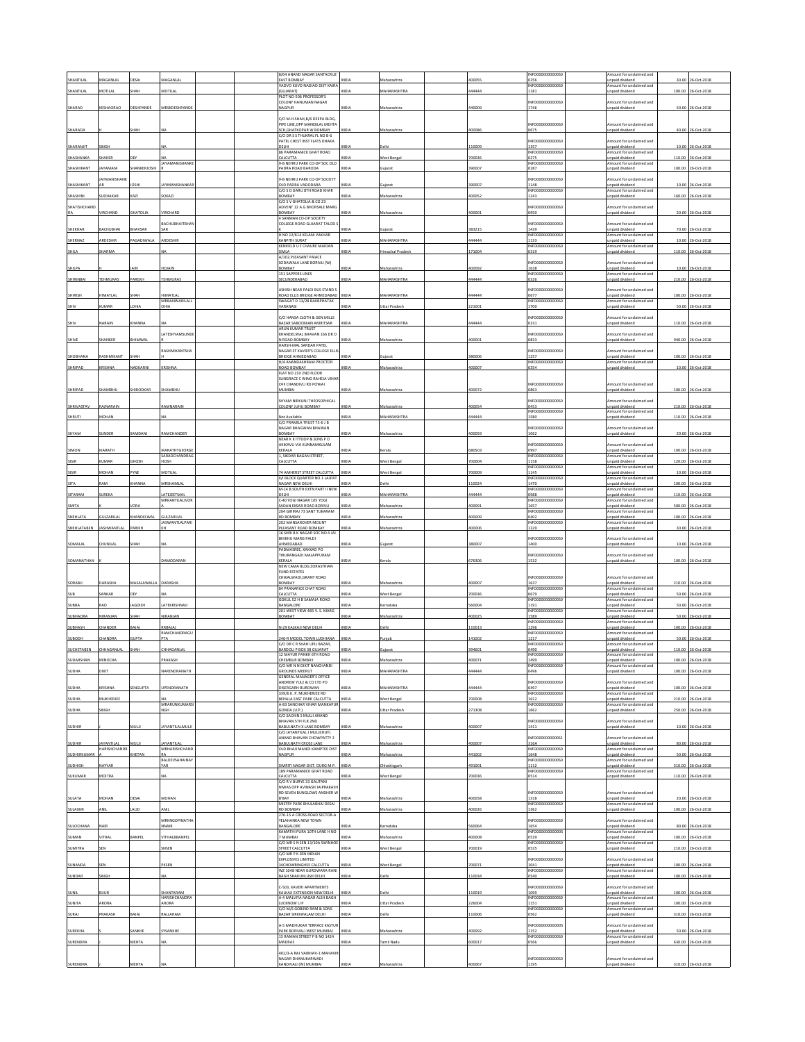| SHANTILAL | MAGANLAL | DESAI | MAGANLAL | | | B/64 ANAND NAGAR SANTACRUZ EAST BOMBAY | INDIA | Maharashtra | | 400055 | | IN000000000000500256 | | Amount for unclaimed and unpaid dividend | 30.00 | 26-Oct-2018 |
|---|---|---|---|---|---|---|---|---|---|---|---|---|---|---|---|---|
| SHANTILAL | MOTILAL | SHAH | MOTILAL | | | VADVO KUVO NADIAD DIST KAIRA (GUJARAT) | INDIA | MAHARASHTRA | | 444444 | | IN000000000000501181 | | Amount for unclaimed and unpaid dividend | 100.00 | 26-Oct-2018 |
| SHARAD | KESHAORAO | DESHPANDE | MRSKDESHPANDE | | | PLOT NO-506 PROFESSOR'S COLONY HANUMAN NAGAR NAGPUR | INDIA | Maharashtra | | 440009 | | IN000000000000501746 | | Amount for unclaimed and unpaid dividend | 50.00 | 26-Oct-2018 |
| SHARADA | H | SHAH | NA | | | C/O M.H.SHAH,B/6 DEEPA BLDG, PIPE LINE,OPP MANEKLAL MEHTA SCH,GHATKOPAR W BOMBAY | INDIA | Maharashtra | | 400086 | | IN000000000000500675 | | Amount for unclaimed and unpaid dividend | 40.00 | 26-Oct-2018 |
| SHARANJIT | SINGH | | NA | | | C/O DR S S THUKRAL FL NO B-6 PATEL CHEST INST FLATS DHAKA DELHI | INDIA | Delhi | | 110009 | | IN000000000000501357 | | Amount for unclaimed and unpaid dividend | 10.00 | 26-Oct-2018 |
| SHASHANKA | SHAKER | DEY | NA | | | 86 PARAMANICK GHAT ROAD CALCUTTA | INDIA | West Bengal | | 700036 | | IN000000000000500275 | | Amount for unclaimed and unpaid dividend | 110.00 | 26-Oct-2018 |
| SHASHIKANT | JAYAMANI | SHANKERJOSHI | JAYAMANISHANKER | | | 9-B NEHRU PARK CO-OP SOC OLD PADRA ROAD BARODA | INDIA | Gujarat | | 390007 | | IN000000000000500287 | | Amount for unclaimed and unpaid dividend | 100.00 | 26-Oct-2018 |
| SHASHIKANT | JAYMANISHANKAR | JOSHI | JAYMANISHANKAR | | | 9-B NEHRU PARK CO-OP SOCIETY OLD PADRA ROAD VADODARA | INDIA | Gujarat | | 390007 | | IN000000000000501148 | | Amount for unclaimed and unpaid dividend | 10.00 | 26-Oct-2018 |
| SHASHINI | SUDHAKAR | KAZI | SDKAZI | | | C/O S D DARU 8TH ROAD KHAR BOMBAY | INDIA | Maharashtra | | 400052 | | IN000000000000501243 | | Amount for unclaimed and unpaid dividend | 160.00 | 26-Oct-2018 |
| SHATISHCHANDRA | VIRCHAND | GHATOLIA | VIRCHARD | | | C/O S V GHATOLIA & CO 23 ADVENT 12 A G BHORSALE MARG BOMBAY | INDIA | Maharashtra | | 400001 | | IN000000000000500950 | | Amount for unclaimed and unpaid dividend | 20.00 | 26-Oct-2018 |
| SHEKHAR | BACHUBHAI | BHAVSAR | BACHUBHAITBHAVSARK | | | 4 SANMAN CO-OP SOCIETY COLLEGE ROAD GUJARAT TALOD S K | INDIA | Gujarat | | 383215 | | IN000000000000501439 | | Amount for unclaimed and unpaid dividend | 70.00 | 26-Oct-2018 |
| SHERNAZ | ARDESHIR | PAGADIWALA | ARDESHIR | | | H NO 12/614 KELANI VAKHAR RANPITH SURAT | INDIA | MAHARASHTRA | | 444444 | | IN000000000000501133 | | Amount for unclaimed and unpaid dividend | 10.00 | 26-Oct-2018 |
| SHILA | SHARMA | | NA | | | KENFIELD U F CHAURE MAIDAN SIMLA | INDIA | Himachal Pradesh | | 171004 | | IN000000000000500319 | | Amount for unclaimed and unpaid dividend | 110.00 | 26-Oct-2018 |
| SHILPA | H | JAIN | HDJAIN | | | A/102,PLEASANT PALACE SODAWALA LANE BORIVLI (W) BOMBAY | INDIA | Maharashtra | | 400092 | | IN000000000000501638 | | Amount for unclaimed and unpaid dividend | 10.00 | 26-Oct-2018 |
| SHIRINBAI | TEHMURAS | PAREKH | TEHMURAS | | | 151 SAPPERS LINES SECUNDERABAD | INDIA | MAHARASHTRA | | 444444 | | IN000000000000500326 | | Amount for unclaimed and unpaid dividend | 210.00 | 26-Oct-2018 |
| SHIRISH | HIMATLAL | SHAH | HIMATLAL | | | ASHISH NEAR PALDI BUS STAND S ROAD ELLIS BRIDGE AHMEDABAD | INDIA | MAHARASHTRA | | 444444 | | IN000000000000500677 | | Amount for unclaimed and unpaid dividend | 100.00 | 26-Oct-2018 |
| SHIV | KUMAR | LOHIA | MRBANWARILALLOHIA | | | SWAGAT D 13/28 BANSPHATAK VARANASI | INDIA | Uttar Pradesh | | 221001 | | IN000000000000501700 | | Amount for unclaimed and unpaid dividend | 50.00 | 26-Oct-2018 |
| SHIV | NARAIN | KHANNA | NA | | | C/O HANSA CLOTH & GEN MILLS BAZAR SABOONIAN AMRITSAR | INDIA | MAHARASHTRA | | 444444 | | IN000000000000500331 | | Amount for unclaimed and unpaid dividend | 110.00 | 26-Oct-2018 |
| SHIVE | SHANKER | BHIMWAL | LATESHYAMSUNDER | | | ARUN KUMAR TRUST KHANDELWAL BHAVAN 166 DR D N ROAD BOMBAY | INDIA | Maharashtra | | 400001 | | IN000000000000500833 | | Amount for unclaimed and unpaid dividend | 940.00 | 26-Oct-2018 |
| SHOBHANA | RASHMIKANT | SHAH | RASHMIKANTSHAH | | | HARSH-MAL SARDAR PATEL NAGAR ST XAVIER'S COLLEGE ELLIS BRIDGE AHMEDABAD | INDIA | Gujarat | | 380006 | | IN000000000000501257 | | Amount for unclaimed and unpaid dividend | 100.00 | 26-Oct-2018 |
| SHRIPAD | KRISHNA | NADKARNI | KRISHNA | | | H/4 ANANDASHRAM PROCTOR ROAD BOMBAY | INDIA | Maharashtra | | 400007 | | IN000000000000500354 | | Amount for unclaimed and unpaid dividend | 10.00 | 26-Oct-2018 |
| SHRIPAD | SHAMBHU | SHIRODKAR | SHAMBHU | | | FLAT NO 210 2ND FLOOR SUNGRACE C WING RAHEJA VIHAR OFF CHANDIVLI RD POWAI MUMBAI | INDIA | Maharashtra | | 400072 | | IN000000000000500863 | | Amount for unclaimed and unpaid dividend | 100.00 | 26-Oct-2018 |
| SHRIVASTAV | RAJNARAIN | | RAMNARAIN | | | SHYAM NIRKUNJ THEOSOPHICAL COLONY JUHU BOMBAY | INDIA | Maharashtra | | 400054 | | IN000000000000500453 | | Amount for unclaimed and unpaid dividend | 210.00 | 26-Oct-2018 |
| SHRUTI | MOHAN | | NA | | | Not Available | INDIA | MAHARASHTRA | | 444444 | | IN000000000000501580 | | Amount for unclaimed and unpaid dividend | 110.00 | 26-Oct-2018 |
| SHYAM | SUNDER | SAMDANI | RAMCHANDER | | | C/O PRAMILA TRUST 73-E J B NAGAR BHAGWAN BHAWAN BOMBAY | INDIA | Maharashtra | | 400059 | | IN000000000000501062 | | Amount for unclaimed and unpaid dividend | 20.00 | 26-Oct-2018 |
| SIMON | IKARATH | | IKARATHTGEORGE | | | NEAR K K ITTOOP & SONS P O AKIKAVU VIA KUNNAMKULAM KERALA | INDIA | Kerala | | 680503 | | IN000000000000500997 | | Amount for unclaimed and unpaid dividend | 100.00 | 26-Oct-2018 |
| SISIR | KUMAR | GHOSH | SARADCHANDRAGHOSH | | | 1, SIKDAR BAGAN STREET, CALCUTTA | INDIA | West Bengal | | 700004 | | IN000000000000501158 | | Amount for unclaimed and unpaid dividend | 120.00 | 26-Oct-2018 |
| SISIR | MOHAN | PYNE | MOTILAL | | | 74 AMHERST STREET CALCUTTA | INDIA | West Bengal | | 700009 | | IN000000000000501145 | | Amount for unclaimed and unpaid dividend | 10.00 | 26-Oct-2018 |
| SITA | RAMI | KHANNA | MRSHAMLAL | | | II/I BLOCK QUARTER NO.1 LAJPAT NAGAR NEW DELHI | INDIA | Delhi | | 110024 | | IN000000000000501470 | | Amount for unclaimed and unpaid dividend | 100.00 | 26-Oct-2018 |
| SITARAM | SUREKA | | LATEJEETMAL | | | M-14 B SOUTH EXTN PART II NEW DELHI | INDIA | MAHARASHTRA | | 444444 | | IN000000000000500988 | | Amount for unclaimed and unpaid dividend | 110.00 | 26-Oct-2018 |
| SMITA | A | VORA | MRKANTILALVORA | | | C-40 YOGI NAGAR 105 YOGI SADAN EKSAR ROAD BORIVLI | INDIA | Maharashtra | | 400091 | | IN000000000000501657 | | Amount for unclaimed and unpaid dividend | 500.00 | 26-Oct-2018 |
| SNEHLATA | GULZARILAL | KHANDELWAL | GULZARILAL | | | 204 GIRIRAJ 73 SANT TUKARAM RD BOMBAY | INDIA | Maharashtra | | 400009 | | IN000000000000500402 | | Amount for unclaimed and unpaid dividend | 100.00 | 26-Oct-2018 |
| SNEHLATABEN | JASHWANTLAL | PARIKH | JASWANTLALPARIKH | | | 202 MANSAROVER MOUNT PLEASANT ROAD BOMBAY | INDIA | Maharashtra | | 400006 | | IN000000000000501329 | | Amount for unclaimed and unpaid dividend | 30.00 | 26-Oct-2018 |
| SOMALAL | CHUNILAL | SHAH | NA | | | 16 SHRI B K NAGAR SOC NO 4 JAI BHIKHU MARG PALDI AHMEDABAD | INDIA | Gujarat | | 380007 | | IN000000000000501400 | | Amount for unclaimed and unpaid dividend | 10.00 | 26-Oct-2018 |
| SOMANATHAN | K | | DAMODARAN | | | PADMASREE, KAKKAD PO TIRURANGADI MALAPPURAM KERALA | INDIA | Kerala | | 676306 | | IN000000000000501532 | | Amount for unclaimed and unpaid dividend | 100.00 | 26-Oct-2018 |
| SORABJI | DARASHA | MASALAWALLA | DARASHA | | | NEW CAMA BLDG ZORASTRIAN FUND ESTATES CHIKALWADI,GRANT ROAD BOMBAY | INDIA | Maharashtra | | 400007 | | IN000000000000501637 | | Amount for unclaimed and unpaid dividend | 210.00 | 26-Oct-2018 |
| SUB | SANKAR | DEY | NA | | | 84 PRANAPICK CHAT ROAD CALCUTTA | INDIA | West Bengal | | 700036 | | IN000000000000500679 | | Amount for unclaimed and unpaid dividend | 50.00 | 26-Oct-2018 |
| SUBBA | RAO | JAGDISH | LATEKRISHNAJI | | | GOKUL 52 H B SAMAJA ROAD BANGALORE | INDIA | Karnataka | | 560004 | | IN000000000000501191 | | Amount for unclaimed and unpaid dividend | 50.00 | 26-Oct-2018 |
| SUBHADRA | NIRANJAN | SHAH | NIRANJAN | | | 201 WEST VIEW 485 V. S. MARG BOMBAY | INDIA | Maharashtra | | 400025 | | IN000000000000501589 | | Amount for unclaimed and unpaid dividend | 50.00 | 26-Oct-2018 |
| SUBHASH | CHANDER | BAJAJ | RRBAJAJ | | | N-29 KALKAJI NEW DELHI | INDIA | Delhi | | 110013 | | IN000000000000501296 | | Amount for unclaimed and unpaid dividend | 100.00 | 26-Oct-2018 |
| SUBODH | CHANDRA | GUPTA | RAMCHANDRAGUPTA | | | 246-R MODEL TOWN LUDHIANA | INDIA | Punjab | | 141002 | | IN000000000000501217 | | Amount for unclaimed and unpaid dividend | 50.00 | 26-Oct-2018 |
| SUCHETABEN | CHHAGANLAL | SHAH | CHHAGANLAL | | | C/O DR C R SHAH UPLI BAZAR, BARDOLI P BOX 38 GUJARAT | INDIA | Gujarat | | 394601 | | IN000000000000500490 | | Amount for unclaimed and unpaid dividend | 110.00 | 26-Oct-2018 |
| SUDARSHAN | MINOCHA | | PRAKASH | | | 12 MAYUR PANKH 6TH ROAD CHEMBUR BOMBAY | INDIA | Maharashtra | | 400071 | | IN000000000000501499 | | Amount for unclaimed and unpaid dividend | 100.00 | 26-Oct-2018 |
| SUDHA | DIXIT | | NARENDRANATH | | | C/O MR N N DIXIT NANCHANDI GROUNDS MEERUT | INDIA | MAHARASHTRA | | 444444 | | IN000000000000500496 | | Amount for unclaimed and unpaid dividend | 100.00 | 26-Oct-2018 |
| SUDHA | KRISHNA | SENGUPTA | UPENDRANATH | | | GENERAL MANAGER'S OFFICE ANDREW YULE & CO LTD PO DISERGARH BURDWAN | INDIA | MAHARASHTRA | | 444444 | | IN000000000000500497 | | Amount for unclaimed and unpaid dividend | 100.00 | 26-Oct-2018 |
| SUDHA | MUKHERJEE | | NA | | | 339/4 K. P. MUKHERJEE RD BEHALA EAST PARK CALCUTTA | INDIA | West Bengal | | 700008 | | IN000000000000501612 | | Amount for unclaimed and unpaid dividend | 210.00 | 26-Oct-2018 |
| SUDHA | SINGH | | MRARUNKUMARSINGH | | | A-83 SANCHAR VIHAR MANKAPUR GONDA (U.P.) | INDIA | Uttar Pradesh | | 271308 | | IN000000000000501662 | | Amount for unclaimed and unpaid dividend | 250.00 | 26-Oct-2018 |
| SUDHIR | | MULJI | JAYANTILALMULJI | | | C/O SACHIN S MULJI ANAND BHAVAN 5TH FLR 2ND BABULNATH X LANE BOMBAY | INDIA | Maharashtra | | 400007 | | IN000000000000501411 | | Amount for unclaimed and unpaid dividend | 10.00 | 26-Oct-2018 |
| SUDHIR | JAYANTILAL | MULJI | JAYANTILAL | | | C/O JAYANTILAL J MULJI(HUF) ANAND BHAVAN CHOWPATTY 2 BABULNATH CROSS LANE | INDIA | Maharashtra | | 400007 | | IN000000000000510316A | | Amount for unclaimed and unpaid dividend | 80.00 | 26-Oct-2018 |
| SUDHIRKUMAR | HARISHCHANDRA | KHETAN | MRHARISHCHANDRA | | | OLD BHAJI MANDI KAMPTEE DIST NAGPUR | INDIA | Maharashtra | | 441002 | | IN000000000000501648 | | Amount for unclaimed and unpaid dividend | 50.00 | 26-Oct-2018 |
| SUDHISH | NAYYAR | | BALDEVSAHAINAYYAR | | | SMRITI NAGAR DIST. DURG M.P. | INDIA | Chhattisgarh | | 491001 | | IN000000000000501112 | | Amount for unclaimed and unpaid dividend | 310.00 | 26-Oct-2018 |
| SUKUMAR | MOITRA | | NA | | | 189 PARAMANICK GHAT ROAD CALCUTTA | INDIA | West Bengal | | 700036 | | IN000000000000500514 | | Amount for unclaimed and unpaid dividend | 110.00 | 26-Oct-2018 |
| SULATA | MOHAN | DESAI | MOHAN | | | C/O R V BURYE 33 GAUTAMI NIWAS OPP AVINASH JAIPRAKASH RD SEVEN BUNGLOWS ANDHER W B'BAY | INDIA | Maharashtra | | 400058 | | IN000000000000501318 | | Amount for unclaimed and unpaid dividend | 20.00 | 26-Oct-2018 |
| SULAXMI | ANIL | LAUD | ANIL | | | MISTRY PARK BHULABHAI DESAI RD BOMBAY | INDIA | Maharashtra | | 400026 | | IN000000000000501362 | | Amount for unclaimed and unpaid dividend | 100.00 | 26-Oct-2018 |
| SULOCHANA | NAIR | | MRKNGOPINATHANNAIR | | | 276-15 A CROSS ROAD SECTOR-A YELAHANKA NEW TOWN BANGALORE | INDIA | Karnataka | | 560064 | | IN000000000000501654 | | Amount for unclaimed and unpaid dividend | 80.00 | 26-Oct-2018 |
| SUMAN | VITHAL | BANPEL | VITHALBBANPEL | | | KAMATHI PURA 10TH LANE H NO 7 MUMBAI | INDIA | Maharashtra | | 400008 | | IN000000000000050539 | | Amount for unclaimed and unpaid dividend | 100.00 | 26-Oct-2018 |
| SUMITRA | SEN | | SNSEN | | | C/O MR S N SEN 23/30A SWINHOE STREET CALCUTTA | INDIA | West Bengal | | 700019 | | IN000000000000500515 | | Amount for unclaimed and unpaid dividend | 210.00 | 26-Oct-2018 |
| SUNANDA | SEN | | PKSEN | | | C/O MR P K SEN INDIAN EXPLOSIVES LIMITED 34CHOWRINGHEE CALCUTTA | INDIA | West Bengal | | 700071 | | IN000000000000501041 | | Amount for unclaimed and unpaid dividend | 100.00 | 26-Oct-2018 |
| SUNDAR | SINGH | | NA | | | WZ 1048 NEAR GURDWARA RANI BAGH SHAKURBASTI DELHI | INDIA | Delhi | | 110034 | | IN000000000000500540 | | Amount for unclaimed and unpaid dividend | 100.00 | 26-Oct-2018 |
| SUNIL | BIJUR | | SHANTARAM | | | C-503, KAVERI APARTMENTS KALKAJI EXTENSION NEW DELHI | INDIA | Delhi | | 110019 | | IN000000000000501099 | | Amount for unclaimed and unpaid dividend | 100.00 | 26-Oct-2018 |
| SUNITA | ARORA | | HARISHCHANDRAARORA | | | A-4 MALVIYA NAGAR AISH BAGH LUCKNOW U P | INDIA | Uttar Pradesh | | 226004 | | IN000000000000501151 | | Amount for unclaimed and unpaid dividend | 100.00 | 26-Oct-2018 |
| SURAJ | PRAKASH | BAJAJ | RALLARAM | | | C/O M/S GOBIND RAM & SONS BAZAR SIRKIWALAN DELHI | INDIA | Delhi | | 110006 | | IN000000000000500562 | | Amount for unclaimed and unpaid dividend | 310.00 | 26-Oct-2018 |
| SUREKHA | S | SANKHE | SYSANKHE | | | A-5 MADHUKAR TERRACE KASTUR PARK BORIVALI WEST MUMBAI | INDIA | Maharashtra | | 400092 | | IN000000000000051152 | | Amount for unclaimed and unpaid dividend | 50.00 | 26-Oct-2018 |
| SURENDRA | | MEHTA | NA | | | 15 RAMAN STREET P B NO 1424 MADRAS | INDIA | Tamil Nadu | | 600017 | | IN000000000000500566 | | Amount for unclaimed and unpaid dividend | 630.00 | 26-Oct-2018 |
| SURENDRA | | MEHTA | NA | | | 402/3-A RAJ VAIBHAV-1 MAHAVIR NAGAR DHANUKARWADI KANDIVALI (W) MUMBAI | INDIA | Maharashtra | | 400067 | | IN000000000000501195 | | Amount for unclaimed and unpaid dividend | 310.00 | 26-Oct-2018 |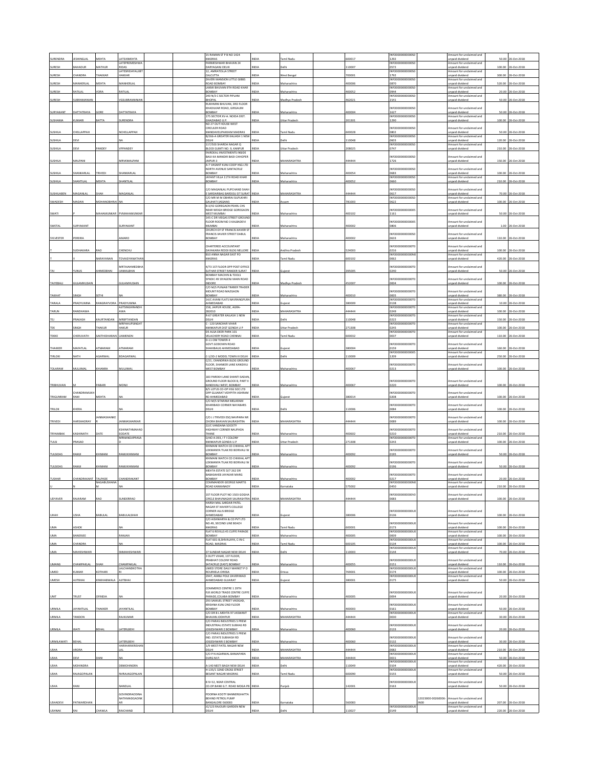| SURENDRA | JESHINGLAL | MEHTA | LATEJKMEHTA | | | 35 RAMAN ST P B NO 1424 MADRAS | INDIA | Tamil Nadu | | 600017 | INFO000000000050 1292 | | Amount for unclaimed and unpaid dividend | 50.00 | 26-Oct-2018 |
|---|---|---|---|---|---|---|---|---|---|---|---|---|---|---|---|
| SURESH | BAHADUR | MATHUR | LATEPREMESHWA RIDAS | | | PARMESHWARI BHAVAN 24 DARYAGANJ DELHI | INDIA | Delhi | | 110007 | INFO000000000050 0572 | | Amount for unclaimed and unpaid dividend | 100.00 | 26-Oct-2018 |
| SURESH | CHANDRA | THAKKAR | LATESRIDAYALJIBT HAKKAR | | | 12, AMRATOLLA STREET CALCUTTA | INDIA | West Bengal | | 700001 | INFO000000000050 1792 | | Amount for unclaimed and unpaid dividend | 300.00 | 26-Oct-2018 |
| SURESH | MANHERLAL | MEHTA | MANHERLAL | | | ZAVERI MANSION LITTLE GIBBS ROAD BOMBAY | INDIA | Maharashtra | | 400006 | INFO000000000050 0870 | | Amount for unclaimed and unpaid dividend | 520.00 | 26-Oct-2018 |
| SURESH | RATILAL | VORA | RATILAL | | | LAXMI BHUVAN 9TH ROAD KHAR BOMBAY | INDIA | Maharashtra | | 400052 | INFO000000000050 0944 | | Amount for unclaimed and unpaid dividend | 20.00 | 26-Oct-2018 |
| SURESH | SUBRAMANIAN | | VGSUBRAMANIAN | | | 240 N/3 C SECTOR PIPLANI BHOPAL | INDIA | Madhya Pradesh | | 462021 | INFO000000000050 1541 | | Amount for unclaimed and unpaid dividend | 50.00 | 26-Oct-2018 |
| SURYAKANT | DATTATRAYA | GORE | DATTATRAYA | | | RUKHMINI BHUVAN, 3RD FLOOR KHADILKAR ROAD, GIRGAUM BOMBAY | INDIA | Maharashtra | | 400004 | INFO000000000050 1627 | | Amount for unclaimed and unpaid dividend | 50.00 | 26-Oct-2018 |
| SUSHAMA | KUMARI | BATTA | SURENDRA | | | 175 SECTOR XV-A. NOIDA DIST. GHAZIABAD U.P. | INDIA | Uttar Pradesh | | 201301 | INFO000000000050 1290 | | Amount for unclaimed and unpaid dividend | 100.00 | 26-Oct-2018 |
| SUSHILA | CHELLAPPAH | | NCHELLAPPAH | | | NO 27 OUT HOUSE WEST CIRCULER ROAD MANDAVELIPAKKAM MADRAS | INDIA | Tamil Nadu | | 600028 | INFO000000000050 0802 | | Amount for unclaimed and unpaid dividend | 50.00 | 26-Oct-2018 |
| SUSHILA | DEVI | | NA | | | B/266-A GREATER KALIASH 1 NEW DELHI | INDIA | Delhi | | 110048 | INFO000000000050 0603 | | Amount for unclaimed and unpaid dividend | 120.00 | 26-Oct-2018 |
| SUSHILA | DEVI | PANDEY | VPPANDEY | | | 117/500 SHARDA NAGAR Q BLOCK GUMTI NO. 9, KANPUR | INDIA | Uttar Pradesh | | 208025 | INFO000000000050 0747 | | Amount for unclaimed and unpaid dividend | 210.00 | 26-Oct-2018 |
| SUSHILA | MALPANI | | MRVKMALPANI | | | FAIRDEAL INVESTMENTS INSIDE BAIJI KA MANDIR BADI CHHOPER JAIPUR-3 | INDIA | MAHARASHTRA | | 444444 | INFO000000000050 1726 | | Amount for unclaimed and unpaid dividend | 150.00 | 26-Oct-2018 |
| SUSHILA | SHANKARLAL | TRIVEDI | SHANKARLAL | | | A-7 VASANT KUNJ COOP HSG LTD NORTH AVENUE SANTACRUZ BOMBAY | INDIA | Maharashtra | | 400054 | INFO000000000050 0683 | | Amount for unclaimed and unpaid dividend | 100.00 | 26-Oct-2018 |
| SUSHILA | SHANTILAL | MEHTA | SHANTILAL | | | JAYANT VILLA 11TH ROAD KHAR BOMBAY | INDIA | Maharashtra | | 400052 | INFO000000000050 0660 | | Amount for unclaimed and unpaid dividend | 210.00 | 26-Oct-2018 |
| SUSHILABEN | MAGANLAL | SHAH | MAGANLAL | | | C/O MAGANLAL PUPCHAND SHAH E SARDARBAG BARDOLI DT SURAT | INDIA | MAHARASHTRA | | 444444 | INFO000000000050 0617 | | Amount for unclaimed and unpaid dividend | 70.00 | 26-Oct-2018 |
| SWADESH | MADAN | MOHANOBHRAI | NA | | | C/O MR M M OBHRAI SILPUKHRI GAUHATI (ASSAM) | INDIA | Assam | | 781003 | INFO000000000050 0622 | | Amount for unclaimed and unpaid dividend | 100.00 | 26-Oct-2018 |
| SWATI | | MAHAMUNKAR | PVMAHAMUNKAR | | | B-3/42 GOREGAON PEARL CHS NEAR WEIGH BRIDGE GOREGAON WEST MUMBAI | INDIA | Maharashtra | | 400102 | INFO000000000005 1161 | | Amount for unclaimed and unpaid dividend | 50.00 | 26-Oct-2018 |
| SWETAL | SURYAKANT | | SURYAKANT | | | 145-C DR VIEGAS STREET GROUND FLOOR ROOM NO 3 KALBADEVI MUMBAI | INDIA | Maharashtra | | 400002 | INFO000000000005 0806 | | Amount for unclaimed and unpaid dividend | 1.00 | 26-Oct-2018 |
| SYLVESTER | PEREIRA | | AMARO | | | CHURCH OF ST.FRANCIS XAVIER ST FRANCIS XAVIER STREET DABUL BOMBAY | INDIA | Maharashtra | | 400002 | INFO000000000050 0633 | | Amount for unclaimed and unpaid dividend | 110.00 | 26-Oct-2018 |
| T | SUDHAKARA | RAO | CHENCHU | | | CHARTERED ACCOUNTANT DAYAKARA REDDI BLDG NELLORE | INDIA | Andhra Pradesh | | 524003 | INFO000000000T0 0216 | | Amount for unclaimed and unpaid dividend | 100.00 | 26-Oct-2018 |
| T | | NARAYANAN | TDVAIDYANATHAN | | | B10 ANNA NAGAR EAST PO MADRAS | INDIA | Tamil Nadu | | 600102 | INFO000000000N0 0062 | | Amount for unclaimed and unpaid dividend | 420.00 | 26-Oct-2018 |
| TAI | YUNUS | AHMEDBHAI | MRTAIAHMEDBHA IJAMALBHAI | | | 4/73 1ST FLOOR OPP POST OFFICE SUTHAR STREET RANDER SURAT | INDIA | Gujarat | | 395005 | INFO000000000T0 0240 | | Amount for unclaimed and unpaid dividend | 50.00 | 26-Oct-2018 |
| TAIYEBALI | GULAMHUSAIN | | GULAMHUSAIN | | | BOMBAY MACHIN & TOOLS SYNDIC 40 SIYAGENJ MAIN ROAD INDORE | INDIA | Madhya Pradesh | | 452007 | INFO000000000T0 0004 | | Amount for unclaimed and unpaid dividend | 100.00 | 26-Oct-2018 |
| TAKHAT | SINGH | SETHI | NA | | | C/O M/S PUNJAB TIMBER TRADER MOUNT ROAD MAZGAON BOMBAY | INDIA | Maharashtra | | 400010 | INFO000000000T0 0005 | | Amount for unclaimed and unpaid dividend | 380.00 | 26-Oct-2018 |
| TARALA | PRADYUMNA | RANGRAYVORA | PRADYUMNA | | | 14/C AVANI FLATS NAVRANGPURA AHMEDABAD | INDIA | Gujarat | | 380009 | INFO000000000T0 0138 | | Amount for unclaimed and unpaid dividend | 10.00 | 26-Oct-2018 |
| TARUN | RANDHAWA | | AJITSINGHRANDH AWA | | | 158, JAIPUR HOUSE, AGRA-282010 | INDIA | MAHARASHTRA | | 444444 | INFO000000000T0 0249 | | Amount for unclaimed and unpaid dividend | 100.00 | 26-Oct-2018 |
| TEJ | PRAKASH | KAURTANDAN | MRBPTANDAN | | | R-67 GREATER KAILASH 1 NEW DELHI | INDIA | Delhi | | 110048 | INFO000000000T0 0222 | | Amount for unclaimed and unpaid dividend | 150.00 | 26-Oct-2018 |
| TEK | SINGH | THAKUR | MRPAHUPSINGHT HAKUR | | | C - 120 SANCHAR VIHAR MANKAPUR DIST GONDA U P | INDIA | Uttar Pradesh | | 271308 | INFO000000000T0 0245 | | Amount for unclaimed and unpaid dividend | 100.00 | 26-Oct-2018 |
| TEKKE | CHERUVATH | SAKTHIDHARAN | UAMENON | | | D5 ALSA DEER PARK 101 VELACHERY ROAD CHENNAI | INDIA | Tamil Nadu | | 600032 | INFO000000000T0 0037 | | Amount for unclaimed and unpaid dividend | 110.00 | 26-Oct-2018 |
| THAKKER | MAFATLAL | ATMARAM | ATMARAM | | | D-11 OM TOWER-8 GOVT.GODOWN ROAD SHAHIBAUG AHMEDABAD | INDIA | Gujarat | | 380004 | INFO000000000T0 0159 | | Amount for unclaimed and unpaid dividend | 160.00 | 26-Oct-2018 |
| TIRLOKI | NATH | AGARWAL | BDAGARWAL | | | C-1/3D-2 MODEL TOWN III DELHI | INDIA | Delhi | | 110009 | INFO000000000005 1209 | | Amount for unclaimed and unpaid dividend | 250.00 | 26-Oct-2018 |
| TOLARAM | MULJIMAL | KHIANRA | MULJIMAL | | | C/21, CHANDRIKA BLDG GROUND FLOOR, SHANKER LANE KANDIVLI WEST BOMBAY | INDIA | Maharashtra | | 400067 | INFO000000000T0 0213 | | Amount for unclaimed and unpaid dividend | 100.00 | 26-Oct-2018 |
| TRIBHUVAN | M | PABARI | MONJI | | | 183 PAREKH LANE SHANTI SADAN, GROUND FLOOR BLOCK B, PART II KANDIVALI WEST, BOMBAY | INDIA | Maharashtra | | 400067 | INFO000000000T0 0220 | | Amount for unclaimed and unpaid dividend | 100.00 | 26-Oct-2018 |
| TRIGUNRAM | CHANDRAMUKH RAM | MEHTA | NA | | | B/5 LOTUS CO-OP HSG SOC LTD OPP GUJARAT VIDYPITH ASHRAM RD AHMEDABAD | INDIA | Gujarat | | 380014 | INFO000000000T0 0208 | | Amount for unclaimed and unpaid dividend | 100.00 | 26-Oct-2018 |
| TRILOK | KHERA | | NA | | | C/O M/S SITARAM MELARAM KHARIBADI CORNER NAYABARS DELHI | INDIA | Delhi | | 110006 | INFO000000000T0 0084 | | Amount for unclaimed and unpaid dividend | 100.00 | 26-Oct-2018 |
| TRIVEDI | HARSHADRAY | JANMASHANKE R | JANMASHANKAR | | | C/O I J TRIVEDI ESQ NAVPARA NR CHORA BHAVAN SAURASHTRA | INDIA | MAHARASHTRA | | 444444 | INFO000000000T0 0089 | | Amount for unclaimed and unpaid dividend | 100.00 | 26-Oct-2018 |
| TRYAMBAK | KASHINATH | DATE | KSHINATHMAHAD EODATE | | | 22/C VANDANA SOCIETY HIGHWAY CORNER NAUPADA THANE | INDIA | Maharashtra | | 400602 | INFO000000000T0 0210 | | Amount for unclaimed and unpaid dividend | 210.00 | 26-Oct-2018 |
| TULSI | PRASAD | | MRNANDJIPRASA D | | | Q.NO A-393, I T I COLONY MANKAPUR GONDA U.P | INDIA | Uttar Pradesh | | 271308 | INFO000000000T0 0243 | | Amount for unclaimed and unpaid dividend | 100.00 | 26-Oct-2018 |
| TULSIDAS | RAMJI | KHIMANI | RAMJIKHIMANI | | | KHIMANI WATCH CO CHIKHAL APT LOKMANYA TILAK RD BORIVALI W BOMBAY | INDIA | Maharashtra | | 400092 | INFO000000000T0 0195 | | Amount for unclaimed and unpaid dividend | 50.00 | 26-Oct-2018 |
| TULSIDAS | RAMJI | KHIMANI | RAMJIKHIMANI | | | KHIMANI WATCH CO CHIKHAL APT LOKMANYA TILAK RD BORIVALI W BOMBAY | INDIA | Maharashtra | | 400092 | INFO000000000T0 0196 | | Amount for unclaimed and unpaid dividend | 50.00 | 26-Oct-2018 |
| TUSHAR | CHANDRAKANT | TALPADE | CHANDRAKANT | | | MEHTA ESTATE D/7 262 DR BABASAHEB JAYAKAR MARG BOMBAY | INDIA | Maharashtra | | 400002 | INFO000000000T0 0217 | | Amount for unclaimed and unpaid dividend | 20.00 | 26-Oct-2018 |
| U | N | NAGABUSHANA M | NA | | | COMMANDER GEORGE MARTIS ROAD KANKANADY | INDIA | Karnataka | | 575002 | INFO000000000N0 0450 | | Amount for unclaimed and unpaid dividend | 210.00 | 26-Oct-2018 |
| UDYAVER | RAJARAM | RAO | SUNDERRAO | | | 1ST FLOOR PLOT NO 1503 GOGHA CIRCLE BHAVNAGAR SAURASHTRA | INDIA | MAHARASHTRA | | 444444 | INFO000000000V0 0083 | | Amount for unclaimed and unpaid dividend | 100.00 | 26-Oct-2018 |
| UHAH | USHA | BABULAL | BABULALSHAH | | | HARSH MAL SARDAR PATEL NAGAR ST XAVIER'S COLLEGE CORNER ALLIS BRIDGE AHMEDABAD | INDIA | Gujarat | | 380006 | INFO000000000U0 0136 | | Amount for unclaimed and unpaid dividend | 100.00 | 26-Oct-2018 |
| UMA | ASHOK | | NA | | | C/O AISHWARYA & CO PVT LTD NO.49, SECOND LINE BEACH MADRAS | INDIA | Tamil Nadu | | 600001 | INFO000000000U0 0173 | | Amount for unclaimed and unpaid dividend | 100.00 | 26-Oct-2018 |
| UMA | BANERJEE | | RANJAN | | | FLAT 6 REVILLS 45 CUFFE PARADE BOMBAY | INDIA | Maharashtra | | 400005 | INFO000000000U0 0009 | | Amount for unclaimed and unpaid dividend | 100.00 | 26-Oct-2018 |
| UMA | CHANDRA | | NA | | | FLAT 601-B,SHIVALAYA, C-IN-C ROAD, MADRAS | INDIA | Tamil Nadu | | 600105 | INFO000000000U0 0134 | | Amount for unclaimed and unpaid dividend | 100.00 | 26-Oct-2018 |
| UMA | MAHESHWARI | | SNMAHESHWARI | | | 37 SUNDAR NAGAR NEW DELHI | INDIA | Delhi | | 110003 | INFO000000000U0 0144 | | Amount for unclaimed and unpaid dividend | 70.00 | 26-Oct-2018 |
| UMANG | CHAMPAKLAL | SHAH | CHAMPAKLAL | | | 3 DUTT VIHAR, 1ST FLOOR, PRABHAT COLONY ROAD SATACRUZ (EAST) BOMBAY | INDIA | Maharashtra | | 400055 | INFO000000000U0 0151 | | Amount for unclaimed and unpaid dividend | 110.00 | 26-Oct-2018 |
| UMED | KUMAR | KOTHARI | LALCHANDKOTHA RI | | | UMED STORE DAILY MARKET P O ROURKELA ORISSA | INDIA | Orissa | | 769001 | INFO000000000U0 0174 | | Amount for unclaimed and unpaid dividend | 100.00 | 26-Oct-2018 |
| UMESH | AJITBHAI | KINKHABWALA | AJITBHAI | | | 2947, AMBLI POLE ZAVERIWAD AHMEDABAD GUJARAT | INDIA | Gujarat | | 380001 | INFO000000000U0 0175 | | Amount for unclaimed and unpaid dividend | 50.00 | 26-Oct-2018 |
| UNIT | TRUST | OFINDIA | NA | | | COMMERCE CENTRE 1 29TH FLR.WORLD TRADE CENTRE CUFFE PARADE,COLABA BOMBAY | INDIA | Maharashtra | | 400005 | INFO000000000U0 0094 | | Amount for unclaimed and unpaid dividend | 20.00 | 26-Oct-2018 |
| URMILA | JAYANTILAL | THAKKER | JAYANTILAL | | | 293 SAMUEL STREET VADGADI, KRISHNA KUNJ 2ND FLOOR BOMBAY | INDIA | Maharashtra | | 400003 | INFO000000000U0 0161 | | Amount for unclaimed and unpaid dividend | 50.00 | 26-Oct-2018 |
| URMILA | TANDON | | RAJKUMAR | | | C/O DR B L MEHTA 97 JASWANT BHAVAN JODHPUR | INDIA | MAHARASHTRA | | 444444 | INFO000000000U0 0030 | | Amount for unclaimed and unpaid dividend | 30.00 | 26-Oct-2018 |
| URMILA | WATI | BEHAL | LATERLBEHI | | | C/O PARAS INDUSTRIES 5 PREM INDUSTRIAL ESTATE SUBHAS RD JOGESHWARI E BOMBAY | INDIA | Maharashtra | | 400060 | INFO000000000U0 0133 | | Amount for unclaimed and unpaid dividend | 20.00 | 26-Oct-2018 |
| URMILAWATI | BEHAL | | LATERLBEHI | | | C/O PARAS INDUSTRIES 5 PREM IND. ESTATE SUBHASH RD JOGESHWARI E BOMBAY | INDIA | Maharashtra | | 400060 | INFO000000000U0 0132 | | Amount for unclaimed and unpaid dividend | 30.00 | 26-Oct-2018 |
| USHA | ARORA | | HARIHARKRISHAN LAL | | | 1/9 WEST PATEL NAGAR NEW DELHI | INDIA | MAHARASHTRA | | 444444 | INFO000000000U0 0082 | | Amount for unclaimed and unpaid dividend | 210.00 | 26-Oct-2018 |
| USHA | DEVI | DANI | NA | | | C/O P N AGARWAL BANIAPARA DURG M.P. | INDIA | MAHARASHTRA | | 444444 | INFO000000000U0 0031 | | Amount for unclaimed and unpaid dividend | 50.00 | 26-Oct-2018 |
| USHA | MOHINDRA | | DBMOHINDRA | | | A-140 NEETI BAGH NEW DELHI | INDIA | Delhi | | 110049 | INFO000000000U0 0104 | | Amount for unclaimed and unpaid dividend | 420.00 | 26-Oct-2018 |
| USHA | RAJAGOPALAN | | NVRAJAGOPALAN | | | II-135/1 32ND CROSS STREET BESANT NAGAR MADRAS | INDIA | Tamil Nadu | | 600090 | INFO000000000U0 0155 | | Amount for unclaimed and unpaid dividend | 50.00 | 26-Oct-2018 |
| USHA | RANI | | NANDLAL | | | B IV-52, NEAR CENTRAL CO.OP.BANK G.T. ROAD MOGA PB | INDIA | Punjab | | 142001 | INFO000000000U0 0163 | | Amount for unclaimed and unpaid dividend | 50.00 | 26-Oct-2018 |
| USHADEVI | PATWARDHAN | | GOVINDRAODINA NATHMADGAONK AR | | | POORNA KOOTY BANNERGHATTA BEHIND PETROL PUMP BANGALORE-560083 | INDIA | Karnataka | | 560083 | | 12023000-00260006-IN00 | Amount for unclaimed and unpaid dividend | 207.00 | 26-Oct-2018 |
| USHNAK | RAI | CHAWLA | RAICHAND | | | J6/123 RAJOURI GARDEN NEW DELHI | INDIA | Delhi | | 110027 | INFO000000000U0 0149 | | Amount for unclaimed and unpaid dividend | 220.00 | 26-Oct-2018 |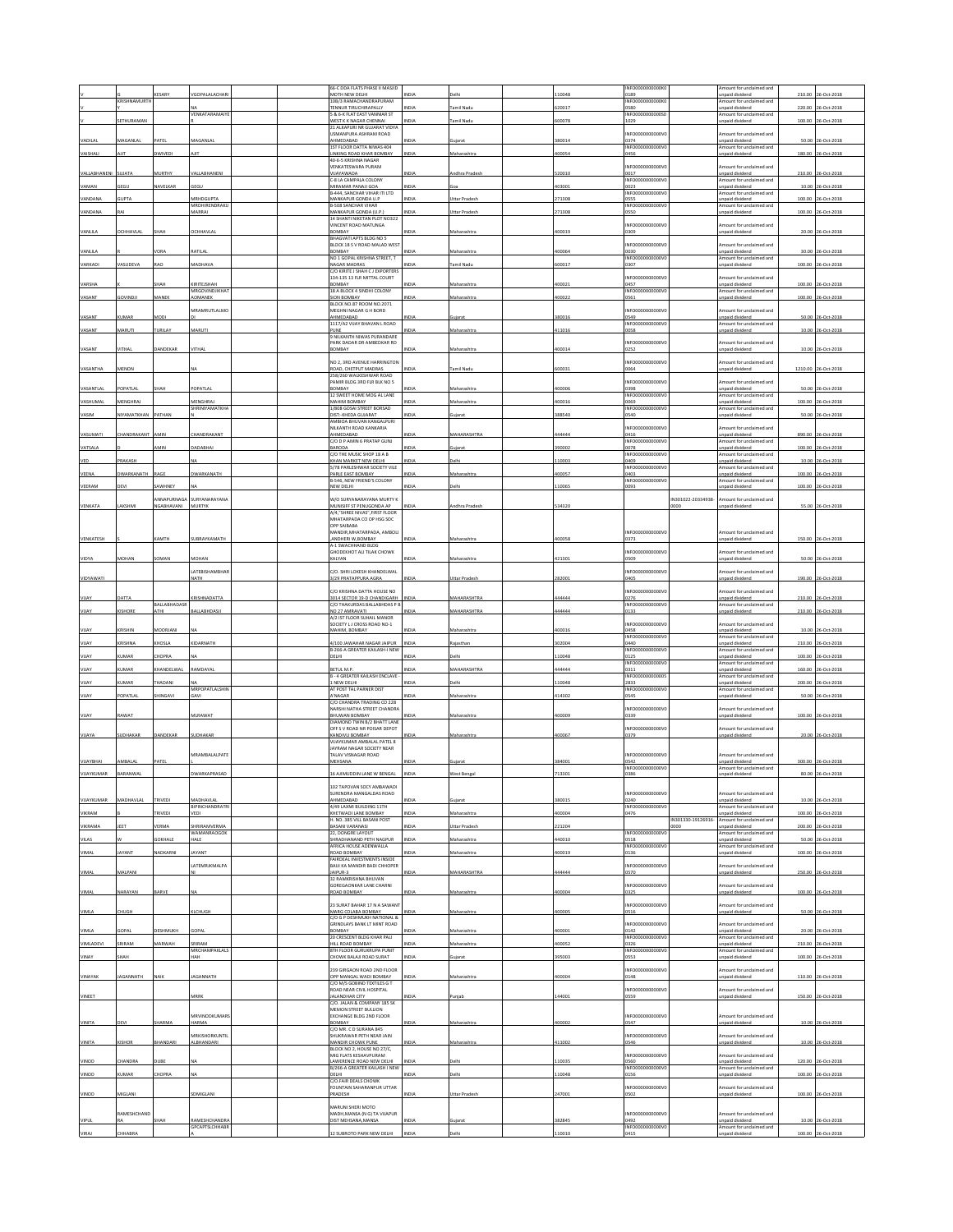| | | | | | | | | | | | | | | | |
|---|---|---|---|---|---|---|---|---|---|---|---|---|---|---|---|
| V | G | KESARY | VGOPALALACHARI | | | 66-C DDA FLATS PHASE II MASJID MOTH NEW DELHI | INDIA | Delhi | | 110048 | INFO0000000000K00189 | | Amount for unclaimed and unpaid dividend | 210.00 | 26-Oct-2018 |
| V | KRISHNAMURTH | | NA | | | 108/3 RAMACHANDRAPURAM TENNUR TIRUCHIRAPALLY | INDIA | Tamil Nadu | | 620017 | INFO0000000000K00580 | | Amount for unclaimed and unpaid dividend | 220.00 | 26-Oct-2018 |
| V | SETHURAMAN | | VENKATARAMAIYER | | | 5 & 6-K FLAT EAST VANNIAR ST WEST K K NAGAR CHENNAI | INDIA | Tamil Nadu | | 600078 | INFO0000000000S01029 | | Amount for unclaimed and unpaid dividend | 100.00 | 26-Oct-2018 |
| VADILAL | MAGANLAL | PATEL | MAGANLAL | | | 21 ALKAPURI NR GUJARAT VIDYA USMANPURA ASHRAM ROAD AHMEDABAD | INDIA | Gujarat | | 380014 | INFO0000000000V00374 | | Amount for unclaimed and unpaid dividend | 50.00 | 26-Oct-2018 |
| VAISHALI | AJIT | DWIVEDI | AJIT | | | 1ST FLOOR DATTA NIWAS 404 LINKING ROAD KHAR BOMBAY | INDIA | Maharashtra | | 400054 | INFO0000000000V00456 | | Amount for unclaimed and unpaid dividend | 180.00 | 26-Oct-2018 |
| VALLABHANENI | SUJATA | MURTHY | VALLABHANENI | | | 40-6-5 KRISHNA NAGAR VENKATESWARA PURAM VIJAYAWADA | INDIA | Andhra Pradesh | | 520010 | INFO0000000000V00017 | | Amount for unclaimed and unpaid dividend | 210.00 | 26-Oct-2018 |
| VAMAN | GEGU | NAVELKAR | GEGU | | | C-8 LA CAMPALA COLONY MIRAMAR PANAJI GOA | INDIA | Goa | | 403001 | INFO0000000000V00023 | | Amount for unclaimed and unpaid dividend | 10.00 | 26-Oct-2018 |
| VANDANA | GUPTA | | MRHDGUPTA | | | B-444, SANCHAR VIHAR ITI LTD MANKAPUR GONDA U.P | INDIA | Uttar Pradesh | | 271308 | INFO0000000000V00555 | | Amount for unclaimed and unpaid dividend | 100.00 | 26-Oct-2018 |
| VANDANA | RAI | | MRDHIRENDRAKUMARRAI | | | B-508 SANCHAR VIHAR MANKAPUR GONDA (U.P.) | INDIA | Uttar Pradesh | | 271308 | INFO0000000000V00550 | | Amount for unclaimed and unpaid dividend | 100.00 | 26-Oct-2018 |
| VANILLA | OCHHAVLAL | SHAH | OCHHAVLAL | | | 14 SHANTI NIKETAN PLOT NO322 VINCENT ROAD MATUNGA BOMBAY | INDIA | Maharashtra | | 400019 | INFO0000000000V00309 | | Amount for unclaimed and unpaid dividend | 20.00 | 26-Oct-2018 |
| VANILLA | R | VORA | RATILAL | | | BHAGVATI APTS BLDG NO 5 BLOCK 18 S V ROAD MALAD WEST BOMBAY | INDIA | Maharashtra | | 400064 | INFO0000000000V00030 | | Amount for unclaimed and unpaid dividend | 30.00 | 26-Oct-2018 |
| VARKADI | VASUDEVA | RAO | MADHAVA | | | NO 1 GOPAL KRISHNA STREET, T NAGAR MADRAS | INDIA | Tamil Nadu | | 600017 | INFO0000000000V00307 | | Amount for unclaimed and unpaid dividend | 100.00 | 26-Oct-2018 |
| VARSHA | K | SHAH | KIRITJSHAH | | | C/O KIRITE J SHAH C J EXPORTERS 134-135 13 FLR MITTAL COURT BOMBAY | INDIA | Maharashtra | | 400021 | INFO0000000000V00457 | | Amount for unclaimed and unpaid dividend | 100.00 | 26-Oct-2018 |
| VASANT | GOVINDJI | MANEK | MRGOVINDJIKHATAOMANEK | | | 18 A BLOCK 4 SINDHI COLONY SION BOMBAY | INDIA | Maharashtra | | 400022 | INFO0000000000V00561 | | Amount for unclaimed and unpaid dividend | 100.00 | 26-Oct-2018 |
| VASANT | KUMAR | MODI | MRAMRUTLALMODI | | | BLOCK NO.87 ROOM NO.2071 MEGHNI NAGAR G H BORD AHMEDABAD | INDIA | Gujarat | | 380016 | INFO0000000000V00549 | | Amount for unclaimed and unpaid dividend | 50.00 | 26-Oct-2018 |
| VASANT | MARUTI | TURILAY | MARUTI | | | 1117/A2 VIJAY BHAVAN L ROAD PUNE | INDIA | Maharashtra | | 411016 | INFO0000000000V00058 | | Amount for unclaimed and unpaid dividend | 10.00 | 26-Oct-2018 |
| VASANT | VITHAL | DANDEKAR | VITHAL | | | 9 NILKANTH NIWAS PURANDARE PARK DADAR DR AMBEDKAR RD BOMBAY | INDIA | Maharashtra | | 400014 | INFO0000000000V00252 | | Amount for unclaimed and unpaid dividend | 10.00 | 26-Oct-2018 |
| VASANTHA | MENON | | NA | | | NO 2, 3RD AVENUE HARRINGTON ROAD, CHETPUT MADRAS | INDIA | Tamil Nadu | | 600031 | INFO0000000000V00064 | | Amount for unclaimed and unpaid dividend | 1210.00 | 26-Oct-2018 |
| VASANTLAL | POPATLAL | SHAH | POPATLAL | | | 258/260 WALKESHWAR ROAD PAMIR BLDG 3RD FLR BLK NO 5 BOMBAY | INDIA | Maharashtra | | 400006 | INFO0000000000V00398 | | Amount for unclaimed and unpaid dividend | 50.00 | 26-Oct-2018 |
| VASHUMAL | MENGHRAJ | | MENGHRAJ | | | 12 SWEET HOME MOG AL LANE MAHIM BOMBAY | INDIA | Maharashtra | | 400016 | INFO0000000000V00069 | | Amount for unclaimed and unpaid dividend | 100.00 | 26-Oct-2018 |
| VASIM | NIYAMATKHAN | PATHAN | SHRINIYAMATKHAN | | | 1/808 GOSAI STREET BORSAD DIST:-KHEDA GUJARAT | INDIA | Gujarat | | 388540 | INFO0000000000V00540 | | Amount for unclaimed and unpaid dividend | 50.00 | 26-Oct-2018 |
| VASUMATI | CHANDRAKANT | AMIN | CHANDRAKANT | | | AMBIDA BHUVAN KANGALPURI NILKANTH ROAD KANKARIA AHMEDABAD | INDIA | MAHARASHTRA | | 444444 | INFO0000000000V00416 | | Amount for unclaimed and unpaid dividend | 890.00 | 26-Oct-2018 |
| VATSALA | D | AMIN | DADABHAI | | | C/O D P AMIN 6 PRATAP GUNJ BARODA | INDIA | Gujarat | | 390002 | INFO0000000000V00078 | | Amount for unclaimed and unpaid dividend | 100.00 | 26-Oct-2018 |
| VED | PRAKASH | | NA | | | C/O THE MUSIC SHOP 18 A B KHAN MARKET NEW DELHI | INDIA | Delhi | | 110003 | INFO0000000000V00409 | | Amount for unclaimed and unpaid dividend | 10.00 | 26-Oct-2018 |
| VEENA | DWARKANATH | RAGE | DWARKANATH | | | 5/78 PARLESHWAR SOCIETY VILE PARLE EAST BOMBAY | INDIA | Maharashtra | | 400057 | INFO0000000000V00403 | | Amount for unclaimed and unpaid dividend | 100.00 | 26-Oct-2018 |
| VEERAM | DEVI | SAWHNEY | NA | | | B-546, NEW FRIEND'S COLONY NEW DELHI | INDIA | Delhi | | 110065 | INFO0000000000V00093 | | Amount for unclaimed and unpaid dividend | 100.00 | 26-Oct-2018 |
| VENKATA | LAKSHMI | ANNAPURNAGANGABHAVANI | SURYANARAYANAMURTYK | | | W/O SURYANARAYANA MURTY K MUNSEFF ST PENUGONDA AP | INDIA | Andhra Pradesh | | 534320 | | IN301022-20334938-0000 | Amount for unclaimed and unpaid dividend | 55.00 | 26-Oct-2018 |
| VENKATESH | S | KAMTH | SUBRAYKAMATH | | | A/4,"SHREE NIVAS",FIRST FLOOR MHATARPADA CO OP HSG SOC OPP SAIBABA MANDIR,MHATARPADA, AMBOLI ,ANDHERI W,BOMBAY | INDIA | Maharashtra | | 400058 | INFO0000000000V00373 | | Amount for unclaimed and unpaid dividend | 150.00 | 26-Oct-2018 |
| VIDYA | MOHAN | SOMAN | MOHAN | | | A-1 SWACHHAND BLDG GHODEKHOT ALI TILAK CHOWK KALYAN | INDIA | Maharashtra | | 421301 | INFO0000000000V00509 | | Amount for unclaimed and unpaid dividend | 50.00 | 26-Oct-2018 |
| VIDYAWATI | | | LATEBISHAMBHARNATH | | | C/O. SHRI LOKESH KHANDELWAL 3/29 PRATAPPURA AGRA | INDIA | Uttar Pradesh | | 282001 | INFO0000000000V00405 | | Amount for unclaimed and unpaid dividend | 190.00 | 26-Oct-2018 |
| VIJAY | DATTA | | KRISHNADATTA | | | C/O KRISHNA DATTA HOUSE NO 3014 SECTOR 19-D CHANDIGARH | INDIA | MAHARASHTRA | | 444444 | INFO0000000000V00276 | | Amount for unclaimed and unpaid dividend | 210.00 | 26-Oct-2018 |
| VIJAY | KISHORE | BALLABHADASRATHI | BALLABHDASJI | | | C/O THAKURDAS BALLABHDAS P B NO 27 AMRAVATI | INDIA | MAHARASHTRA | | 444444 | INFO0000000000V00133 | | Amount for unclaimed and unpaid dividend | 210.00 | 26-Oct-2018 |
| VIJAY | KRISHIN | MODRIANI | NA | | | A/2 1ST FLOOR SUHAIL MANOR SOCIETY L J CROSS ROAD NO-1 MAHIM, BOMBAY | INDIA | Maharashtra | | 400016 | INFO0000000000V00458 | | Amount for unclaimed and unpaid dividend | 10.00 | 26-Oct-2018 |
| VIJAY | KRISHNA | KHOSLA | KIDARNATH | | | 4/100 JAWAHAR NAGAR JAIPUR | INDIA | Rajasthan | | 302004 | INFO0000000000V00440 | | Amount for unclaimed and unpaid dividend | 210.00 | 26-Oct-2018 |
| VIJAY | KUMAR | CHOPRA | NA | | | B-266-A GREATER KAILASH-I NEW DELHI | INDIA | Delhi | | 110048 | INFO0000000000V00125 | | Amount for unclaimed and unpaid dividend | 100.00 | 26-Oct-2018 |
| VIJAY | KUMAR | KHANDELWAL | RAMDAYAL | | | BETUL M.P. | INDIA | MAHARASHTRA | | 444444 | INFO0000000000V00311 | | Amount for unclaimed and unpaid dividend | 160.00 | 26-Oct-2018 |
| VIJAY | KUMAR | THADANI | NA | | | B - 4 GREATER KAILASH ENCLAVE - 1 NEW DELHI | INDIA | Delhi | | 110048 | INFO0000000000S02833 | | Amount for unclaimed and unpaid dividend | 200.00 | 26-Oct-2018 |
| VIJAY | POPATLAL | SHINGAVI | MRPOPATLALSHINGAVI | | | AT POST TAL PARNER DIST A'NAGAR | INDIA | Maharashtra | | 414302 | INFO0000000000V00545 | | Amount for unclaimed and unpaid dividend | 50.00 | 26-Oct-2018 |
| VIJAY | RAWAT | | MURAWAT | | | C/O CHANDRA TRADING CO 228 NARSHI NATHA STREET CHANDRA BHUWAN BOMBAY | INDIA | Maharashtra | | 400009 | INFO0000000000V00339 | | Amount for unclaimed and unpaid dividend | 100.00 | 26-Oct-2018 |
| VIJAYA | SUDHAKAR | DANDEKAR | SUDHAKAR | | | DIAMOND TWIN B/2 BHATT LANE OFF S V ROAD NR POISAR DEPOT KANDIVLI BOMBAY | INDIA | Maharashtra | | 400067 | INFO0000000000V00379 | | Amount for unclaimed and unpaid dividend | 20.00 | 26-Oct-2018 |
| VIJAYBHAI | AMBALAL | PATEL | MRAMBALALPATEL | | | VIJAYKUMAR AMBALAL PATEL 8 JAYRAM NAGAR SOCIETY NEAR TALAV VISNAGAR ROAD MEHSANA | INDIA | Gujarat | | 384001 | INFO0000000000V00542 | | Amount for unclaimed and unpaid dividend | 300.00 | 26-Oct-2018 |
| VIJAYKUMAR | BARANWAL | | DWARKAPRASAD | | | 16 A,KIMUDDIN LANE W BENGAL | INDIA | West Bengal | | 713301 | INFO0000000000V00386 | | Amount for unclaimed and unpaid dividend | 80.00 | 26-Oct-2018 |
| VIJAYKUMAR | MADHAVLAL | TRIVEDI | MADHAVLAL | | | 102 TAPOVAN SOCY AMBAWADI SURENDRA MANGALDAS ROAD AHMEDABAD | INDIA | Gujarat | | 380015 | INFO0000000000V00240 | | Amount for unclaimed and unpaid dividend | 10.00 | 26-Oct-2018 |
| VIKRAM | B | TRIVEDI | BIPINCHANDRATRIVEDI | | | 4/49 LAXMI BUILDING 11TH KHETWADI LANE BOMBAY | INDIA | Maharashtra | | 400004 | INFO0000000000V00476 | | Amount for unclaimed and unpaid dividend | 100.00 | 26-Oct-2018 |
| VIKRAMA | JEET | VERMA | SHRIRAMVERMA | | | H. NO. 385 VILL BASANI POST BASANI VARANASI | INDIA | Uttar Pradesh | | 221204 | | IN301330-19126916-0000 | Amount for unclaimed and unpaid dividend | 200.00 | 26-Oct-2018 |
| VILAS | W | GOKHALE | WAMANRAOGOKHALE | | | 22, DONGRE LAYOUT SHRADHANAND PETH NAGPUR | INDIA | Maharashtra | | 440010 | INFO0000000000V00518 | | Amount for unclaimed and unpaid dividend | 50.00 | 26-Oct-2018 |
| VIMAL | JAYANT | NADKARNI | JAYANT | | | AFRICA HOUSE ADENWALLA ROAD BOMBAY | INDIA | Maharashtra | | 400019 | INFO0000000000V00136 | | Amount for unclaimed and unpaid dividend | 100.00 | 26-Oct-2018 |
| VIMAL | MALPANI | | LATEMRJKMALPANI | | | FAIRDEAL INVESTMENTS INSIDE BAIJI KA MANDIR BADI CHHOPER JAIPUR-3 | INDIA | MAHARASHTRA | | 444444 | INFO0000000000V00570 | | Amount for unclaimed and unpaid dividend | 250.00 | 26-Oct-2018 |
| VIMAL | NARAYAN | BARVE | NA | | | 32 RAMKRISHNA BHUVAN GOREGAONKAR LANE CHARNI ROAD BOMBAY | INDIA | Maharashtra | | 400004 | INFO0000000000V00325 | | Amount for unclaimed and unpaid dividend | 100.00 | 26-Oct-2018 |
| VIMLA | CHUGH | | KLCHUGH | | | 23 SURAT BAHAR 17 N A SAWANT MARG COLABA BOMBAY | INDIA | Maharashtra | | 400005 | INFO0000000000V00516 | | Amount for unclaimed and unpaid dividend | 50.00 | 26-Oct-2018 |
| VIMLA | GOPAL | DESHMUKH | GOPAL | | | C/O G P DESHMUKH NATIONAL & GRINDLAYS BANK LT MINT ROAD BOMBAY | INDIA | Maharashtra | | 400001 | INFO0000000000V00142 | | Amount for unclaimed and unpaid dividend | 20.00 | 26-Oct-2018 |
| VIMLADEVI | SRIRAM | MARWAH | SRIRAM | | | 20 CRESCENT BLDG KHAR PALI HILL ROAD BOMBAY | INDIA | Maharashtra | | 400052 | INFO0000000000V00326 | | Amount for unclaimed and unpaid dividend | 210.00 | 26-Oct-2018 |
| VINAY | SHAH | | MRCHAMPAKLALSHAH | | | 8TH FLOOR GURUKRUPA PUNIT CHOWK BALAJI ROAD SURAT | INDIA | Gujarat | | 395003 | INFO0000000000V00553 | | Amount for unclaimed and unpaid dividend | 100.00 | 26-Oct-2018 |
| VINAYAK | JAGANNATH | NAIK | JAGANNATH | | | 239 GIRGAON ROAD 2ND FLOOR OPP MANGAL WADI BOMBAY | INDIA | Maharashtra | | 400004 | INFO0000000000V00148 | | Amount for unclaimed and unpaid dividend | 110.00 | 26-Oct-2018 |
| VINEET | | | MRRK | | | C/O M/S GOBIND TEXTILES G T ROAD NEAR CIVIL HOSPITAL JALANDHAR CITY | INDIA | Punjab | | 144001 | INFO0000000000V00559 | | Amount for unclaimed and unpaid dividend | 150.00 | 26-Oct-2018 |
| VINITA | DEVI | SHARMA | MRVINODKUMARSHARMA | | | C/O. JALAN & COMPANY 185 SK MEMON STREET BULLION EXCHANGE BLDG 2ND FLOOR BOMBAY | INDIA | Maharashtra | | 400002 | INFO0000000000V00547 | | Amount for unclaimed and unpaid dividend | 10.00 | 26-Oct-2018 |
| VINITA | KISHOR | BHANDARI | MRKISHORKUNTILALBHANDARI | | | C/O MR. C D SURANA 845 SHUKRAWAR PETH NEAR JAIN MANDIR CHOWK PUNE | INDIA | Maharashtra | | 411002 | INFO0000000000V00546 | | Amount for unclaimed and unpaid dividend | 10.00 | 26-Oct-2018 |
| VINOD | CHANDRA | DUBE | NA | | | BLOCK NO 2, HOUSE NO 27/C, MIG FLATS KESHAVPURAM LAWERENCE ROAD NEW DELHI | INDIA | Delhi | | 110035 | INFO0000000000V00560 | | Amount for unclaimed and unpaid dividend | 120.00 | 26-Oct-2018 |
| VINOD | KUMAR | CHOPRA | NA | | | B/266-A GREATER KAILASH I NEW DELHI | INDIA | Delhi | | 110048 | INFO0000000000V00156 | | Amount for unclaimed and unpaid dividend | 100.00 | 26-Oct-2018 |
| VINOD | MIGLANI | | SDMIGLANI | | | C/O.FAIR DEALS CHOWK FOUNTAIN SAHARANPUR UTTAR PRADESH | INDIA | Uttar Pradesh | | 247001 | INFO0000000000V00502 | | Amount for unclaimed and unpaid dividend | 100.00 | 26-Oct-2018 |
| VIPUL | RAMESHCHANDRA | SHAH | RAMESHCHANDRA | | | MARUNI SHERI MOTO MADH,MANSA (N.G) TA VIJAPUR DIST MEHSANA,MANSA | INDIA | Gujarat | | 382845 | INFO0000000000V00492 | | Amount for unclaimed and unpaid dividend | 10.00 | 26-Oct-2018 |
| VIRAJ | CHHABRA | | GPCAPTSLCHHABRA | | | 12 SUBROTO PARK NEW DELHI | INDIA | Delhi | | 110010 | INFO0000000000V00415 | | Amount for unclaimed and unpaid dividend | 100.00 | 26-Oct-2018 |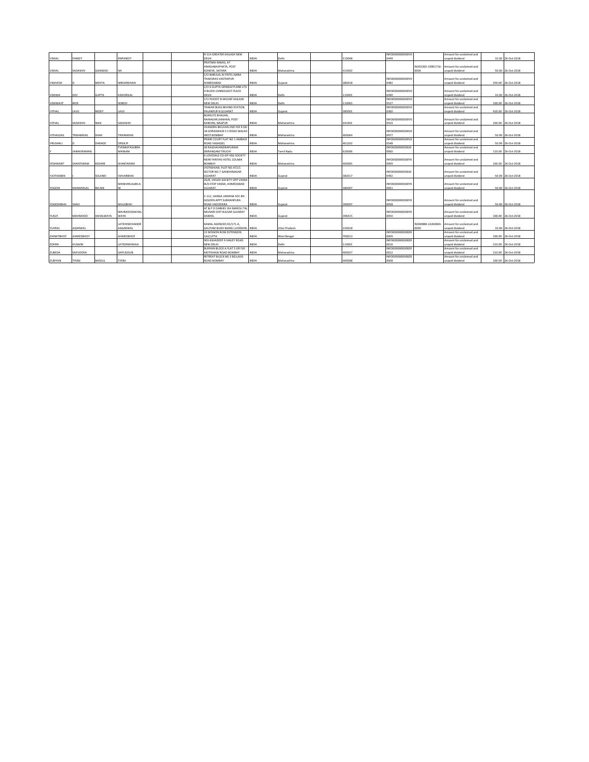| | | | | | | | | | | | | | | | |
|---|---|---|---|---|---|---|---|---|---|---|---|---|---|---|---|
| VISHAL | PANDIT | | RNPANDIT | | | R-114 GREATER KAILASH NEW DELHI | INDIA | Delhi | | 110048 | INFO0000000000V00449 | | Amount for unclaimed and unpaid dividend | 10.00 | 26-Oct-2018 |
| VISHAL | SADASHIV | GAIKWAD | NA | | | PRATIMA NIWAS, AT HMADABAJPHATA, POST KONDVE, SATARA | INDIA | Maharashtra | | 415002 | | IN302269-10901716-0000 | Amount for unclaimed and unpaid dividend | 50.00 | 26-Oct-2018 |
| VISHVESH | D | MEHTA | MRDARDHAN | | | C/O BABULAL M PATEL NANA THAKORAS VASTRAPUR AHMEDABAD | INDIA | Gujarat | | 380018 | INFO0000000000V00482 | | Amount for unclaimed and unpaid dividend | 350.00 | 26-Oct-2018 |
| VISHWA | DEV | GUPTA | KISHORILAL | | | C/O K GUPTA GRINDLEYS BNK LTD H BLOCK CANNOUGHT PLACE DELHI | INDIA | Delhi | | 110001 | INFO0000000000V00390 | | Amount for unclaimed and unpaid dividend | 10.00 | 26-Oct-2018 |
| VISHWAJIT | BEDI | | SDBEDI | | | 172 POCKET B MOUNT KAILASH NEW DELHI | INDIA | Delhi | | 110065 | INFO0000000000V00527 | | Amount for unclaimed and unpaid dividend | 100.00 | 26-Oct-2018 |
| VITHAL | LAVJI | MODY | LAVJI | | | THAKAR BLDG BEHIND STATION PALANPUR N GUJARAT | INDIA | Gujarat | | 385001 | INFO0000000000V00360 | | Amount for unclaimed and unpaid dividend | 420.00 | 26-Oct-2018 |
| VITHAL | SADASHIV | NAIK | SADASHIV | | | BORKUTE BHAVAN, RAINAGAR,KANHAN, POST-KANHAN, NAGPUR | INDIA | Maharashtra | | 441401 | INFO0000000000V00419 | | Amount for unclaimed and unpaid dividend | 100.00 | 26-Oct-2018 |
| VITHALDAS | TRIKAMDAS | SHAH | TRIKAMDAS | | | CHANDRA BHUVAN 2ND FLR R NO 18 GORASWADI S V ROAD MALAD WEST BOMBAY | INDIA | Maharashtra | | 400064 | INFO0000000000V00477 | | Amount for unclaimed and unpaid dividend | 50.00 | 26-Oct-2018 |
| VRUSHALI | D | DARADE | DRDILIP | | | PRIME COURT FLAT NO 1 AMBADI ROAD VASAI(W) | INDIA | Maharashtra | | 401202 | INFO0000000000V00548 | | Amount for unclaimed and unpaid dividend | 50.00 | 26-Oct-2018 |
| Y | JANAKIRAMAN | | TVENKATASUBRAMANIAM | | | 30 RAGHAVANDRAPURAM SRIRANGAM TIRUCHI | INDIA | Tamil Nadu | | 620006 | INFO0000000000J00060 | | Amount for unclaimed and unpaid dividend | 110.00 | 26-Oct-2018 |
| YESHWANT | SHANTARAM | KEDARE | SHANTARAM | | | 6 LOVEDALE CO-OP HSG SOCIETY NEAR FARIYAS HOTEL COLABA BOMBAY | INDIA | Maharashtra | | 400005 | INFO0000000000Y00009 | | Amount for unclaimed and unpaid dividend | 100.00 | 26-Oct-2018 |
| YJOTIKABEN | I | SOLANKI | ISHVARBHAI | | | JYOTISHVAR, PLOT NO.472/1 SECTOR NO.7 GANDHINAGAR GUJARAT | INDIA | Gujarat | | 382017 | INFO0000000000J00492 | | Amount for unclaimed and unpaid dividend | 50.00 | 26-Oct-2018 |
| YOGESH | MANHARLAL | BELANI | MANHARLALBELANI | | | 26/B, VASUKI SOCIETY OPP VASNA BUS STOP VASNA, AHMEDABAD GUJARAT | INDIA | Gujarat | | 380007 | INFO0000000000Y00061 | | Amount for unclaimed and unpaid dividend | 50.00 | 26-Oct-2018 |
| YOGESHBHAI | SHAH | | MULJIBHAI | | | C-112, GANGA JAMANA SOC BH. GOLDEN APPT SUBHANPURA ROAD VADODARA | INDIA | Gujarat | | 390007 | INFO0000000000Y00058 | | Amount for unclaimed and unpaid dividend | 50.00 | 26-Oct-2018 |
| YUSUF | MAHMOOD | AKHALWAYA | MAHMOODAKHALWAYA | | | AT & P O DABHEL VIA MAROLI TAL NAVSARI DIST BULSAR GUJARAT DABHEL | INDIA | Gujarat | | 396415 | INFO0000000000Y00050 | | Amount for unclaimed and unpaid dividend | 100.00 | 26-Oct-2018 |
| YUVRAJ | AGARWAL | | LATEHEMCHANDRAAGARWAL | | | KAMAL AGENCIES 92/171-A, GAUTAM BUDH MARG LUCKNOW. | INDIA | Uttar Pradesh | | 226018 | | IN300888-14260803-0000 | Amount for unclaimed and unpaid dividend | 10.00 | 26-Oct-2018 |
| ZAINATBHOY | AHMEDBHOY | | AHMEDBHOY | | | 22 MISSION ROW EXTENSION CALCUTTA | INDIA | West Bengal | | 700013 | INFO0000000000Z00009 | | Amount for unclaimed and unpaid dividend | 100.00 | 26-Oct-2018 |
| ZOHRA | HUSAINI | | LATEDRKHWAJA | | | 903 ASHADEEP 9 HAILEY ROAD NEW DELHI | INDIA | Delhi | | 110001 | INFO0000000000Z00016 | | Amount for unclaimed and unpaid dividend | 210.00 | 26-Oct-2018 |
| ZUBEDA | SAIFUDDIN | | SAIFUDDIN | | | BUNYAN BLOCK A FLAT 5 GR FLR MOTISHAW ROAD BOMBAY | INDIA | Maharashtra | | 400027 | INFO0000000000Z00012 | | Amount for unclaimed and unpaid dividend | 210.00 | 26-Oct-2018 |
| ZUBIYAN | TYEBJI | MOGUL | TYEBJI | | | RETREAT BLOCK NO 3 BELLASIS ROAD BOMBAY | INDIA | Maharashtra | | 400008 | INFO0000000000Z00008 | | Amount for unclaimed and unpaid dividend | 100.00 | 26-Oct-2018 |